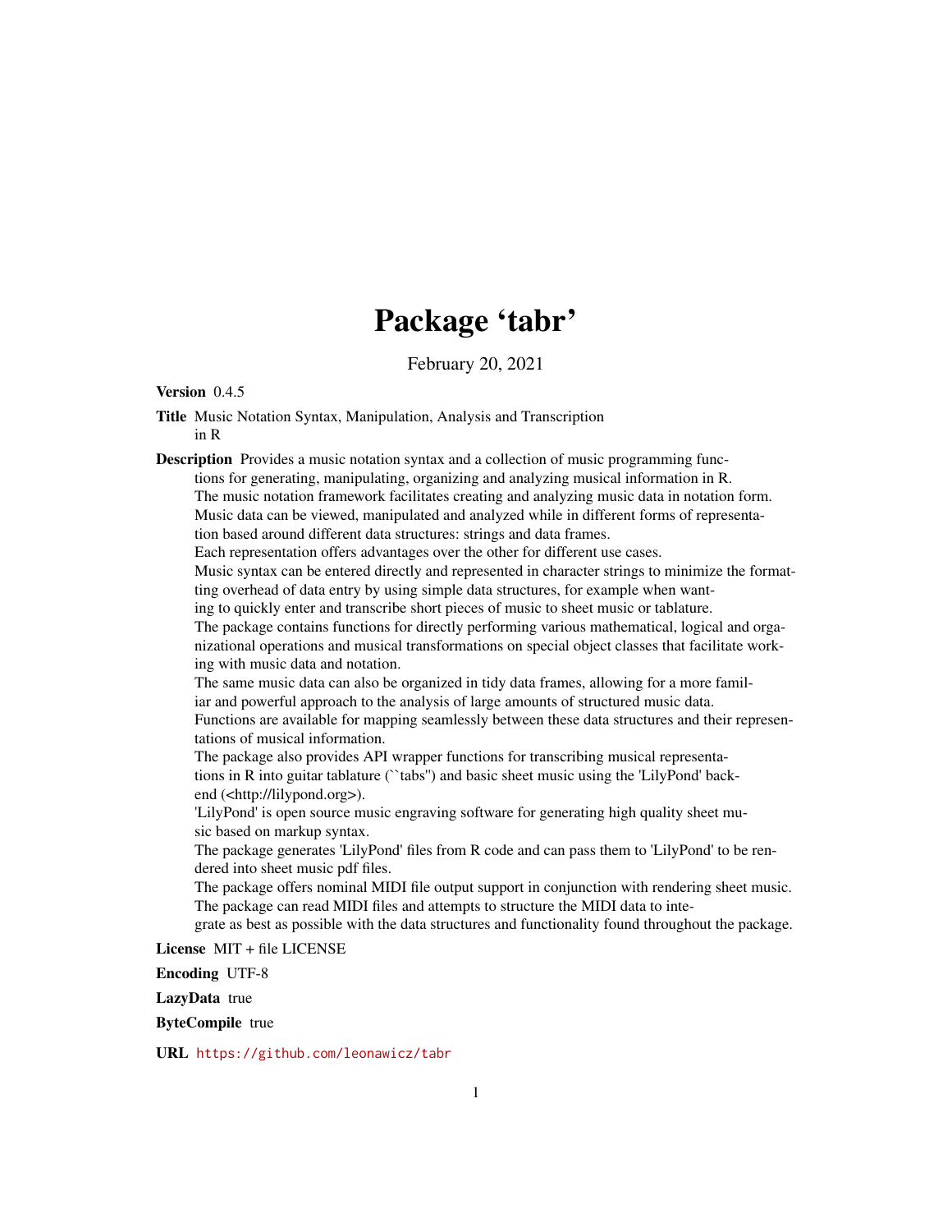# Package 'tabr'

February 20, 2021

**Version** 0.4.5

**Title** Music Notation Syntax, Manipulation, Analysis and Transcription in R

**Description** Provides a music notation syntax and a collection of music programming functions for generating, manipulating, organizing and analyzing musical information in R.
The music notation framework facilitates creating and analyzing music data in notation form.
Music data can be viewed, manipulated and analyzed while in different forms of representation based around different data structures: strings and data frames.
Each representation offers advantages over the other for different use cases.
Music syntax can be entered directly and represented in character strings to minimize the formatting overhead of data entry by using simple data structures, for example when wanting to quickly enter and transcribe short pieces of music to sheet music or tablature.
The package contains functions for directly performing various mathematical, logical and organizational operations and musical transformations on special object classes that facilitate working with music data and notation.
The same music data can also be organized in tidy data frames, allowing for a more familiar and powerful approach to the analysis of large amounts of structured music data.
Functions are available for mapping seamlessly between these data structures and their representations of musical information.
The package also provides API wrapper functions for transcribing musical representations in R into guitar tablature (``tabs'') and basic sheet music using the 'LilyPond' backend (<http://lilypond.org>).
'LilyPond' is open source music engraving software for generating high quality sheet music based on markup syntax.
The package generates 'LilyPond' files from R code and can pass them to 'LilyPond' to be rendered into sheet music pdf files.
The package offers nominal MIDI file output support in conjunction with rendering sheet music.
The package can read MIDI files and attempts to structure the MIDI data to integrate as best as possible with the data structures and functionality found throughout the package.

**License** MIT + file LICENSE

**Encoding** UTF-8

**LazyData** true

**ByteCompile** true

**URL** https://github.com/leonawicz/tabr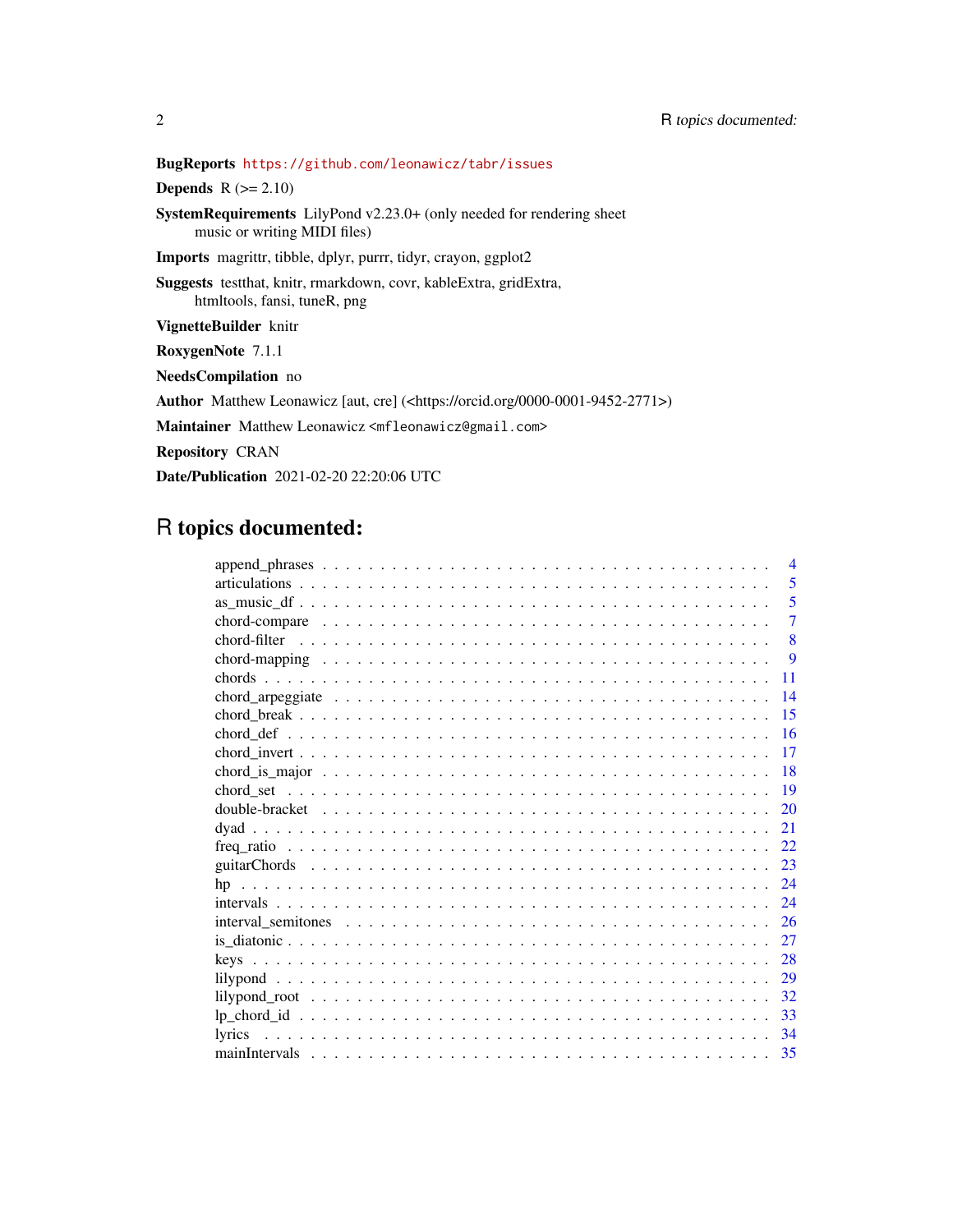**BugReports** https://github.com/leonawicz/tabr/issues

**Depends** R (>= 2.10)

**SystemRequirements** LilyPond v2.23.0+ (only needed for rendering sheet music or writing MIDI files)

**Imports** magrittr, tibble, dplyr, purrr, tidyr, crayon, ggplot2

**Suggests** testthat, knitr, rmarkdown, covr, kableExtra, gridExtra, htmltools, fansi, tuneR, png

**VignetteBuilder** knitr

**RoxygenNote** 7.1.1

**NeedsCompilation** no

**Author** Matthew Leonawicz [aut, cre] (<https://orcid.org/0000-0001-9452-2771>)

**Maintainer** Matthew Leonawicz <mfleonawicz@gmail.com>

**Repository** CRAN

**Date/Publication** 2021-02-20 22:20:06 UTC

# R topics documented:

| | |
|---|---|
| append_phrases | 4 |
| articulations | 5 |
| as_music_df | 5 |
| chord-compare | 7 |
| chord-filter | 8 |
| chord-mapping | 9 |
| chords | 11 |
| chord_arpeggiate | 14 |
| chord_break | 15 |
| chord_def | 16 |
| chord_invert | 17 |
| chord_is_major | 18 |
| chord_set | 19 |
| double-bracket | 20 |
| dyad | 21 |
| freq_ratio | 22 |
| guitarChords | 23 |
| hp | 24 |
| intervals | 24 |
| interval_semitones | 26 |
| is_diatonic | 27 |
| keys | 28 |
| lilypond | 29 |
| lilypond_root | 32 |
| lp_chord_id | 33 |
| lyrics | 34 |
| mainIntervals | 35 |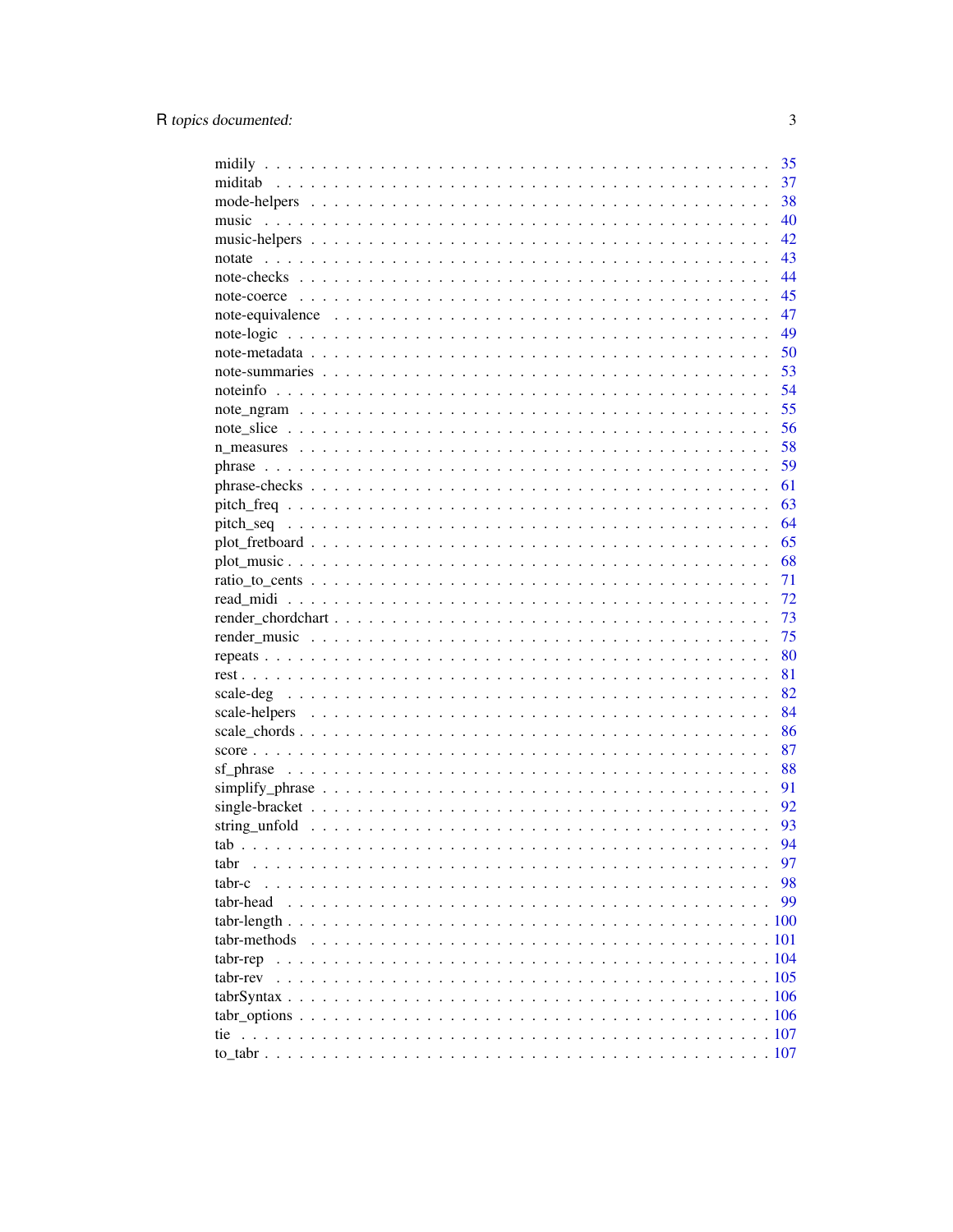| | |
|---|---|
| midily | 35 |
| miditab | 37 |
| mode-helpers | 38 |
| music | 40 |
| music-helpers | 42 |
| notate | 43 |
| note-checks | 44 |
| note-coerce | 45 |
| note-equivalence | 47 |
| note-logic | 49 |
| note-metadata | 50 |
| note-summaries | 53 |
| noteinfo | 54 |
| note_ngram | 55 |
| note_slice | 56 |
| n_measures | 58 |
| phrase | 59 |
| phrase-checks | 61 |
| pitch_freq | 63 |
| pitch_seq | 64 |
| plot_fretboard | 65 |
| plot_music | 68 |
| ratio_to_cents | 71 |
| read_midi | 72 |
| render_chordchart | 73 |
| render_music | 75 |
| repeats | 80 |
| rest | 81 |
| scale-deg | 82 |
| scale-helpers | 84 |
| scale_chords | 86 |
| score | 87 |
| sf_phrase | 88 |
| simplify_phrase | 91 |
| single-bracket | 92 |
| string_unfold | 93 |
| tab | 94 |
| tabr | 97 |
| tabr-c | 98 |
| tabr-head | 99 |
| tabr-length | 100 |
| tabr-methods | 101 |
| tabr-rep | 104 |
| tabr-rev | 105 |
| tabrSyntax | 106 |
| tabr_options | 106 |
| tie | 107 |
| to_tabr | 107 |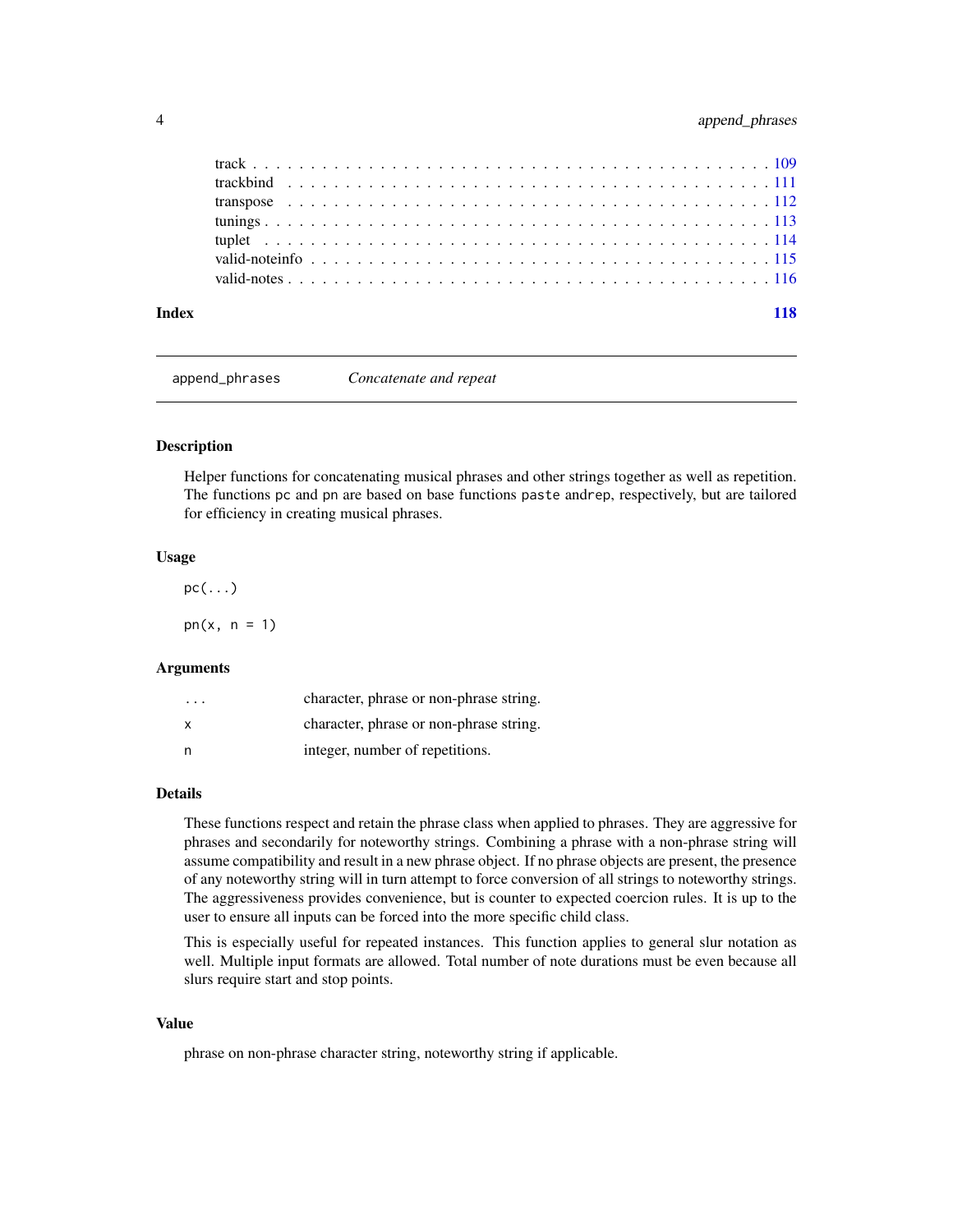track . . . . . . . . . . . . . . . . . . . . . . . . . . . . . . . . . . . . . . . . . 109
trackbind . . . . . . . . . . . . . . . . . . . . . . . . . . . . . . . . . . . . . . . 111
transpose . . . . . . . . . . . . . . . . . . . . . . . . . . . . . . . . . . . . . . . 112
tunings . . . . . . . . . . . . . . . . . . . . . . . . . . . . . . . . . . . . . . . . 113
tuplet . . . . . . . . . . . . . . . . . . . . . . . . . . . . . . . . . . . . . . . . . 114
valid-noteinfo . . . . . . . . . . . . . . . . . . . . . . . . . . . . . . . . . . . . 115
valid-notes . . . . . . . . . . . . . . . . . . . . . . . . . . . . . . . . . . . . . . 116

**Index** **118**

---

## append_phrases — *Concatenate and repeat*

### Description

Helper functions for concatenating musical phrases and other strings together as well as repetition. The functions `pc` and `pn` are based on base functions `paste` and`rep`, respectively, but are tailored for efficiency in creating musical phrases.

### Usage

```
pc(...)

pn(x, n = 1)
```

### Arguments

| | |
|---|---|
| `...` | character, phrase or non-phrase string. |
| `x` | character, phrase or non-phrase string. |
| `n` | integer, number of repetitions. |

### Details

These functions respect and retain the phrase class when applied to phrases. They are aggressive for phrases and secondarily for noteworthy strings. Combining a phrase with a non-phrase string will assume compatibility and result in a new phrase object. If no phrase objects are present, the presence of any noteworthy string will in turn attempt to force conversion of all strings to noteworthy strings. The aggressiveness provides convenience, but is counter to expected coercion rules. It is up to the user to ensure all inputs can be forced into the more specific child class.

This is especially useful for repeated instances. This function applies to general slur notation as well. Multiple input formats are allowed. Total number of note durations must be even because all slurs require start and stop points.

### Value

phrase on non-phrase character string, noteworthy string if applicable.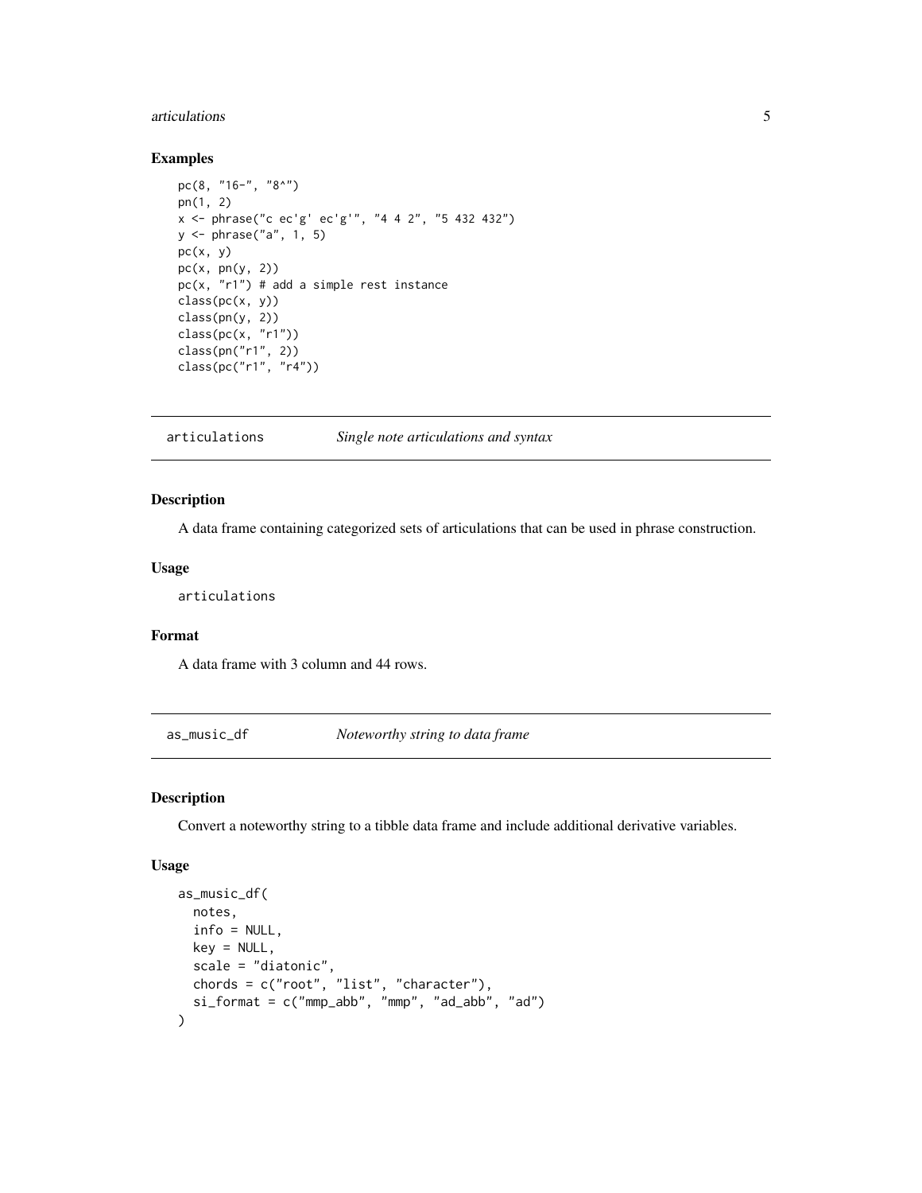### Examples

```
pc(8, "16-", "8^")
pn(1, 2)
x <- phrase("c ec'g' ec'g'", "4 4 2", "5 432 432")
y <- phrase("a", 1, 5)
pc(x, y)
pc(x, pn(y, 2))
pc(x, "r1") # add a simple rest instance
class(pc(x, y))
class(pn(y, 2))
class(pc(x, "r1"))
class(pn("r1", 2))
class(pc("r1", "r4"))
```

---

## articulations — *Single note articulations and syntax*

### Description

A data frame containing categorized sets of articulations that can be used in phrase construction.

### Usage

```
articulations
```

### Format

A data frame with 3 column and 44 rows.

---

## as_music_df — *Noteworthy string to data frame*

### Description

Convert a noteworthy string to a tibble data frame and include additional derivative variables.

### Usage

```
as_music_df(
  notes,
  info = NULL,
  key = NULL,
  scale = "diatonic",
  chords = c("root", "list", "character"),
  si_format = c("mmp_abb", "mmp", "ad_abb", "ad")
)
```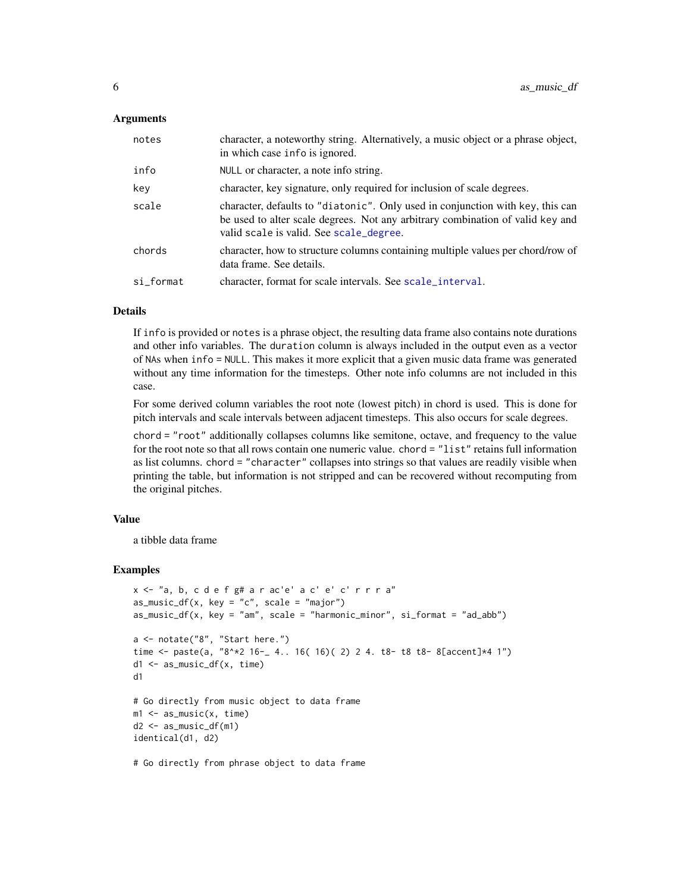### Arguments

| | |
|---|---|
| notes | character, a noteworthy string. Alternatively, a music object or a phrase object, in which case `info` is ignored. |
| info | NULL or character, a note info string. |
| key | character, key signature, only required for inclusion of scale degrees. |
| scale | character, defaults to `"diatonic"`. Only used in conjunction with key, this can be used to alter scale degrees. Not any arbitrary combination of valid key and valid scale is valid. See `scale_degree`. |
| chords | character, how to structure columns containing multiple values per chord/row of data frame. See details. |
| si_format | character, format for scale intervals. See `scale_interval`. |

### Details

If `info` is provided or `notes` is a phrase object, the resulting data frame also contains note durations and other info variables. The `duration` column is always included in the output even as a vector of NAs when `info = NULL`. This makes it more explicit that a given music data frame was generated without any time information for the timesteps. Other note info columns are not included in this case.

For some derived column variables the root note (lowest pitch) in chord is used. This is done for pitch intervals and scale intervals between adjacent timesteps. This also occurs for scale degrees.

`chord = "root"` additionally collapses columns like semitone, octave, and frequency to the value for the root note so that all rows contain one numeric value. `chord = "list"` retains full information as list columns. `chord = "character"` collapses into strings so that values are readily visible when printing the table, but information is not stripped and can be recovered without recomputing from the original pitches.

### Value

a tibble data frame

### Examples

```
x <- "a, b, c d e f g# a r ac'e' a c' e' c' r r r a"
as_music_df(x, key = "c", scale = "major")
as_music_df(x, key = "am", scale = "harmonic_minor", si_format = "ad_abb")

a <- notate("8", "Start here.")
time <- paste(a, "8^*2 16-_ 4.. 16( 16)( 2) 2 4. t8- t8 t8- 8[accent]*4 1")
d1 <- as_music_df(x, time)
d1

# Go directly from music object to data frame
m1 <- as_music(x, time)
d2 <- as_music_df(m1)
identical(d1, d2)

# Go directly from phrase object to data frame
```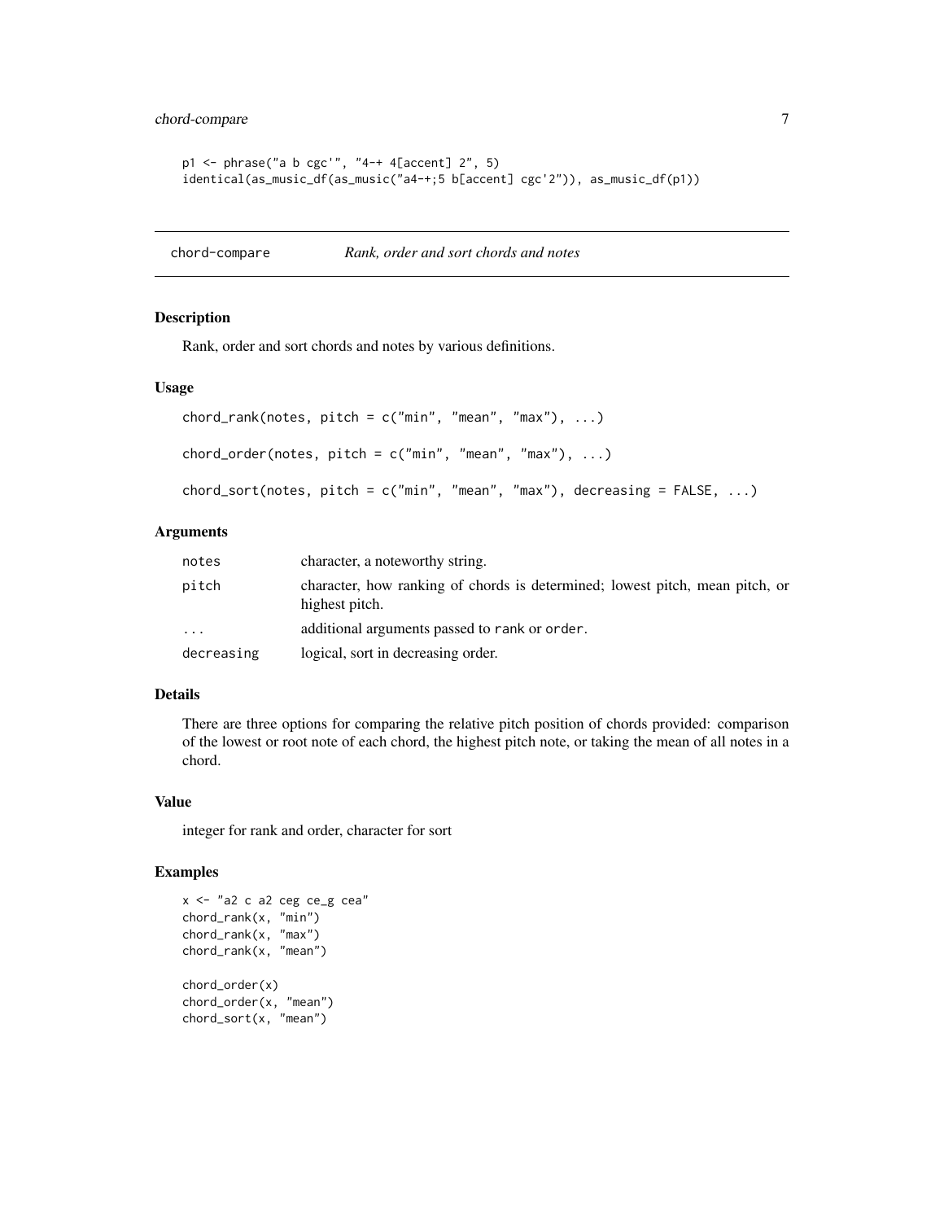```
p1 <- phrase("a b cgc'", "4-+ 4[accent] 2", 5)
identical(as_music_df(as_music("a4-+;5 b[accent] cgc'2")), as_music_df(p1))
```

---

## chord-compare — *Rank, order and sort chords and notes*

### Description

Rank, order and sort chords and notes by various definitions.

### Usage

```
chord_rank(notes, pitch = c("min", "mean", "max"), ...)

chord_order(notes, pitch = c("min", "mean", "max"), ...)

chord_sort(notes, pitch = c("min", "mean", "max"), decreasing = FALSE, ...)
```

### Arguments

| | |
|---|---|
| `notes` | character, a noteworthy string. |
| `pitch` | character, how ranking of chords is determined; lowest pitch, mean pitch, or highest pitch. |
| `...` | additional arguments passed to `rank` or `order`. |
| `decreasing` | logical, sort in decreasing order. |

### Details

There are three options for comparing the relative pitch position of chords provided: comparison of the lowest or root note of each chord, the highest pitch note, or taking the mean of all notes in a chord.

### Value

integer for rank and order, character for sort

### Examples

```
x <- "a2 c a2 ceg ce_g cea"
chord_rank(x, "min")
chord_rank(x, "max")
chord_rank(x, "mean")

chord_order(x)
chord_order(x, "mean")
chord_sort(x, "mean")
```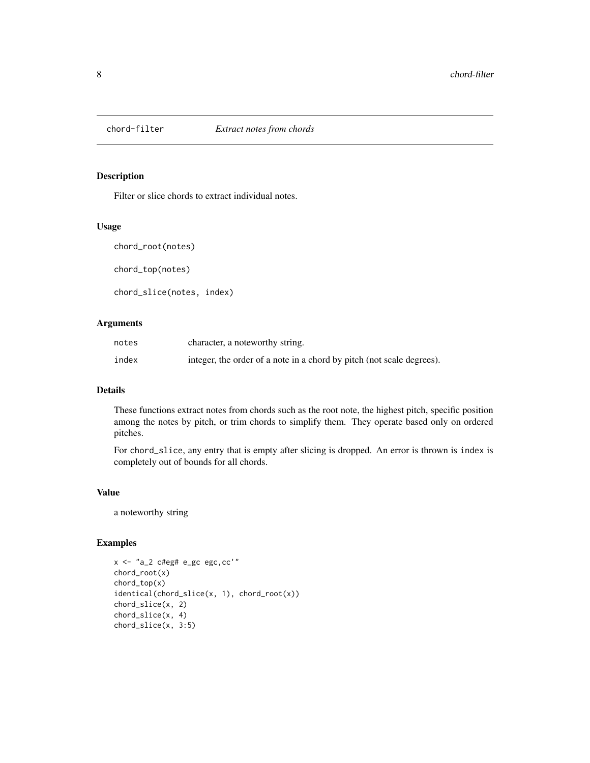# chord-filter — *Extract notes from chords*

## Description

Filter or slice chords to extract individual notes.

## Usage

```
chord_root(notes)

chord_top(notes)

chord_slice(notes, index)
```

## Arguments

| | |
|---|---|
| notes | character, a noteworthy string. |
| index | integer, the order of a note in a chord by pitch (not scale degrees). |

## Details

These functions extract notes from chords such as the root note, the highest pitch, specific position among the notes by pitch, or trim chords to simplify them. They operate based only on ordered pitches.

For `chord_slice`, any entry that is empty after slicing is dropped. An error is thrown is `index` is completely out of bounds for all chords.

## Value

a noteworthy string

## Examples

```
x <- "a_2 c#eg# e_gc egc,cc'"
chord_root(x)
chord_top(x)
identical(chord_slice(x, 1), chord_root(x))
chord_slice(x, 2)
chord_slice(x, 4)
chord_slice(x, 3:5)
```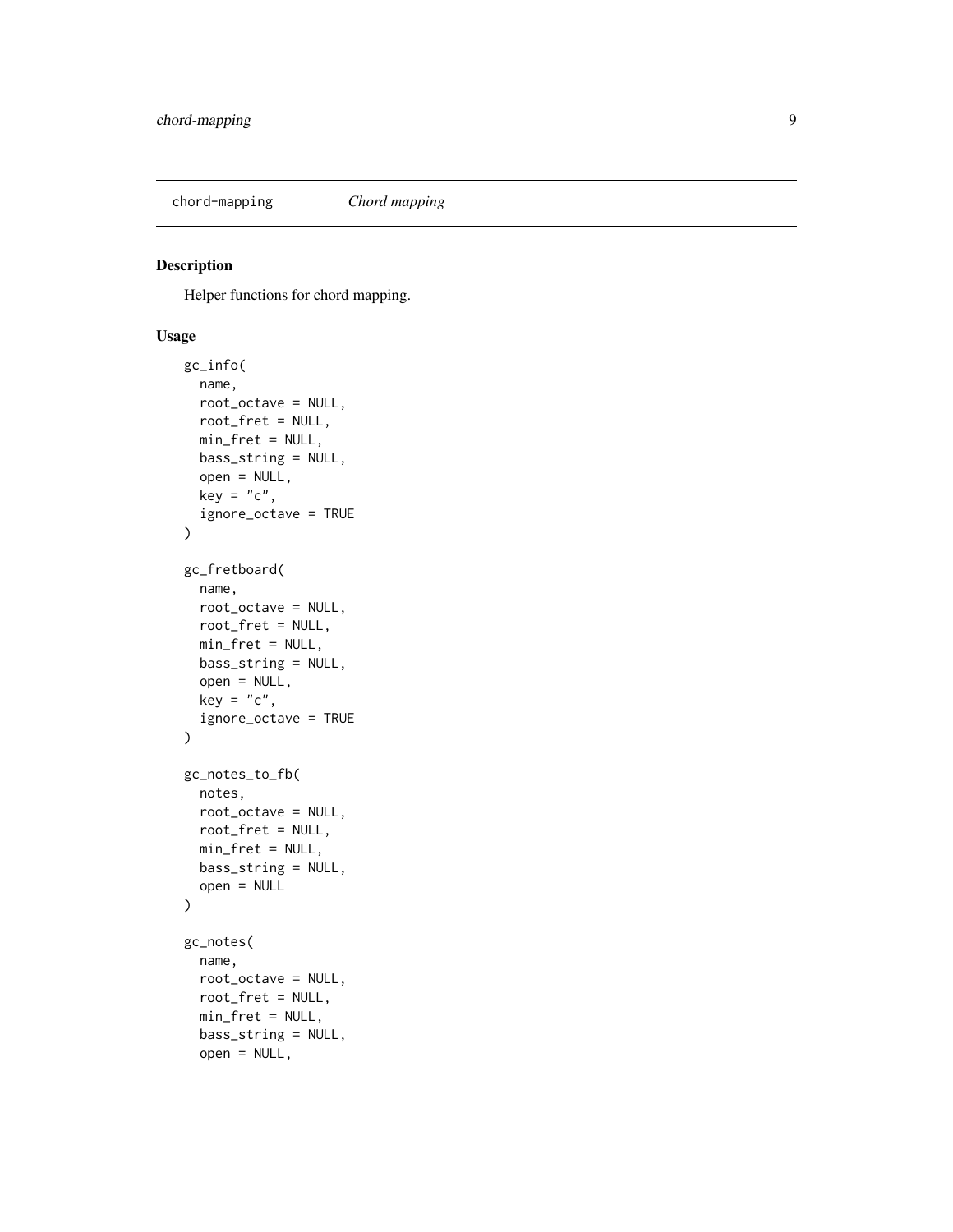chord-mapping *Chord mapping*

## Description

Helper functions for chord mapping.

## Usage

```
gc_info(
  name,
  root_octave = NULL,
  root_fret = NULL,
  min_fret = NULL,
  bass_string = NULL,
  open = NULL,
  key = "c",
  ignore_octave = TRUE
)

gc_fretboard(
  name,
  root_octave = NULL,
  root_fret = NULL,
  min_fret = NULL,
  bass_string = NULL,
  open = NULL,
  key = "c",
  ignore_octave = TRUE
)

gc_notes_to_fb(
  notes,
  root_octave = NULL,
  root_fret = NULL,
  min_fret = NULL,
  bass_string = NULL,
  open = NULL
)

gc_notes(
  name,
  root_octave = NULL,
  root_fret = NULL,
  min_fret = NULL,
  bass_string = NULL,
  open = NULL,
```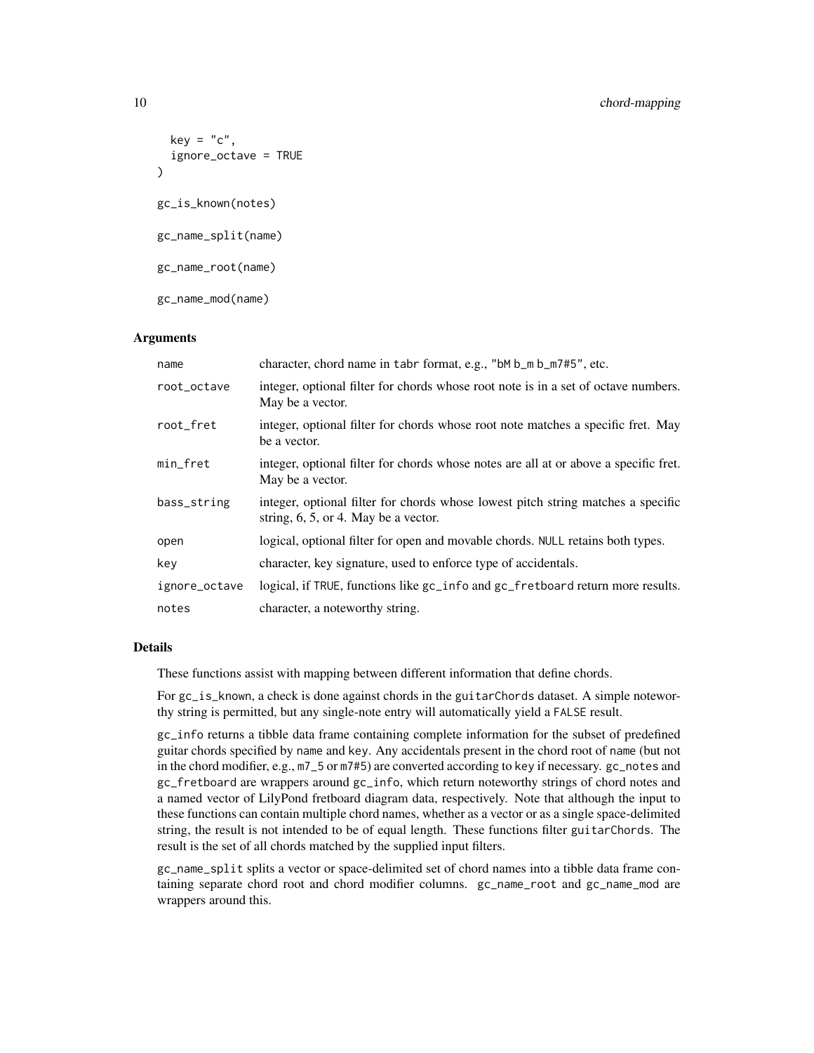```
  key = "c",
  ignore_octave = TRUE
)

gc_is_known(notes)

gc_name_split(name)

gc_name_root(name)

gc_name_mod(name)
```

### Arguments

| | |
|---|---|
| name | character, chord name in tabr format, e.g., "bM b_m b_m7#5", etc. |
| root_octave | integer, optional filter for chords whose root note is in a set of octave numbers. May be a vector. |
| root_fret | integer, optional filter for chords whose root note matches a specific fret. May be a vector. |
| min_fret | integer, optional filter for chords whose notes are all at or above a specific fret. May be a vector. |
| bass_string | integer, optional filter for chords whose lowest pitch string matches a specific string, 6, 5, or 4. May be a vector. |
| open | logical, optional filter for open and movable chords. NULL retains both types. |
| key | character, key signature, used to enforce type of accidentals. |
| ignore_octave | logical, if TRUE, functions like gc_info and gc_fretboard return more results. |
| notes | character, a noteworthy string. |

### Details

These functions assist with mapping between different information that define chords.

For gc_is_known, a check is done against chords in the guitarChords dataset. A simple noteworthy string is permitted, but any single-note entry will automatically yield a FALSE result.

gc_info returns a tibble data frame containing complete information for the subset of predefined guitar chords specified by name and key. Any accidentals present in the chord root of name (but not in the chord modifier, e.g., m7_5 or m7#5) are converted according to key if necessary. gc_notes and gc_fretboard are wrappers around gc_info, which return noteworthy strings of chord notes and a named vector of LilyPond fretboard diagram data, respectively. Note that although the input to these functions can contain multiple chord names, whether as a vector or as a single space-delimited string, the result is not intended to be of equal length. These functions filter guitarChords. The result is the set of all chords matched by the supplied input filters.

gc_name_split splits a vector or space-delimited set of chord names into a tibble data frame containing separate chord root and chord modifier columns. gc_name_root and gc_name_mod are wrappers around this.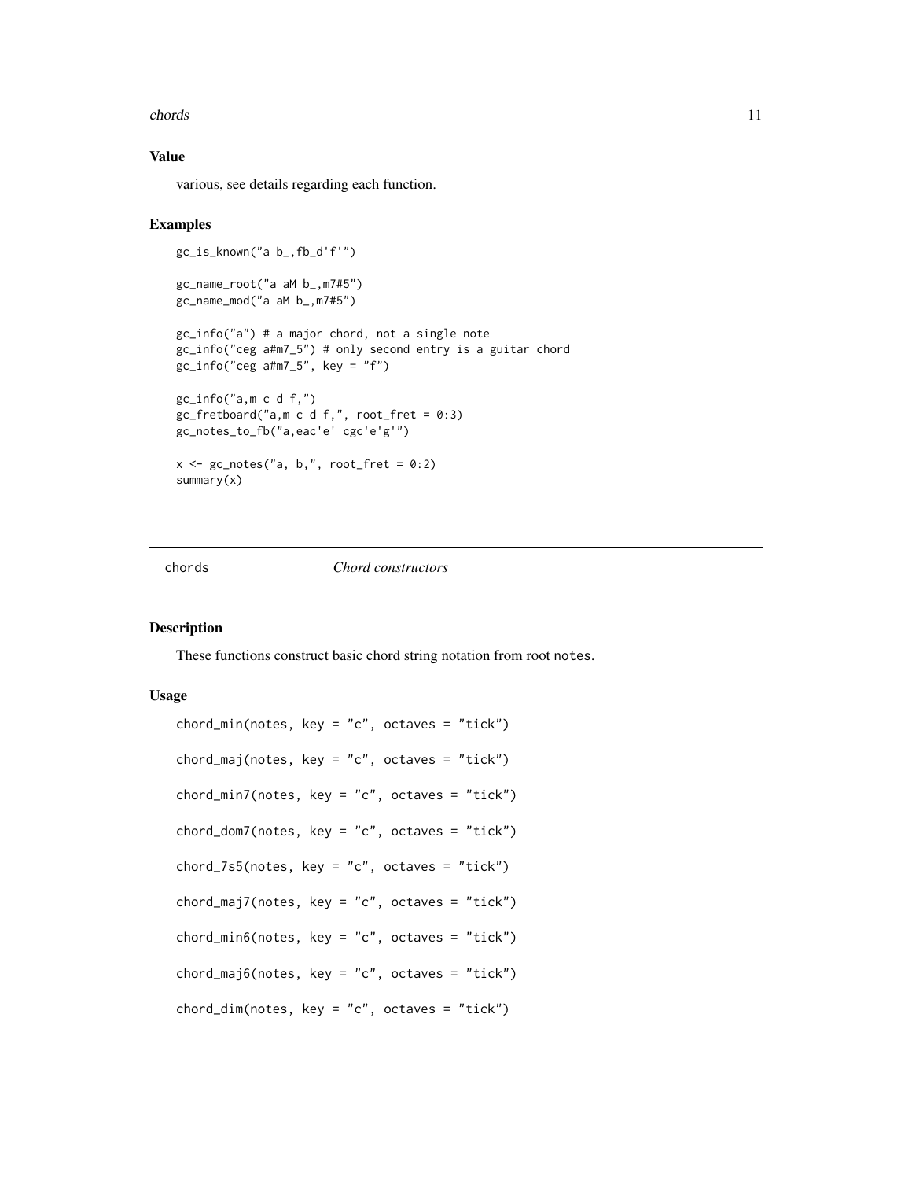### Value

various, see details regarding each function.

### Examples

```
gc_is_known("a b_,fb_d'f'")

gc_name_root("a aM b_,m7#5")
gc_name_mod("a aM b_,m7#5")

gc_info("a") # a major chord, not a single note
gc_info("ceg a#m7_5") # only second entry is a guitar chord
gc_info("ceg a#m7_5", key = "f")

gc_info("a,m c d f,")
gc_fretboard("a,m c d f,", root_fret = 0:3)
gc_notes_to_fb("a,eac'e' cgc'e'g'")

x <- gc_notes("a, b,", root_fret = 0:2)
summary(x)
```

---

## chords    *Chord constructors*

### Description

These functions construct basic chord string notation from root `notes`.

### Usage

```
chord_min(notes, key = "c", octaves = "tick")

chord_maj(notes, key = "c", octaves = "tick")

chord_min7(notes, key = "c", octaves = "tick")

chord_dom7(notes, key = "c", octaves = "tick")

chord_7s5(notes, key = "c", octaves = "tick")

chord_maj7(notes, key = "c", octaves = "tick")

chord_min6(notes, key = "c", octaves = "tick")

chord_maj6(notes, key = "c", octaves = "tick")

chord_dim(notes, key = "c", octaves = "tick")
```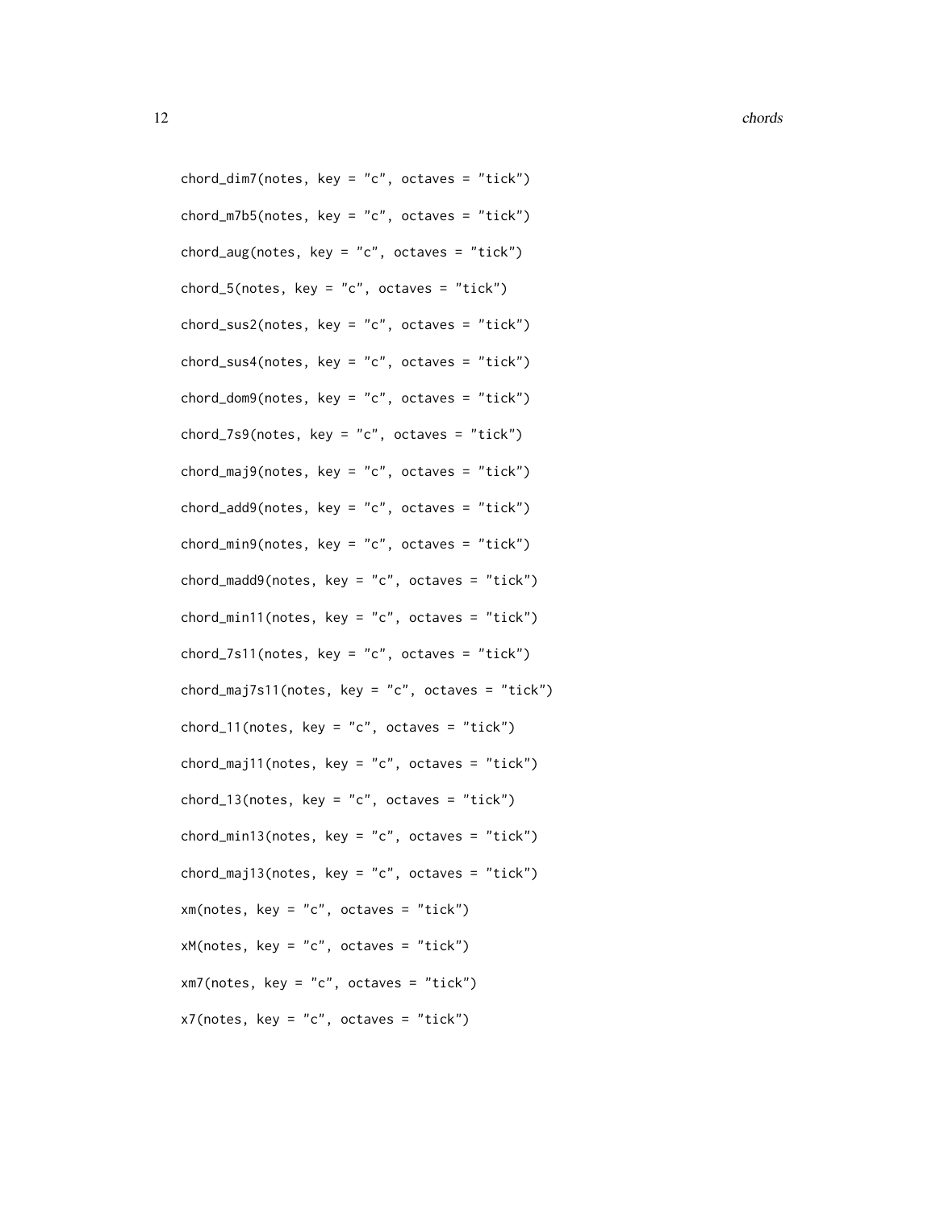```
chord_dim7(notes, key = "c", octaves = "tick")

chord_m7b5(notes, key = "c", octaves = "tick")

chord_aug(notes, key = "c", octaves = "tick")

chord_5(notes, key = "c", octaves = "tick")

chord_sus2(notes, key = "c", octaves = "tick")

chord_sus4(notes, key = "c", octaves = "tick")

chord_dom9(notes, key = "c", octaves = "tick")

chord_7s9(notes, key = "c", octaves = "tick")

chord_maj9(notes, key = "c", octaves = "tick")

chord_add9(notes, key = "c", octaves = "tick")

chord_min9(notes, key = "c", octaves = "tick")

chord_madd9(notes, key = "c", octaves = "tick")

chord_min11(notes, key = "c", octaves = "tick")

chord_7s11(notes, key = "c", octaves = "tick")

chord_maj7s11(notes, key = "c", octaves = "tick")

chord_11(notes, key = "c", octaves = "tick")

chord_maj11(notes, key = "c", octaves = "tick")

chord_13(notes, key = "c", octaves = "tick")

chord_min13(notes, key = "c", octaves = "tick")

chord_maj13(notes, key = "c", octaves = "tick")

xm(notes, key = "c", octaves = "tick")

xM(notes, key = "c", octaves = "tick")

xm7(notes, key = "c", octaves = "tick")

x7(notes, key = "c", octaves = "tick")
```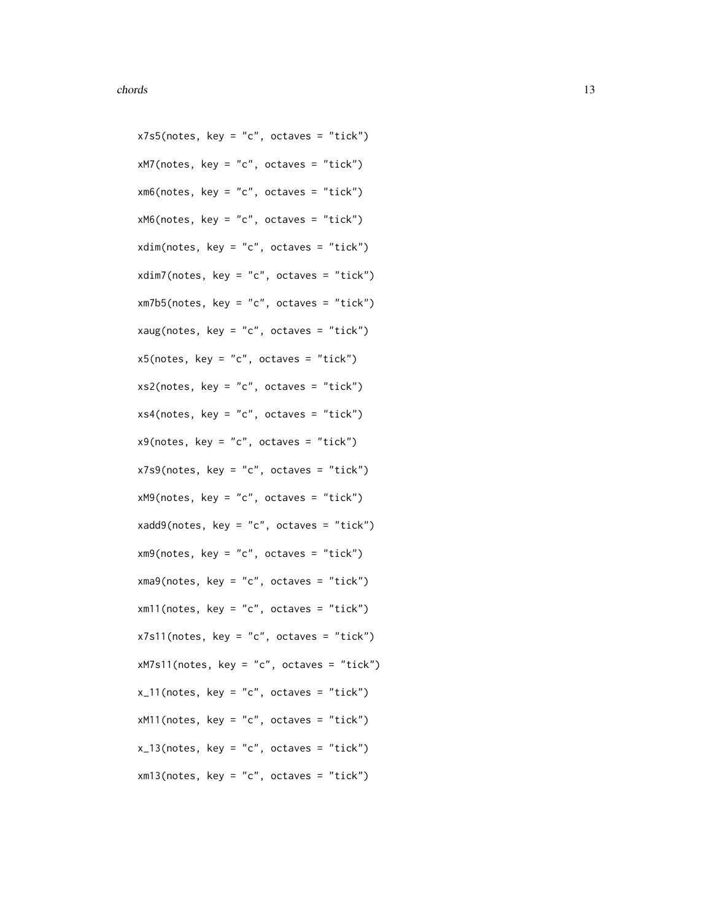```
x7s5(notes, key = "c", octaves = "tick")

xM7(notes, key = "c", octaves = "tick")

xm6(notes, key = "c", octaves = "tick")

xM6(notes, key = "c", octaves = "tick")

xdim(notes, key = "c", octaves = "tick")

xdim7(notes, key = "c", octaves = "tick")

xm7b5(notes, key = "c", octaves = "tick")

xaug(notes, key = "c", octaves = "tick")

x5(notes, key = "c", octaves = "tick")

xs2(notes, key = "c", octaves = "tick")

xs4(notes, key = "c", octaves = "tick")

x9(notes, key = "c", octaves = "tick")

x7s9(notes, key = "c", octaves = "tick")

xM9(notes, key = "c", octaves = "tick")

xadd9(notes, key = "c", octaves = "tick")

xm9(notes, key = "c", octaves = "tick")

xma9(notes, key = "c", octaves = "tick")

xm11(notes, key = "c", octaves = "tick")

x7s11(notes, key = "c", octaves = "tick")

xM7s11(notes, key = "c", octaves = "tick")

x_11(notes, key = "c", octaves = "tick")

xM11(notes, key = "c", octaves = "tick")

x_13(notes, key = "c", octaves = "tick")

xm13(notes, key = "c", octaves = "tick")
```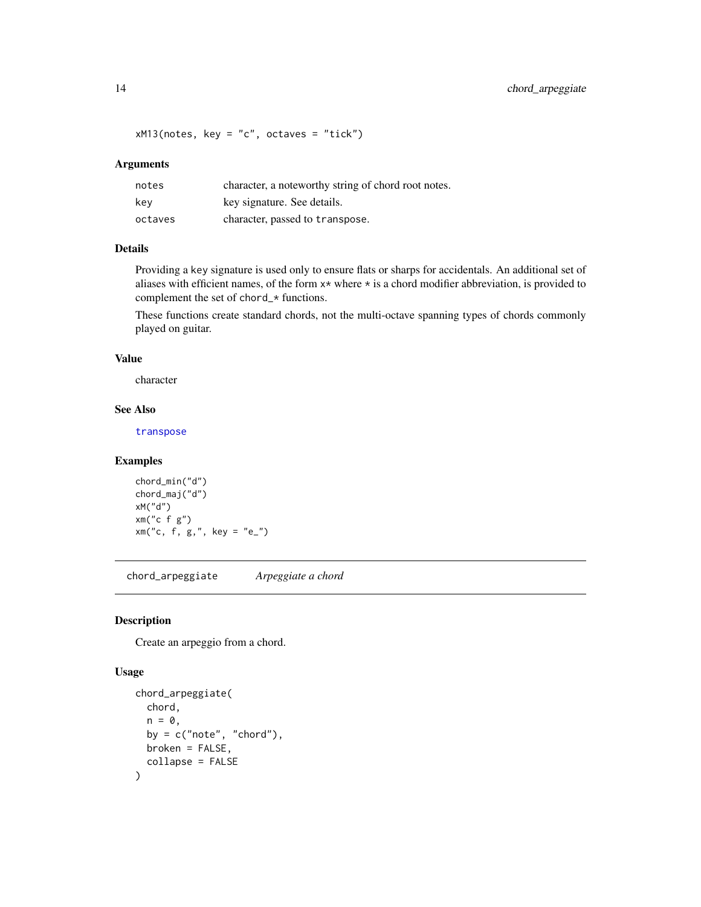```
xM13(notes, key = "c", octaves = "tick")
```

### Arguments

| | |
|---|---|
| `notes` | character, a noteworthy string of chord root notes. |
| `key` | key signature. See details. |
| `octaves` | character, passed to `transpose`. |

### Details

Providing a `key` signature is used only to ensure flats or sharps for accidentals. An additional set of aliases with efficient names, of the form `x*` where `*` is a chord modifier abbreviation, is provided to complement the set of `chord_*` functions.

These functions create standard chords, not the multi-octave spanning types of chords commonly played on guitar.

### Value

character

### See Also

`transpose`

### Examples

```
chord_min("d")
chord_maj("d")
xM("d")
xm("c f g")
xm("c, f, g,", key = "e_")
```

---

## chord_arpeggiate — *Arpeggiate a chord*

### Description

Create an arpeggio from a chord.

### Usage

```
chord_arpeggiate(
  chord,
  n = 0,
  by = c("note", "chord"),
  broken = FALSE,
  collapse = FALSE
)
```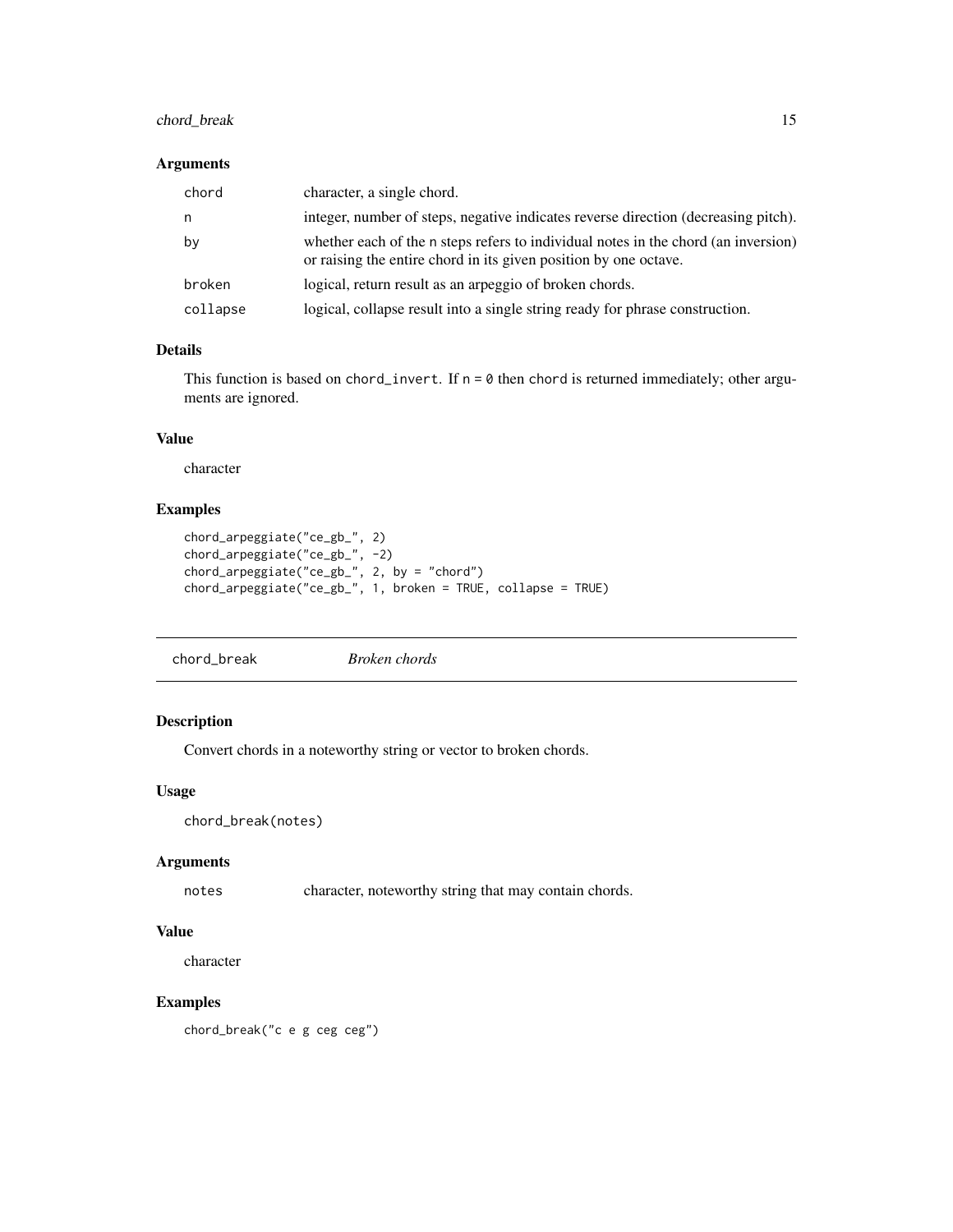### Arguments

| | |
|---|---|
| chord | character, a single chord. |
| n | integer, number of steps, negative indicates reverse direction (decreasing pitch). |
| by | whether each of the n steps refers to individual notes in the chord (an inversion) or raising the entire chord in its given position by one octave. |
| broken | logical, return result as an arpeggio of broken chords. |
| collapse | logical, collapse result into a single string ready for phrase construction. |

### Details

This function is based on `chord_invert`. If `n = 0` then `chord` is returned immediately; other arguments are ignored.

### Value

character

### Examples

```
chord_arpeggiate("ce_gb_", 2)
chord_arpeggiate("ce_gb_", -2)
chord_arpeggiate("ce_gb_", 2, by = "chord")
chord_arpeggiate("ce_gb_", 1, broken = TRUE, collapse = TRUE)
```

---

## chord_break *Broken chords*

### Description

Convert chords in a noteworthy string or vector to broken chords.

### Usage

```
chord_break(notes)
```

### Arguments

| | |
|---|---|
| notes | character, noteworthy string that may contain chords. |

### Value

character

### Examples

```
chord_break("c e g ceg ceg")
```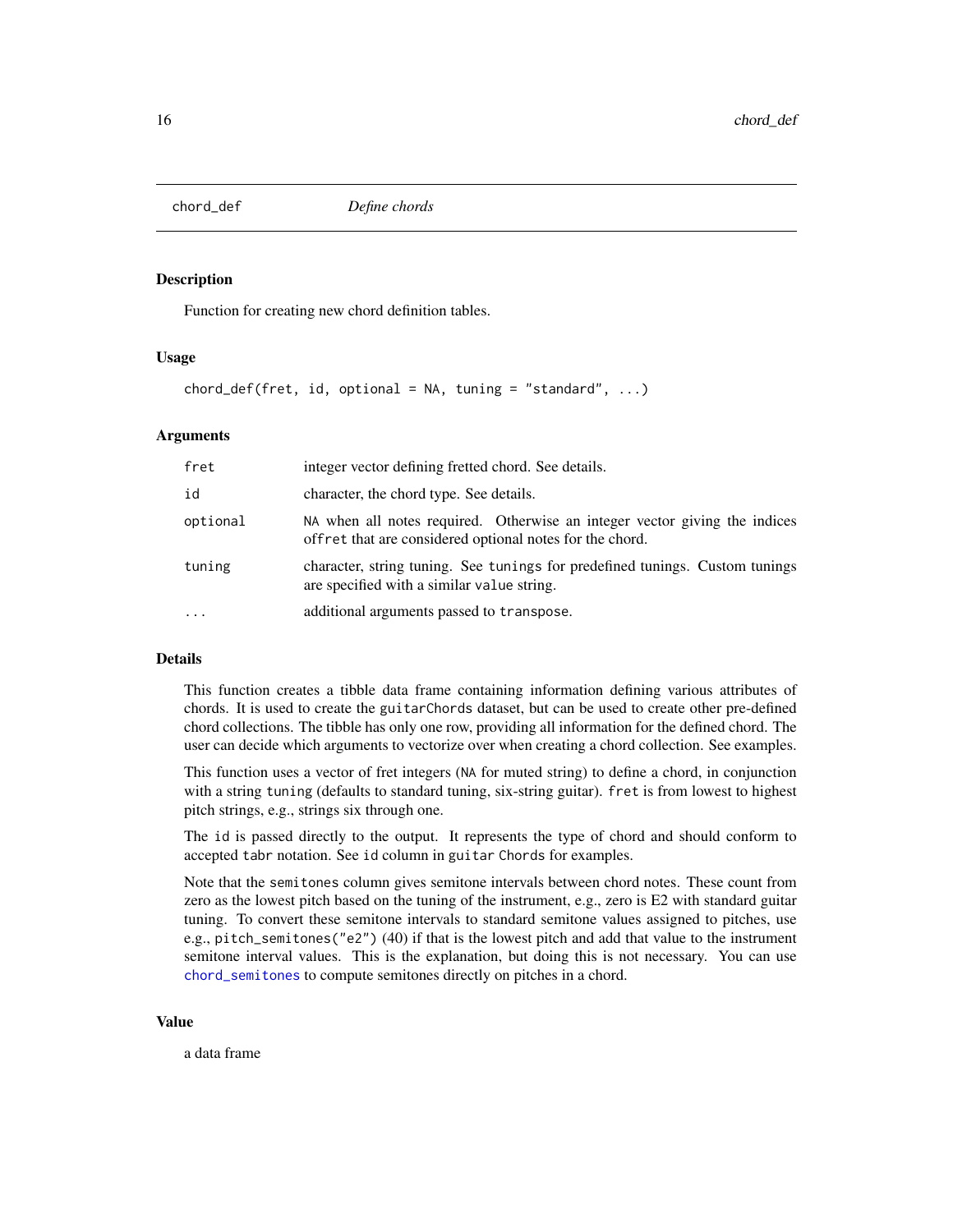## chord_def — *Define chords*

### Description

Function for creating new chord definition tables.

### Usage

```
chord_def(fret, id, optional = NA, tuning = "standard", ...)
```

### Arguments

| Argument | Description |
|---|---|
| `fret` | integer vector defining fretted chord. See details. |
| `id` | character, the chord type. See details. |
| `optional` | `NA` when all notes required. Otherwise an integer vector giving the indices of`fret` that are considered optional notes for the chord. |
| `tuning` | character, string tuning. See `tunings` for predefined tunings. Custom tunings are specified with a similar `value` string. |
| `...` | additional arguments passed to `transpose`. |

### Details

This function creates a tibble data frame containing information defining various attributes of chords. It is used to create the `guitarChords` dataset, but can be used to create other pre-defined chord collections. The tibble has only one row, providing all information for the defined chord. The user can decide which arguments to vectorize over when creating a chord collection. See examples.

This function uses a vector of fret integers (`NA` for muted string) to define a chord, in conjunction with a string `tuning` (defaults to standard tuning, six-string guitar). `fret` is from lowest to highest pitch strings, e.g., strings six through one.

The `id` is passed directly to the output. It represents the type of chord and should conform to accepted `tabr` notation. See `id` column in `guitar Chords` for examples.

Note that the `semitones` column gives semitone intervals between chord notes. These count from zero as the lowest pitch based on the tuning of the instrument, e.g., zero is E2 with standard guitar tuning. To convert these semitone intervals to standard semitone values assigned to pitches, use e.g., `pitch_semitones("e2")` (40) if that is the lowest pitch and add that value to the instrument semitone interval values. This is the explanation, but doing this is not necessary. You can use `chord_semitones` to compute semitones directly on pitches in a chord.

### Value

a data frame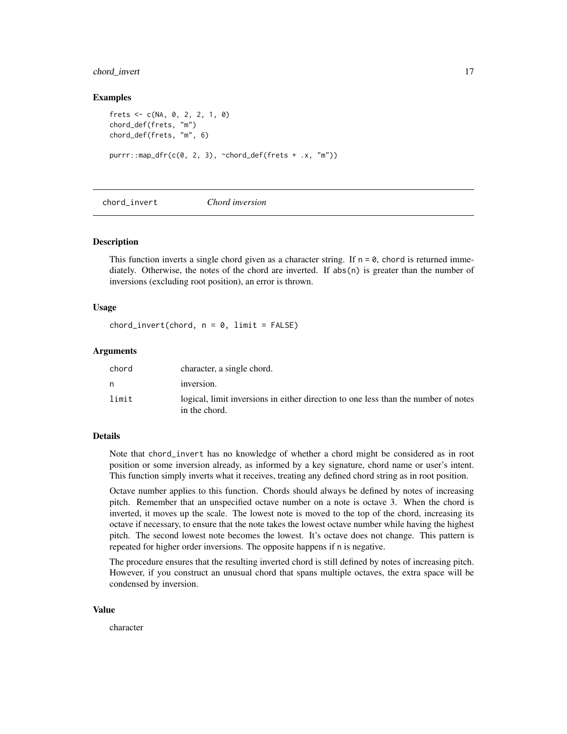## Examples

```
frets <- c(NA, 0, 2, 2, 1, 0)
chord_def(frets, "m")
chord_def(frets, "m", 6)

purrr::map_dfr(c(0, 2, 3), ~chord_def(frets + .x, "m"))
```

# chord_invert *Chord inversion*

## Description

This function inverts a single chord given as a character string. If `n = 0`, `chord` is returned immediately. Otherwise, the notes of the chord are inverted. If `abs(n)` is greater than the number of inversions (excluding root position), an error is thrown.

## Usage

```
chord_invert(chord, n = 0, limit = FALSE)
```

## Arguments

| | |
|---|---|
| chord | character, a single chord. |
| n | inversion. |
| limit | logical, limit inversions in either direction to one less than the number of notes in the chord. |

## Details

Note that `chord_invert` has no knowledge of whether a chord might be considered as in root position or some inversion already, as informed by a key signature, chord name or user's intent. This function simply inverts what it receives, treating any defined chord string as in root position.

Octave number applies to this function. Chords should always be defined by notes of increasing pitch. Remember that an unspecified octave number on a note is octave 3. When the chord is inverted, it moves up the scale. The lowest note is moved to the top of the chord, increasing its octave if necessary, to ensure that the note takes the lowest octave number while having the highest pitch. The second lowest note becomes the lowest. It's octave does not change. This pattern is repeated for higher order inversions. The opposite happens if `n` is negative.

The procedure ensures that the resulting inverted chord is still defined by notes of increasing pitch. However, if you construct an unusual chord that spans multiple octaves, the extra space will be condensed by inversion.

## Value

character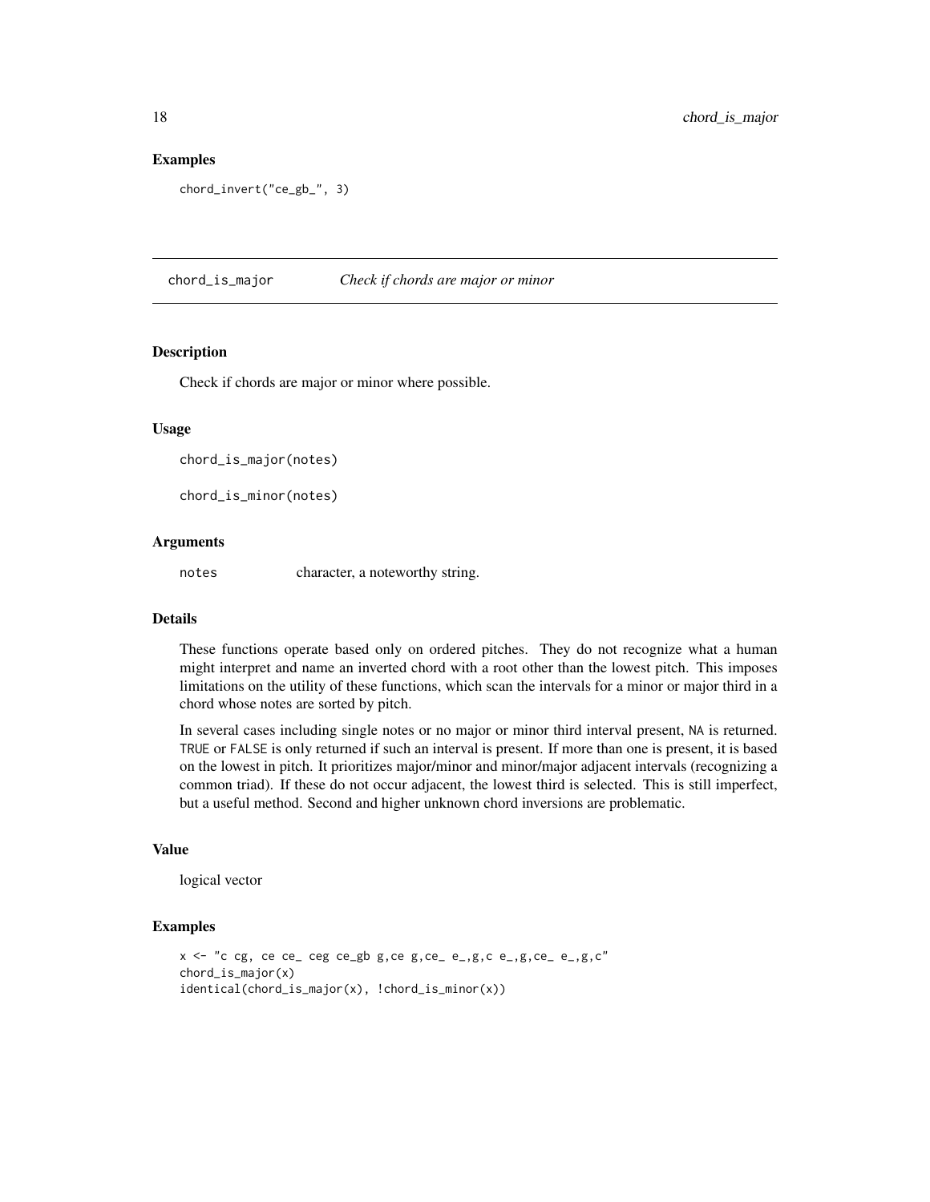## Examples

```
chord_invert("ce_gb_", 3)
```

---

## chord_is_major — *Check if chords are major or minor*

### Description

Check if chords are major or minor where possible.

### Usage

```
chord_is_major(notes)

chord_is_minor(notes)
```

### Arguments

| | |
|---|---|
| notes | character, a noteworthy string. |

### Details

These functions operate based only on ordered pitches. They do not recognize what a human might interpret and name an inverted chord with a root other than the lowest pitch. This imposes limitations on the utility of these functions, which scan the intervals for a minor or major third in a chord whose notes are sorted by pitch.

In several cases including single notes or no major or minor third interval present, `NA` is returned. `TRUE` or `FALSE` is only returned if such an interval is present. If more than one is present, it is based on the lowest in pitch. It prioritizes major/minor and minor/major adjacent intervals (recognizing a common triad). If these do not occur adjacent, the lowest third is selected. This is still imperfect, but a useful method. Second and higher unknown chord inversions are problematic.

### Value

logical vector

### Examples

```
x <- "c cg, ce ce_ ceg ce_gb g,ce g,ce_ e_,g,c e_,g,ce_ e_,g,c"
chord_is_major(x)
identical(chord_is_major(x), !chord_is_minor(x))
```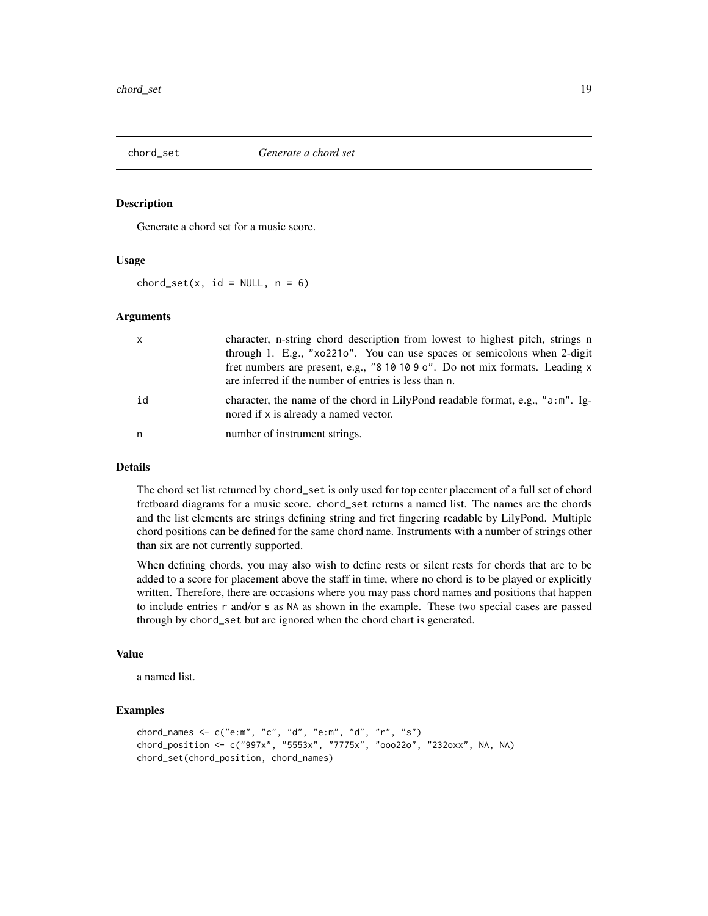# chord_set — *Generate a chord set*

## Description

Generate a chord set for a music score.

## Usage

```
chord_set(x, id = NULL, n = 6)
```

## Arguments

| Argument | Description |
| --- | --- |
| x | character, n-string chord description from lowest to highest pitch, strings n through 1. E.g., `"xo221o"`. You can use spaces or semicolons when 2-digit fret numbers are present, e.g., `"8 10 10 9 o"`. Do not mix formats. Leading `x` are inferred if the number of entries is less than `n`. |
| id | character, the name of the chord in LilyPond readable format, e.g., `"a:m"`. Ignored if `x` is already a named vector. |
| n | number of instrument strings. |

## Details

The chord set list returned by `chord_set` is only used for top center placement of a full set of chord fretboard diagrams for a music score. `chord_set` returns a named list. The names are the chords and the list elements are strings defining string and fret fingering readable by LilyPond. Multiple chord positions can be defined for the same chord name. Instruments with a number of strings other than six are not currently supported.

When defining chords, you may also wish to define rests or silent rests for chords that are to be added to a score for placement above the staff in time, where no chord is to be played or explicitly written. Therefore, there are occasions where you may pass chord names and positions that happen to include entries `r` and/or `s` as `NA` as shown in the example. These two special cases are passed through by `chord_set` but are ignored when the chord chart is generated.

## Value

a named list.

## Examples

```
chord_names <- c("e:m", "c", "d", "e:m", "d", "r", "s")
chord_position <- c("997x", "5553x", "7775x", "ooo22o", "232oxx", NA, NA)
chord_set(chord_position, chord_names)
```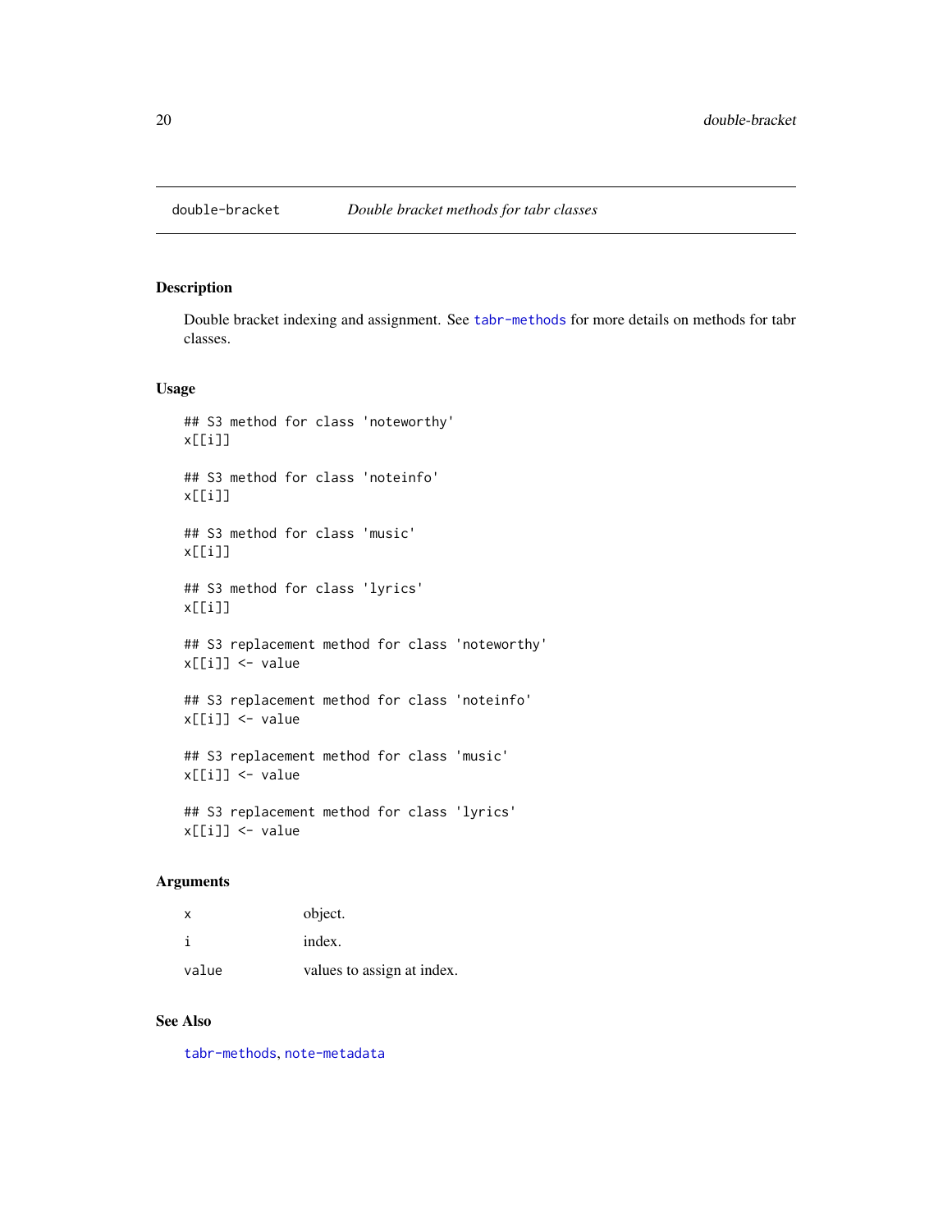# double-bracket *Double bracket methods for tabr classes*

## Description

Double bracket indexing and assignment. See tabr-methods for more details on methods for tabr classes.

## Usage

```
## S3 method for class 'noteworthy'
x[[i]]

## S3 method for class 'noteinfo'
x[[i]]

## S3 method for class 'music'
x[[i]]

## S3 method for class 'lyrics'
x[[i]]

## S3 replacement method for class 'noteworthy'
x[[i]] <- value

## S3 replacement method for class 'noteinfo'
x[[i]] <- value

## S3 replacement method for class 'music'
x[[i]] <- value

## S3 replacement method for class 'lyrics'
x[[i]] <- value
```

## Arguments

| | |
|---|---|
| x | object. |
| i | index. |
| value | values to assign at index. |

## See Also

tabr-methods, note-metadata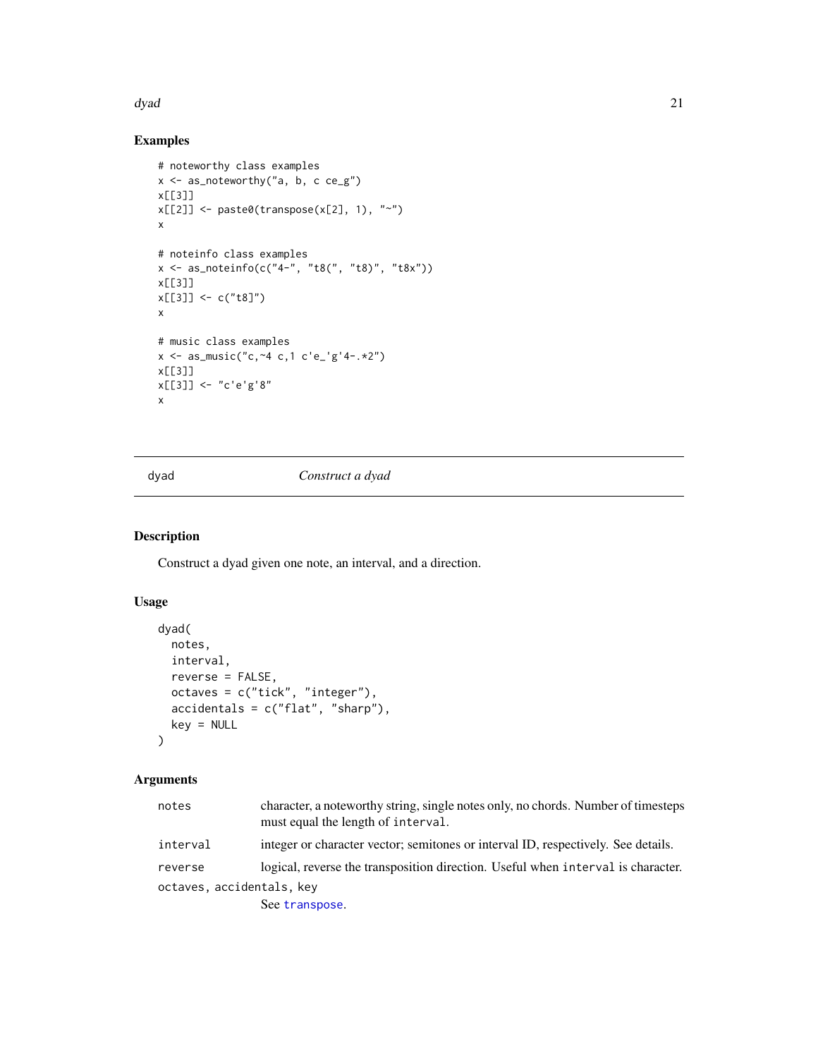## Examples

```
# noteworthy class examples
x <- as_noteworthy("a, b, c ce_g")
x[[3]]
x[[2]] <- paste0(transpose(x[2], 1), "~")
x

# noteinfo class examples
x <- as_noteinfo(c("4-", "t8(", "t8)", "t8x"))
x[[3]]
x[[3]] <- c("t8]")
x

# music class examples
x <- as_music("c,~4 c,1 c'e_'g'4-.*2")
x[[3]]
x[[3]] <- "c'e'g'8"
x
```

---

# dyad — *Construct a dyad*

---

## Description

Construct a dyad given one note, an interval, and a direction.

## Usage

```
dyad(
  notes,
  interval,
  reverse = FALSE,
  octaves = c("tick", "integer"),
  accidentals = c("flat", "sharp"),
  key = NULL
)
```

## Arguments

| | |
|---|---|
| `notes` | character, a noteworthy string, single notes only, no chords. Number of timesteps must equal the length of `interval`. |
| `interval` | integer or character vector; semitones or interval ID, respectively. See details. |
| `reverse` | logical, reverse the transposition direction. Useful when `interval` is character. |
| `octaves, accidentals, key` | See `transpose`. |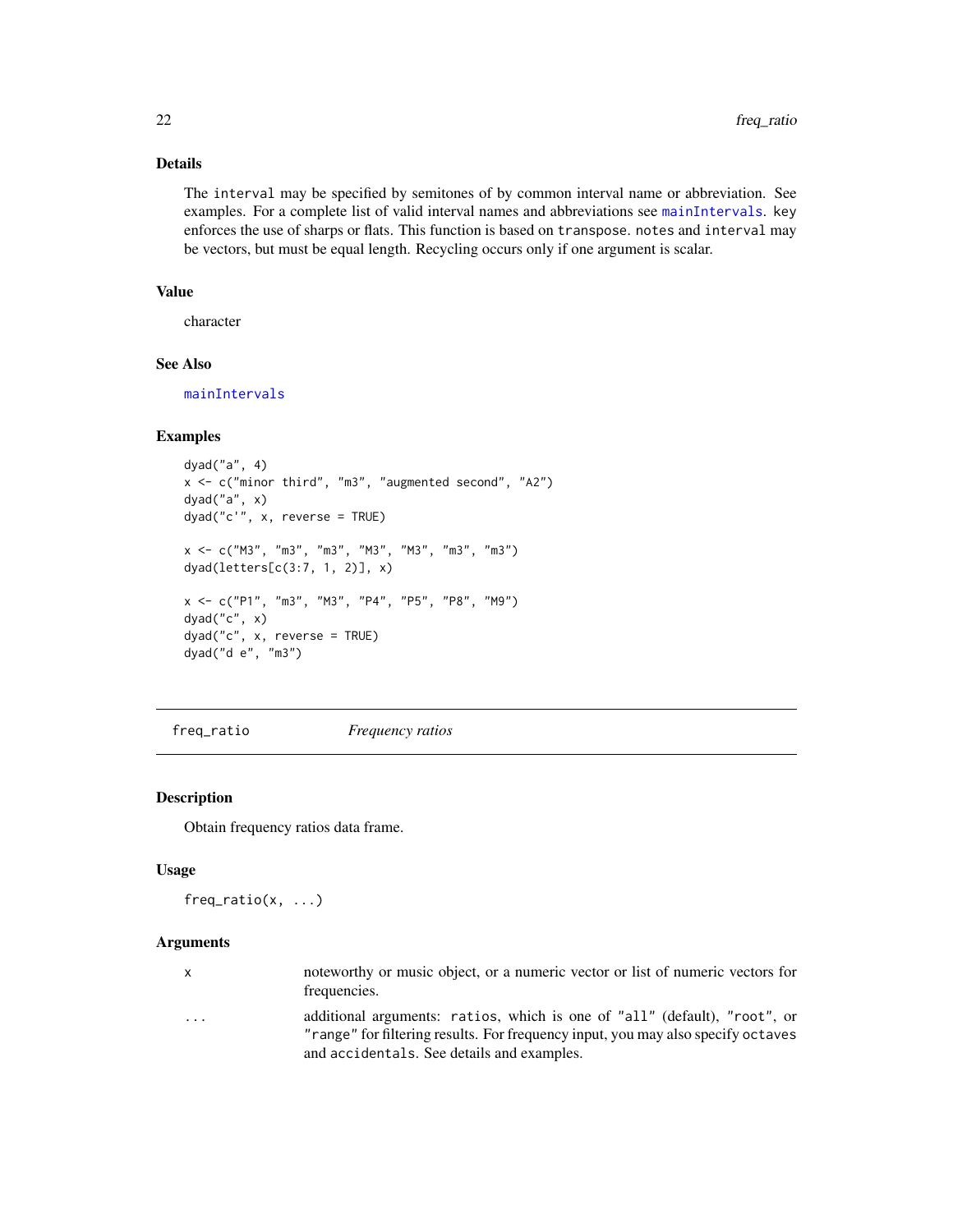### Details

The `interval` may be specified by semitones of by common interval name or abbreviation. See examples. For a complete list of valid interval names and abbreviations see `mainIntervals`. `key` enforces the use of sharps or flats. This function is based on `transpose`. `notes` and `interval` may be vectors, but must be equal length. Recycling occurs only if one argument is scalar.

### Value

character

### See Also

`mainIntervals`

### Examples

```
dyad("a", 4)
x <- c("minor third", "m3", "augmented second", "A2")
dyad("a", x)
dyad("c'", x, reverse = TRUE)

x <- c("M3", "m3", "m3", "M3", "M3", "m3", "m3")
dyad(letters[c(3:7, 1, 2)], x)

x <- c("P1", "m3", "M3", "P4", "P5", "P8", "M9")
dyad("c", x)
dyad("c", x, reverse = TRUE)
dyad("d e", "m3")
```

---

## freq_ratio *Frequency ratios*

### Description

Obtain frequency ratios data frame.

### Usage

```
freq_ratio(x, ...)
```

### Arguments

| | |
|---|---|
| `x` | noteworthy or music object, or a numeric vector or list of numeric vectors for frequencies. |
| `...` | additional arguments: `ratios`, which is one of `"all"` (default), `"root"`, or `"range"` for filtering results. For frequency input, you may also specify `octaves` and `accidentals`. See details and examples. |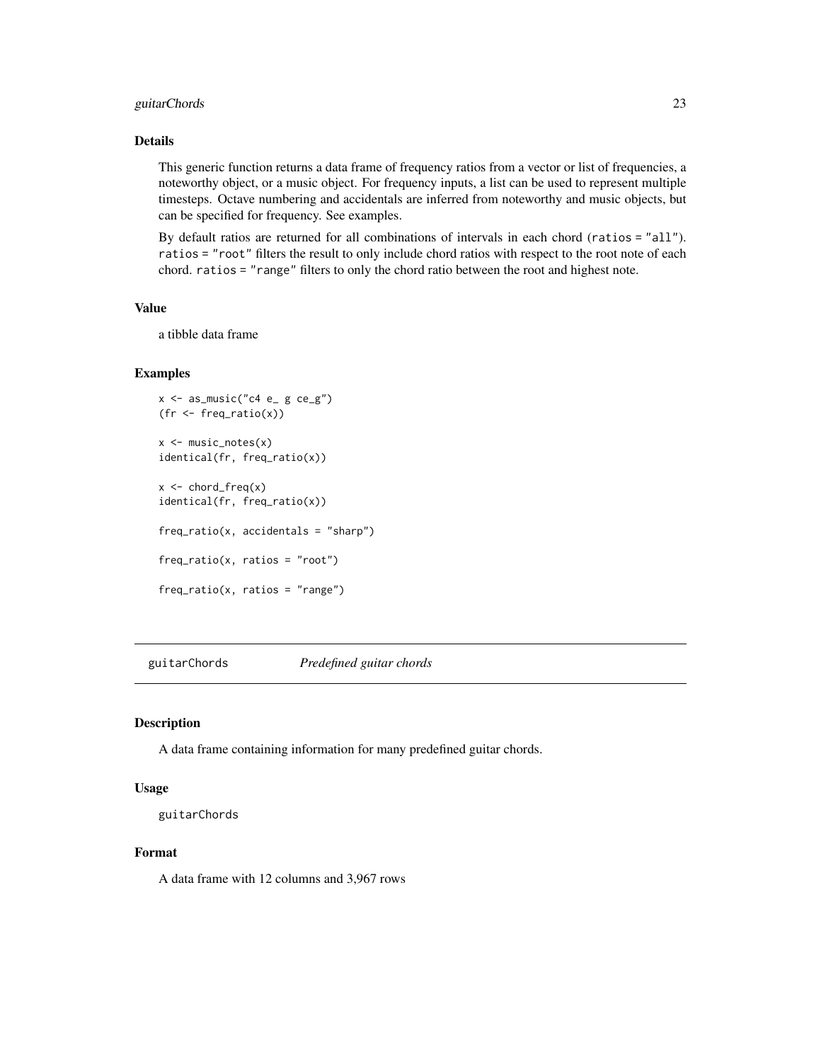### Details

This generic function returns a data frame of frequency ratios from a vector or list of frequencies, a noteworthy object, or a music object. For frequency inputs, a list can be used to represent multiple timesteps. Octave numbering and accidentals are inferred from noteworthy and music objects, but can be specified for frequency. See examples.

By default ratios are returned for all combinations of intervals in each chord (`ratios = "all"`). `ratios = "root"` filters the result to only include chord ratios with respect to the root note of each chord. `ratios = "range"` filters to only the chord ratio between the root and highest note.

### Value

a tibble data frame

### Examples

```
x <- as_music("c4 e_ g ce_g")
(fr <- freq_ratio(x))

x <- music_notes(x)
identical(fr, freq_ratio(x))

x <- chord_freq(x)
identical(fr, freq_ratio(x))

freq_ratio(x, accidentals = "sharp")

freq_ratio(x, ratios = "root")

freq_ratio(x, ratios = "range")
```

---

## guitarChords *Predefined guitar chords*

### Description

A data frame containing information for many predefined guitar chords.

### Usage

```
guitarChords
```

### Format

A data frame with 12 columns and 3,967 rows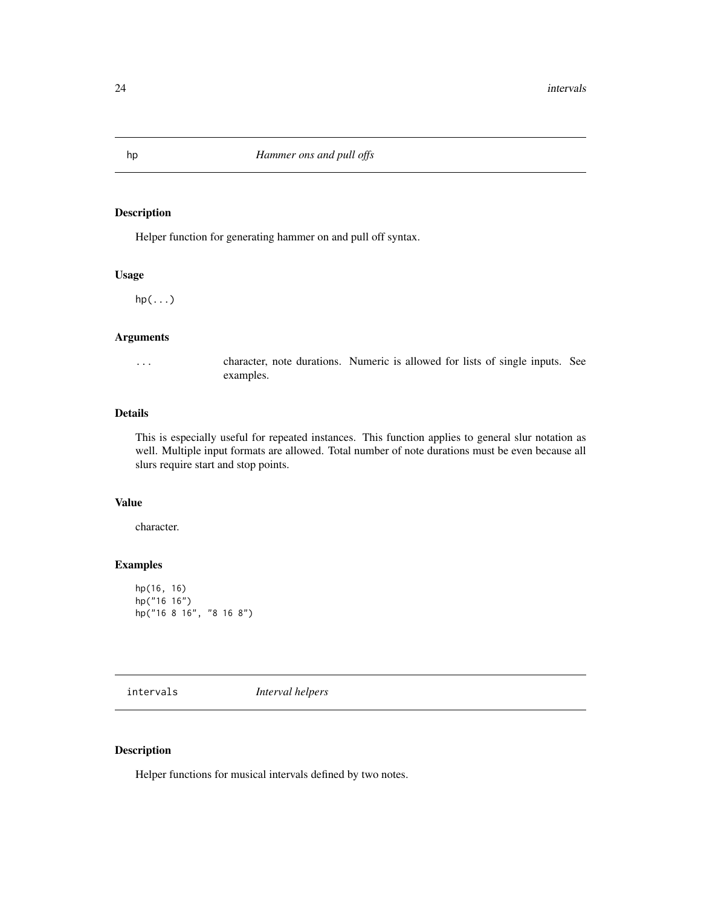## hp — *Hammer ons and pull offs*

### Description

Helper function for generating hammer on and pull off syntax.

### Usage

```
hp(...)
```

### Arguments

| | |
|---|---|
| ... | character, note durations. Numeric is allowed for lists of single inputs. See examples. |

### Details

This is especially useful for repeated instances. This function applies to general slur notation as well. Multiple input formats are allowed. Total number of note durations must be even because all slurs require start and stop points.

### Value

character.

### Examples

```
hp(16, 16)
hp("16 16")
hp("16 8 16", "8 16 8")
```

## intervals — *Interval helpers*

### Description

Helper functions for musical intervals defined by two notes.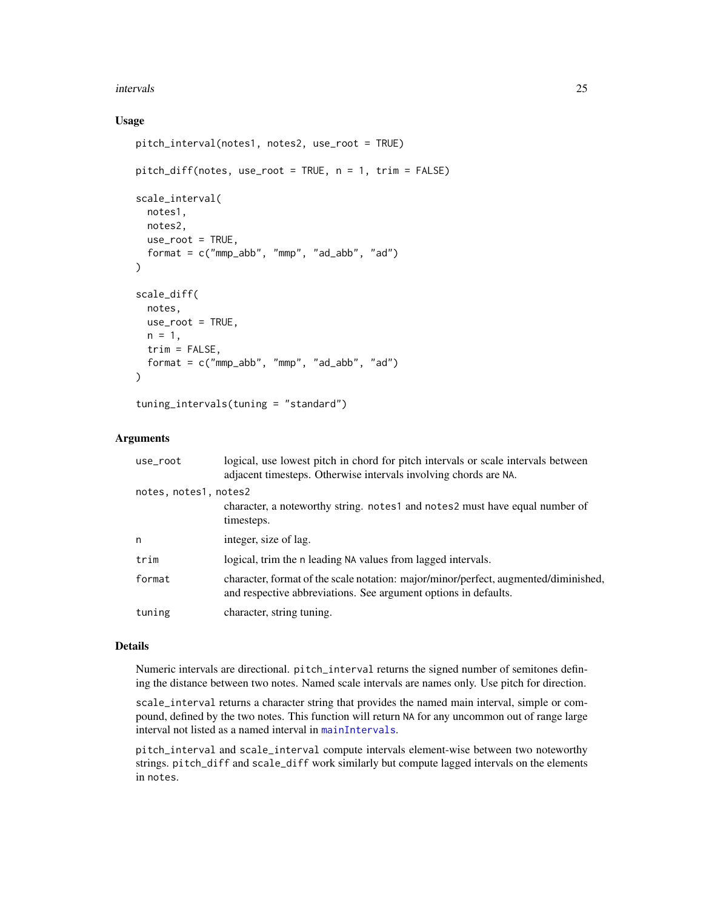### Usage

```
pitch_interval(notes1, notes2, use_root = TRUE)

pitch_diff(notes, use_root = TRUE, n = 1, trim = FALSE)

scale_interval(
  notes1,
  notes2,
  use_root = TRUE,
  format = c("mmp_abb", "mmp", "ad_abb", "ad")
)

scale_diff(
  notes,
  use_root = TRUE,
  n = 1,
  trim = FALSE,
  format = c("mmp_abb", "mmp", "ad_abb", "ad")
)

tuning_intervals(tuning = "standard")
```

### Arguments

| | |
|---|---|
| `use_root` | logical, use lowest pitch in chord for pitch intervals or scale intervals between adjacent timesteps. Otherwise intervals involving chords are `NA`. |
| `notes, notes1, notes2` | character, a noteworthy string. `notes1` and `notes2` must have equal number of timesteps. |
| `n` | integer, size of lag. |
| `trim` | logical, trim the `n` leading `NA` values from lagged intervals. |
| `format` | character, format of the scale notation: major/minor/perfect, augmented/diminished, and respective abbreviations. See argument options in defaults. |
| `tuning` | character, string tuning. |

### Details

Numeric intervals are directional. `pitch_interval` returns the signed number of semitones defining the distance between two notes. Named scale intervals are names only. Use pitch for direction.

`scale_interval` returns a character string that provides the named main interval, simple or compound, defined by the two notes. This function will return `NA` for any uncommon out of range large interval not listed as a named interval in `mainIntervals`.

`pitch_interval` and `scale_interval` compute intervals element-wise between two noteworthy strings. `pitch_diff` and `scale_diff` work similarly but compute lagged intervals on the elements in `notes`.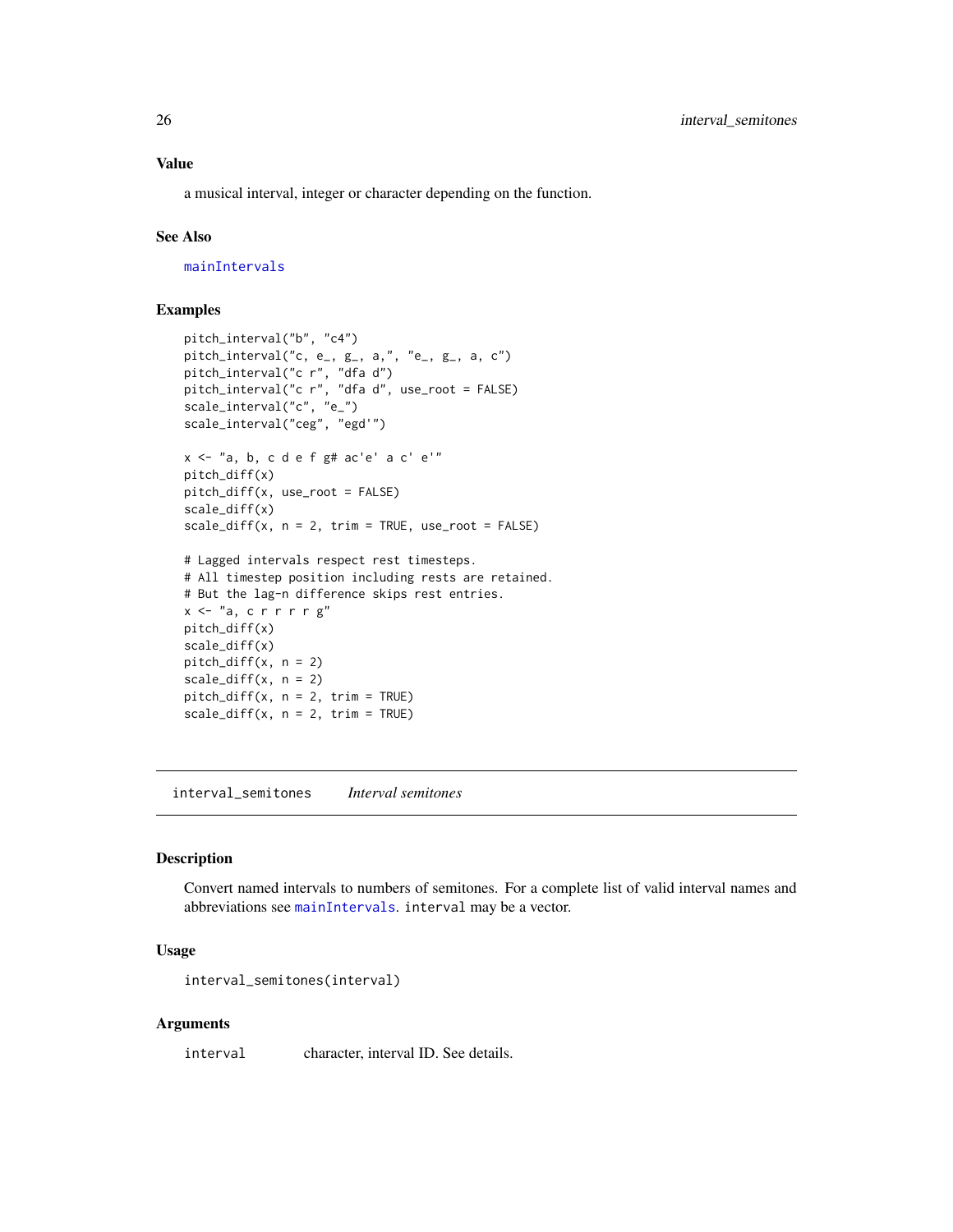### Value

a musical interval, integer or character depending on the function.

### See Also

mainIntervals

### Examples

```
pitch_interval("b", "c4")
pitch_interval("c, e_, g_, a,", "e_, g_, a, c")
pitch_interval("c r", "dfa d")
pitch_interval("c r", "dfa d", use_root = FALSE)
scale_interval("c", "e_")
scale_interval("ceg", "egd'")

x <- "a, b, c d e f g# ac'e' a c' e'"
pitch_diff(x)
pitch_diff(x, use_root = FALSE)
scale_diff(x)
scale_diff(x, n = 2, trim = TRUE, use_root = FALSE)

# Lagged intervals respect rest timesteps.
# All timestep position including rests are retained.
# But the lag-n difference skips rest entries.
x <- "a, c r r r r g"
pitch_diff(x)
scale_diff(x)
pitch_diff(x, n = 2)
scale_diff(x, n = 2)
pitch_diff(x, n = 2, trim = TRUE)
scale_diff(x, n = 2, trim = TRUE)
```

---

## interval_semitones    *Interval semitones*

### Description

Convert named intervals to numbers of semitones. For a complete list of valid interval names and abbreviations see mainIntervals. `interval` may be a vector.

### Usage

```
interval_semitones(interval)
```

### Arguments

| | |
|---|---|
| `interval` | character, interval ID. See details. |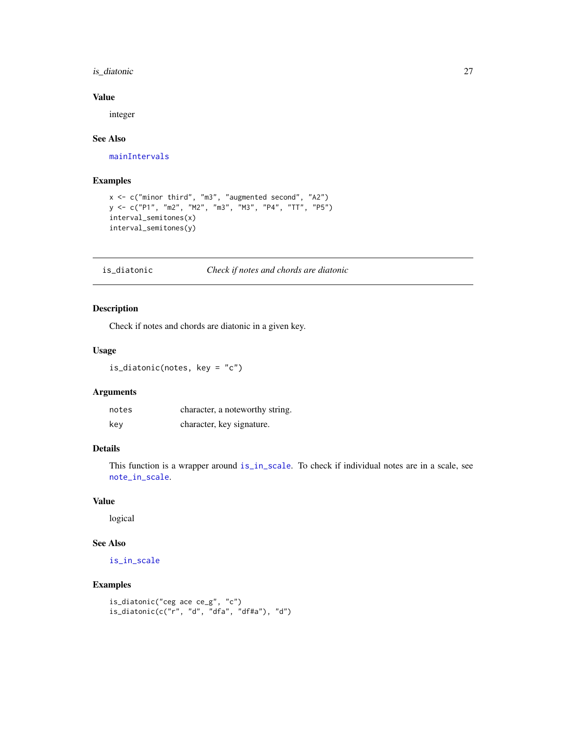### Value

integer

### See Also

mainIntervals

### Examples

```
x <- c("minor third", "m3", "augmented second", "A2")
y <- c("P1", "m2", "M2", "m3", "M3", "P4", "TT", "P5")
interval_semitones(x)
interval_semitones(y)
```

---

## is_diatonic — *Check if notes and chords are diatonic*

### Description

Check if notes and chords are diatonic in a given key.

### Usage

```
is_diatonic(notes, key = "c")
```

### Arguments

| | |
|---|---|
| `notes` | character, a noteworthy string. |
| `key` | character, key signature. |

### Details

This function is a wrapper around `is_in_scale`. To check if individual notes are in a scale, see `note_in_scale`.

### Value

logical

### See Also

is_in_scale

### Examples

```
is_diatonic("ceg ace ce_g", "c")
is_diatonic(c("r", "d", "dfa", "df#a"), "d")
```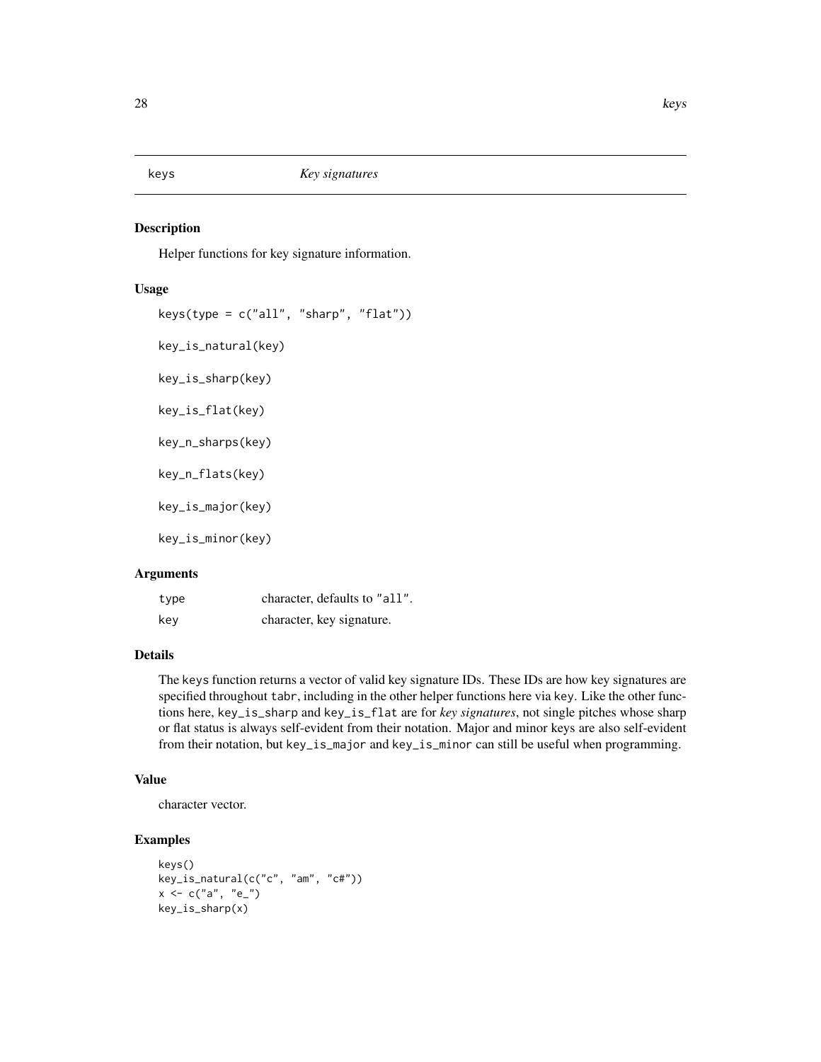keys *Key signatures*

## Description

Helper functions for key signature information.

## Usage

```
keys(type = c("all", "sharp", "flat"))

key_is_natural(key)

key_is_sharp(key)

key_is_flat(key)

key_n_sharps(key)

key_n_flats(key)

key_is_major(key)

key_is_minor(key)
```

## Arguments

| | |
|---|---|
| type | character, defaults to "all". |
| key | character, key signature. |

## Details

The keys function returns a vector of valid key signature IDs. These IDs are how key signatures are specified throughout tabr, including in the other helper functions here via key. Like the other functions here, key_is_sharp and key_is_flat are for *key signatures*, not single pitches whose sharp or flat status is always self-evident from their notation. Major and minor keys are also self-evident from their notation, but key_is_major and key_is_minor can still be useful when programming.

## Value

character vector.

## Examples

```
keys()
key_is_natural(c("c", "am", "c#"))
x <- c("a", "e_")
key_is_sharp(x)
```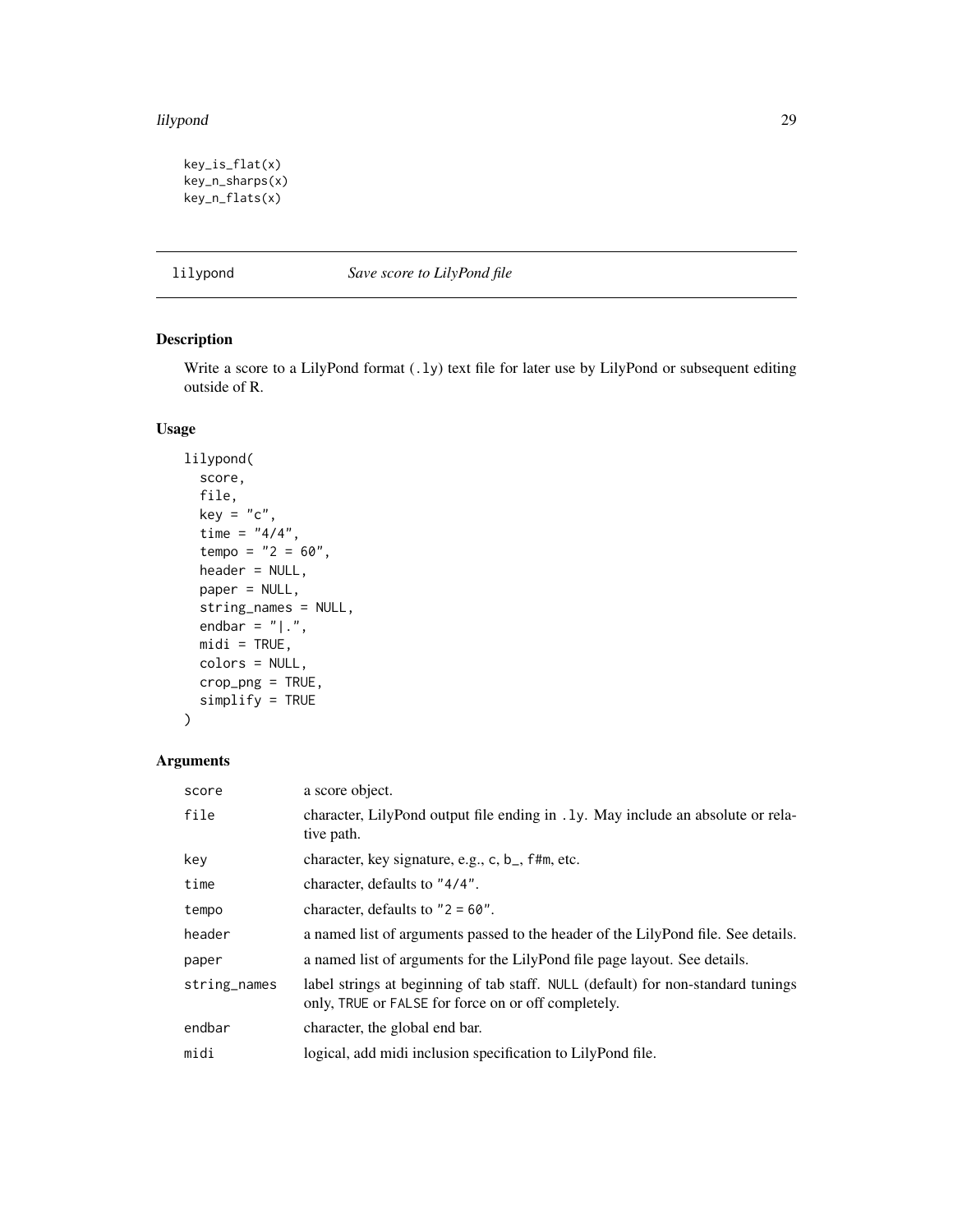```
key_is_flat(x)
key_n_sharps(x)
key_n_flats(x)
```

## lilypond *Save score to LilyPond file*

### Description

Write a score to a LilyPond format (.ly) text file for later use by LilyPond or subsequent editing outside of R.

### Usage

```
lilypond(
  score,
  file,
  key = "c",
  time = "4/4",
  tempo = "2 = 60",
  header = NULL,
  paper = NULL,
  string_names = NULL,
  endbar = "|.",
  midi = TRUE,
  colors = NULL,
  crop_png = TRUE,
  simplify = TRUE
)
```

### Arguments

| | |
|---|---|
| score | a score object. |
| file | character, LilyPond output file ending in .ly. May include an absolute or relative path. |
| key | character, key signature, e.g., c, b_, f#m, etc. |
| time | character, defaults to "4/4". |
| tempo | character, defaults to "2 = 60". |
| header | a named list of arguments passed to the header of the LilyPond file. See details. |
| paper | a named list of arguments for the LilyPond file page layout. See details. |
| string_names | label strings at beginning of tab staff. NULL (default) for non-standard tunings only, TRUE or FALSE for force on or off completely. |
| endbar | character, the global end bar. |
| midi | logical, add midi inclusion specification to LilyPond file. |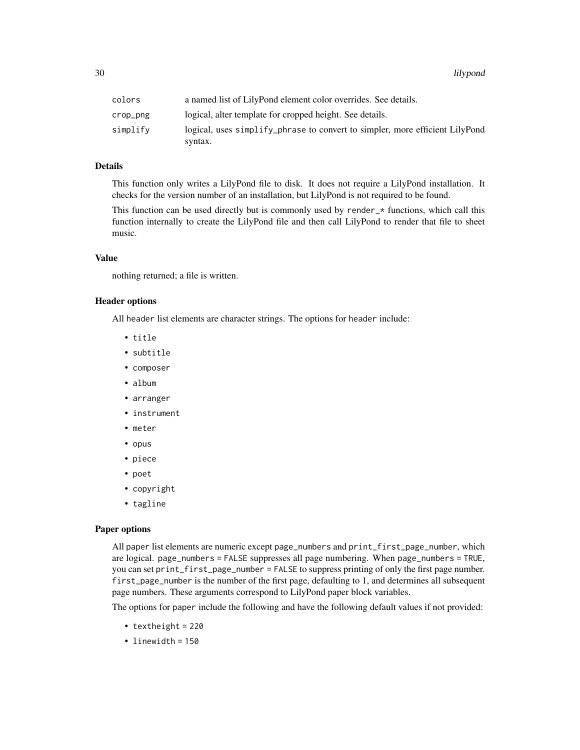| | |
|---|---|
| colors | a named list of LilyPond element color overrides. See details. |
| crop_png | logical, alter template for cropped height. See details. |
| simplify | logical, uses simplify_phrase to convert to simpler, more efficient LilyPond syntax. |

### Details

This function only writes a LilyPond file to disk. It does not require a LilyPond installation. It checks for the version number of an installation, but LilyPond is not required to be found.

This function can be used directly but is commonly used by render_* functions, which call this function internally to create the LilyPond file and then call LilyPond to render that file to sheet music.

### Value

nothing returned; a file is written.

### Header options

All header list elements are character strings. The options for header include:

- title
- subtitle
- composer
- album
- arranger
- instrument
- meter
- opus
- piece
- poet
- copyright
- tagline

### Paper options

All paper list elements are numeric except page_numbers and print_first_page_number, which are logical. page_numbers = FALSE suppresses all page numbering. When page_numbers = TRUE, you can set print_first_page_number = FALSE to suppress printing of only the first page number. first_page_number is the number of the first page, defaulting to 1, and determines all subsequent page numbers. These arguments correspond to LilyPond paper block variables.

The options for paper include the following and have the following default values if not provided:

- textheight = 220
- linewidth = 150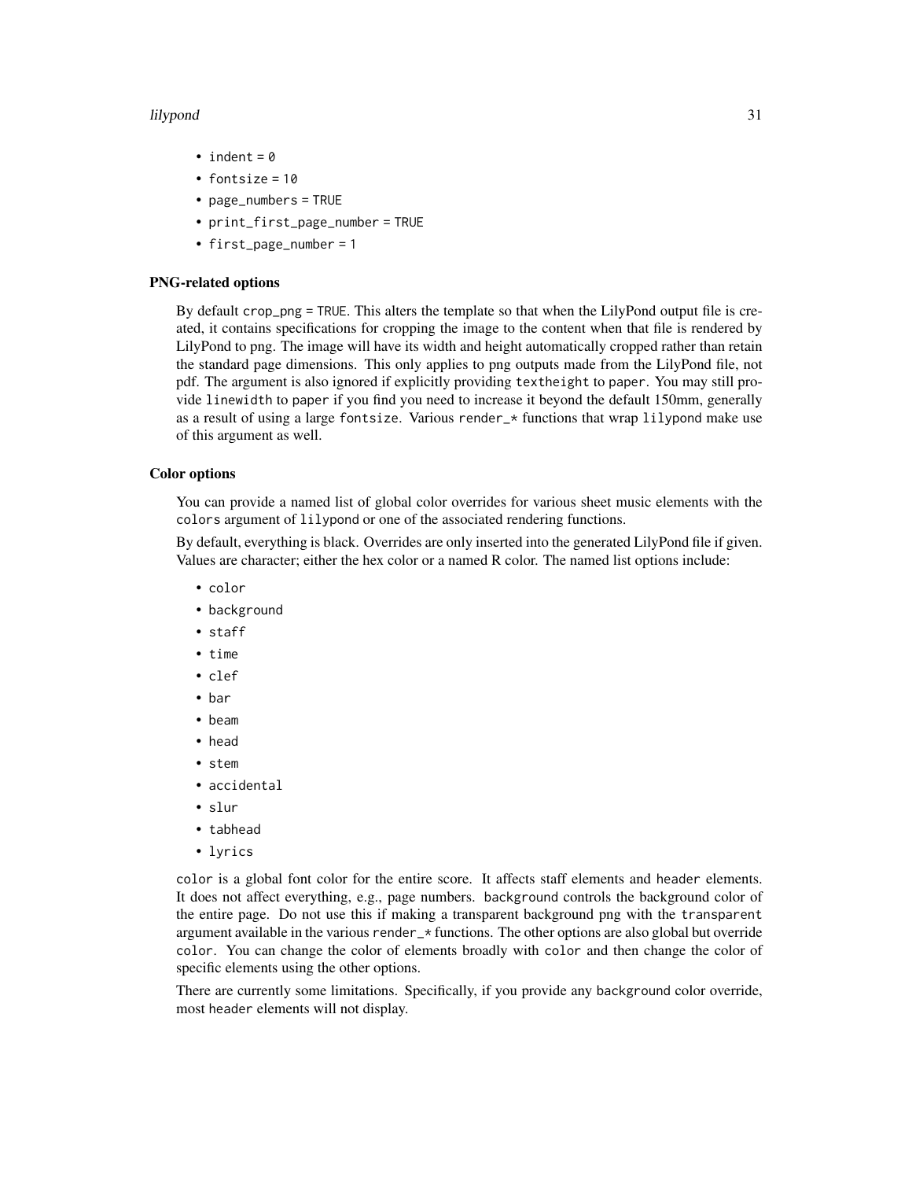- `indent = 0`
- `fontsize = 10`
- `page_numbers = TRUE`
- `print_first_page_number = TRUE`
- `first_page_number = 1`

### PNG-related options

By default `crop_png = TRUE`. This alters the template so that when the LilyPond output file is created, it contains specifications for cropping the image to the content when that file is rendered by LilyPond to png. The image will have its width and height automatically cropped rather than retain the standard page dimensions. This only applies to png outputs made from the LilyPond file, not pdf. The argument is also ignored if explicitly providing `textheight` to `paper`. You may still provide `linewidth` to `paper` if you find you need to increase it beyond the default 150mm, generally as a result of using a large `fontsize`. Various `render_*` functions that wrap `lilypond` make use of this argument as well.

### Color options

You can provide a named list of global color overrides for various sheet music elements with the `colors` argument of `lilypond` or one of the associated rendering functions.

By default, everything is black. Overrides are only inserted into the generated LilyPond file if given. Values are character; either the hex color or a named R color. The named list options include:

- `color`
- `background`
- `staff`
- `time`
- `clef`
- `bar`
- `beam`
- `head`
- `stem`
- `accidental`
- `slur`
- `tabhead`
- `lyrics`

`color` is a global font color for the entire score. It affects staff elements and `header` elements. It does not affect everything, e.g., page numbers. `background` controls the background color of the entire page. Do not use this if making a transparent background png with the `transparent` argument available in the various `render_*` functions. The other options are also global but override `color`. You can change the color of elements broadly with `color` and then change the color of specific elements using the other options.

There are currently some limitations. Specifically, if you provide any `background` color override, most `header` elements will not display.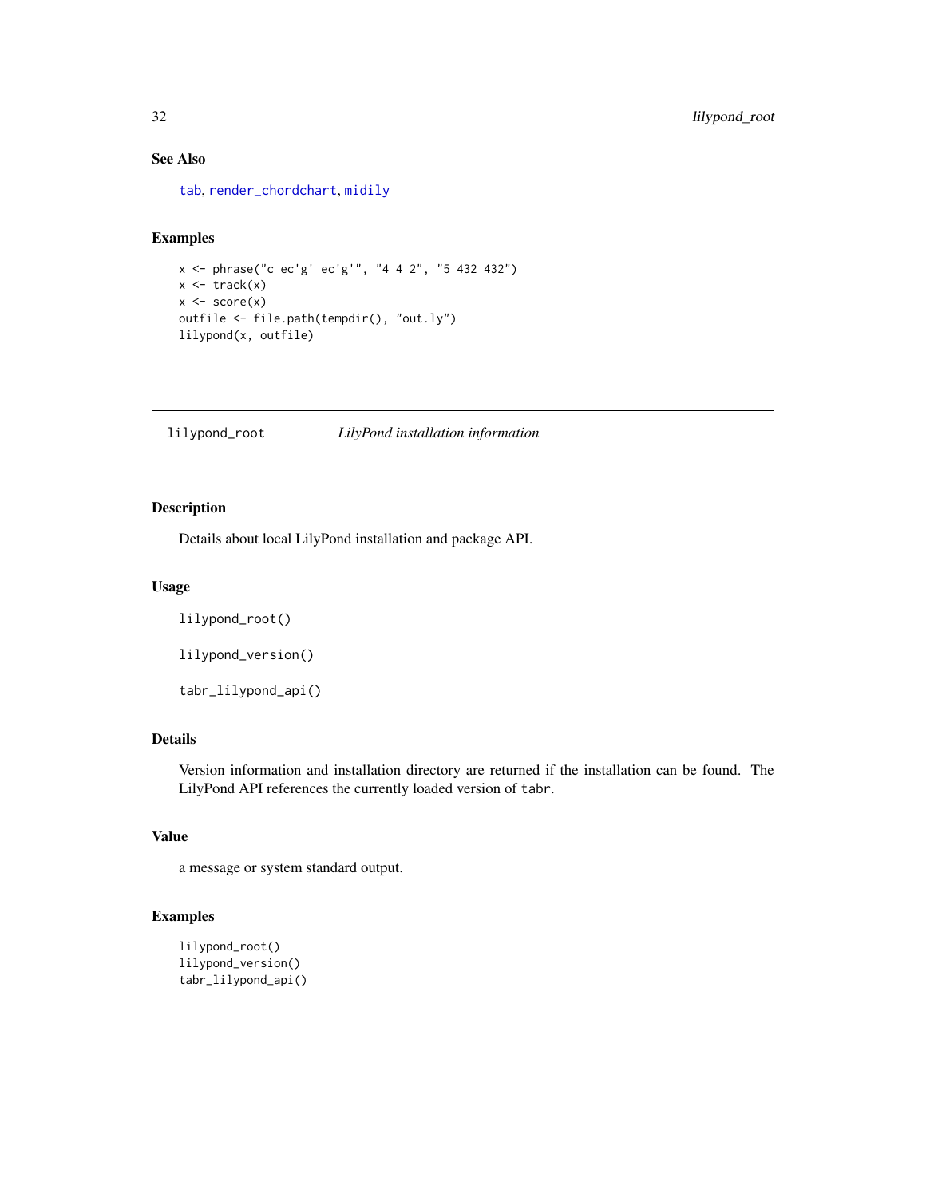### See Also

tab, render_chordchart, midily

### Examples

```
x <- phrase("c ec'g' ec'g'", "4 4 2", "5 432 432")
x <- track(x)
x <- score(x)
outfile <- file.path(tempdir(), "out.ly")
lilypond(x, outfile)
```

---

## lilypond_root — *LilyPond installation information*

---

### Description

Details about local LilyPond installation and package API.

### Usage

```
lilypond_root()

lilypond_version()

tabr_lilypond_api()
```

### Details

Version information and installation directory are returned if the installation can be found. The LilyPond API references the currently loaded version of `tabr`.

### Value

a message or system standard output.

### Examples

```
lilypond_root()
lilypond_version()
tabr_lilypond_api()
```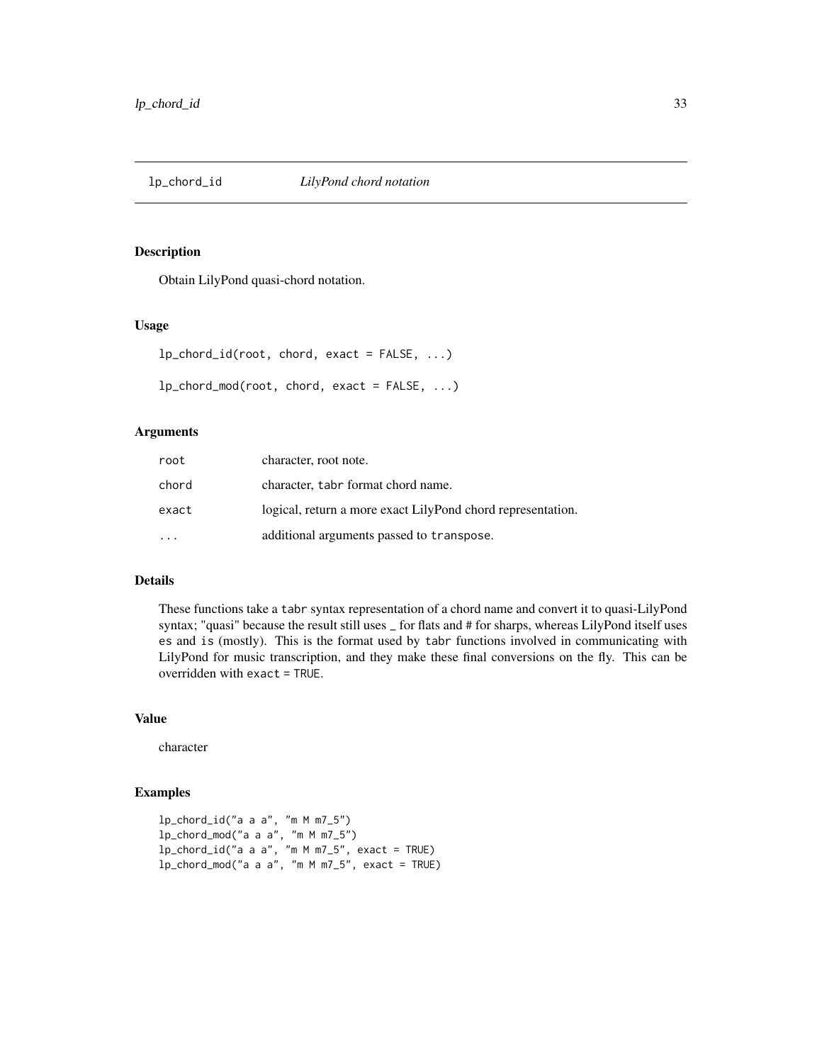# lp_chord_id — *LilyPond chord notation*

## Description

Obtain LilyPond quasi-chord notation.

## Usage

```
lp_chord_id(root, chord, exact = FALSE, ...)

lp_chord_mod(root, chord, exact = FALSE, ...)
```

## Arguments

| | |
|---|---|
| root | character, root note. |
| chord | character, tabr format chord name. |
| exact | logical, return a more exact LilyPond chord representation. |
| ... | additional arguments passed to transpose. |

## Details

These functions take a tabr syntax representation of a chord name and convert it to quasi-LilyPond syntax; "quasi" because the result still uses _ for flats and # for sharps, whereas LilyPond itself uses es and is (mostly). This is the format used by tabr functions involved in communicating with LilyPond for music transcription, and they make these final conversions on the fly. This can be overridden with exact = TRUE.

## Value

character

## Examples

```
lp_chord_id("a a a", "m M m7_5")
lp_chord_mod("a a a", "m M m7_5")
lp_chord_id("a a a", "m M m7_5", exact = TRUE)
lp_chord_mod("a a a", "m M m7_5", exact = TRUE)
```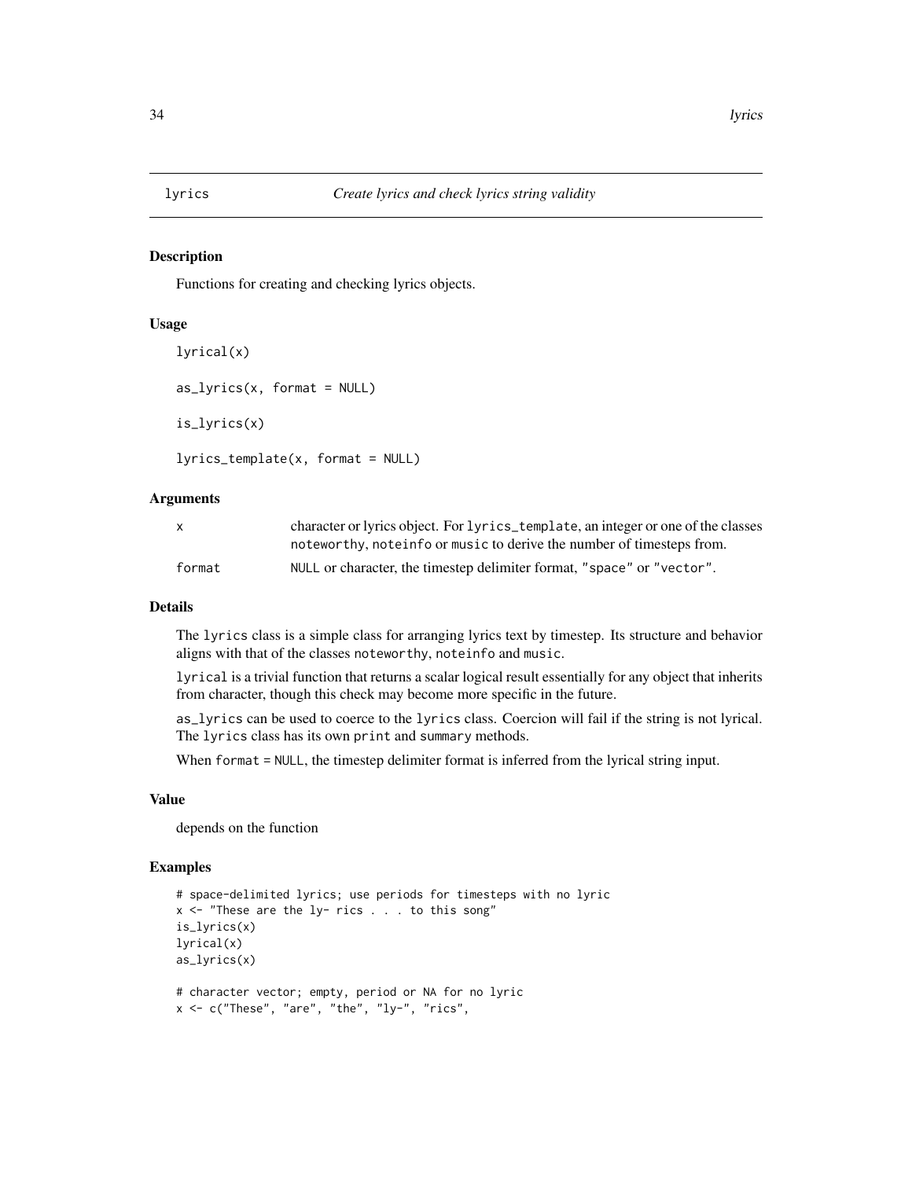# lyrics — *Create lyrics and check lyrics string validity*

## Description

Functions for creating and checking lyrics objects.

## Usage

```
lyrical(x)

as_lyrics(x, format = NULL)

is_lyrics(x)

lyrics_template(x, format = NULL)
```

## Arguments

| | |
|---|---|
| `x` | character or lyrics object. For `lyrics_template`, an integer or one of the classes `noteworthy`, `noteinfo` or `music` to derive the number of timesteps from. |
| `format` | `NULL` or character, the timestep delimiter format, `"space"` or `"vector"`. |

## Details

The `lyrics` class is a simple class for arranging lyrics text by timestep. Its structure and behavior aligns with that of the classes `noteworthy`, `noteinfo` and `music`.

`lyrical` is a trivial function that returns a scalar logical result essentially for any object that inherits from character, though this check may become more specific in the future.

`as_lyrics` can be used to coerce to the `lyrics` class. Coercion will fail if the string is not lyrical. The `lyrics` class has its own `print` and `summary` methods.

When `format = NULL`, the timestep delimiter format is inferred from the lyrical string input.

## Value

depends on the function

## Examples

```
# space-delimited lyrics; use periods for timesteps with no lyric
x <- "These are the ly- rics . . . to this song"
is_lyrics(x)
lyrical(x)
as_lyrics(x)

# character vector; empty, period or NA for no lyric
x <- c("These", "are", "the", "ly-", "rics",
```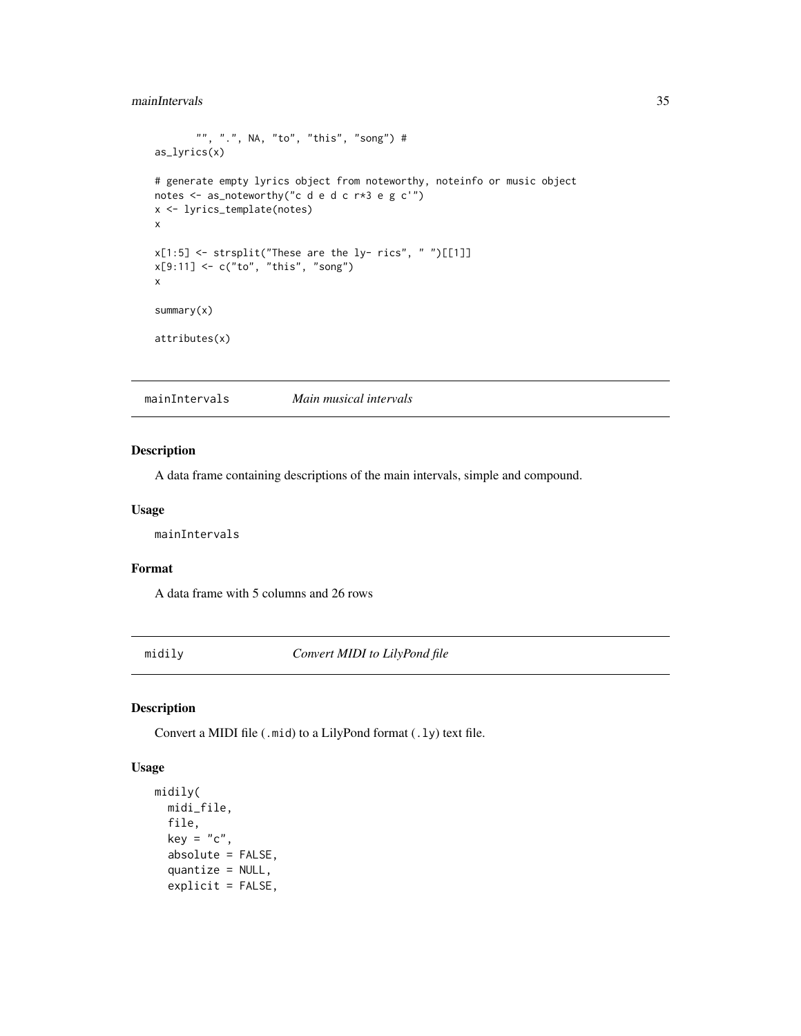```
        "", ".", NA, "to", "this", "song") #
as_lyrics(x)

# generate empty lyrics object from noteworthy, noteinfo or music object
notes <- as_noteworthy("c d e d c r*3 e g c'")
x <- lyrics_template(notes)
x

x[1:5] <- strsplit("These are the ly- rics", " ")[[1]]
x[9:11] <- c("to", "this", "song")
x

summary(x)

attributes(x)
```

## mainIntervals — *Main musical intervals*

### Description

A data frame containing descriptions of the main intervals, simple and compound.

### Usage

```
mainIntervals
```

### Format

A data frame with 5 columns and 26 rows

## midily — *Convert MIDI to LilyPond file*

### Description

Convert a MIDI file (`.mid`) to a LilyPond format (`.ly`) text file.

### Usage

```
midily(
  midi_file,
  file,
  key = "c",
  absolute = FALSE,
  quantize = NULL,
  explicit = FALSE,
```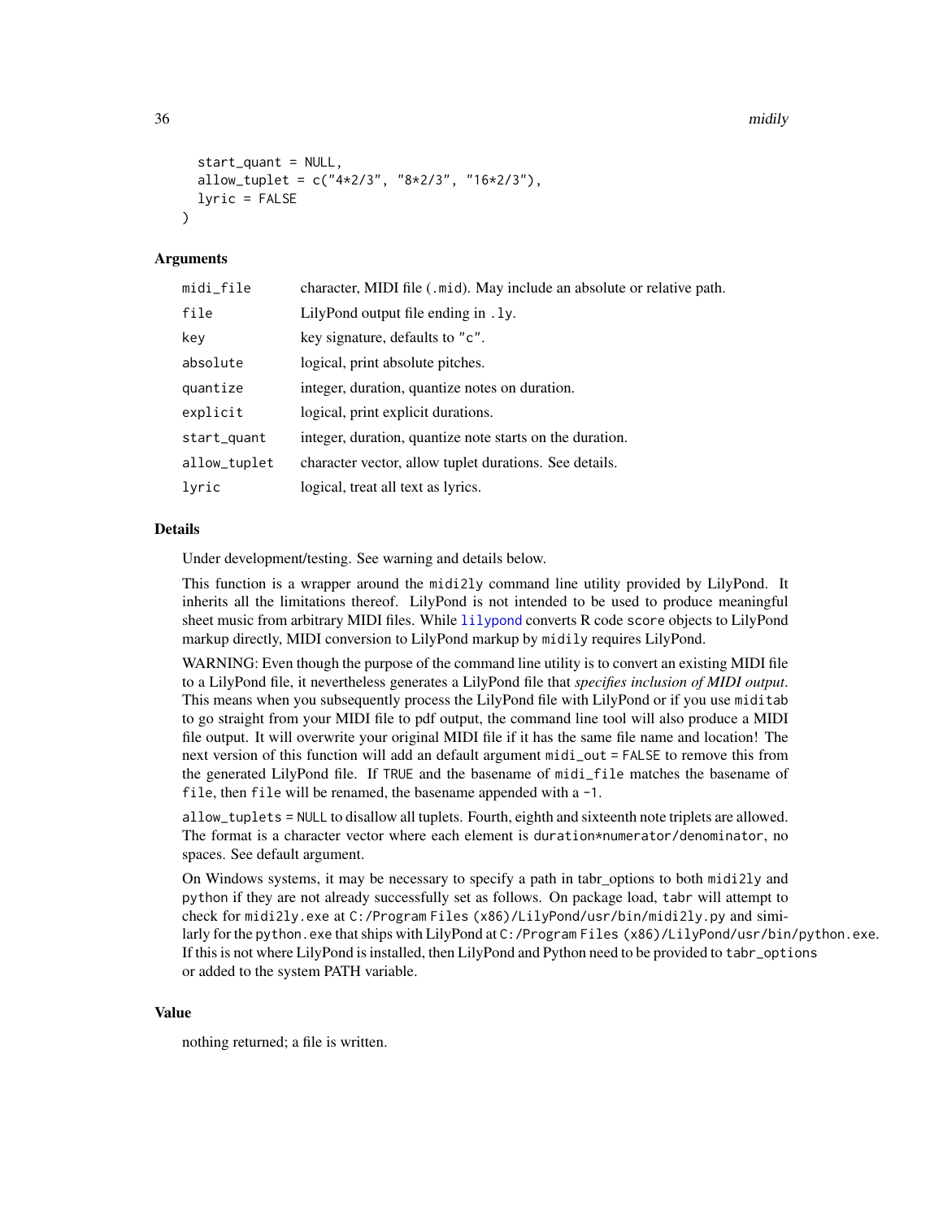```
  start_quant = NULL,
  allow_tuplet = c("4*2/3", "8*2/3", "16*2/3"),
  lyric = FALSE
)
```

### Arguments

| | |
|---|---|
| `midi_file` | character, MIDI file (`.mid`). May include an absolute or relative path. |
| `file` | LilyPond output file ending in `.ly`. |
| `key` | key signature, defaults to `"c"`. |
| `absolute` | logical, print absolute pitches. |
| `quantize` | integer, duration, quantize notes on duration. |
| `explicit` | logical, print explicit durations. |
| `start_quant` | integer, duration, quantize note starts on the duration. |
| `allow_tuplet` | character vector, allow tuplet durations. See details. |
| `lyric` | logical, treat all text as lyrics. |

### Details

Under development/testing. See warning and details below.

This function is a wrapper around the `midi2ly` command line utility provided by LilyPond. It inherits all the limitations thereof. LilyPond is not intended to be used to produce meaningful sheet music from arbitrary MIDI files. While `lilypond` converts R code `score` objects to LilyPond markup directly, MIDI conversion to LilyPond markup by `midily` requires LilyPond.

WARNING: Even though the purpose of the command line utility is to convert an existing MIDI file to a LilyPond file, it nevertheless generates a LilyPond file that *specifies inclusion of MIDI output*. This means when you subsequently process the LilyPond file with LilyPond or if you use `miditab` to go straight from your MIDI file to pdf output, the command line tool will also produce a MIDI file output. It will overwrite your original MIDI file if it has the same file name and location! The next version of this function will add an default argument `midi_out = FALSE` to remove this from the generated LilyPond file. If `TRUE` and the basename of `midi_file` matches the basename of `file`, then `file` will be renamed, the basename appended with a `-1`.

`allow_tuplets = NULL` to disallow all tuplets. Fourth, eighth and sixteenth note triplets are allowed. The format is a character vector where each element is `duration*numerator/denominator`, no spaces. See default argument.

On Windows systems, it may be necessary to specify a path in tabr_options to both `midi2ly` and `python` if they are not already successfully set as follows. On package load, `tabr` will attempt to check for `midi2ly.exe` at `C:/Program Files (x86)/LilyPond/usr/bin/midi2ly.py` and similarly for the `python.exe` that ships with LilyPond at `C:/Program Files (x86)/LilyPond/usr/bin/python.exe`. If this is not where LilyPond is installed, then LilyPond and Python need to be provided to `tabr_options` or added to the system PATH variable.

### Value

nothing returned; a file is written.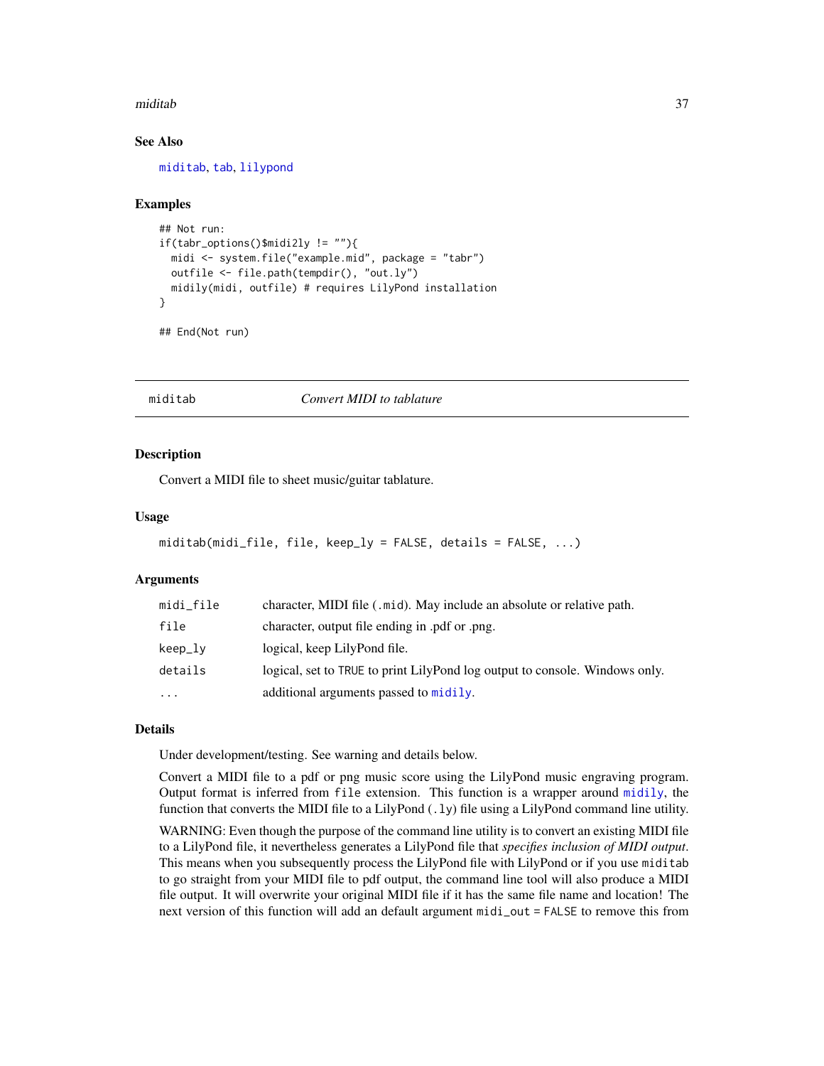### See Also

miditab, tab, lilypond

### Examples

```
## Not run:
if(tabr_options()$midi2ly != ""){
  midi <- system.file("example.mid", package = "tabr")
  outfile <- file.path(tempdir(), "out.ly")
  midily(midi, outfile) # requires LilyPond installation
}

## End(Not run)
```

---

## miditab — *Convert MIDI to tablature*

### Description

Convert a MIDI file to sheet music/guitar tablature.

### Usage

```
miditab(midi_file, file, keep_ly = FALSE, details = FALSE, ...)
```

### Arguments

| | |
|---|---|
| `midi_file` | character, MIDI file (`.mid`). May include an absolute or relative path. |
| `file` | character, output file ending in .pdf or .png. |
| `keep_ly` | logical, keep LilyPond file. |
| `details` | logical, set to `TRUE` to print LilyPond log output to console. Windows only. |
| `...` | additional arguments passed to `midily`. |

### Details

Under development/testing. See warning and details below.

Convert a MIDI file to a pdf or png music score using the LilyPond music engraving program. Output format is inferred from `file` extension. This function is a wrapper around `midily`, the function that converts the MIDI file to a LilyPond (`.ly`) file using a LilyPond command line utility.

WARNING: Even though the purpose of the command line utility is to convert an existing MIDI file to a LilyPond file, it nevertheless generates a LilyPond file that *specifies inclusion of MIDI output*. This means when you subsequently process the LilyPond file with LilyPond or if you use `miditab` to go straight from your MIDI file to pdf output, the command line tool will also produce a MIDI file output. It will overwrite your original MIDI file if it has the same file name and location! The next version of this function will add an default argument `midi_out = FALSE` to remove this from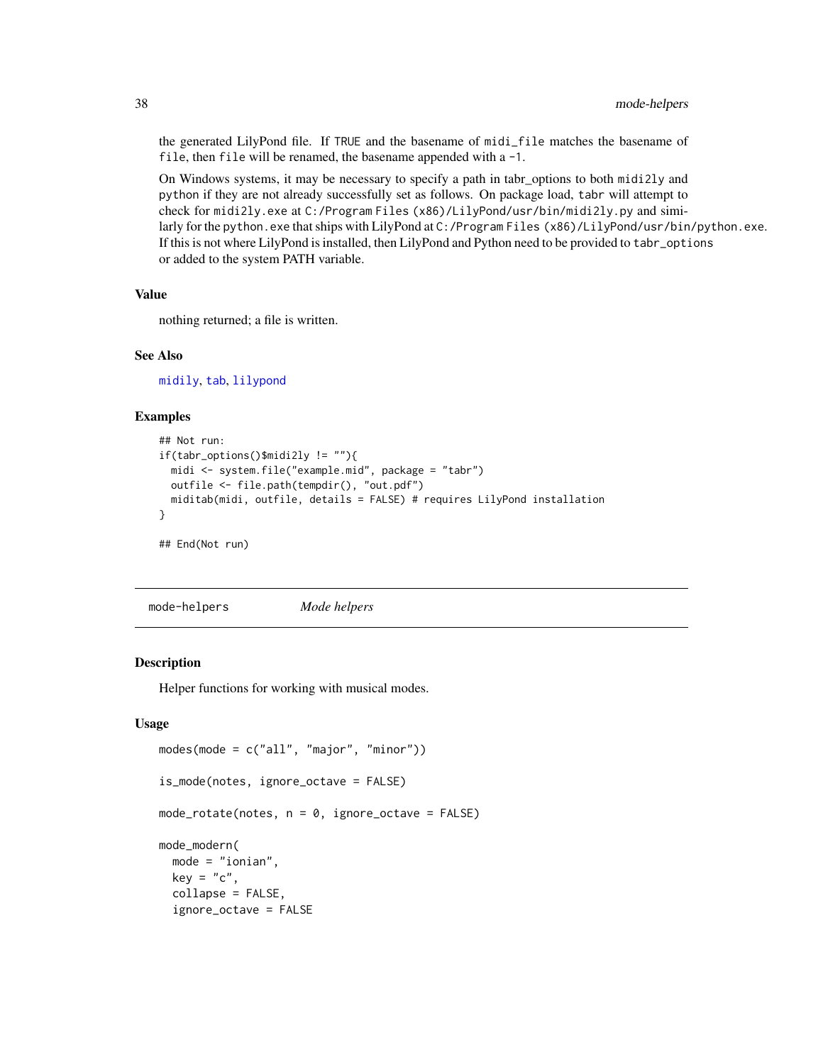the generated LilyPond file. If TRUE and the basename of `midi_file` matches the basename of `file`, then `file` will be renamed, the basename appended with a `-1`.

On Windows systems, it may be necessary to specify a path in tabr_options to both `midi2ly` and `python` if they are not already successfully set as follows. On package load, `tabr` will attempt to check for `midi2ly.exe` at `C:/Program Files (x86)/LilyPond/usr/bin/midi2ly.py` and similarly for the `python.exe` that ships with LilyPond at `C:/Program Files (x86)/LilyPond/usr/bin/python.exe`. If this is not where LilyPond is installed, then LilyPond and Python need to be provided to `tabr_options` or added to the system PATH variable.

### Value

nothing returned; a file is written.

### See Also

`midily`, `tab`, `lilypond`

### Examples

```
## Not run:
if(tabr_options()$midi2ly != ""){
  midi <- system.file("example.mid", package = "tabr")
  outfile <- file.path(tempdir(), "out.pdf")
  miditab(midi, outfile, details = FALSE) # requires LilyPond installation
}

## End(Not run)
```

---

## mode-helpers *Mode helpers*

### Description

Helper functions for working with musical modes.

### Usage

```
modes(mode = c("all", "major", "minor"))

is_mode(notes, ignore_octave = FALSE)

mode_rotate(notes, n = 0, ignore_octave = FALSE)

mode_modern(
  mode = "ionian",
  key = "c",
  collapse = FALSE,
  ignore_octave = FALSE
```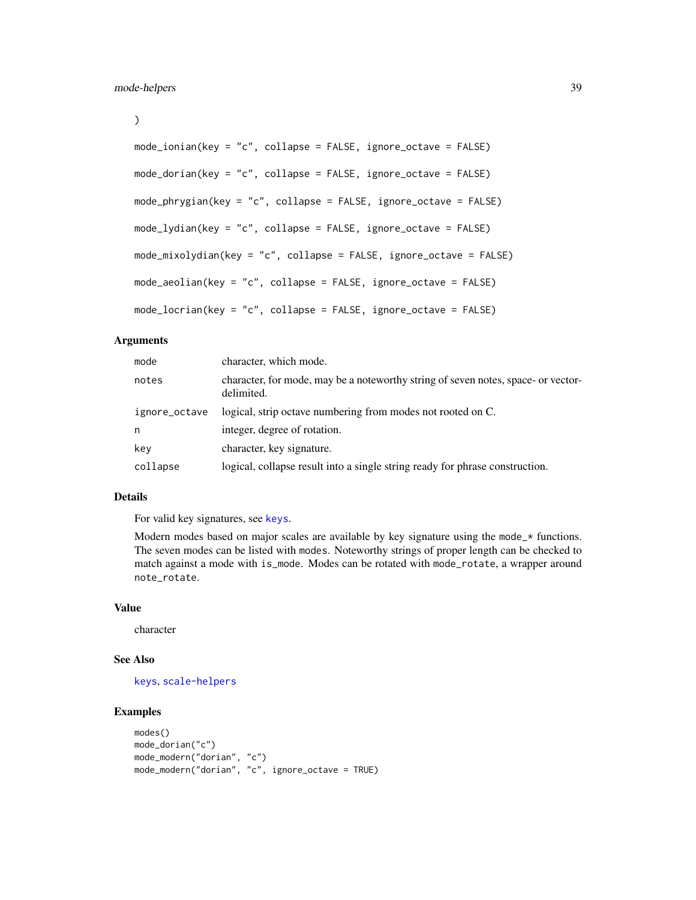```
)

mode_ionian(key = "c", collapse = FALSE, ignore_octave = FALSE)

mode_dorian(key = "c", collapse = FALSE, ignore_octave = FALSE)

mode_phrygian(key = "c", collapse = FALSE, ignore_octave = FALSE)

mode_lydian(key = "c", collapse = FALSE, ignore_octave = FALSE)

mode_mixolydian(key = "c", collapse = FALSE, ignore_octave = FALSE)

mode_aeolian(key = "c", collapse = FALSE, ignore_octave = FALSE)

mode_locrian(key = "c", collapse = FALSE, ignore_octave = FALSE)
```

## Arguments

| | |
|---|---|
| `mode` | character, which mode. |
| `notes` | character, for mode, may be a noteworthy string of seven notes, space- or vector-delimited. |
| `ignore_octave` | logical, strip octave numbering from modes not rooted on C. |
| `n` | integer, degree of rotation. |
| `key` | character, key signature. |
| `collapse` | logical, collapse result into a single string ready for phrase construction. |

## Details

For valid key signatures, see `keys`.

Modern modes based on major scales are available by key signature using the `mode_*` functions. The seven modes can be listed with `modes`. Noteworthy strings of proper length can be checked to match against a mode with `is_mode`. Modes can be rotated with `mode_rotate`, a wrapper around `note_rotate`.

## Value

character

## See Also

`keys`, `scale-helpers`

## Examples

```
modes()
mode_dorian("c")
mode_modern("dorian", "c")
mode_modern("dorian", "c", ignore_octave = TRUE)
```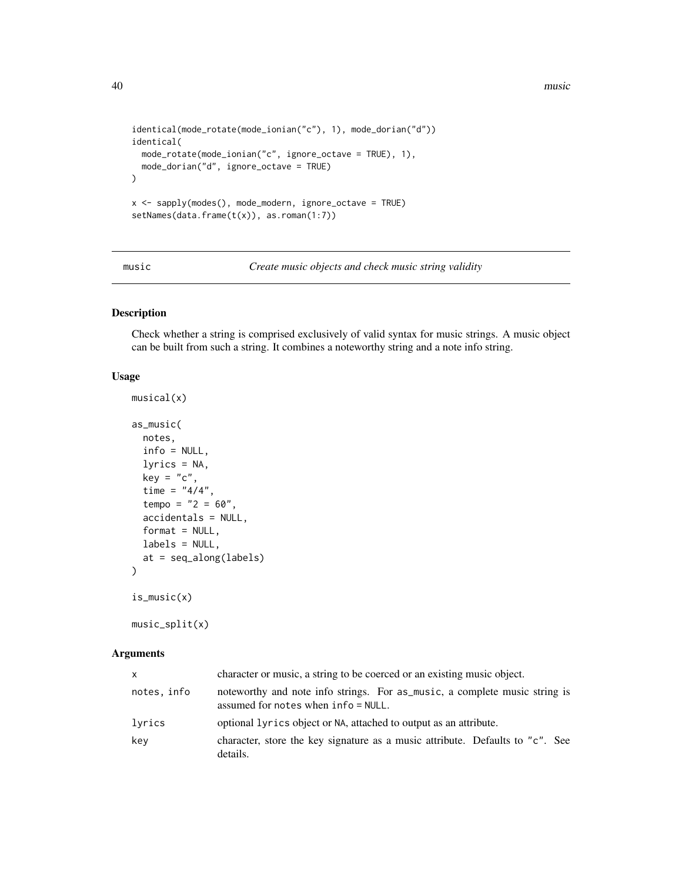```
identical(mode_rotate(mode_ionian("c"), 1), mode_dorian("d"))
identical(
  mode_rotate(mode_ionian("c", ignore_octave = TRUE), 1),
  mode_dorian("d", ignore_octave = TRUE)
)

x <- sapply(modes(), mode_modern, ignore_octave = TRUE)
setNames(data.frame(t(x)), as.roman(1:7))
```

## music — *Create music objects and check music string validity*

### Description

Check whether a string is comprised exclusively of valid syntax for music strings. A music object can be built from such a string. It combines a noteworthy string and a note info string.

### Usage

```
musical(x)

as_music(
  notes,
  info = NULL,
  lyrics = NA,
  key = "c",
  time = "4/4",
  tempo = "2 = 60",
  accidentals = NULL,
  format = NULL,
  labels = NULL,
  at = seq_along(labels)
)

is_music(x)

music_split(x)
```

### Arguments

| | |
|---|---|
| x | character or music, a string to be coerced or an existing music object. |
| notes, info | noteworthy and note info strings. For as_music, a complete music string is assumed for notes when info = NULL. |
| lyrics | optional lyrics object or NA, attached to output as an attribute. |
| key | character, store the key signature as a music attribute. Defaults to "c". See details. |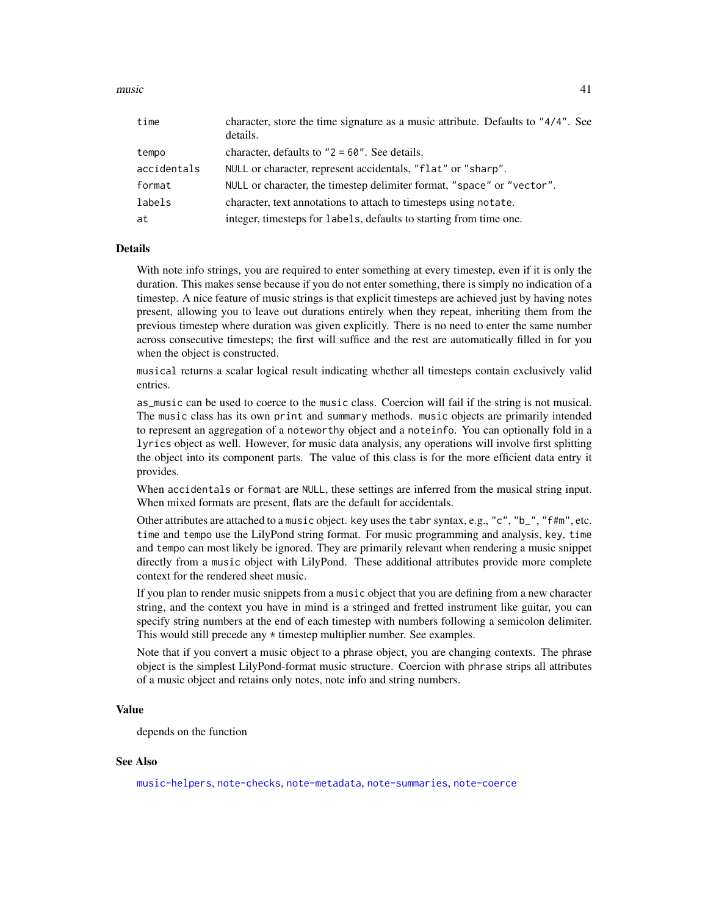| | |
|---|---|
| time | character, store the time signature as a music attribute. Defaults to "4/4". See details. |
| tempo | character, defaults to "2 = 60". See details. |
| accidentals | NULL or character, represent accidentals, "flat" or "sharp". |
| format | NULL or character, the timestep delimiter format, "space" or "vector". |
| labels | character, text annotations to attach to timesteps using notate. |
| at | integer, timesteps for labels, defaults to starting from time one. |

## Details

With note info strings, you are required to enter something at every timestep, even if it is only the duration. This makes sense because if you do not enter something, there is simply no indication of a timestep. A nice feature of music strings is that explicit timesteps are achieved just by having notes present, allowing you to leave out durations entirely when they repeat, inheriting them from the previous timestep where duration was given explicitly. There is no need to enter the same number across consecutive timesteps; the first will suffice and the rest are automatically filled in for you when the object is constructed.

`musical` returns a scalar logical result indicating whether all timesteps contain exclusively valid entries.

`as_music` can be used to coerce to the `music` class. Coercion will fail if the string is not musical. The `music` class has its own `print` and `summary` methods. `music` objects are primarily intended to represent an aggregation of a `noteworthy` object and a `noteinfo`. You can optionally fold in a `lyrics` object as well. However, for music data analysis, any operations will involve first splitting the object into its component parts. The value of this class is for the more efficient data entry it provides.

When `accidentals` or `format` are `NULL`, these settings are inferred from the musical string input. When mixed formats are present, flats are the default for accidentals.

Other attributes are attached to a `music` object. `key` uses the `tabr` syntax, e.g., "c", "b_", "f#m", etc. `time` and `tempo` use the LilyPond string format. For music programming and analysis, `key`, `time` and `tempo` can most likely be ignored. They are primarily relevant when rendering a music snippet directly from a `music` object with LilyPond. These additional attributes provide more complete context for the rendered sheet music.

If you plan to render music snippets from a `music` object that you are defining from a new character string, and the context you have in mind is a stringed and fretted instrument like guitar, you can specify string numbers at the end of each timestep with numbers following a semicolon delimiter. This would still precede any * timestep multiplier number. See examples.

Note that if you convert a music object to a phrase object, you are changing contexts. The phrase object is the simplest LilyPond-format music structure. Coercion with `phrase` strips all attributes of a music object and retains only notes, note info and string numbers.

## Value

depends on the function

## See Also

music-helpers, note-checks, note-metadata, note-summaries, note-coerce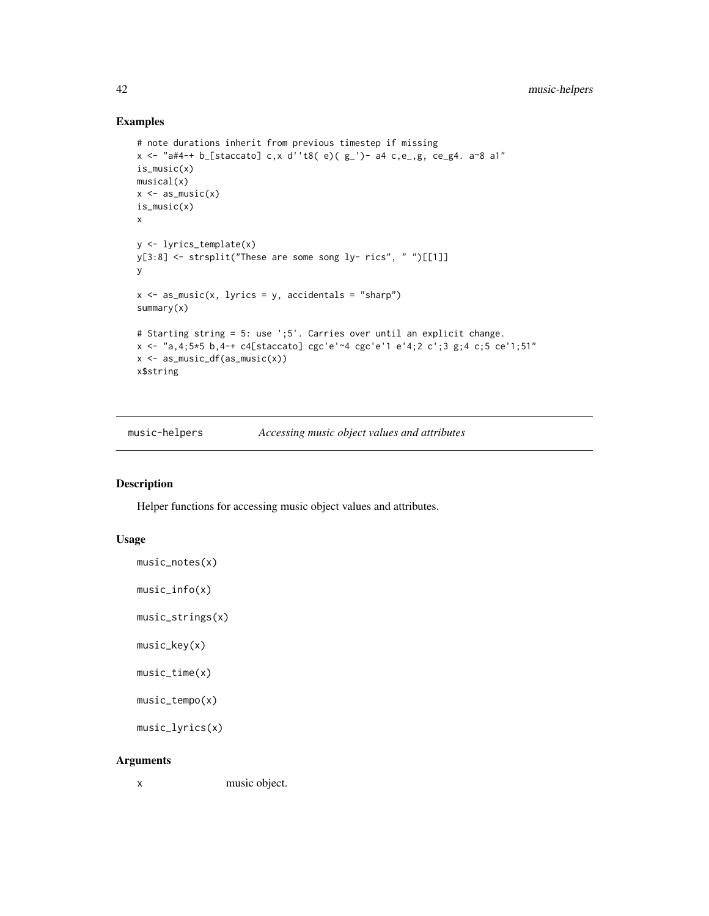## Examples

```
# note durations inherit from previous timestep if missing
x <- "a#4-+ b_[staccato] c,x d''t8( e)( g_')- a4 c,e_,g, ce_g4. a~8 a1"
is_music(x)
musical(x)
x <- as_music(x)
is_music(x)
x

y <- lyrics_template(x)
y[3:8] <- strsplit("These are some song ly- rics", " ")[[1]]
y

x <- as_music(x, lyrics = y, accidentals = "sharp")
summary(x)

# Starting string = 5: use ';5'. Carries over until an explicit change.
x <- "a,4;5*5 b,4-+ c4[staccato] cgc'e'~4 cgc'e'1 e'4;2 c';3 g;4 c;5 ce'1;51"
x <- as_music_df(as_music(x))
x$string
```

---

music-helpers *Accessing music object values and attributes*

---

## Description

Helper functions for accessing music object values and attributes.

## Usage

```
music_notes(x)

music_info(x)

music_strings(x)

music_key(x)

music_time(x)

music_tempo(x)

music_lyrics(x)
```

## Arguments

| | |
|---|---|
| x | music object. |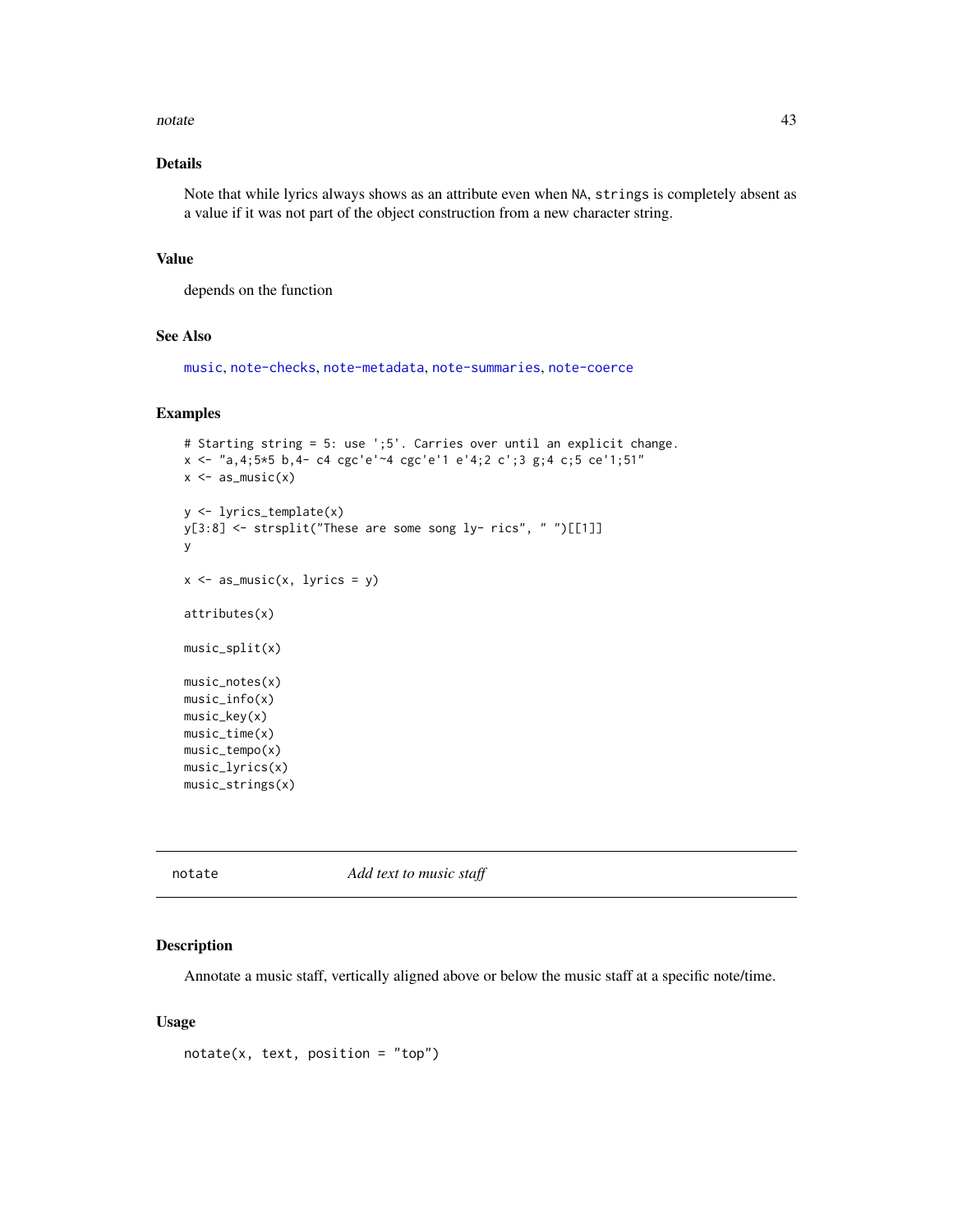## Details

Note that while lyrics always shows as an attribute even when `NA`, `strings` is completely absent as a value if it was not part of the object construction from a new character string.

## Value

depends on the function

## See Also

music, note-checks, note-metadata, note-summaries, note-coerce

## Examples

```
# Starting string = 5: use ';5'. Carries over until an explicit change.
x <- "a,4;5*5 b,4- c4 cgc'e'~4 cgc'e'1 e'4;2 c';3 g;4 c;5 ce'1;51"
x <- as_music(x)

y <- lyrics_template(x)
y[3:8] <- strsplit("These are some song ly- rics", " ")[[1]]
y

x <- as_music(x, lyrics = y)

attributes(x)

music_split(x)

music_notes(x)
music_info(x)
music_key(x)
music_time(x)
music_tempo(x)
music_lyrics(x)
music_strings(x)
```

---

# notate &nbsp;&nbsp;&nbsp;&nbsp; *Add text to music staff*

---

## Description

Annotate a music staff, vertically aligned above or below the music staff at a specific note/time.

## Usage

```
notate(x, text, position = "top")
```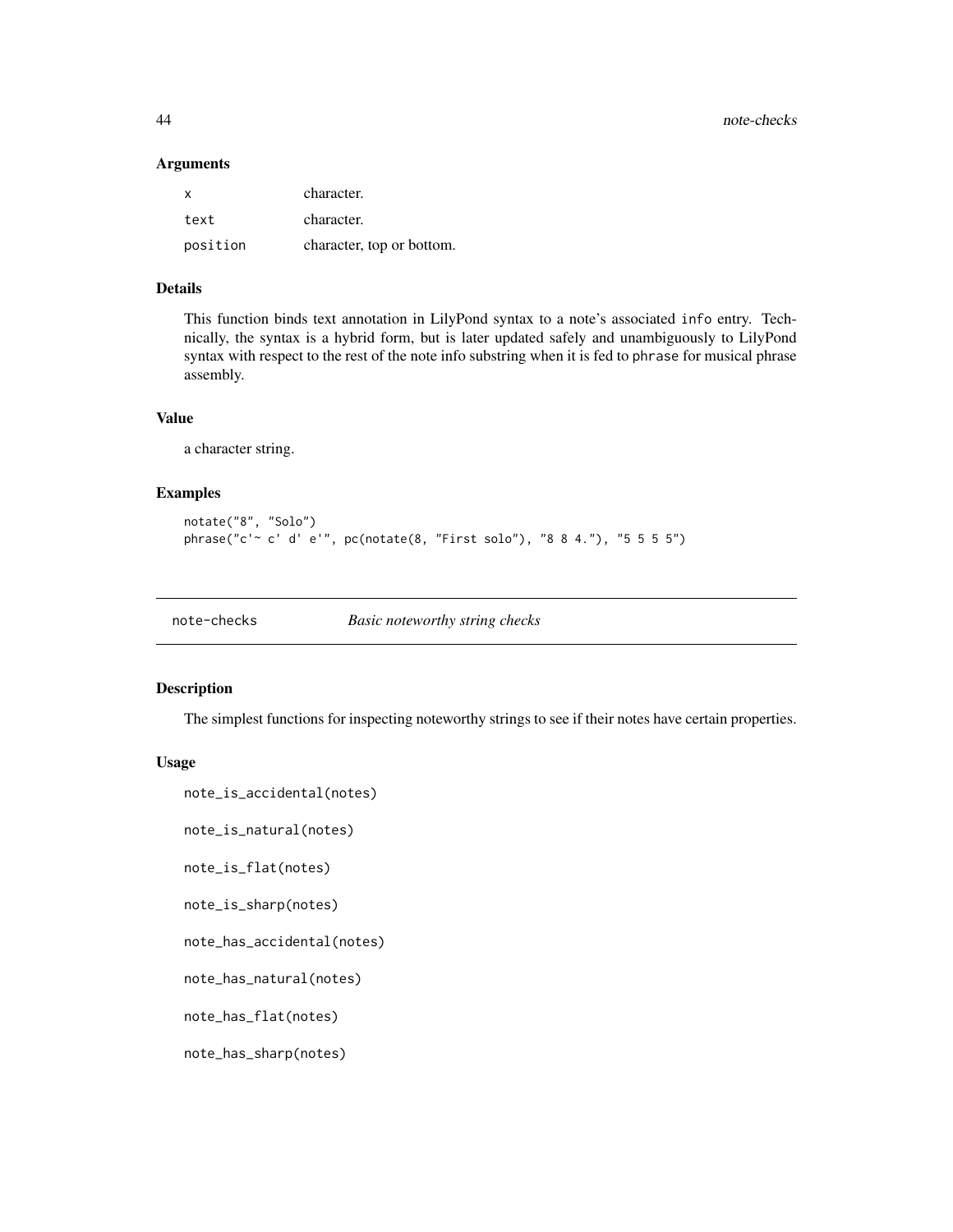### Arguments

| | |
|---|---|
| `x` | character. |
| `text` | character. |
| `position` | character, top or bottom. |

### Details

This function binds text annotation in LilyPond syntax to a note's associated `info` entry. Technically, the syntax is a hybrid form, but is later updated safely and unambiguously to LilyPond syntax with respect to the rest of the note info substring when it is fed to `phrase` for musical phrase assembly.

### Value

a character string.

### Examples

```
notate("8", "Solo")
phrase("c'~ c' d' e'", pc(notate(8, "First solo"), "8 8 4."), "5 5 5 5")
```

## note-checks — *Basic noteworthy string checks*

### Description

The simplest functions for inspecting noteworthy strings to see if their notes have certain properties.

### Usage

```
note_is_accidental(notes)

note_is_natural(notes)

note_is_flat(notes)

note_is_sharp(notes)

note_has_accidental(notes)

note_has_natural(notes)

note_has_flat(notes)

note_has_sharp(notes)
```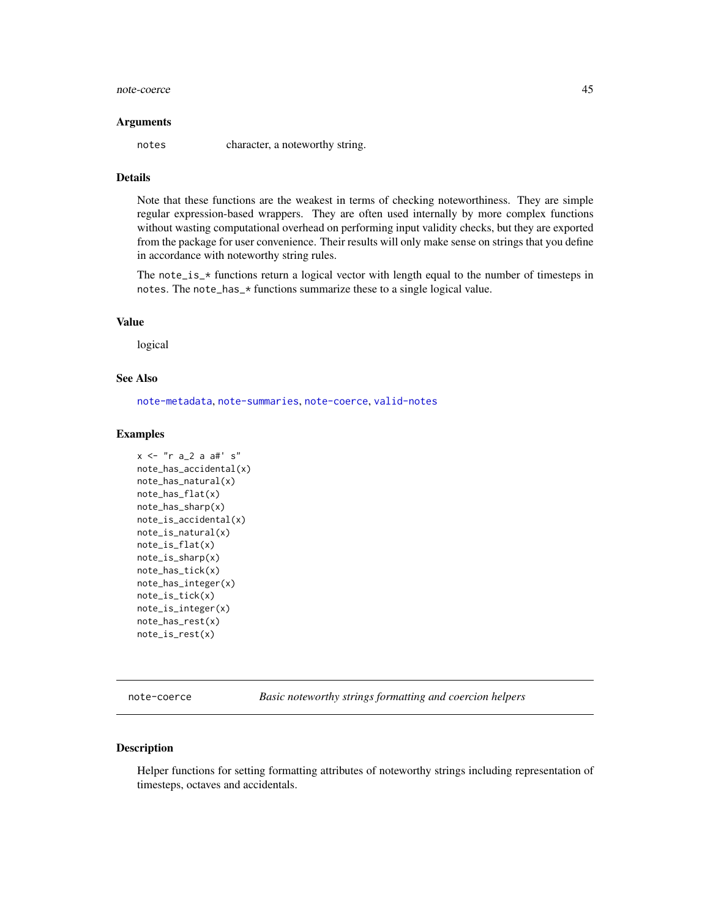### Arguments

`notes` character, a noteworthy string.

### Details

Note that these functions are the weakest in terms of checking noteworthiness. They are simple regular expression-based wrappers. They are often used internally by more complex functions without wasting computational overhead on performing input validity checks, but they are exported from the package for user convenience. Their results will only make sense on strings that you define in accordance with noteworthy string rules.

The `note_is_*` functions return a logical vector with length equal to the number of timesteps in `notes`. The `note_has_*` functions summarize these to a single logical value.

### Value

logical

### See Also

note-metadata, note-summaries, note-coerce, valid-notes

### Examples

```
x <- "r a_2 a a#' s"
note_has_accidental(x)
note_has_natural(x)
note_has_flat(x)
note_has_sharp(x)
note_is_accidental(x)
note_is_natural(x)
note_is_flat(x)
note_is_sharp(x)
note_has_tick(x)
note_has_integer(x)
note_is_tick(x)
note_is_integer(x)
note_has_rest(x)
note_is_rest(x)
```

---

## note-coerce *Basic noteworthy strings formatting and coercion helpers*

### Description

Helper functions for setting formatting attributes of noteworthy strings including representation of timesteps, octaves and accidentals.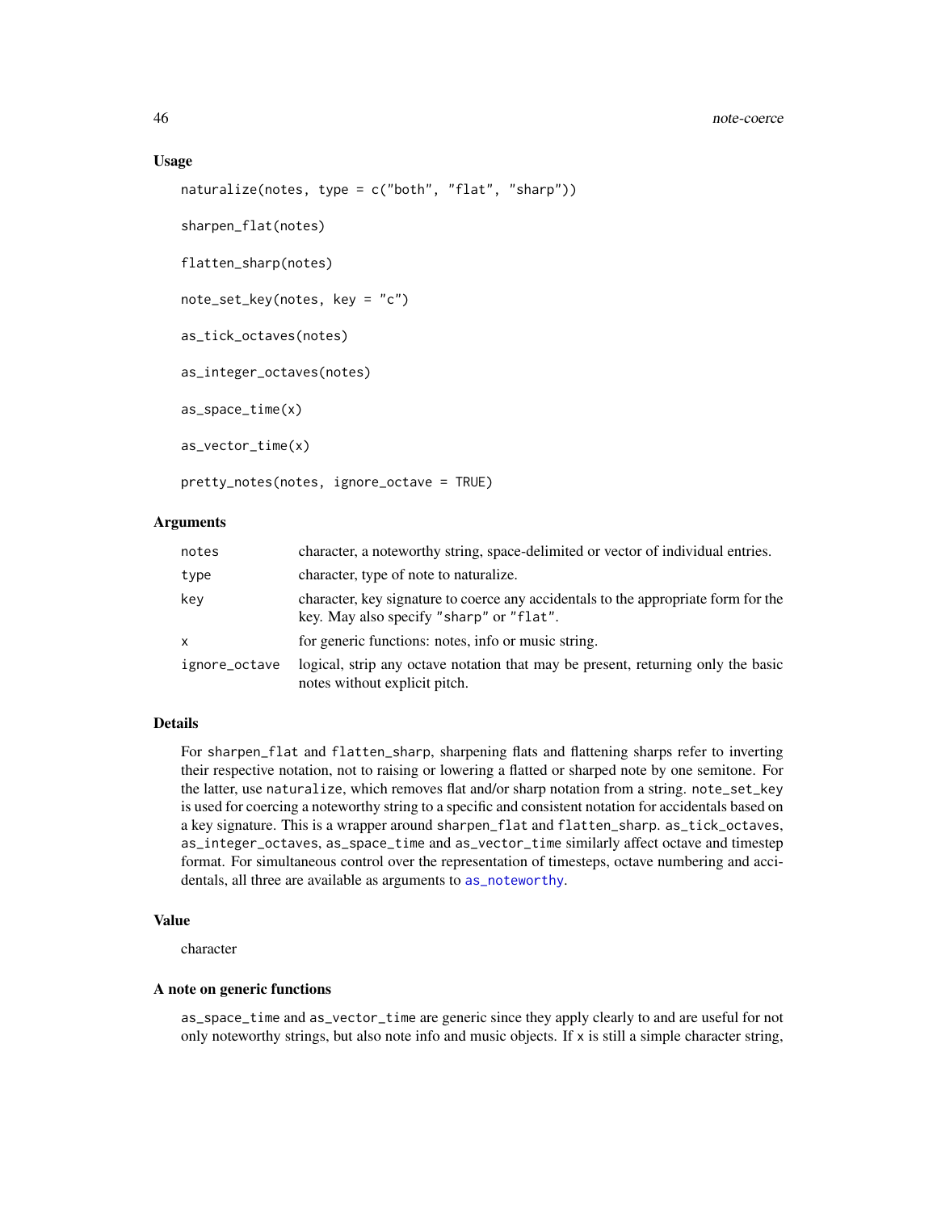### Usage

```
naturalize(notes, type = c("both", "flat", "sharp"))

sharpen_flat(notes)

flatten_sharp(notes)

note_set_key(notes, key = "c")

as_tick_octaves(notes)

as_integer_octaves(notes)

as_space_time(x)

as_vector_time(x)

pretty_notes(notes, ignore_octave = TRUE)
```

### Arguments

| | |
|---|---|
| notes | character, a noteworthy string, space-delimited or vector of individual entries. |
| type | character, type of note to naturalize. |
| key | character, key signature to coerce any accidentals to the appropriate form for the key. May also specify "sharp" or "flat". |
| x | for generic functions: notes, info or music string. |
| ignore_octave | logical, strip any octave notation that may be present, returning only the basic notes without explicit pitch. |

### Details

For sharpen_flat and flatten_sharp, sharpening flats and flattening sharps refer to inverting their respective notation, not to raising or lowering a flatted or sharped note by one semitone. For the latter, use naturalize, which removes flat and/or sharp notation from a string. note_set_key is used for coercing a noteworthy string to a specific and consistent notation for accidentals based on a key signature. This is a wrapper around sharpen_flat and flatten_sharp. as_tick_octaves, as_integer_octaves, as_space_time and as_vector_time similarly affect octave and timestep format. For simultaneous control over the representation of timesteps, octave numbering and accidentals, all three are available as arguments to as_noteworthy.

### Value

character

### A note on generic functions

as_space_time and as_vector_time are generic since they apply clearly to and are useful for not only noteworthy strings, but also note info and music objects. If x is still a simple character string,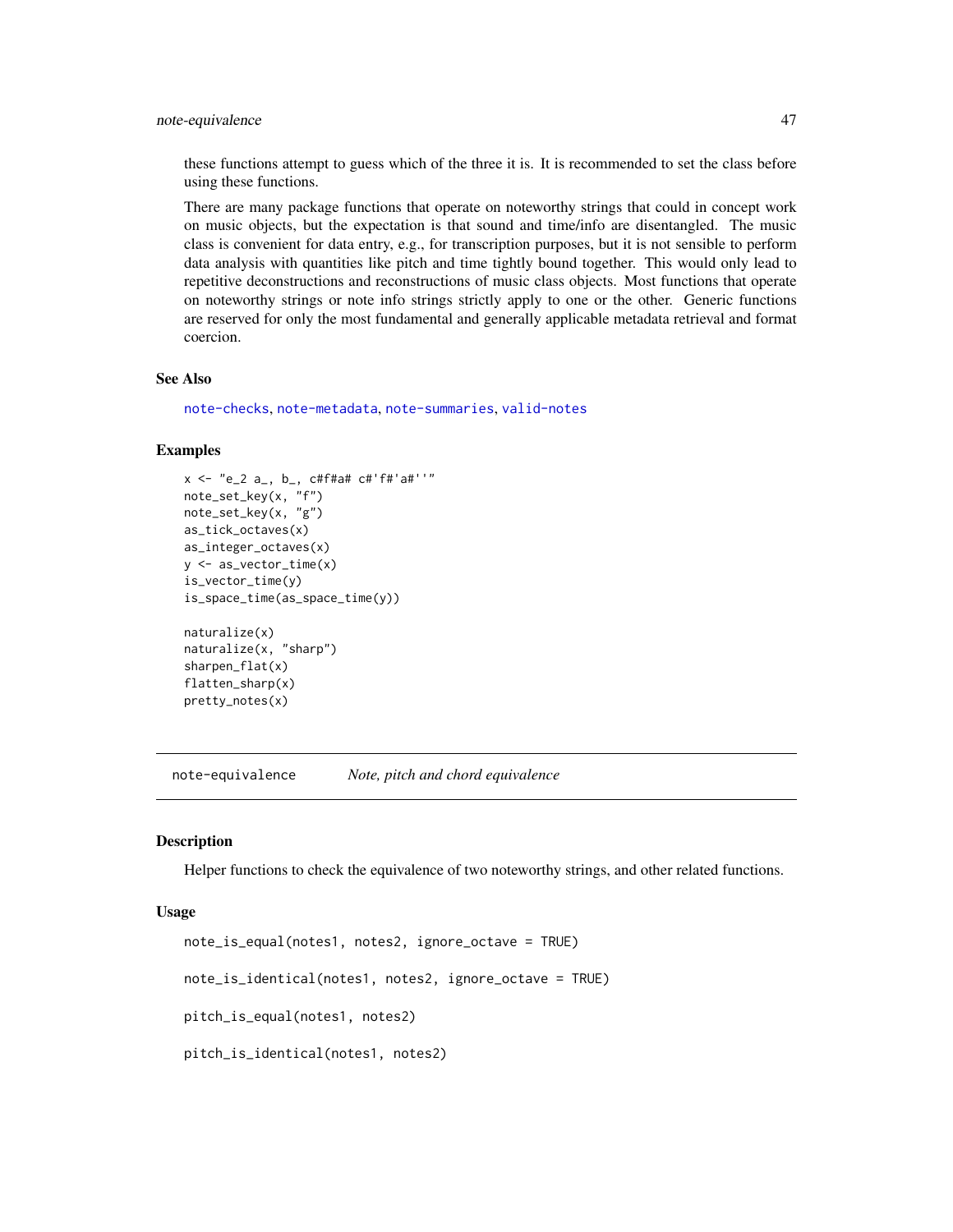these functions attempt to guess which of the three it is. It is recommended to set the class before using these functions.

There are many package functions that operate on noteworthy strings that could in concept work on music objects, but the expectation is that sound and time/info are disentangled. The music class is convenient for data entry, e.g., for transcription purposes, but it is not sensible to perform data analysis with quantities like pitch and time tightly bound together. This would only lead to repetitive deconstructions and reconstructions of music class objects. Most functions that operate on noteworthy strings or note info strings strictly apply to one or the other. Generic functions are reserved for only the most fundamental and generally applicable metadata retrieval and format coercion.

### See Also

note-checks, note-metadata, note-summaries, valid-notes

### Examples

```
x <- "e_2 a_, b_, c#f#a# c#'f#'a#''"
note_set_key(x, "f")
note_set_key(x, "g")
as_tick_octaves(x)
as_integer_octaves(x)
y <- as_vector_time(x)
is_vector_time(y)
is_space_time(as_space_time(y))

naturalize(x)
naturalize(x, "sharp")
sharpen_flat(x)
flatten_sharp(x)
pretty_notes(x)
```

---

## note-equivalence *Note, pitch and chord equivalence*

### Description

Helper functions to check the equivalence of two noteworthy strings, and other related functions.

### Usage

```
note_is_equal(notes1, notes2, ignore_octave = TRUE)

note_is_identical(notes1, notes2, ignore_octave = TRUE)

pitch_is_equal(notes1, notes2)

pitch_is_identical(notes1, notes2)
```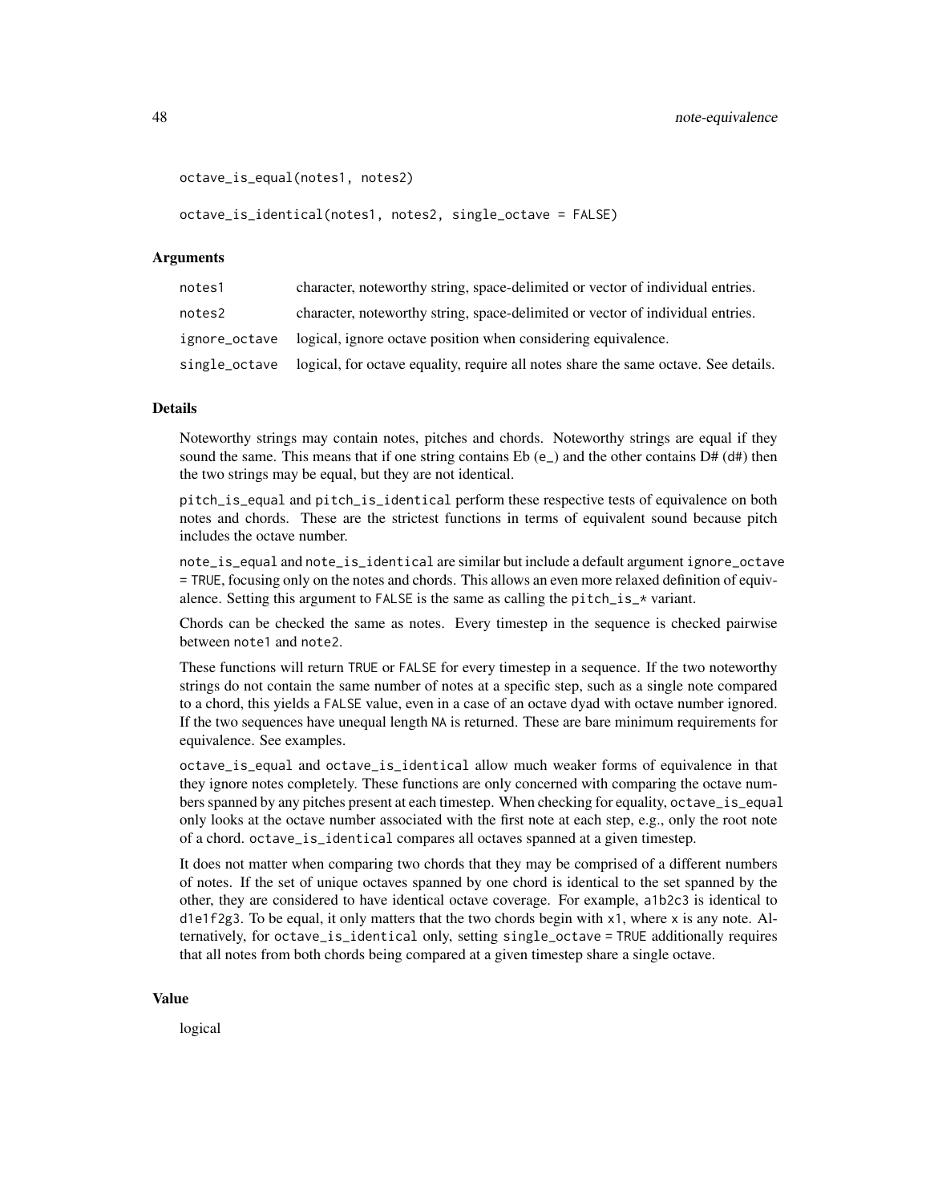```
octave_is_equal(notes1, notes2)

octave_is_identical(notes1, notes2, single_octave = FALSE)
```

## Arguments

| | |
|---|---|
| notes1 | character, noteworthy string, space-delimited or vector of individual entries. |
| notes2 | character, noteworthy string, space-delimited or vector of individual entries. |
| ignore_octave | logical, ignore octave position when considering equivalence. |
| single_octave | logical, for octave equality, require all notes share the same octave. See details. |

## Details

Noteworthy strings may contain notes, pitches and chords. Noteworthy strings are equal if they sound the same. This means that if one string contains Eb (`e_`) and the other contains D# (`d#`) then the two strings may be equal, but they are not identical.

`pitch_is_equal` and `pitch_is_identical` perform these respective tests of equivalence on both notes and chords. These are the strictest functions in terms of equivalent sound because pitch includes the octave number.

`note_is_equal` and `note_is_identical` are similar but include a default argument `ignore_octave = TRUE`, focusing only on the notes and chords. This allows an even more relaxed definition of equivalence. Setting this argument to `FALSE` is the same as calling the `pitch_is_*` variant.

Chords can be checked the same as notes. Every timestep in the sequence is checked pairwise between `note1` and `note2`.

These functions will return `TRUE` or `FALSE` for every timestep in a sequence. If the two noteworthy strings do not contain the same number of notes at a specific step, such as a single note compared to a chord, this yields a `FALSE` value, even in a case of an octave dyad with octave number ignored. If the two sequences have unequal length `NA` is returned. These are bare minimum requirements for equivalence. See examples.

`octave_is_equal` and `octave_is_identical` allow much weaker forms of equivalence in that they ignore notes completely. These functions are only concerned with comparing the octave numbers spanned by any pitches present at each timestep. When checking for equality, `octave_is_equal` only looks at the octave number associated with the first note at each step, e.g., only the root note of a chord. `octave_is_identical` compares all octaves spanned at a given timestep.

It does not matter when comparing two chords that they may be comprised of a different numbers of notes. If the set of unique octaves spanned by one chord is identical to the set spanned by the other, they are considered to have identical octave coverage. For example, `a1b2c3` is identical to `d1e1f2g3`. To be equal, it only matters that the two chords begin with `x1`, where `x` is any note. Alternatively, for `octave_is_identical` only, setting `single_octave = TRUE` additionally requires that all notes from both chords being compared at a given timestep share a single octave.

## Value

logical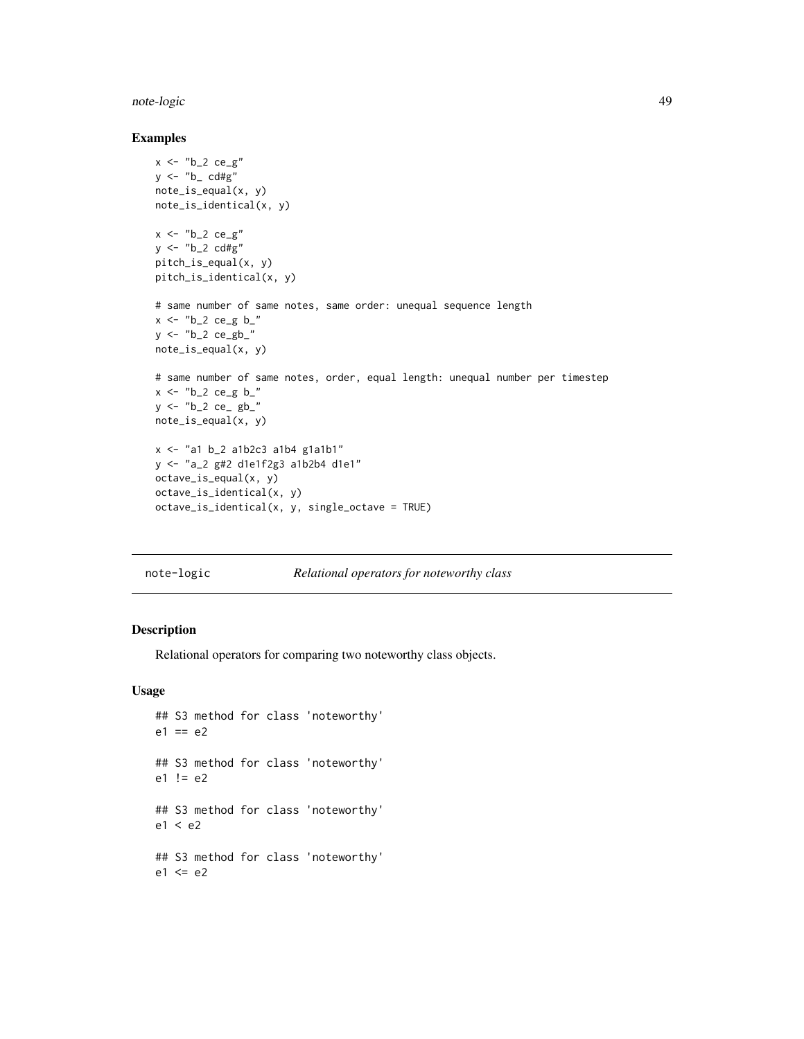### Examples

```
x <- "b_2 ce_g"
y <- "b_ cd#g"
note_is_equal(x, y)
note_is_identical(x, y)

x <- "b_2 ce_g"
y <- "b_2 cd#g"
pitch_is_equal(x, y)
pitch_is_identical(x, y)

# same number of same notes, same order: unequal sequence length
x <- "b_2 ce_g b_"
y <- "b_2 ce_gb_"
note_is_equal(x, y)

# same number of same notes, order, equal length: unequal number per timestep
x <- "b_2 ce_g b_"
y <- "b_2 ce_ gb_"
note_is_equal(x, y)

x <- "a1 b_2 a1b2c3 a1b4 g1a1b1"
y <- "a_2 g#2 d1e1f2g3 a1b2b4 d1e1"
octave_is_equal(x, y)
octave_is_identical(x, y)
octave_is_identical(x, y, single_octave = TRUE)
```

---

## note-logic    *Relational operators for noteworthy class*

### Description

Relational operators for comparing two noteworthy class objects.

### Usage

```
## S3 method for class 'noteworthy'
e1 == e2

## S3 method for class 'noteworthy'
e1 != e2

## S3 method for class 'noteworthy'
e1 < e2

## S3 method for class 'noteworthy'
e1 <= e2
```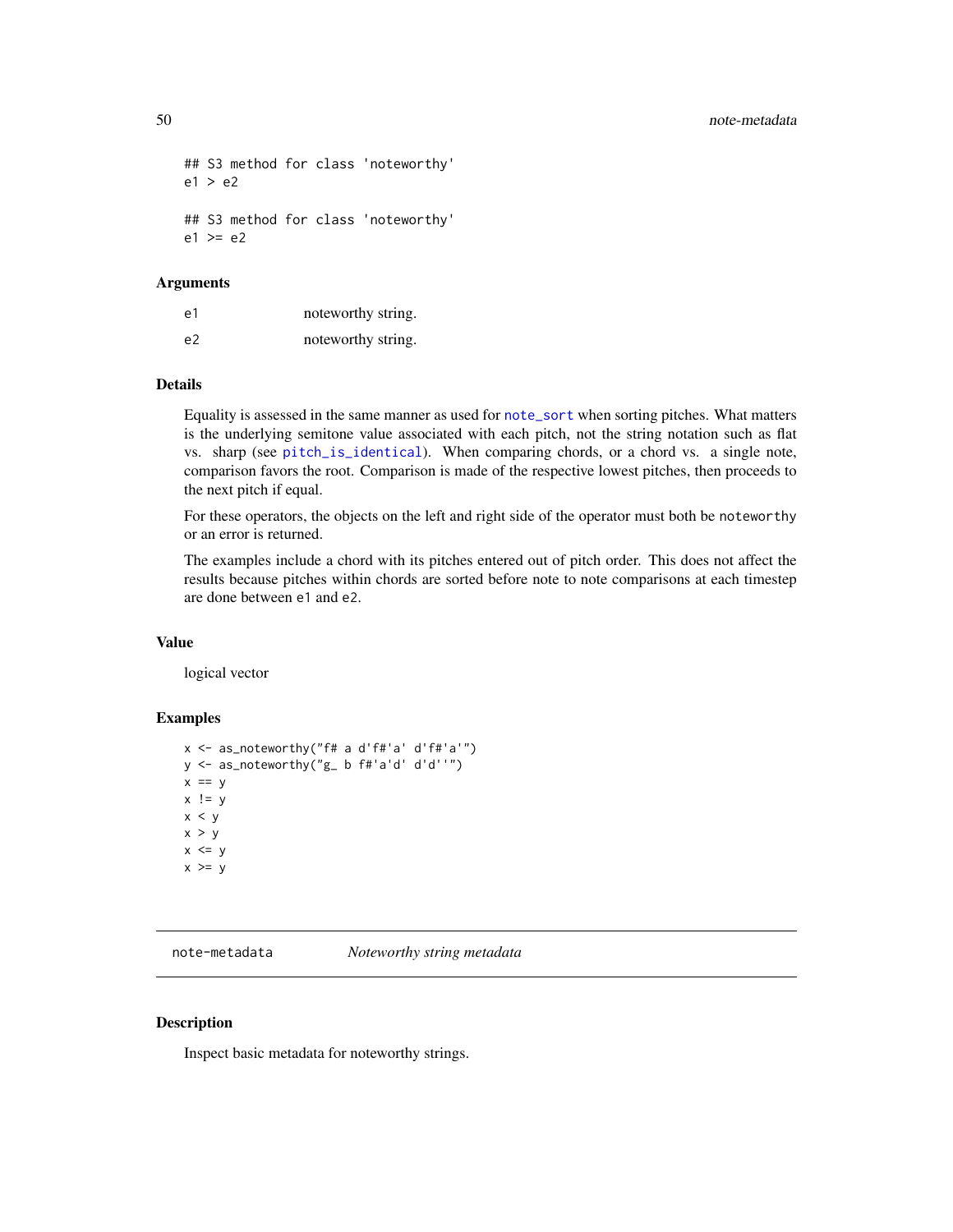```
## S3 method for class 'noteworthy'
e1 > e2

## S3 method for class 'noteworthy'
e1 >= e2
```

### Arguments

| | |
|---|---|
| e1 | noteworthy string. |
| e2 | noteworthy string. |

### Details

Equality is assessed in the same manner as used for `note_sort` when sorting pitches. What matters is the underlying semitone value associated with each pitch, not the string notation such as flat vs. sharp (see `pitch_is_identical`). When comparing chords, or a chord vs. a single note, comparison favors the root. Comparison is made of the respective lowest pitches, then proceeds to the next pitch if equal.

For these operators, the objects on the left and right side of the operator must both be `noteworthy` or an error is returned.

The examples include a chord with its pitches entered out of pitch order. This does not affect the results because pitches within chords are sorted before note to note comparisons at each timestep are done between `e1` and `e2`.

### Value

logical vector

### Examples

```
x <- as_noteworthy("f# a d'f#'a' d'f#'a'")
y <- as_noteworthy("g_ b f#'a'd' d'd''")
x == y
x != y
x < y
x > y
x <= y
x >= y
```

---

## note-metadata *Noteworthy string metadata*

### Description

Inspect basic metadata for noteworthy strings.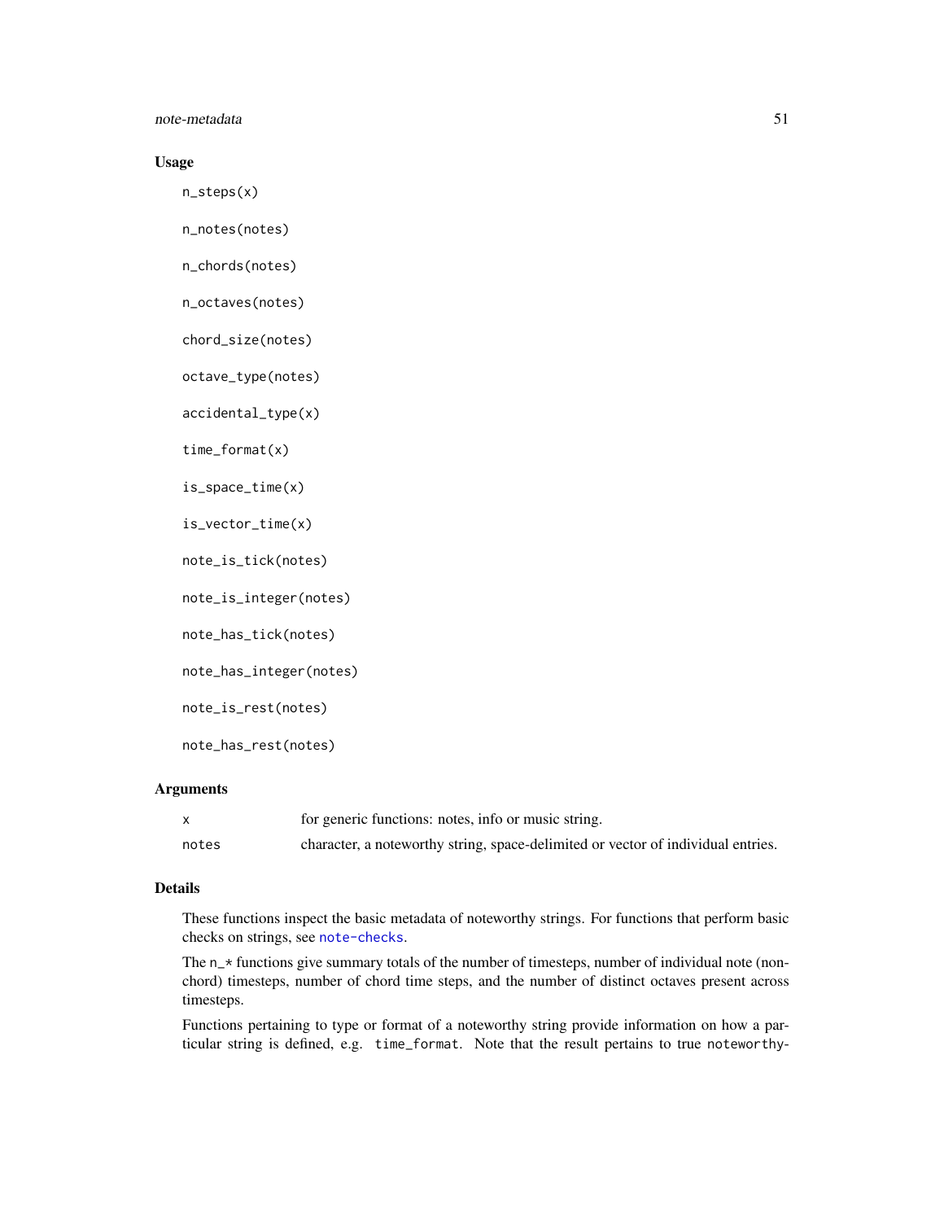## Usage

```
n_steps(x)

n_notes(notes)

n_chords(notes)

n_octaves(notes)

chord_size(notes)

octave_type(notes)

accidental_type(x)

time_format(x)

is_space_time(x)

is_vector_time(x)

note_is_tick(notes)

note_is_integer(notes)

note_has_tick(notes)

note_has_integer(notes)

note_is_rest(notes)

note_has_rest(notes)
```

## Arguments

| | |
|---|---|
| x | for generic functions: notes, info or music string. |
| notes | character, a noteworthy string, space-delimited or vector of individual entries. |

## Details

These functions inspect the basic metadata of noteworthy strings. For functions that perform basic checks on strings, see `note-checks`.

The `n_*` functions give summary totals of the number of timesteps, number of individual note (non-chord) timesteps, number of chord time steps, and the number of distinct octaves present across timesteps.

Functions pertaining to type or format of a noteworthy string provide information on how a particular string is defined, e.g. `time_format`. Note that the result pertains to true `noteworthy-`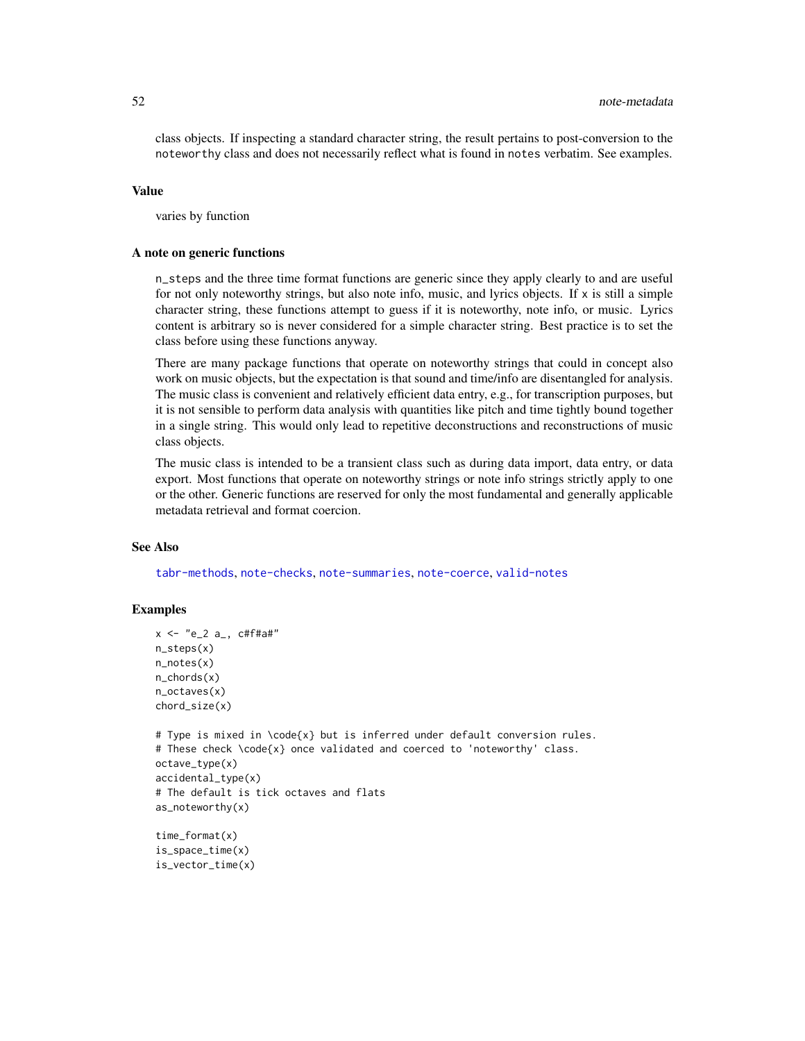class objects. If inspecting a standard character string, the result pertains to post-conversion to the `noteworthy` class and does not necessarily reflect what is found in `notes` verbatim. See examples.

### Value

varies by function

### A note on generic functions

`n_steps` and the three time format functions are generic since they apply clearly to and are useful for not only noteworthy strings, but also note info, music, and lyrics objects. If `x` is still a simple character string, these functions attempt to guess if it is noteworthy, note info, or music. Lyrics content is arbitrary so is never considered for a simple character string. Best practice is to set the class before using these functions anyway.

There are many package functions that operate on noteworthy strings that could in concept also work on music objects, but the expectation is that sound and time/info are disentangled for analysis. The music class is convenient and relatively efficient data entry, e.g., for transcription purposes, but it is not sensible to perform data analysis with quantities like pitch and time tightly bound together in a single string. This would only lead to repetitive deconstructions and reconstructions of music class objects.

The music class is intended to be a transient class such as during data import, data entry, or data export. Most functions that operate on noteworthy strings or note info strings strictly apply to one or the other. Generic functions are reserved for only the most fundamental and generally applicable metadata retrieval and format coercion.

### See Also

tabr-methods, note-checks, note-summaries, note-coerce, valid-notes

### Examples

```
x <- "e_2 a_, c#f#a#"
n_steps(x)
n_notes(x)
n_chords(x)
n_octaves(x)
chord_size(x)

# Type is mixed in \code{x} but is inferred under default conversion rules.
# These check \code{x} once validated and coerced to 'noteworthy' class.
octave_type(x)
accidental_type(x)
# The default is tick octaves and flats
as_noteworthy(x)

time_format(x)
is_space_time(x)
is_vector_time(x)
```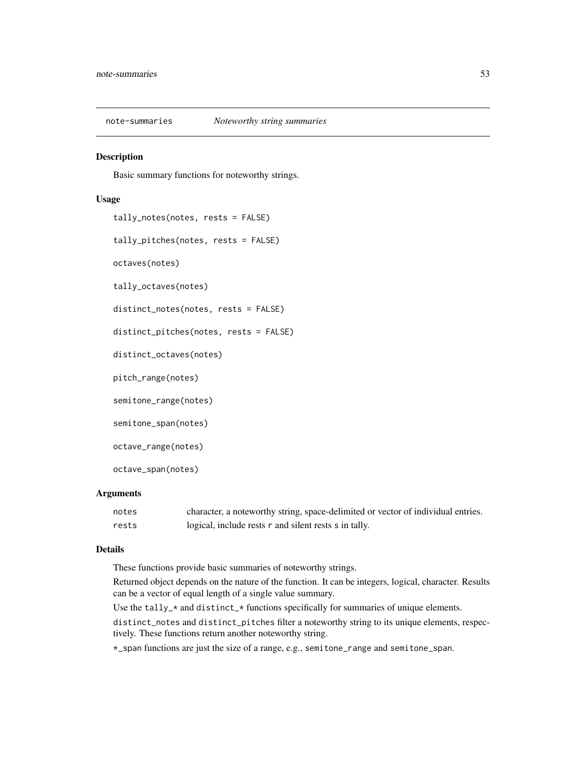## note-summaries *Noteworthy string summaries*

### Description

Basic summary functions for noteworthy strings.

### Usage

```
tally_notes(notes, rests = FALSE)

tally_pitches(notes, rests = FALSE)

octaves(notes)

tally_octaves(notes)

distinct_notes(notes, rests = FALSE)

distinct_pitches(notes, rests = FALSE)

distinct_octaves(notes)

pitch_range(notes)

semitone_range(notes)

semitone_span(notes)

octave_range(notes)

octave_span(notes)
```

### Arguments

| | |
|---|---|
| `notes` | character, a noteworthy string, space-delimited or vector of individual entries. |
| `rests` | logical, include rests `r` and silent rests `s` in tally. |

### Details

These functions provide basic summaries of noteworthy strings.

Returned object depends on the nature of the function. It can be integers, logical, character. Results can be a vector of equal length of a single value summary.

Use the `tally_*` and `distinct_*` functions specifically for summaries of unique elements.

`distinct_notes` and `distinct_pitches` filter a noteworthy string to its unique elements, respectively. These functions return another noteworthy string.

`*_span` functions are just the size of a range, e.g., `semitone_range` and `semitone_span`.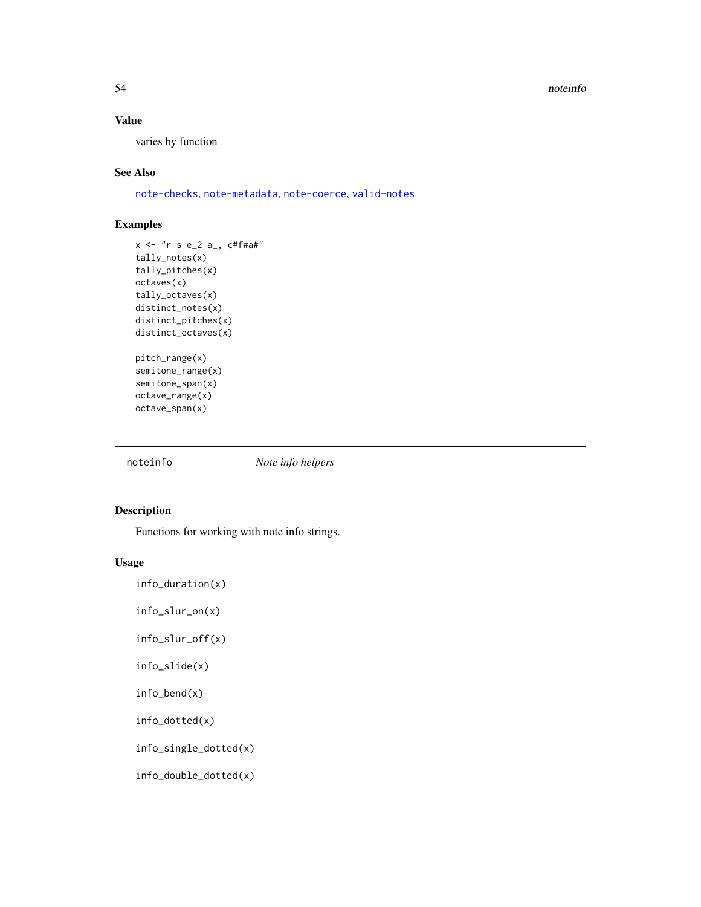## Value

varies by function

## See Also

note-checks, note-metadata, note-coerce, valid-notes

## Examples

```
x <- "r s e_2 a_, c#f#a#"
tally_notes(x)
tally_pitches(x)
octaves(x)
tally_octaves(x)
distinct_notes(x)
distinct_pitches(x)
distinct_octaves(x)

pitch_range(x)
semitone_range(x)
semitone_span(x)
octave_range(x)
octave_span(x)
```

---

# noteinfo *Note info helpers*

## Description

Functions for working with note info strings.

## Usage

```
info_duration(x)

info_slur_on(x)

info_slur_off(x)

info_slide(x)

info_bend(x)

info_dotted(x)

info_single_dotted(x)

info_double_dotted(x)
```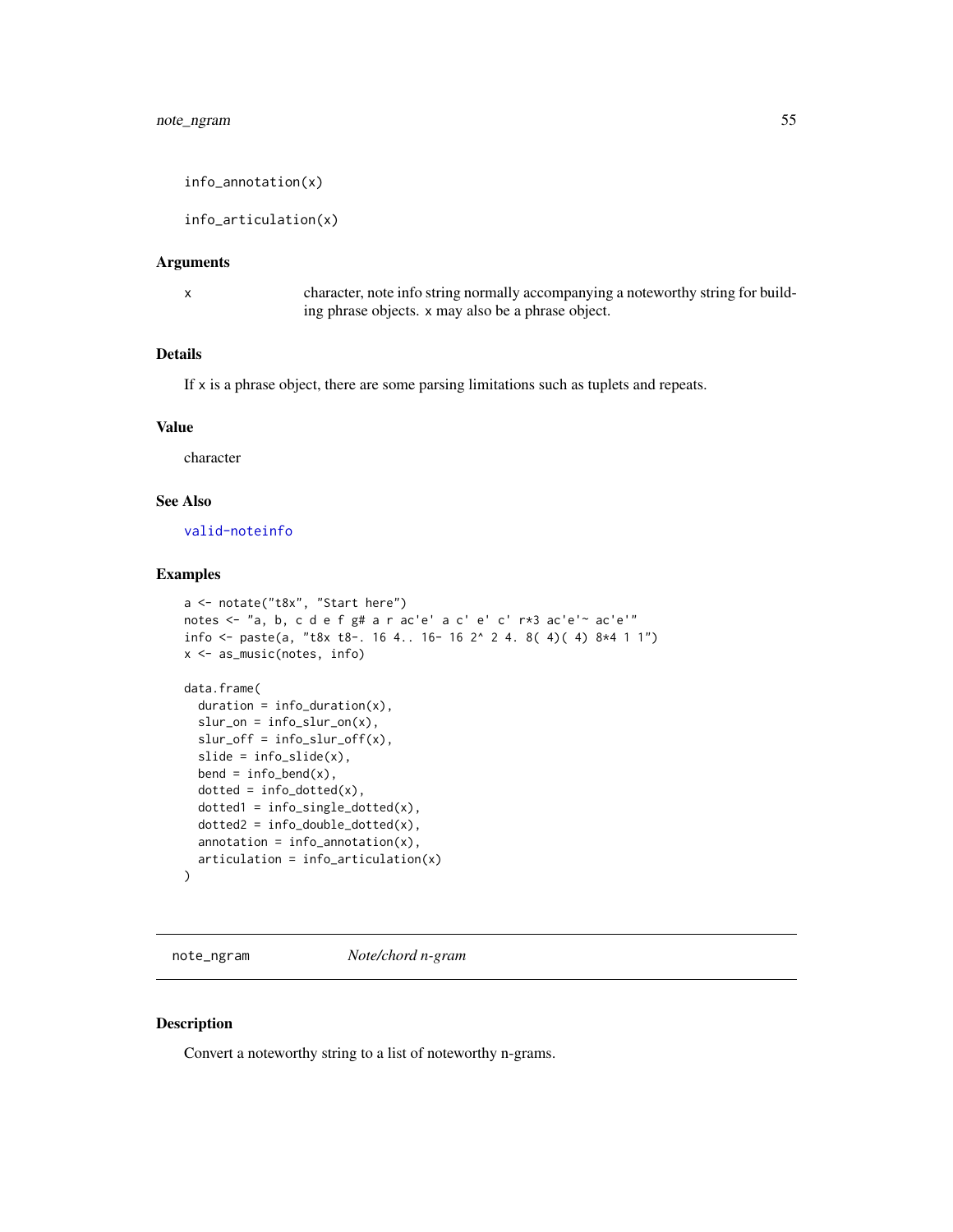```
info_annotation(x)

info_articulation(x)
```

### Arguments

x    character, note info string normally accompanying a noteworthy string for building phrase objects. x may also be a phrase object.

### Details

If x is a phrase object, there are some parsing limitations such as tuplets and repeats.

### Value

character

### See Also

valid-noteinfo

### Examples

```
a <- notate("t8x", "Start here")
notes <- "a, b, c d e f g# a r ac'e' a c' e' c' r*3 ac'e'~ ac'e'"
info <- paste(a, "t8x t8-. 16 4.. 16- 16 2^ 2 4. 8( 4)( 4) 8*4 1 1")
x <- as_music(notes, info)

data.frame(
  duration = info_duration(x),
  slur_on = info_slur_on(x),
  slur_off = info_slur_off(x),
  slide = info_slide(x),
  bend = info_bend(x),
  dotted = info_dotted(x),
  dotted1 = info_single_dotted(x),
  dotted2 = info_double_dotted(x),
  annotation = info_annotation(x),
  articulation = info_articulation(x)
)
```

---

## note_ngram    *Note/chord n-gram*

### Description

Convert a noteworthy string to a list of noteworthy n-grams.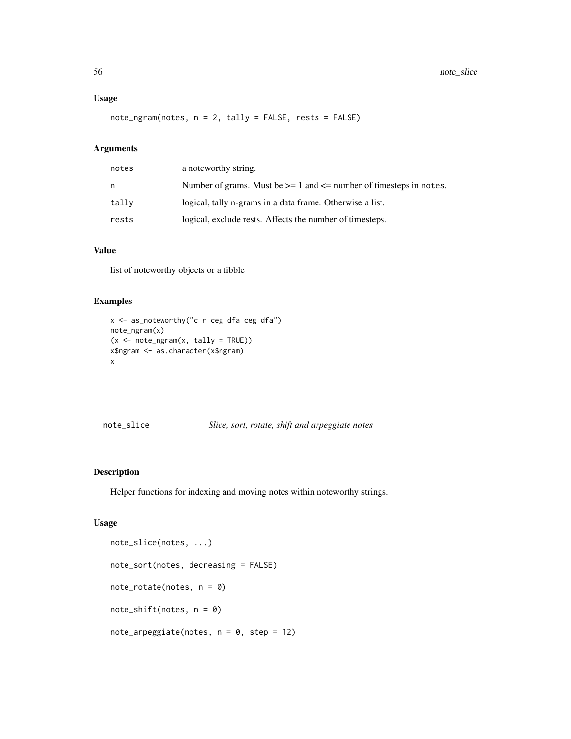### Usage

```
note_ngram(notes, n = 2, tally = FALSE, rests = FALSE)
```

### Arguments

| | |
|---|---|
| notes | a noteworthy string. |
| n | Number of grams. Must be >= 1 and <= number of timesteps in notes. |
| tally | logical, tally n-grams in a data frame. Otherwise a list. |
| rests | logical, exclude rests. Affects the number of timesteps. |

### Value

list of noteworthy objects or a tibble

### Examples

```
x <- as_noteworthy("c r ceg dfa ceg dfa")
note_ngram(x)
(x <- note_ngram(x, tally = TRUE))
x$ngram <- as.character(x$ngram)
x
```

---

## note_slice *Slice, sort, rotate, shift and arpeggiate notes*

---

### Description

Helper functions for indexing and moving notes within noteworthy strings.

### Usage

```
note_slice(notes, ...)

note_sort(notes, decreasing = FALSE)

note_rotate(notes, n = 0)

note_shift(notes, n = 0)

note_arpeggiate(notes, n = 0, step = 12)
```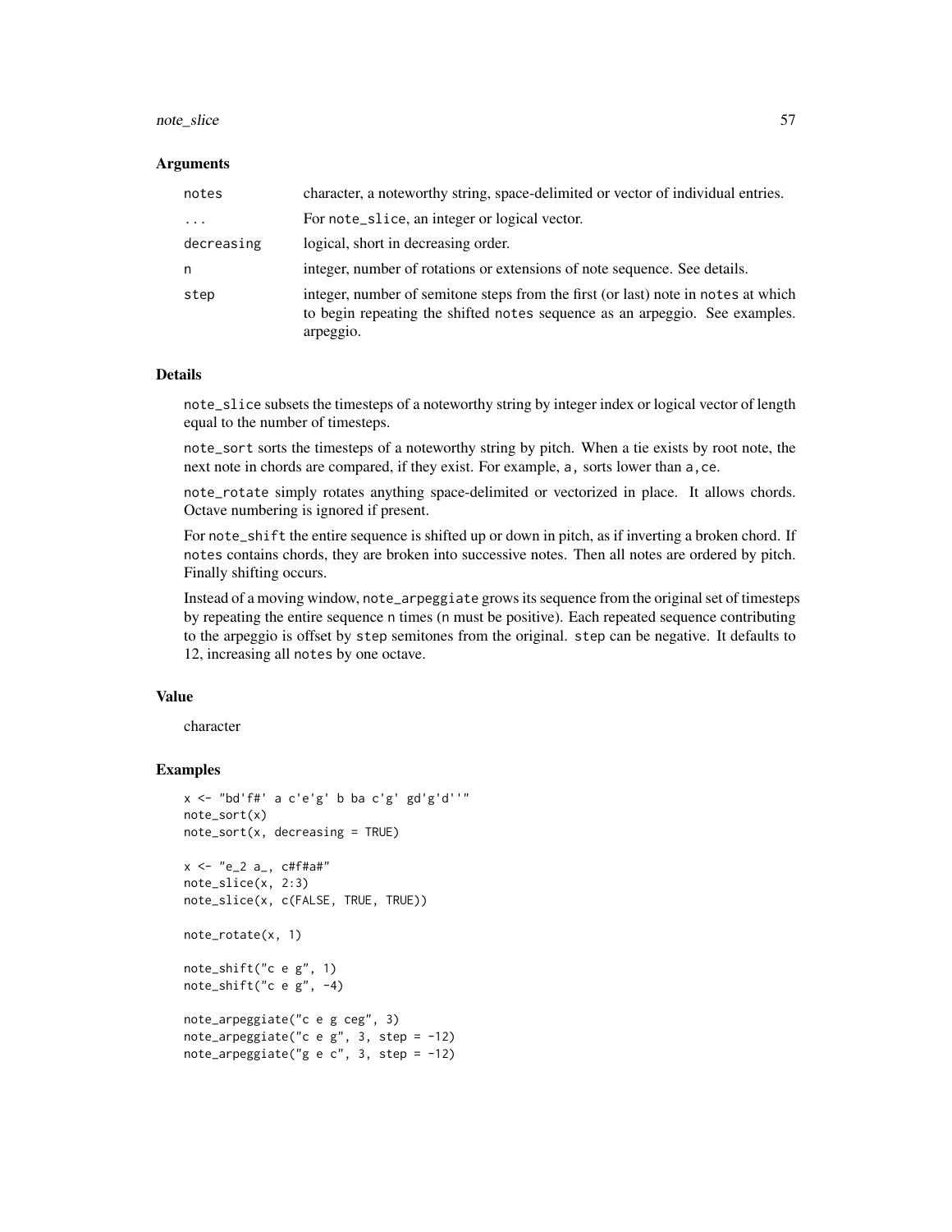### Arguments

| | |
|---|---|
| `notes` | character, a noteworthy string, space-delimited or vector of individual entries. |
| `...` | For `note_slice`, an integer or logical vector. |
| `decreasing` | logical, short in decreasing order. |
| `n` | integer, number of rotations or extensions of note sequence. See details. |
| `step` | integer, number of semitone steps from the first (or last) note in `notes` at which to begin repeating the shifted `notes` sequence as an arpeggio. See examples. arpeggio. |

### Details

`note_slice` subsets the timesteps of a noteworthy string by integer index or logical vector of length equal to the number of timesteps.

`note_sort` sorts the timesteps of a noteworthy string by pitch. When a tie exists by root note, the next note in chords are compared, if they exist. For example, `a,` sorts lower than `a,ce`.

`note_rotate` simply rotates anything space-delimited or vectorized in place. It allows chords. Octave numbering is ignored if present.

For `note_shift` the entire sequence is shifted up or down in pitch, as if inverting a broken chord. If `notes` contains chords, they are broken into successive notes. Then all notes are ordered by pitch. Finally shifting occurs.

Instead of a moving window, `note_arpeggiate` grows its sequence from the original set of timesteps by repeating the entire sequence `n` times (`n` must be positive). Each repeated sequence contributing to the arpeggio is offset by `step` semitones from the original. `step` can be negative. It defaults to 12, increasing all `notes` by one octave.

### Value

character

### Examples

```
x <- "bd'f#' a c'e'g' b ba c'g' gd'g'd''"
note_sort(x)
note_sort(x, decreasing = TRUE)

x <- "e_2 a_, c#f#a#"
note_slice(x, 2:3)
note_slice(x, c(FALSE, TRUE, TRUE))

note_rotate(x, 1)

note_shift("c e g", 1)
note_shift("c e g", -4)

note_arpeggiate("c e g ceg", 3)
note_arpeggiate("c e g", 3, step = -12)
note_arpeggiate("g e c", 3, step = -12)
```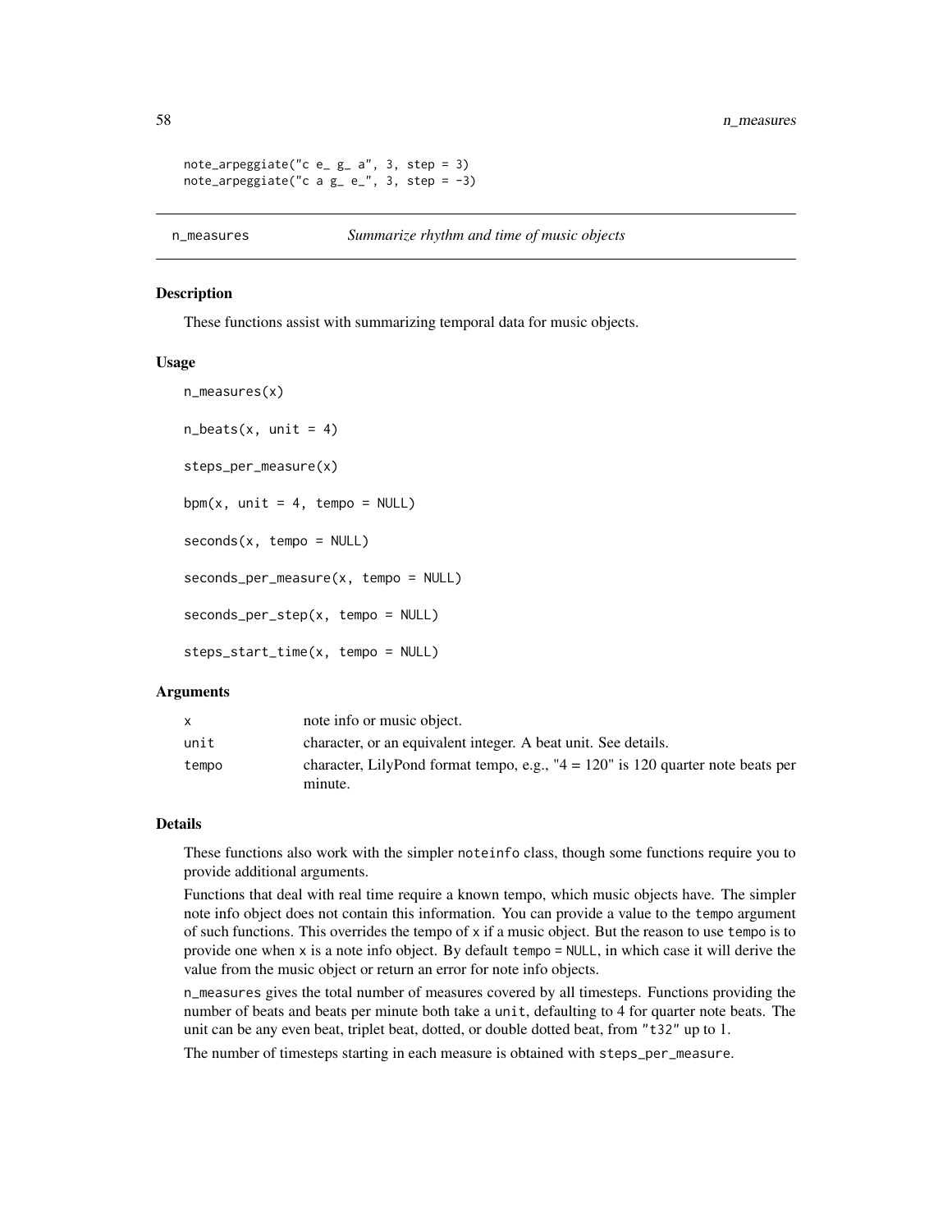```
note_arpeggiate("c e_ g_ a", 3, step = 3)
note_arpeggiate("c a g_ e_", 3, step = -3)
```

## n_measures — *Summarize rhythm and time of music objects*

### Description

These functions assist with summarizing temporal data for music objects.

### Usage

```
n_measures(x)

n_beats(x, unit = 4)

steps_per_measure(x)

bpm(x, unit = 4, tempo = NULL)

seconds(x, tempo = NULL)

seconds_per_measure(x, tempo = NULL)

seconds_per_step(x, tempo = NULL)

steps_start_time(x, tempo = NULL)
```

### Arguments

| | |
|---|---|
| x | note info or music object. |
| unit | character, or an equivalent integer. A beat unit. See details. |
| tempo | character, LilyPond format tempo, e.g., "4 = 120" is 120 quarter note beats per minute. |

### Details

These functions also work with the simpler `noteinfo` class, though some functions require you to provide additional arguments.

Functions that deal with real time require a known tempo, which music objects have. The simpler note info object does not contain this information. You can provide a value to the `tempo` argument of such functions. This overrides the tempo of `x` if a music object. But the reason to use `tempo` is to provide one when `x` is a note info object. By default `tempo = NULL`, in which case it will derive the value from the music object or return an error for note info objects.

`n_measures` gives the total number of measures covered by all timesteps. Functions providing the number of beats and beats per minute both take a `unit`, defaulting to 4 for quarter note beats. The unit can be any even beat, triplet beat, dotted, or double dotted beat, from `"t32"` up to 1.

The number of timesteps starting in each measure is obtained with `steps_per_measure`.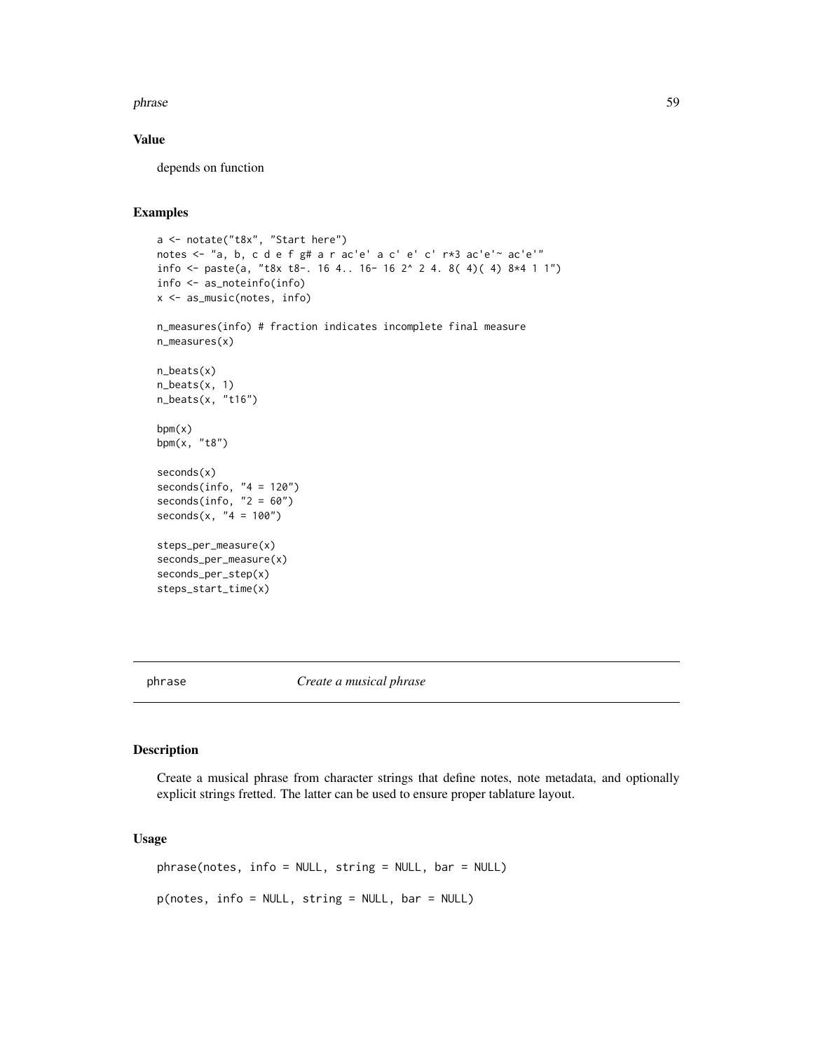## Value

depends on function

## Examples

```
a <- notate("t8x", "Start here")
notes <- "a, b, c d e f g# a r ac'e' a c' e' c' r*3 ac'e'~ ac'e'"
info <- paste(a, "t8x t8-. 16 4.. 16- 16 2^ 2 4. 8( 4)( 4) 8*4 1 1")
info <- as_noteinfo(info)
x <- as_music(notes, info)

n_measures(info) # fraction indicates incomplete final measure
n_measures(x)

n_beats(x)
n_beats(x, 1)
n_beats(x, "t16")

bpm(x)
bpm(x, "t8")

seconds(x)
seconds(info, "4 = 120")
seconds(info, "2 = 60")
seconds(x, "4 = 100")

steps_per_measure(x)
seconds_per_measure(x)
seconds_per_step(x)
steps_start_time(x)
```

---

# phrase *Create a musical phrase*

## Description

Create a musical phrase from character strings that define notes, note metadata, and optionally explicit strings fretted. The latter can be used to ensure proper tablature layout.

## Usage

```
phrase(notes, info = NULL, string = NULL, bar = NULL)

p(notes, info = NULL, string = NULL, bar = NULL)
```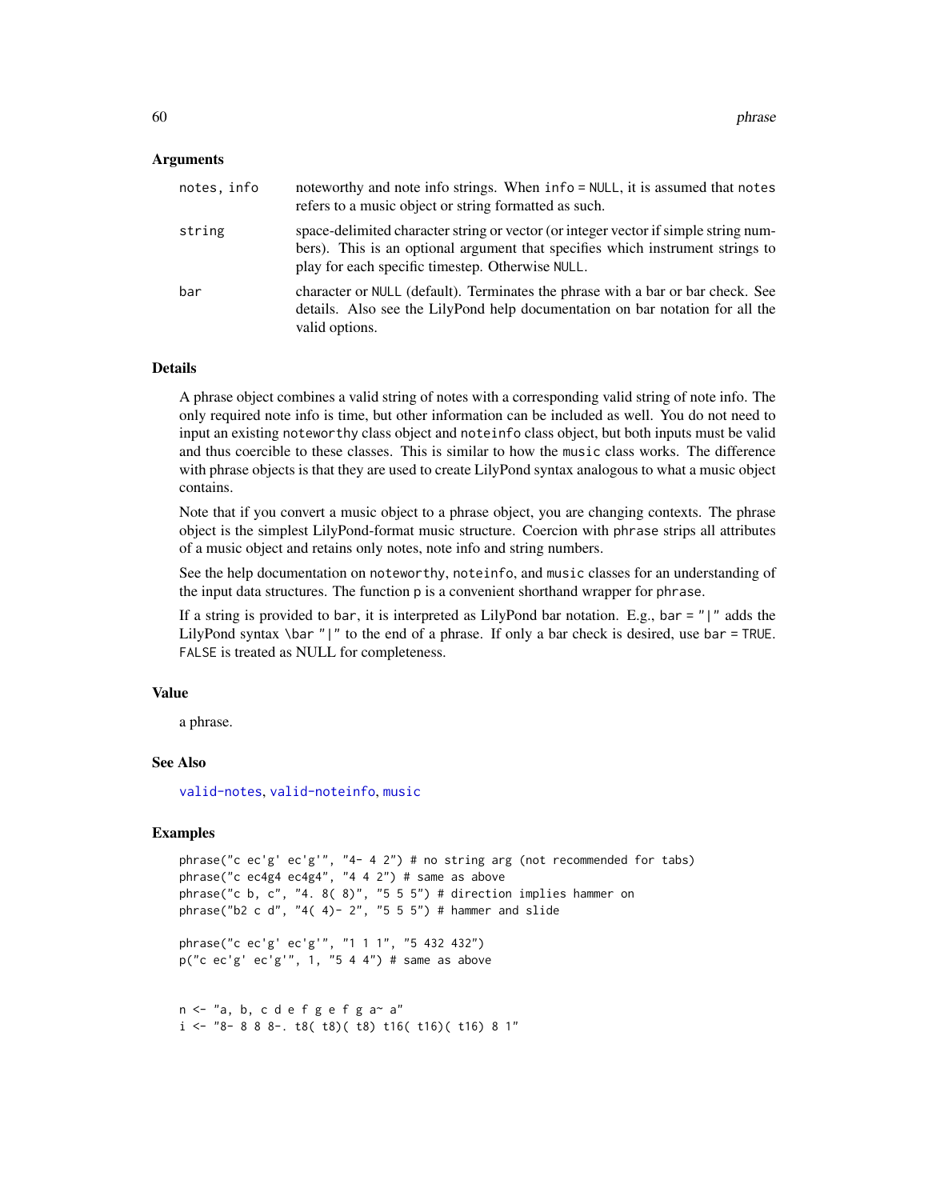## Arguments

| | |
|---|---|
| `notes, info` | noteworthy and note info strings. When `info = NULL`, it is assumed that `notes` refers to a music object or string formatted as such. |
| `string` | space-delimited character string or vector (or integer vector if simple string numbers). This is an optional argument that specifies which instrument strings to play for each specific timestep. Otherwise `NULL`. |
| `bar` | character or `NULL` (default). Terminates the phrase with a bar or bar check. See details. Also see the LilyPond help documentation on bar notation for all the valid options. |

## Details

A phrase object combines a valid string of notes with a corresponding valid string of note info. The only required note info is time, but other information can be included as well. You do not need to input an existing `noteworthy` class object and `noteinfo` class object, but both inputs must be valid and thus coercible to these classes. This is similar to how the `music` class works. The difference with phrase objects is that they are used to create LilyPond syntax analogous to what a music object contains.

Note that if you convert a music object to a phrase object, you are changing contexts. The phrase object is the simplest LilyPond-format music structure. Coercion with `phrase` strips all attributes of a music object and retains only notes, note info and string numbers.

See the help documentation on `noteworthy`, `noteinfo`, and `music` classes for an understanding of the input data structures. The function `p` is a convenient shorthand wrapper for `phrase`.

If a string is provided to `bar`, it is interpreted as LilyPond bar notation. E.g., `bar = "|"` adds the LilyPond syntax `\bar "|"` to the end of a phrase. If only a bar check is desired, use `bar = TRUE`. `FALSE` is treated as NULL for completeness.

## Value

a phrase.

## See Also

valid-notes, valid-noteinfo, music

## Examples

```
phrase("c ec'g' ec'g'", "4- 4 2") # no string arg (not recommended for tabs)
phrase("c ec4g4 ec4g4", "4 4 2") # same as above
phrase("c b, c", "4. 8( 8)", "5 5 5") # direction implies hammer on
phrase("b2 c d", "4( 4)- 2", "5 5 5") # hammer and slide

phrase("c ec'g' ec'g'", "1 1 1", "5 432 432")
p("c ec'g' ec'g'", 1, "5 4 4") # same as above


n <- "a, b, c d e f g e f g a~ a"
i <- "8- 8 8 8-. t8( t8)( t8) t16( t16)( t16) 8 1"
```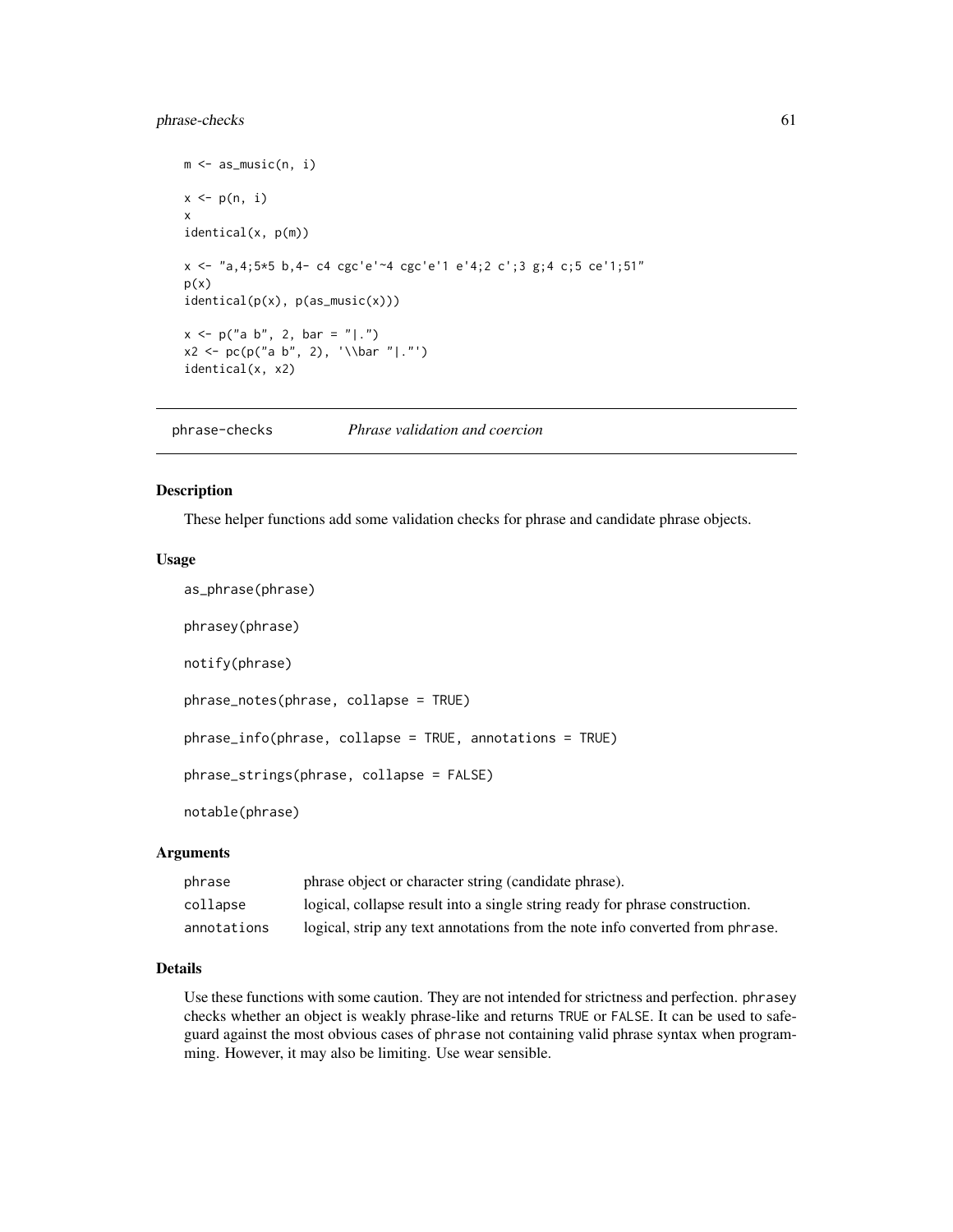```
m <- as_music(n, i)

x <- p(n, i)
x
identical(x, p(m))

x <- "a,4;5*5 b,4- c4 cgc'e'~4 cgc'e'1 e'4;2 c';3 g;4 c;5 ce'1;51"
p(x)
identical(p(x), p(as_music(x)))

x <- p("a b", 2, bar = "|.")
x2 <- pc(p("a b", 2), '\\bar "|."')
identical(x, x2)
```

## phrase-checks — *Phrase validation and coercion*

### Description

These helper functions add some validation checks for phrase and candidate phrase objects.

### Usage

```
as_phrase(phrase)

phrasey(phrase)

notify(phrase)

phrase_notes(phrase, collapse = TRUE)

phrase_info(phrase, collapse = TRUE, annotations = TRUE)

phrase_strings(phrase, collapse = FALSE)

notable(phrase)
```

### Arguments

| | |
|---|---|
| phrase | phrase object or character string (candidate phrase). |
| collapse | logical, collapse result into a single string ready for phrase construction. |
| annotations | logical, strip any text annotations from the note info converted from phrase. |

### Details

Use these functions with some caution. They are not intended for strictness and perfection. `phrasey` checks whether an object is weakly phrase-like and returns `TRUE` or `FALSE`. It can be used to safeguard against the most obvious cases of `phrase` not containing valid phrase syntax when programming. However, it may also be limiting. Use wear sensible.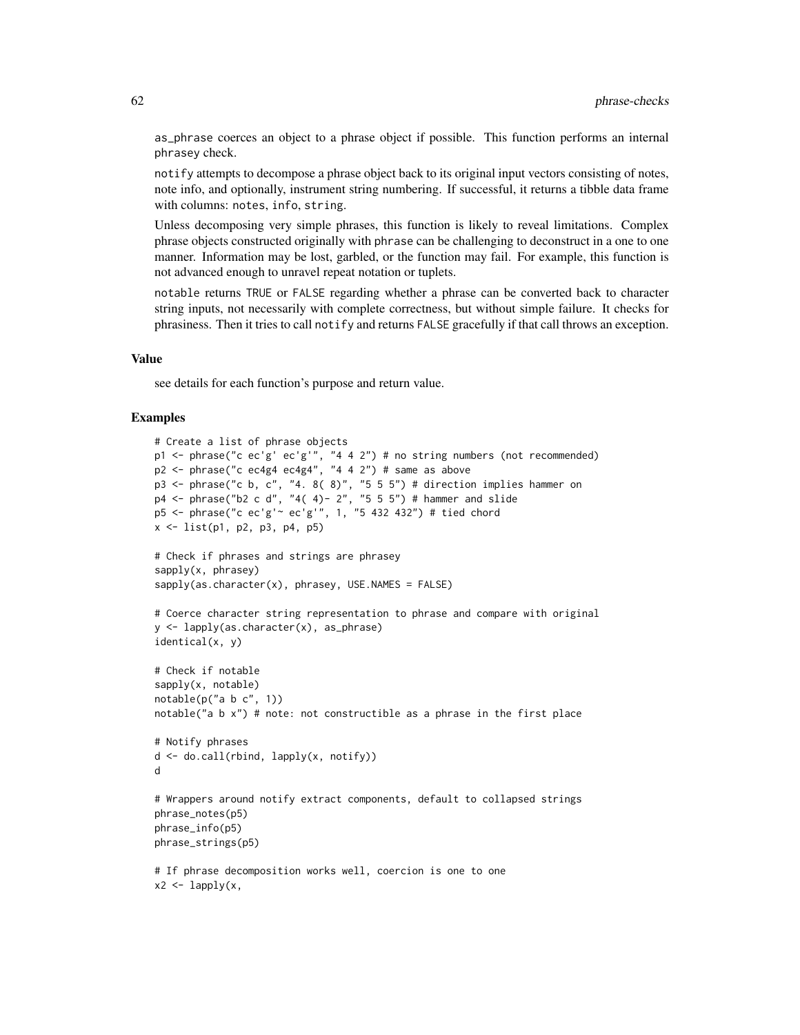`as_phrase` coerces an object to a phrase object if possible. This function performs an internal `phrasey` check.

`notify` attempts to decompose a phrase object back to its original input vectors consisting of notes, note info, and optionally, instrument string numbering. If successful, it returns a tibble data frame with columns: `notes`, `info`, `string`.

Unless decomposing very simple phrases, this function is likely to reveal limitations. Complex phrase objects constructed originally with `phrase` can be challenging to deconstruct in a one to one manner. Information may be lost, garbled, or the function may fail. For example, this function is not advanced enough to unravel repeat notation or tuplets.

`notable` returns `TRUE` or `FALSE` regarding whether a phrase can be converted back to character string inputs, not necessarily with complete correctness, but without simple failure. It checks for phrasiness. Then it tries to call `notify` and returns `FALSE` gracefully if that call throws an exception.

### Value

see details for each function's purpose and return value.

### Examples

```
# Create a list of phrase objects
p1 <- phrase("c ec'g' ec'g'", "4 4 2") # no string numbers (not recommended)
p2 <- phrase("c ec4g4 ec4g4", "4 4 2") # same as above
p3 <- phrase("c b, c", "4. 8( 8)", "5 5 5") # direction implies hammer on
p4 <- phrase("b2 c d", "4( 4)- 2", "5 5 5") # hammer and slide
p5 <- phrase("c ec'g'~ ec'g'", 1, "5 432 432") # tied chord
x <- list(p1, p2, p3, p4, p5)

# Check if phrases and strings are phrasey
sapply(x, phrasey)
sapply(as.character(x), phrasey, USE.NAMES = FALSE)

# Coerce character string representation to phrase and compare with original
y <- lapply(as.character(x), as_phrase)
identical(x, y)

# Check if notable
sapply(x, notable)
notable(p("a b c", 1))
notable("a b x") # note: not constructible as a phrase in the first place

# Notify phrases
d <- do.call(rbind, lapply(x, notify))
d

# Wrappers around notify extract components, default to collapsed strings
phrase_notes(p5)
phrase_info(p5)
phrase_strings(p5)

# If phrase decomposition works well, coercion is one to one
x2 <- lapply(x,
```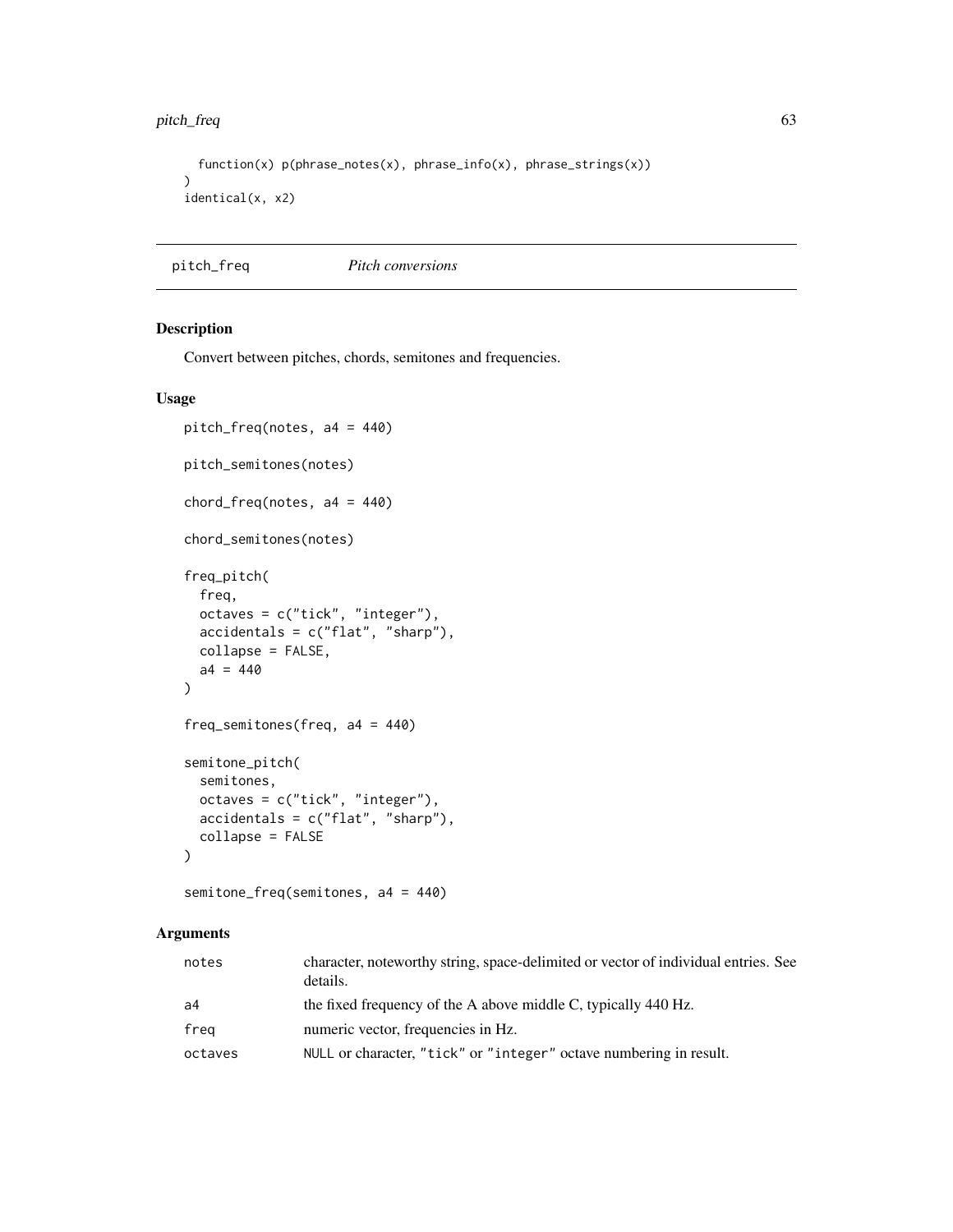```
  function(x) p(phrase_notes(x), phrase_info(x), phrase_strings(x))
)
identical(x, x2)
```

---

## pitch_freq — *Pitch conversions*

### Description

Convert between pitches, chords, semitones and frequencies.

### Usage

```
pitch_freq(notes, a4 = 440)

pitch_semitones(notes)

chord_freq(notes, a4 = 440)

chord_semitones(notes)

freq_pitch(
  freq,
  octaves = c("tick", "integer"),
  accidentals = c("flat", "sharp"),
  collapse = FALSE,
  a4 = 440
)

freq_semitones(freq, a4 = 440)

semitone_pitch(
  semitones,
  octaves = c("tick", "integer"),
  accidentals = c("flat", "sharp"),
  collapse = FALSE
)

semitone_freq(semitones, a4 = 440)
```

### Arguments

| | |
|---|---|
| `notes` | character, noteworthy string, space-delimited or vector of individual entries. See details. |
| `a4` | the fixed frequency of the A above middle C, typically 440 Hz. |
| `freq` | numeric vector, frequencies in Hz. |
| `octaves` | `NULL` or character, `"tick"` or `"integer"` octave numbering in result. |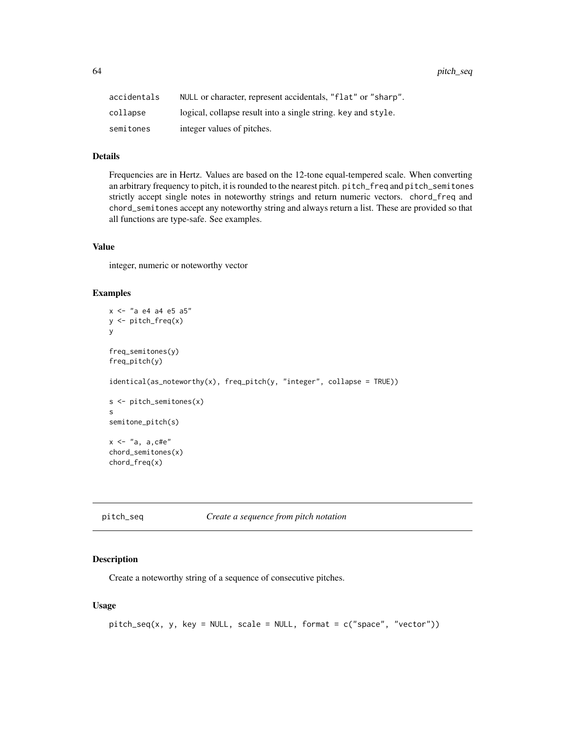| | |
|---|---|
| accidentals | NULL or character, represent accidentals, "flat" or "sharp". |
| collapse | logical, collapse result into a single string. key and style. |
| semitones | integer values of pitches. |

### Details

Frequencies are in Hertz. Values are based on the 12-tone equal-tempered scale. When converting an arbitrary frequency to pitch, it is rounded to the nearest pitch. pitch_freq and pitch_semitones strictly accept single notes in noteworthy strings and return numeric vectors. chord_freq and chord_semitones accept any noteworthy string and always return a list. These are provided so that all functions are type-safe. See examples.

### Value

integer, numeric or noteworthy vector

### Examples

```
x <- "a e4 a4 e5 a5"
y <- pitch_freq(x)
y

freq_semitones(y)
freq_pitch(y)

identical(as_noteworthy(x), freq_pitch(y, "integer", collapse = TRUE))

s <- pitch_semitones(x)
s
semitone_pitch(s)

x <- "a, a,c#e"
chord_semitones(x)
chord_freq(x)
```

---

## pitch_seq *Create a sequence from pitch notation*

### Description

Create a noteworthy string of a sequence of consecutive pitches.

### Usage

```
pitch_seq(x, y, key = NULL, scale = NULL, format = c("space", "vector"))
```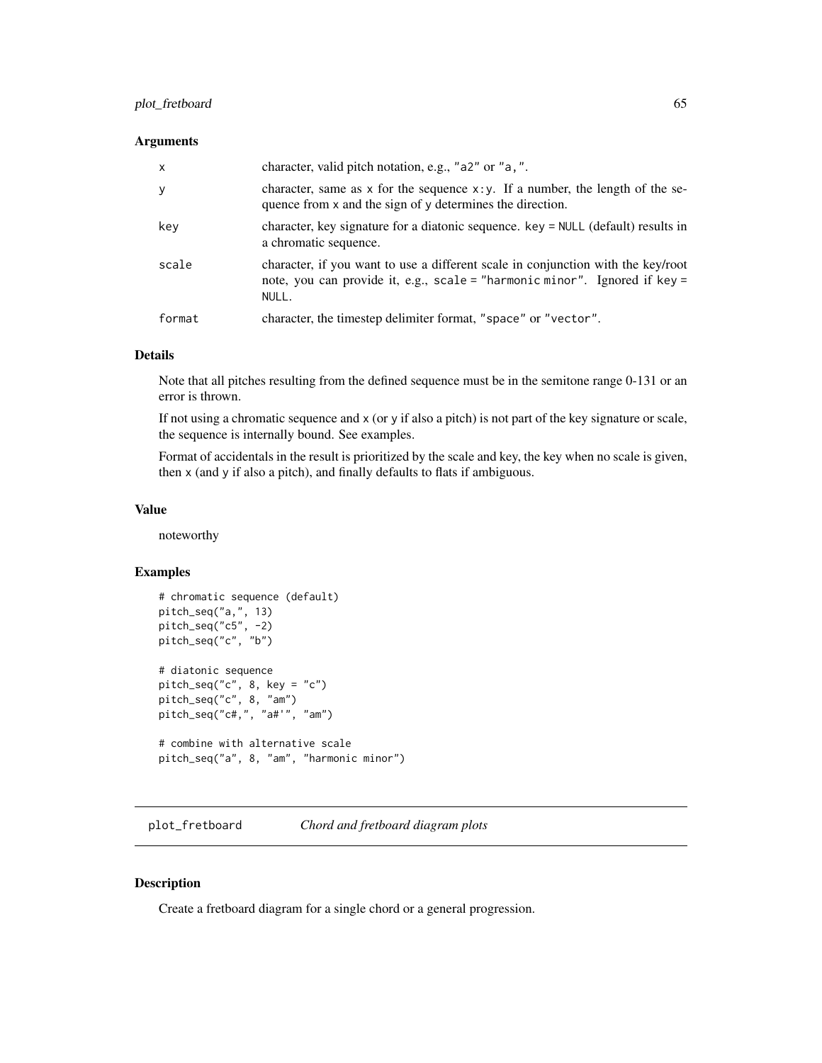### Arguments

| | |
|---|---|
| x | character, valid pitch notation, e.g., "a2" or "a,". |
| y | character, same as x for the sequence x:y. If a number, the length of the sequence from x and the sign of y determines the direction. |
| key | character, key signature for a diatonic sequence. key = NULL (default) results in a chromatic sequence. |
| scale | character, if you want to use a different scale in conjunction with the key/root note, you can provide it, e.g., scale = "harmonic minor". Ignored if key = NULL. |
| format | character, the timestep delimiter format, "space" or "vector". |

### Details

Note that all pitches resulting from the defined sequence must be in the semitone range 0-131 or an error is thrown.

If not using a chromatic sequence and x (or y if also a pitch) is not part of the key signature or scale, the sequence is internally bound. See examples.

Format of accidentals in the result is prioritized by the scale and key, the key when no scale is given, then x (and y if also a pitch), and finally defaults to flats if ambiguous.

### Value

noteworthy

### Examples

```
# chromatic sequence (default)
pitch_seq("a,", 13)
pitch_seq("c5", -2)
pitch_seq("c", "b")

# diatonic sequence
pitch_seq("c", 8, key = "c")
pitch_seq("c", 8, "am")
pitch_seq("c#,", "a#'", "am")

# combine with alternative scale
pitch_seq("a", 8, "am", "harmonic minor")
```

## plot_fretboard    *Chord and fretboard diagram plots*

### Description

Create a fretboard diagram for a single chord or a general progression.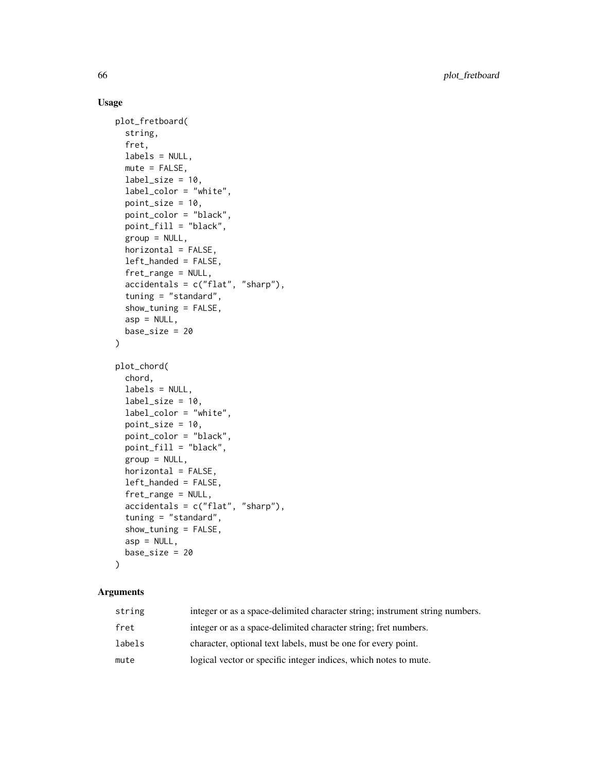## Usage

```
plot_fretboard(
  string,
  fret,
  labels = NULL,
  mute = FALSE,
  label_size = 10,
  label_color = "white",
  point_size = 10,
  point_color = "black",
  point_fill = "black",
  group = NULL,
  horizontal = FALSE,
  left_handed = FALSE,
  fret_range = NULL,
  accidentals = c("flat", "sharp"),
  tuning = "standard",
  show_tuning = FALSE,
  asp = NULL,
  base_size = 20
)

plot_chord(
  chord,
  labels = NULL,
  label_size = 10,
  label_color = "white",
  point_size = 10,
  point_color = "black",
  point_fill = "black",
  group = NULL,
  horizontal = FALSE,
  left_handed = FALSE,
  fret_range = NULL,
  accidentals = c("flat", "sharp"),
  tuning = "standard",
  show_tuning = FALSE,
  asp = NULL,
  base_size = 20
)
```

## Arguments

| | |
|---|---|
| `string` | integer or as a space-delimited character string; instrument string numbers. |
| `fret` | integer or as a space-delimited character string; fret numbers. |
| `labels` | character, optional text labels, must be one for every point. |
| `mute` | logical vector or specific integer indices, which notes to mute. |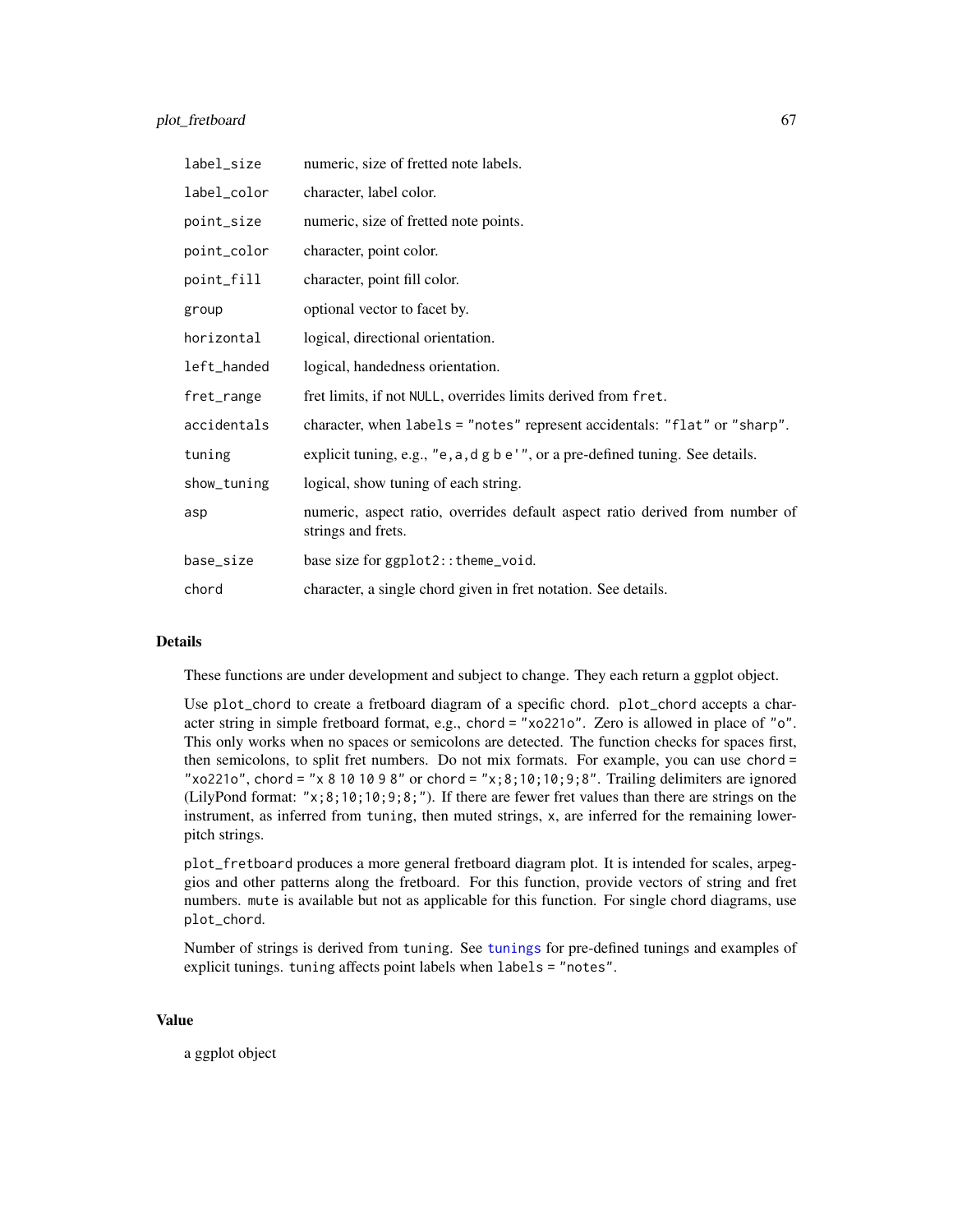| | |
|---|---|
| `label_size` | numeric, size of fretted note labels. |
| `label_color` | character, label color. |
| `point_size` | numeric, size of fretted note points. |
| `point_color` | character, point color. |
| `point_fill` | character, point fill color. |
| `group` | optional vector to facet by. |
| `horizontal` | logical, directional orientation. |
| `left_handed` | logical, handedness orientation. |
| `fret_range` | fret limits, if not `NULL`, overrides limits derived from `fret`. |
| `accidentals` | character, when `labels = "notes"` represent accidentals: `"flat"` or `"sharp"`. |
| `tuning` | explicit tuning, e.g., `"e,a,d g b e'"`, or a pre-defined tuning. See details. |
| `show_tuning` | logical, show tuning of each string. |
| `asp` | numeric, aspect ratio, overrides default aspect ratio derived from number of strings and frets. |
| `base_size` | base size for `ggplot2::theme_void`. |
| `chord` | character, a single chord given in fret notation. See details. |

## Details

These functions are under development and subject to change. They each return a ggplot object.

Use `plot_chord` to create a fretboard diagram of a specific chord. `plot_chord` accepts a character string in simple fretboard format, e.g., `chord = "xo221o"`. Zero is allowed in place of `"o"`. This only works when no spaces or semicolons are detected. The function checks for spaces first, then semicolons, to split fret numbers. Do not mix formats. For example, you can use `chord = "xo221o"`, `chord = "x 8 10 10 9 8"` or `chord = "x;8;10;10;9;8"`. Trailing delimiters are ignored (LilyPond format: `"x;8;10;10;9;8;"`). If there are fewer fret values than there are strings on the instrument, as inferred from `tuning`, then muted strings, `x`, are inferred for the remaining lower-pitch strings.

`plot_fretboard` produces a more general fretboard diagram plot. It is intended for scales, arpeggios and other patterns along the fretboard. For this function, provide vectors of string and fret numbers. `mute` is available but not as applicable for this function. For single chord diagrams, use `plot_chord`.

Number of strings is derived from `tuning`. See `tunings` for pre-defined tunings and examples of explicit tunings. `tuning` affects point labels when `labels = "notes"`.

## Value

a ggplot object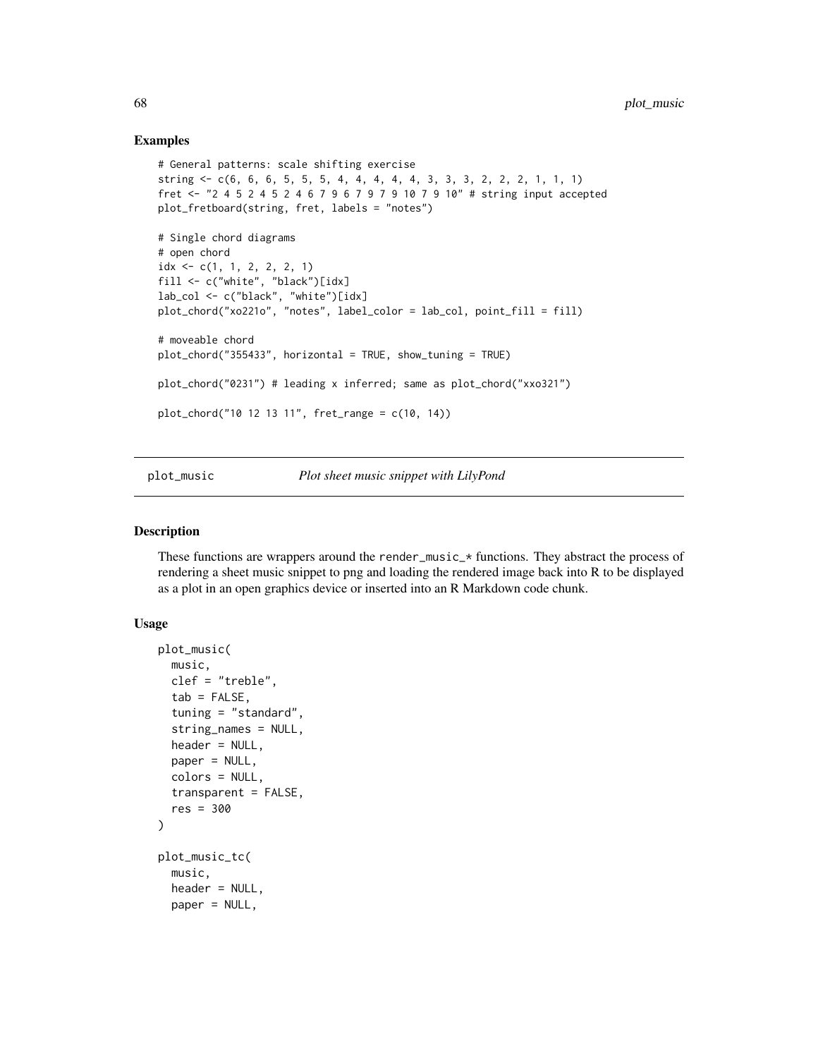### Examples

```
# General patterns: scale shifting exercise
string <- c(6, 6, 6, 5, 5, 5, 4, 4, 4, 4, 4, 3, 3, 3, 2, 2, 2, 1, 1, 1)
fret <- "2 4 5 2 4 5 2 4 6 7 9 6 7 9 7 9 10 7 9 10" # string input accepted
plot_fretboard(string, fret, labels = "notes")

# Single chord diagrams
# open chord
idx <- c(1, 1, 2, 2, 2, 1)
fill <- c("white", "black")[idx]
lab_col <- c("black", "white")[idx]
plot_chord("xo221o", "notes", label_color = lab_col, point_fill = fill)

# moveable chord
plot_chord("355433", horizontal = TRUE, show_tuning = TRUE)

plot_chord("0231") # leading x inferred; same as plot_chord("xxo321")

plot_chord("10 12 13 11", fret_range = c(10, 14))
```

---

## plot_music &nbsp;&nbsp;&nbsp;&nbsp; *Plot sheet music snippet with LilyPond*

---

### Description

These functions are wrappers around the render_music_* functions. They abstract the process of rendering a sheet music snippet to png and loading the rendered image back into R to be displayed as a plot in an open graphics device or inserted into an R Markdown code chunk.

### Usage

```
plot_music(
  music,
  clef = "treble",
  tab = FALSE,
  tuning = "standard",
  string_names = NULL,
  header = NULL,
  paper = NULL,
  colors = NULL,
  transparent = FALSE,
  res = 300
)

plot_music_tc(
  music,
  header = NULL,
  paper = NULL,
```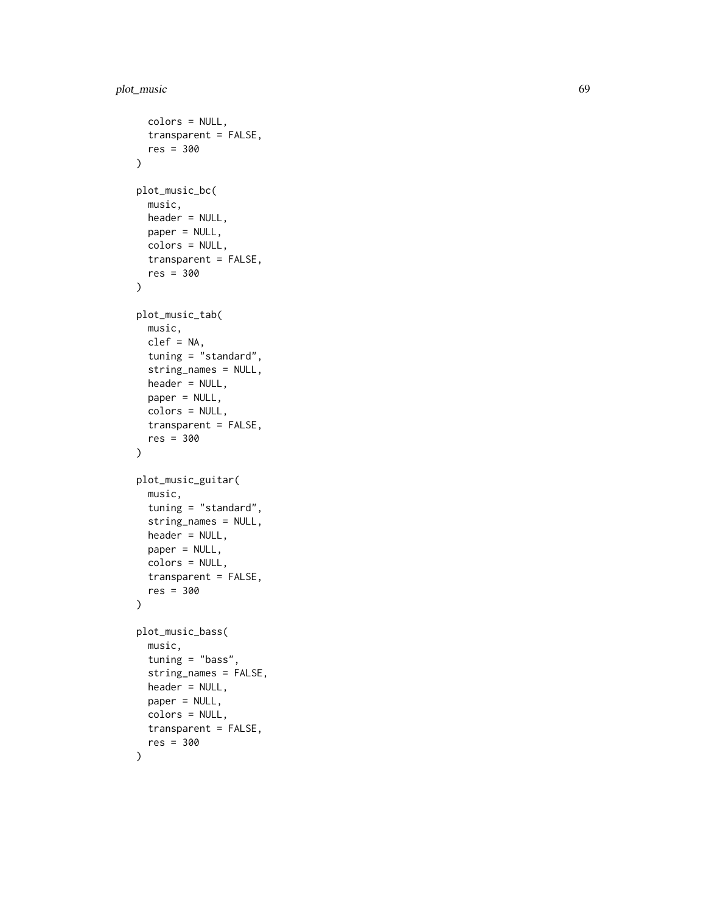```
  colors = NULL,
  transparent = FALSE,
  res = 300
)

plot_music_bc(
  music,
  header = NULL,
  paper = NULL,
  colors = NULL,
  transparent = FALSE,
  res = 300
)

plot_music_tab(
  music,
  clef = NA,
  tuning = "standard",
  string_names = NULL,
  header = NULL,
  paper = NULL,
  colors = NULL,
  transparent = FALSE,
  res = 300
)

plot_music_guitar(
  music,
  tuning = "standard",
  string_names = NULL,
  header = NULL,
  paper = NULL,
  colors = NULL,
  transparent = FALSE,
  res = 300
)

plot_music_bass(
  music,
  tuning = "bass",
  string_names = FALSE,
  header = NULL,
  paper = NULL,
  colors = NULL,
  transparent = FALSE,
  res = 300
)
```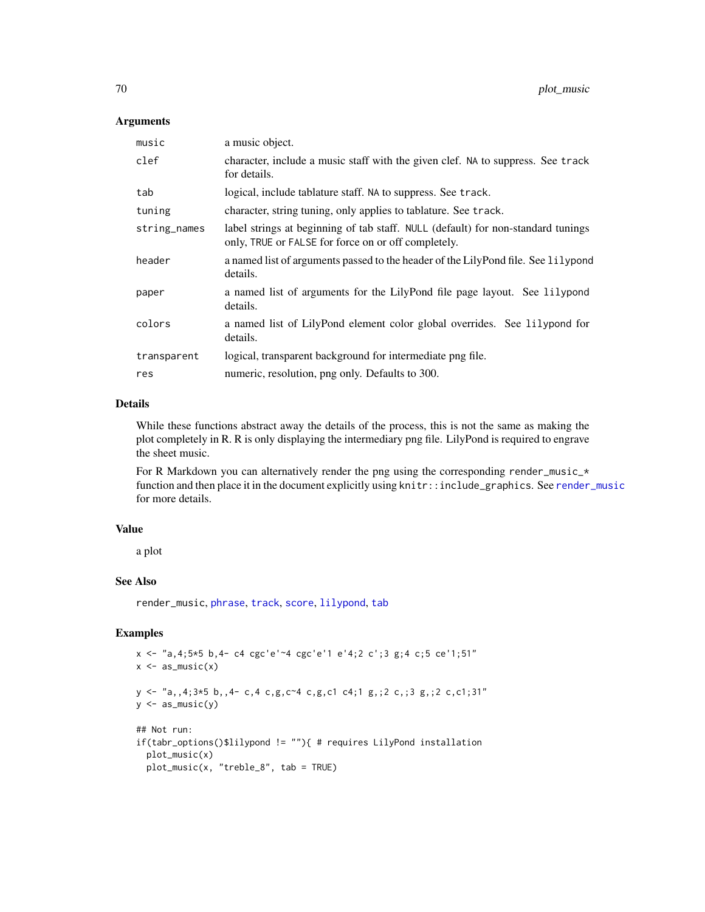## Arguments

| | |
|---|---|
| music | a music object. |
| clef | character, include a music staff with the given clef. NA to suppress. See track for details. |
| tab | logical, include tablature staff. NA to suppress. See track. |
| tuning | character, string tuning, only applies to tablature. See track. |
| string_names | label strings at beginning of tab staff. NULL (default) for non-standard tunings only, TRUE or FALSE for force on or off completely. |
| header | a named list of arguments passed to the header of the LilyPond file. See lilypond details. |
| paper | a named list of arguments for the LilyPond file page layout. See lilypond details. |
| colors | a named list of LilyPond element color global overrides. See lilypond for details. |
| transparent | logical, transparent background for intermediate png file. |
| res | numeric, resolution, png only. Defaults to 300. |

## Details

While these functions abstract away the details of the process, this is not the same as making the plot completely in R. R is only displaying the intermediary png file. LilyPond is required to engrave the sheet music.

For R Markdown you can alternatively render the png using the corresponding render_music_* function and then place it in the document explicitly using knitr::include_graphics. See render_music for more details.

## Value

a plot

## See Also

render_music, phrase, track, score, lilypond, tab

## Examples

```
x <- "a,4;5*5 b,4- c4 cgc'e'~4 cgc'e'1 e'4;2 c';3 g;4 c;5 ce'1;51"
x <- as_music(x)

y <- "a,,4;3*5 b,,4- c,4 c,g,c~4 c,g,c1 c4;1 g,;2 c,;3 g,;2 c,c1;31"
y <- as_music(y)

## Not run:
if(tabr_options()$lilypond != ""){ # requires LilyPond installation
  plot_music(x)
  plot_music(x, "treble_8", tab = TRUE)
```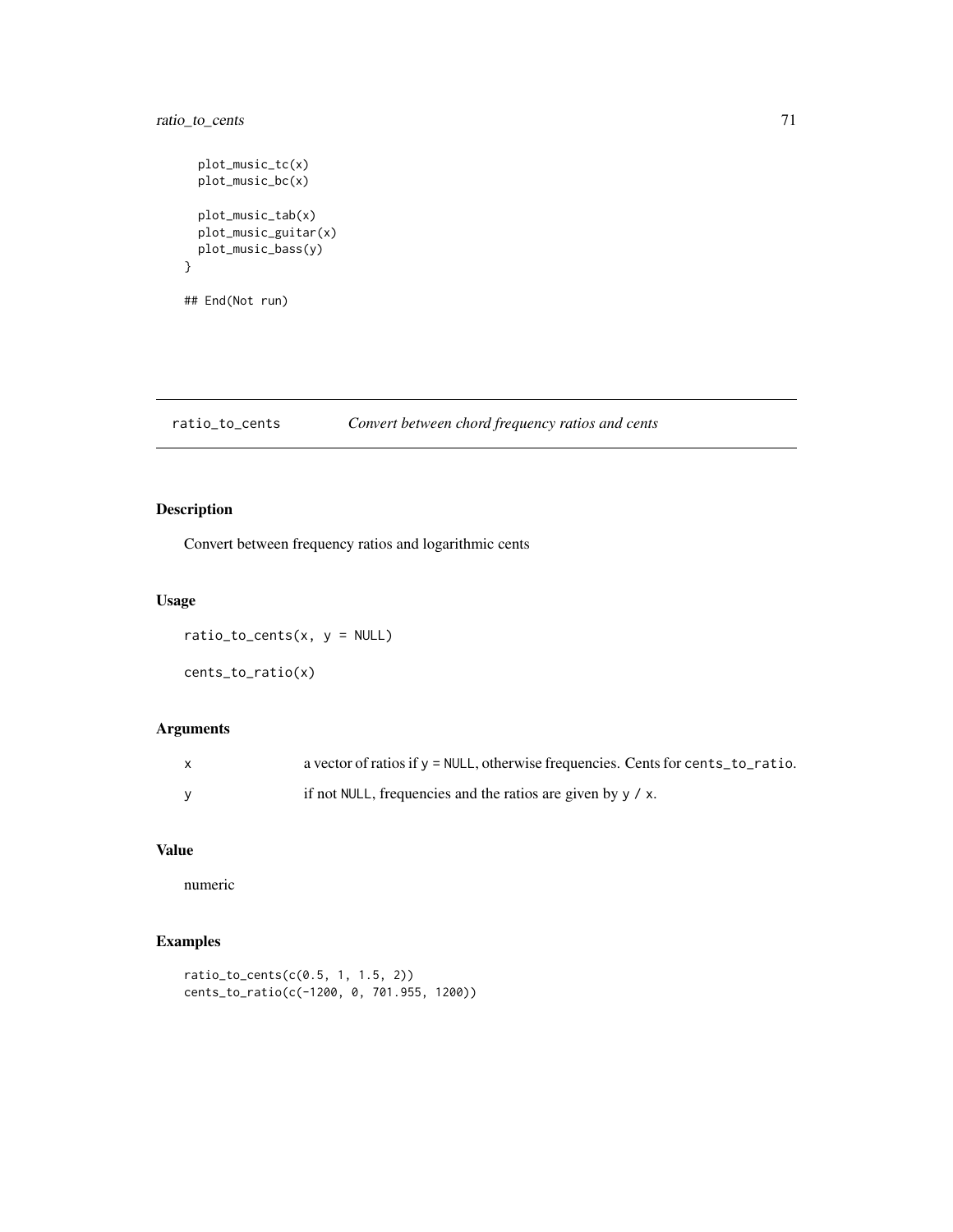```
  plot_music_tc(x)
  plot_music_bc(x)

  plot_music_tab(x)
  plot_music_guitar(x)
  plot_music_bass(y)
}

## End(Not run)
```

## ratio_to_cents — *Convert between chord frequency ratios and cents*

### Description

Convert between frequency ratios and logarithmic cents

### Usage

```
ratio_to_cents(x, y = NULL)

cents_to_ratio(x)
```

### Arguments

| | |
|---|---|
| x | a vector of ratios if `y = NULL`, otherwise frequencies. Cents for `cents_to_ratio`. |
| y | if not `NULL`, frequencies and the ratios are given by `y / x`. |

### Value

numeric

### Examples

```
ratio_to_cents(c(0.5, 1, 1.5, 2))
cents_to_ratio(c(-1200, 0, 701.955, 1200))
```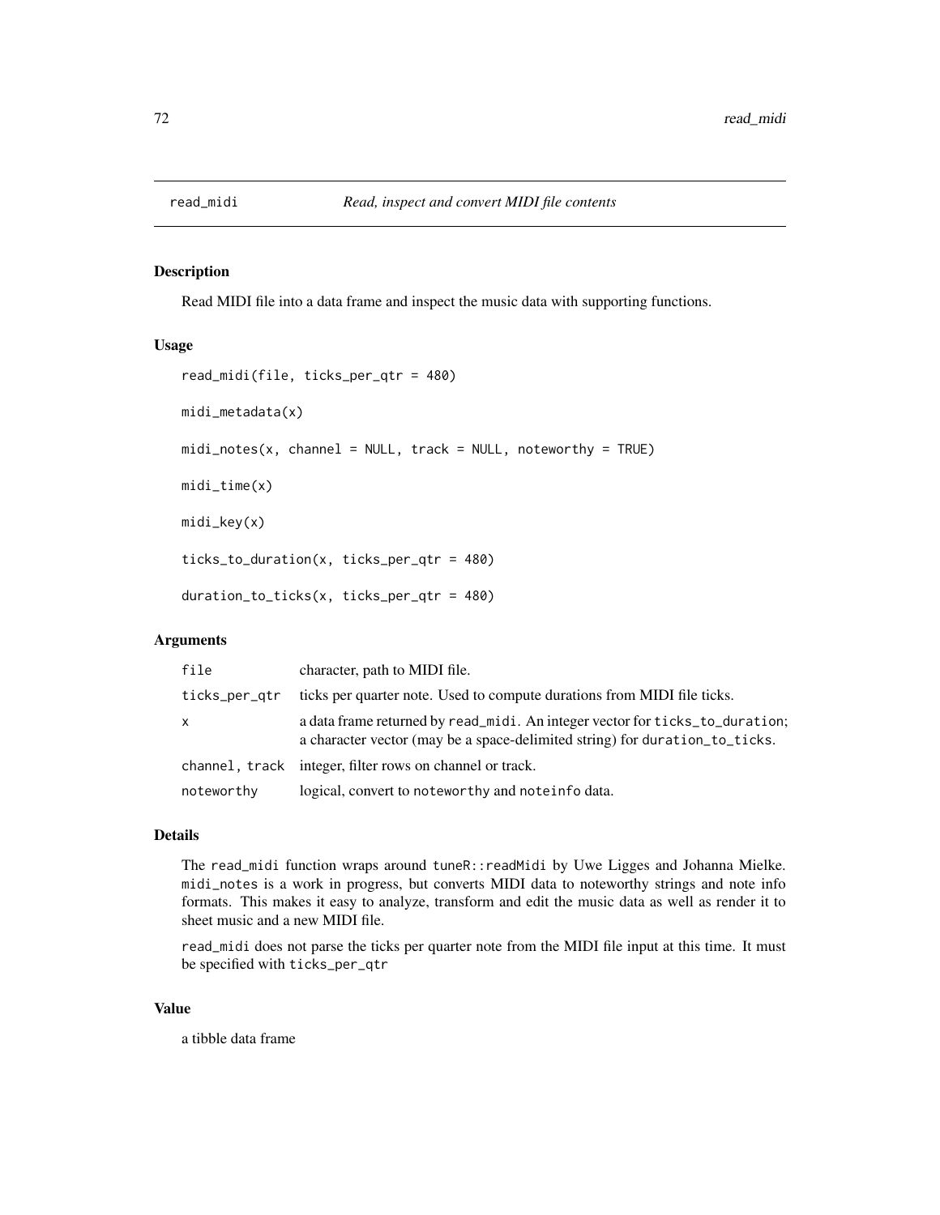# read_midi *Read, inspect and convert MIDI file contents*

## Description

Read MIDI file into a data frame and inspect the music data with supporting functions.

## Usage

```
read_midi(file, ticks_per_qtr = 480)

midi_metadata(x)

midi_notes(x, channel = NULL, track = NULL, noteworthy = TRUE)

midi_time(x)

midi_key(x)

ticks_to_duration(x, ticks_per_qtr = 480)

duration_to_ticks(x, ticks_per_qtr = 480)
```

## Arguments

| | |
|---|---|
| `file` | character, path to MIDI file. |
| `ticks_per_qtr` | ticks per quarter note. Used to compute durations from MIDI file ticks. |
| `x` | a data frame returned by `read_midi`. An integer vector for `ticks_to_duration`; a character vector (may be a space-delimited string) for `duration_to_ticks`. |
| `channel, track` | integer, filter rows on channel or track. |
| `noteworthy` | logical, convert to `noteworthy` and `noteinfo` data. |

## Details

The `read_midi` function wraps around `tuneR::readMidi` by Uwe Ligges and Johanna Mielke. `midi_notes` is a work in progress, but converts MIDI data to noteworthy strings and note info formats. This makes it easy to analyze, transform and edit the music data as well as render it to sheet music and a new MIDI file.

`read_midi` does not parse the ticks per quarter note from the MIDI file input at this time. It must be specified with `ticks_per_qtr`

## Value

a tibble data frame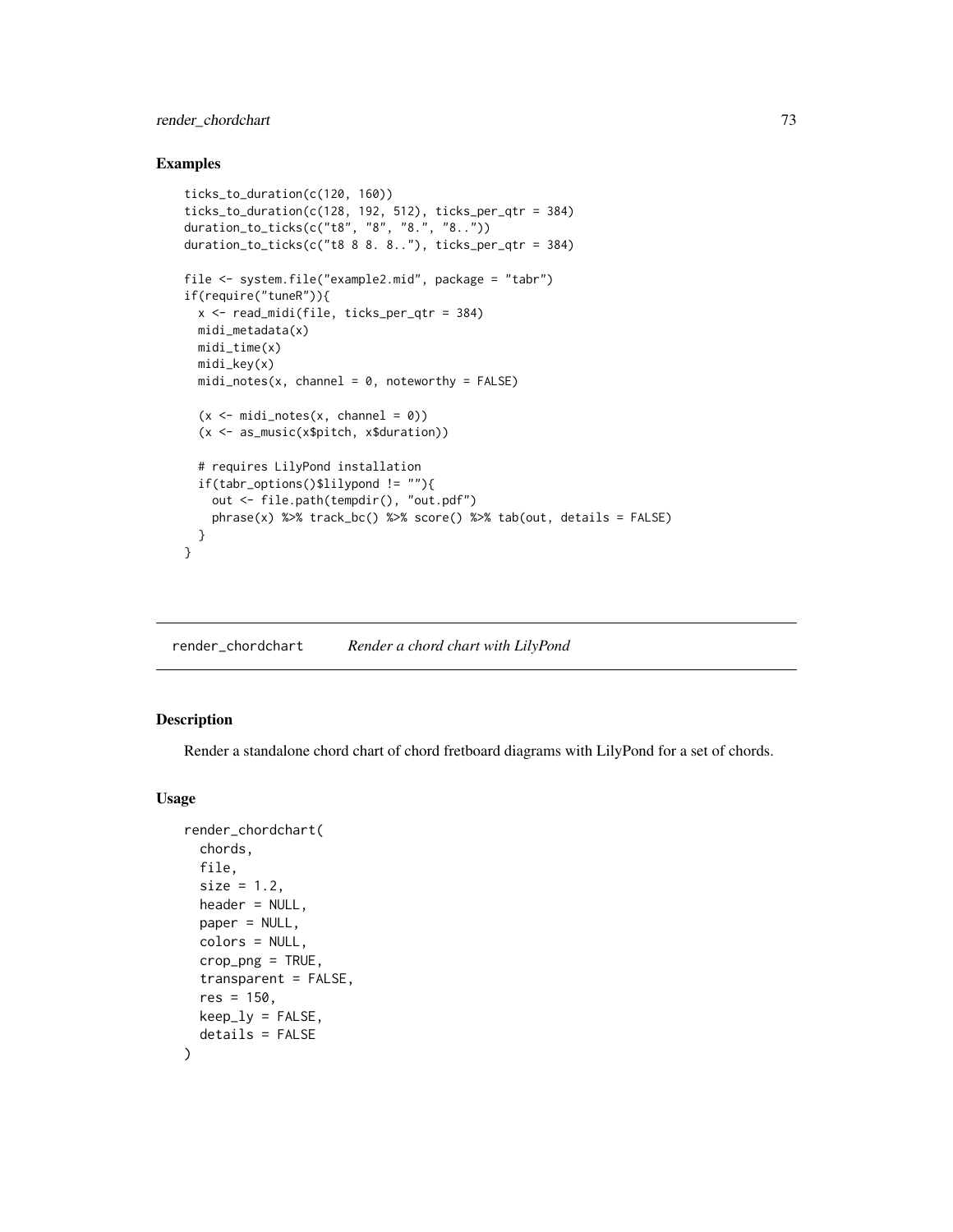## Examples

```
ticks_to_duration(c(120, 160))
ticks_to_duration(c(128, 192, 512), ticks_per_qtr = 384)
duration_to_ticks(c("t8", "8", "8.", "8.."))
duration_to_ticks(c("t8 8 8. 8.."), ticks_per_qtr = 384)

file <- system.file("example2.mid", package = "tabr")
if(require("tuneR")){
  x <- read_midi(file, ticks_per_qtr = 384)
  midi_metadata(x)
  midi_time(x)
  midi_key(x)
  midi_notes(x, channel = 0, noteworthy = FALSE)

  (x <- midi_notes(x, channel = 0))
  (x <- as_music(x$pitch, x$duration))

  # requires LilyPond installation
  if(tabr_options()$lilypond != ""){
    out <- file.path(tempdir(), "out.pdf")
    phrase(x) %>% track_bc() %>% score() %>% tab(out, details = FALSE)
  }
}
```

---

# render_chordchart    *Render a chord chart with LilyPond*

## Description

Render a standalone chord chart of chord fretboard diagrams with LilyPond for a set of chords.

## Usage

```
render_chordchart(
  chords,
  file,
  size = 1.2,
  header = NULL,
  paper = NULL,
  colors = NULL,
  crop_png = TRUE,
  transparent = FALSE,
  res = 150,
  keep_ly = FALSE,
  details = FALSE
)
```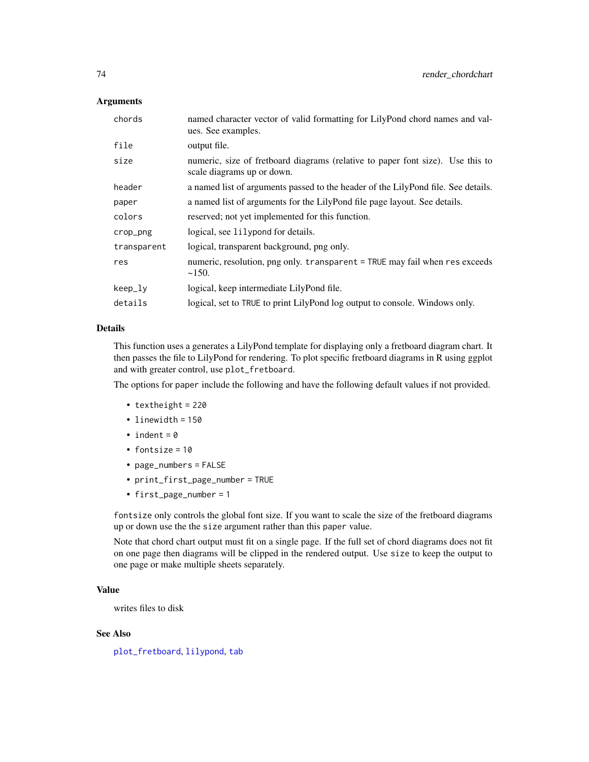### Arguments

| | |
|---|---|
| `chords` | named character vector of valid formatting for LilyPond chord names and values. See examples. |
| `file` | output file. |
| `size` | numeric, size of fretboard diagrams (relative to paper font size). Use this to scale diagrams up or down. |
| `header` | a named list of arguments passed to the header of the LilyPond file. See details. |
| `paper` | a named list of arguments for the LilyPond file page layout. See details. |
| `colors` | reserved; not yet implemented for this function. |
| `crop_png` | logical, see `lilypond` for details. |
| `transparent` | logical, transparent background, png only. |
| `res` | numeric, resolution, png only. `transparent = TRUE` may fail when `res` exceeds ~150. |
| `keep_ly` | logical, keep intermediate LilyPond file. |
| `details` | logical, set to `TRUE` to print LilyPond log output to console. Windows only. |

### Details

This function uses a generates a LilyPond template for displaying only a fretboard diagram chart. It then passes the file to LilyPond for rendering. To plot specific fretboard diagrams in R using ggplot and with greater control, use `plot_fretboard`.

The options for `paper` include the following and have the following default values if not provided.

- `textheight = 220`
- `linewidth = 150`
- `indent = 0`
- `fontsize = 10`
- `page_numbers = FALSE`
- `print_first_page_number = TRUE`
- `first_page_number = 1`

`fontsize` only controls the global font size. If you want to scale the size of the fretboard diagrams up or down use the the `size` argument rather than this `paper` value.

Note that chord chart output must fit on a single page. If the full set of chord diagrams does not fit on one page then diagrams will be clipped in the rendered output. Use `size` to keep the output to one page or make multiple sheets separately.

### Value

writes files to disk

### See Also

`plot_fretboard`, `lilypond`, `tab`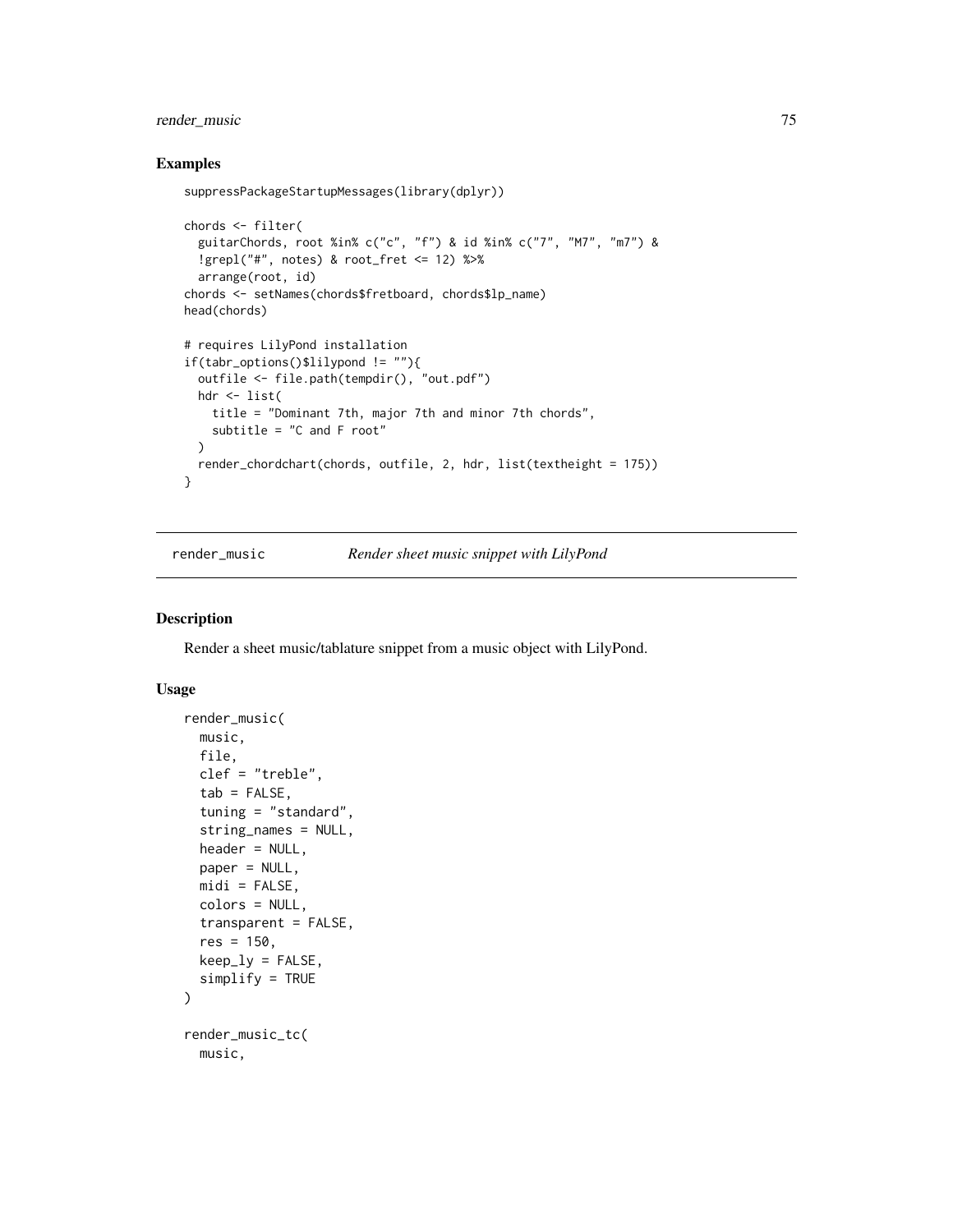### Examples

```
suppressPackageStartupMessages(library(dplyr))

chords <- filter(
  guitarChords, root %in% c("c", "f") & id %in% c("7", "M7", "m7") &
  !grepl("#", notes) & root_fret <= 12) %>%
  arrange(root, id)
chords <- setNames(chords$fretboard, chords$lp_name)
head(chords)

# requires LilyPond installation
if(tabr_options()$lilypond != ""){
  outfile <- file.path(tempdir(), "out.pdf")
  hdr <- list(
    title = "Dominant 7th, major 7th and minor 7th chords",
    subtitle = "C and F root"
  )
  render_chordchart(chords, outfile, 2, hdr, list(textheight = 175))
}
```

---

## render_music — *Render sheet music snippet with LilyPond*

### Description

Render a sheet music/tablature snippet from a music object with LilyPond.

### Usage

```
render_music(
  music,
  file,
  clef = "treble",
  tab = FALSE,
  tuning = "standard",
  string_names = NULL,
  header = NULL,
  paper = NULL,
  midi = FALSE,
  colors = NULL,
  transparent = FALSE,
  res = 150,
  keep_ly = FALSE,
  simplify = TRUE
)

render_music_tc(
  music,
```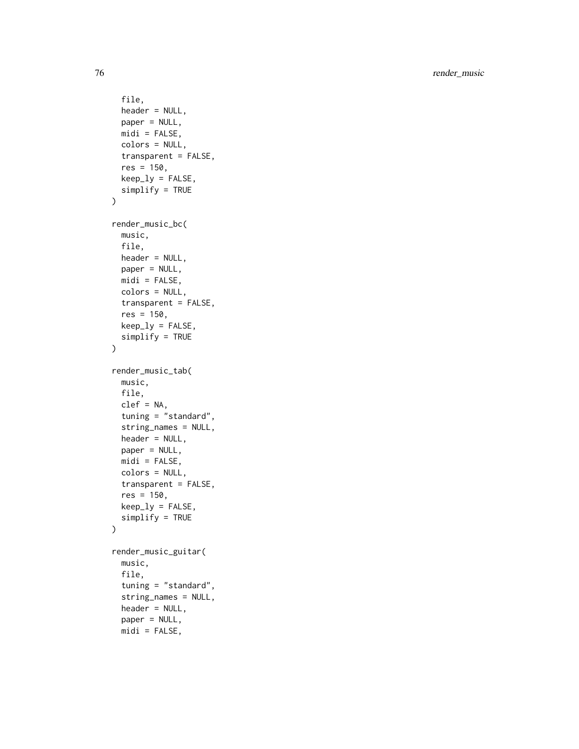```
  file,
  header = NULL,
  paper = NULL,
  midi = FALSE,
  colors = NULL,
  transparent = FALSE,
  res = 150,
  keep_ly = FALSE,
  simplify = TRUE
)

render_music_bc(
  music,
  file,
  header = NULL,
  paper = NULL,
  midi = FALSE,
  colors = NULL,
  transparent = FALSE,
  res = 150,
  keep_ly = FALSE,
  simplify = TRUE
)

render_music_tab(
  music,
  file,
  clef = NA,
  tuning = "standard",
  string_names = NULL,
  header = NULL,
  paper = NULL,
  midi = FALSE,
  colors = NULL,
  transparent = FALSE,
  res = 150,
  keep_ly = FALSE,
  simplify = TRUE
)

render_music_guitar(
  music,
  file,
  tuning = "standard",
  string_names = NULL,
  header = NULL,
  paper = NULL,
  midi = FALSE,
```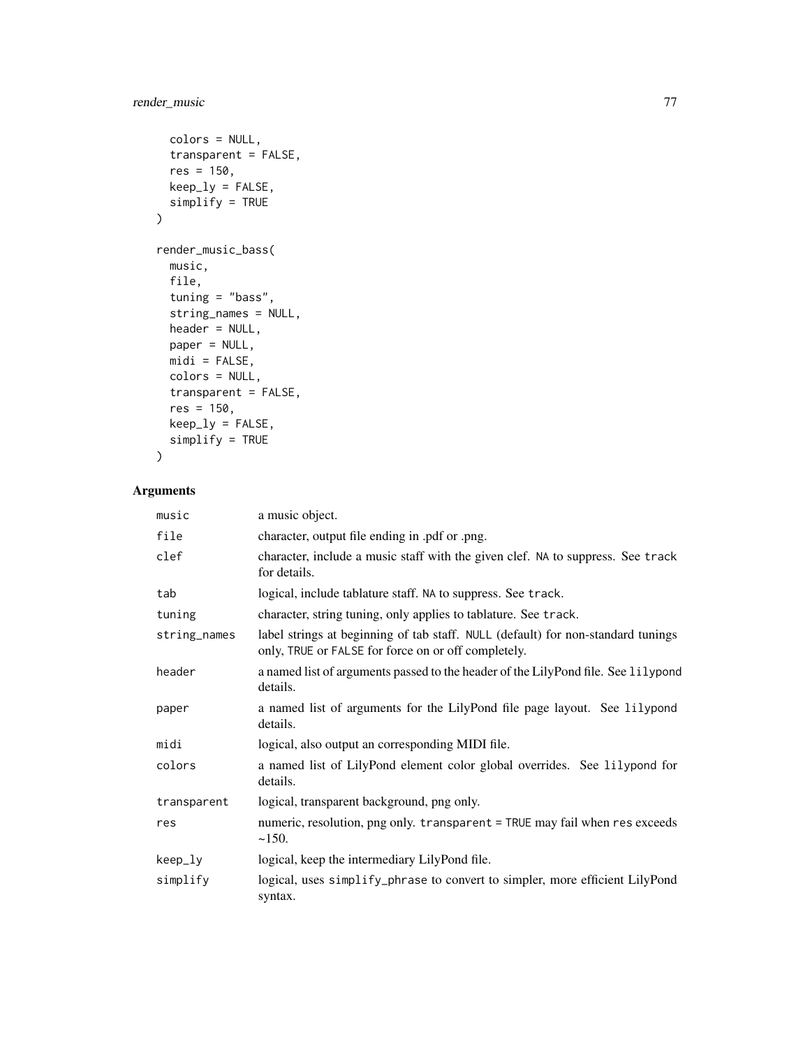```
  colors = NULL,
  transparent = FALSE,
  res = 150,
  keep_ly = FALSE,
  simplify = TRUE
)

render_music_bass(
  music,
  file,
  tuning = "bass",
  string_names = NULL,
  header = NULL,
  paper = NULL,
  midi = FALSE,
  colors = NULL,
  transparent = FALSE,
  res = 150,
  keep_ly = FALSE,
  simplify = TRUE
)
```

## Arguments

| | |
|---|---|
| `music` | a music object. |
| `file` | character, output file ending in .pdf or .png. |
| `clef` | character, include a music staff with the given clef. `NA` to suppress. See `track` for details. |
| `tab` | logical, include tablature staff. `NA` to suppress. See `track`. |
| `tuning` | character, string tuning, only applies to tablature. See `track`. |
| `string_names` | label strings at beginning of tab staff. `NULL` (default) for non-standard tunings only, `TRUE` or `FALSE` for force on or off completely. |
| `header` | a named list of arguments passed to the header of the LilyPond file. See `lilypond` details. |
| `paper` | a named list of arguments for the LilyPond file page layout. See `lilypond` details. |
| `midi` | logical, also output an corresponding MIDI file. |
| `colors` | a named list of LilyPond element color global overrides. See `lilypond` for details. |
| `transparent` | logical, transparent background, png only. |
| `res` | numeric, resolution, png only. `transparent = TRUE` may fail when `res` exceeds ~150. |
| `keep_ly` | logical, keep the intermediary LilyPond file. |
| `simplify` | logical, uses `simplify_phrase` to convert to simpler, more efficient LilyPond syntax. |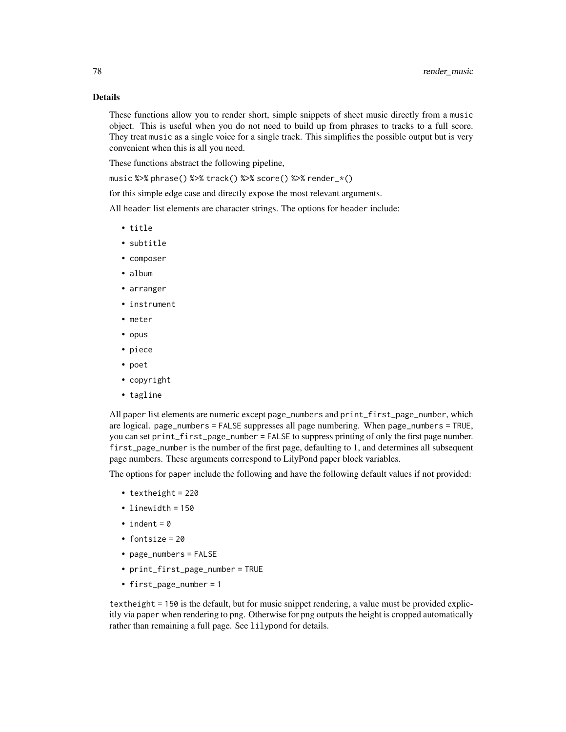## Details

These functions allow you to render short, simple snippets of sheet music directly from a `music` object. This is useful when you do not need to build up from phrases to tracks to a full score. They treat `music` as a single voice for a single track. This simplifies the possible output but is very convenient when this is all you need.

These functions abstract the following pipeline,

`music %>% phrase() %>% track() %>% score() %>% render_*()`

for this simple edge case and directly expose the most relevant arguments.

All `header` list elements are character strings. The options for `header` include:

- `title`
- `subtitle`
- `composer`
- `album`
- `arranger`
- `instrument`
- `meter`
- `opus`
- `piece`
- `poet`
- `copyright`
- `tagline`

All `paper` list elements are numeric except `page_numbers` and `print_first_page_number`, which are logical. `page_numbers = FALSE` suppresses all page numbering. When `page_numbers = TRUE`, you can set `print_first_page_number = FALSE` to suppress printing of only the first page number. `first_page_number` is the number of the first page, defaulting to 1, and determines all subsequent page numbers. These arguments correspond to LilyPond paper block variables.

The options for `paper` include the following and have the following default values if not provided:

- `textheight = 220`
- `linewidth = 150`
- `indent = 0`
- `fontsize = 20`
- `page_numbers = FALSE`
- `print_first_page_number = TRUE`
- `first_page_number = 1`

`textheight = 150` is the default, but for music snippet rendering, a value must be provided explicitly via `paper` when rendering to png. Otherwise for png outputs the height is cropped automatically rather than remaining a full page. See `lilypond` for details.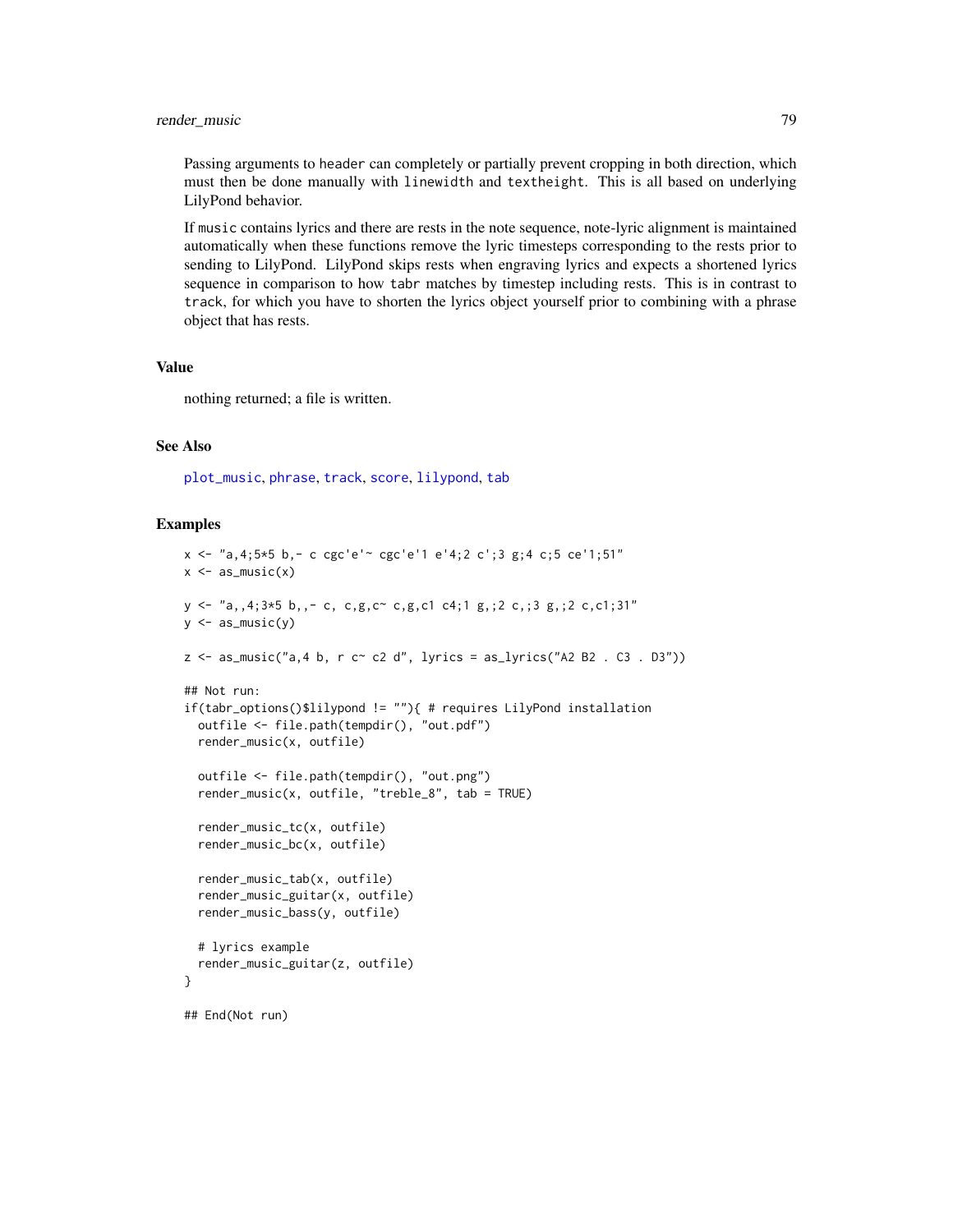Passing arguments to header can completely or partially prevent cropping in both direction, which must then be done manually with linewidth and textheight. This is all based on underlying LilyPond behavior.

If music contains lyrics and there are rests in the note sequence, note-lyric alignment is maintained automatically when these functions remove the lyric timesteps corresponding to the rests prior to sending to LilyPond. LilyPond skips rests when engraving lyrics and expects a shortened lyrics sequence in comparison to how tabr matches by timestep including rests. This is in contrast to track, for which you have to shorten the lyrics object yourself prior to combining with a phrase object that has rests.

## Value

nothing returned; a file is written.

## See Also

plot_music, phrase, track, score, lilypond, tab

## Examples

```
x <- "a,4;5*5 b,- c cgc'e'~ cgc'e'1 e'4;2 c';3 g;4 c;5 ce'1;51"
x <- as_music(x)

y <- "a,,4;3*5 b,,- c, c,g,c~ c,g,c1 c4;1 g,;2 c,;3 g,;2 c,c1;31"
y <- as_music(y)

z <- as_music("a,4 b, r c~ c2 d", lyrics = as_lyrics("A2 B2 . C3 . D3"))

## Not run:
if(tabr_options()$lilypond != ""){ # requires LilyPond installation
  outfile <- file.path(tempdir(), "out.pdf")
  render_music(x, outfile)

  outfile <- file.path(tempdir(), "out.png")
  render_music(x, outfile, "treble_8", tab = TRUE)

  render_music_tc(x, outfile)
  render_music_bc(x, outfile)

  render_music_tab(x, outfile)
  render_music_guitar(x, outfile)
  render_music_bass(y, outfile)

  # lyrics example
  render_music_guitar(z, outfile)
}

## End(Not run)
```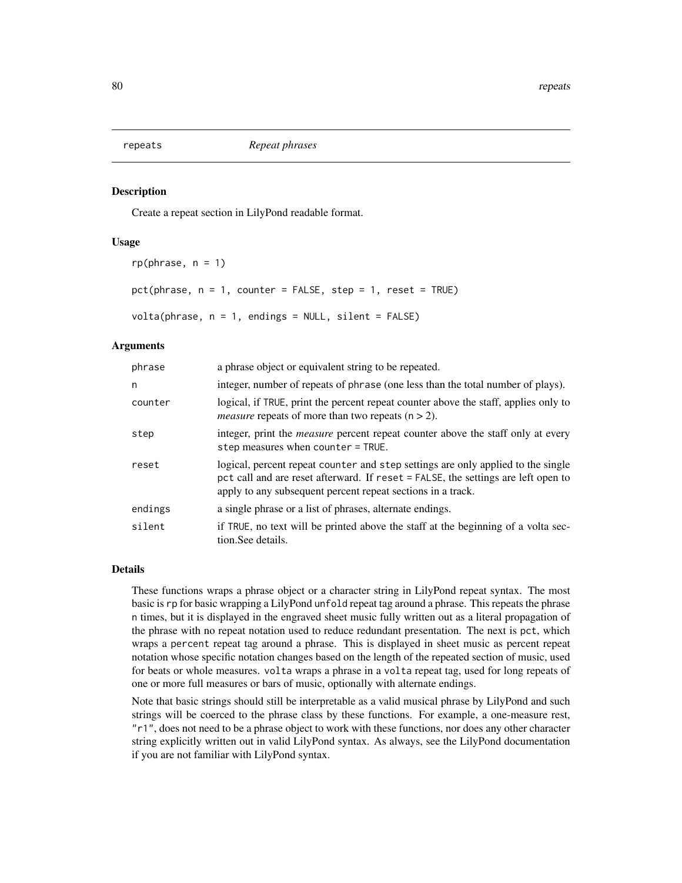# repeats — *Repeat phrases*

## Description

Create a repeat section in LilyPond readable format.

## Usage

```
rp(phrase, n = 1)

pct(phrase, n = 1, counter = FALSE, step = 1, reset = TRUE)

volta(phrase, n = 1, endings = NULL, silent = FALSE)
```

## Arguments

| | |
|---|---|
| `phrase` | a phrase object or equivalent string to be repeated. |
| `n` | integer, number of repeats of `phrase` (one less than the total number of plays). |
| `counter` | logical, if `TRUE`, print the percent repeat counter above the staff, applies only to *measure* repeats of more than two repeats ($n > 2$). |
| `step` | integer, print the *measure* percent repeat counter above the staff only at every `step` measures when `counter = TRUE`. |
| `reset` | logical, percent repeat `counter` and `step` settings are only applied to the single `pct` call and are reset afterward. If `reset = FALSE`, the settings are left open to apply to any subsequent percent repeat sections in a track. |
| `endings` | a single phrase or a list of phrases, alternate endings. |
| `silent` | if `TRUE`, no text will be printed above the staff at the beginning of a volta section.See details. |

## Details

These functions wraps a phrase object or a character string in LilyPond repeat syntax. The most basic is `rp` for basic wrapping a LilyPond `unfold` repeat tag around a phrase. This repeats the phrase `n` times, but it is displayed in the engraved sheet music fully written out as a literal propagation of the phrase with no repeat notation used to reduce redundant presentation. The next is `pct`, which wraps a `percent` repeat tag around a phrase. This is displayed in sheet music as percent repeat notation whose specific notation changes based on the length of the repeated section of music, used for beats or whole measures. `volta` wraps a phrase in a `volta` repeat tag, used for long repeats of one or more full measures or bars of music, optionally with alternate endings.

Note that basic strings should still be interpretable as a valid musical phrase by LilyPond and such strings will be coerced to the phrase class by these functions. For example, a one-measure rest, `"r1"`, does not need to be a phrase object to work with these functions, nor does any other character string explicitly written out in valid LilyPond syntax. As always, see the LilyPond documentation if you are not familiar with LilyPond syntax.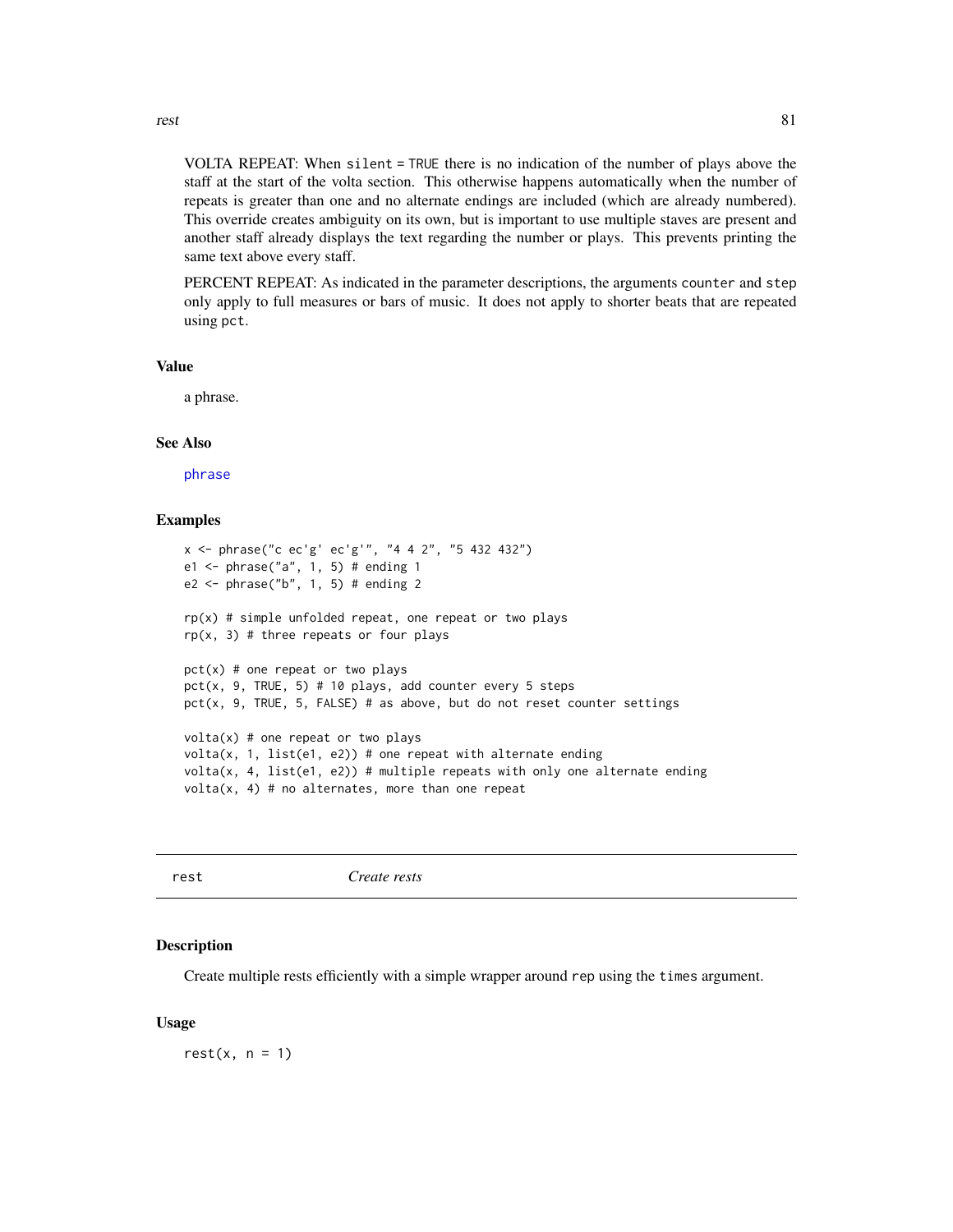VOLTA REPEAT: When `silent = TRUE` there is no indication of the number of plays above the staff at the start of the volta section. This otherwise happens automatically when the number of repeats is greater than one and no alternate endings are included (which are already numbered). This override creates ambiguity on its own, but is important to use multiple staves are present and another staff already displays the text regarding the number or plays. This prevents printing the same text above every staff.

PERCENT REPEAT: As indicated in the parameter descriptions, the arguments `counter` and `step` only apply to full measures or bars of music. It does not apply to shorter beats that are repeated using `pct`.

### Value

a phrase.

### See Also

phrase

### Examples

```
x <- phrase("c ec'g' ec'g'", "4 4 2", "5 432 432")
e1 <- phrase("a", 1, 5) # ending 1
e2 <- phrase("b", 1, 5) # ending 2

rp(x) # simple unfolded repeat, one repeat or two plays
rp(x, 3) # three repeats or four plays

pct(x) # one repeat or two plays
pct(x, 9, TRUE, 5) # 10 plays, add counter every 5 steps
pct(x, 9, TRUE, 5, FALSE) # as above, but do not reset counter settings

volta(x) # one repeat or two plays
volta(x, 1, list(e1, e2)) # one repeat with alternate ending
volta(x, 4, list(e1, e2)) # multiple repeats with only one alternate ending
volta(x, 4) # no alternates, more than one repeat
```

---

## rest — *Create rests*

### Description

Create multiple rests efficiently with a simple wrapper around `rep` using the `times` argument.

### Usage

```
rest(x, n = 1)
```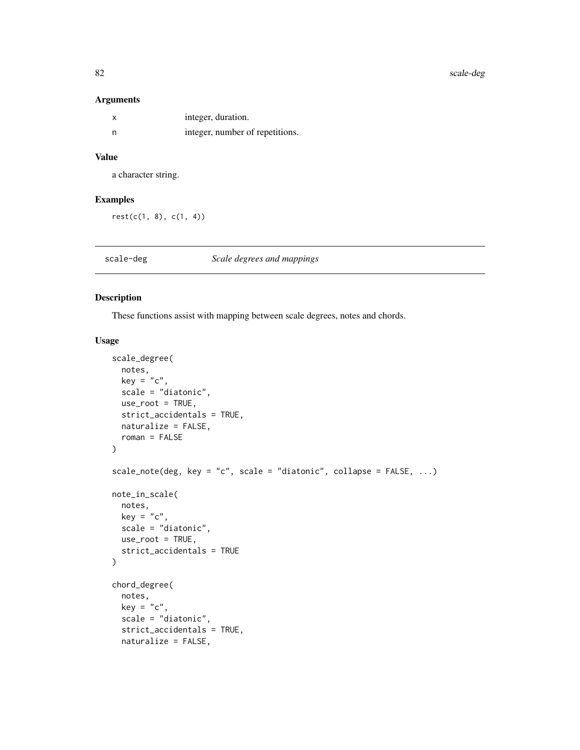### Arguments

| | |
|---|---|
| x | integer, duration. |
| n | integer, number of repetitions. |

### Value

a character string.

### Examples

```
rest(c(1, 8), c(1, 4))
```

---

## scale-deg *Scale degrees and mappings*

---

### Description

These functions assist with mapping between scale degrees, notes and chords.

### Usage

```
scale_degree(
  notes,
  key = "c",
  scale = "diatonic",
  use_root = TRUE,
  strict_accidentals = TRUE,
  naturalize = FALSE,
  roman = FALSE
)

scale_note(deg, key = "c", scale = "diatonic", collapse = FALSE, ...)

note_in_scale(
  notes,
  key = "c",
  scale = "diatonic",
  use_root = TRUE,
  strict_accidentals = TRUE
)

chord_degree(
  notes,
  key = "c",
  scale = "diatonic",
  strict_accidentals = TRUE,
  naturalize = FALSE,
```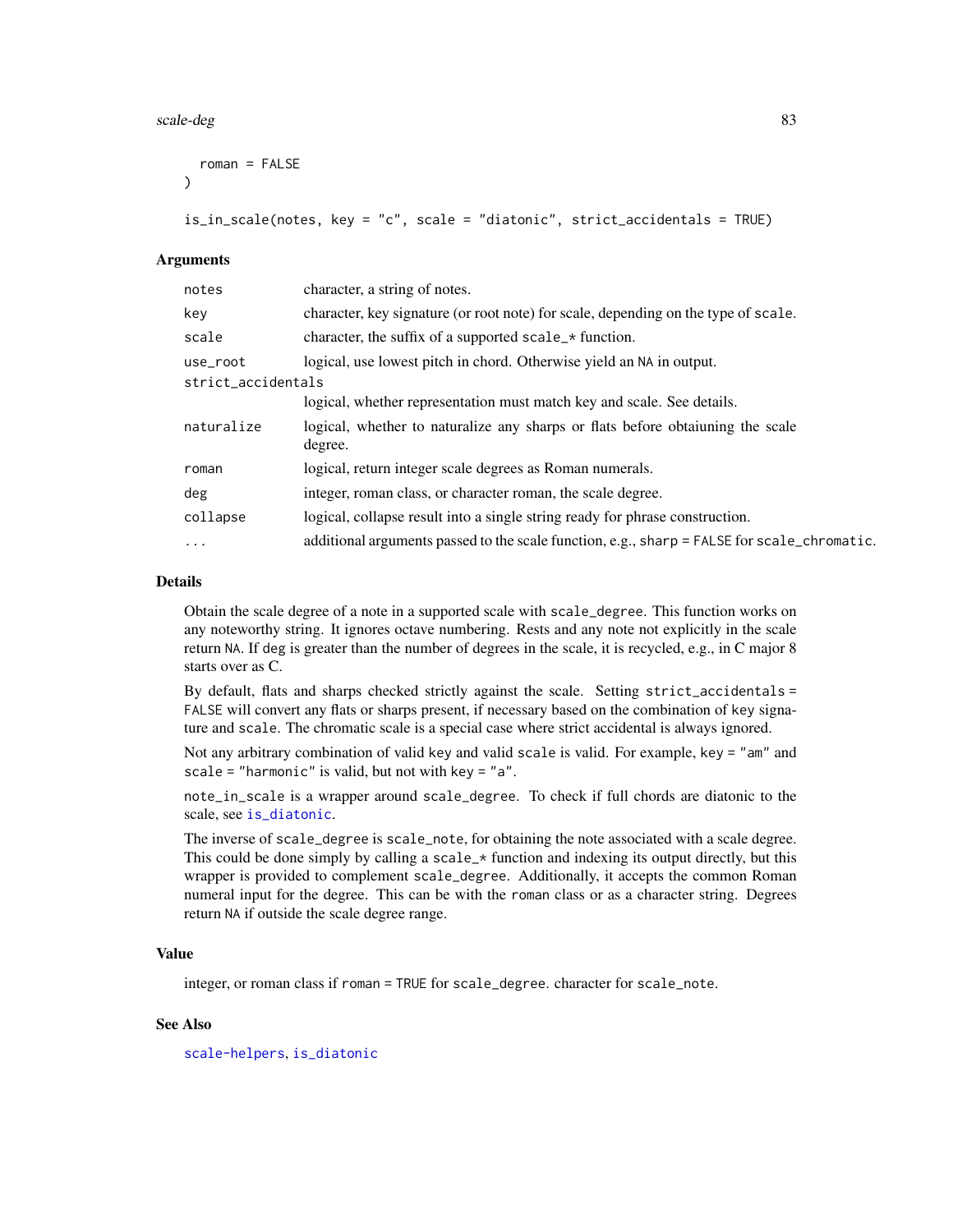```
  roman = FALSE
)

is_in_scale(notes, key = "c", scale = "diatonic", strict_accidentals = TRUE)
```

## Arguments

| | |
|---|---|
| `notes` | character, a string of notes. |
| `key` | character, key signature (or root note) for scale, depending on the type of `scale`. |
| `scale` | character, the suffix of a supported `scale_*` function. |
| `use_root` | logical, use lowest pitch in chord. Otherwise yield an `NA` in output. |
| `strict_accidentals` | logical, whether representation must match key and scale. See details. |
| `naturalize` | logical, whether to naturalize any sharps or flats before obtaiuning the scale degree. |
| `roman` | logical, return integer scale degrees as Roman numerals. |
| `deg` | integer, roman class, or character roman, the scale degree. |
| `collapse` | logical, collapse result into a single string ready for phrase construction. |
| `...` | additional arguments passed to the scale function, e.g., `sharp = FALSE` for `scale_chromatic`. |

## Details

Obtain the scale degree of a note in a supported scale with `scale_degree`. This function works on any noteworthy string. It ignores octave numbering. Rests and any note not explicitly in the scale return `NA`. If `deg` is greater than the number of degrees in the scale, it is recycled, e.g., in C major 8 starts over as C.

By default, flats and sharps checked strictly against the scale. Setting `strict_accidentals = FALSE` will convert any flats or sharps present, if necessary based on the combination of `key` signature and `scale`. The chromatic scale is a special case where strict accidental is always ignored.

Not any arbitrary combination of valid `key` and valid `scale` is valid. For example, `key = "am"` and `scale = "harmonic"` is valid, but not with `key = "a"`.

`note_in_scale` is a wrapper around `scale_degree`. To check if full chords are diatonic to the scale, see `is_diatonic`.

The inverse of `scale_degree` is `scale_note`, for obtaining the note associated with a scale degree. This could be done simply by calling a `scale_*` function and indexing its output directly, but this wrapper is provided to complement `scale_degree`. Additionally, it accepts the common Roman numeral input for the degree. This can be with the `roman` class or as a character string. Degrees return `NA` if outside the scale degree range.

## Value

integer, or roman class if `roman = TRUE` for `scale_degree`. character for `scale_note`.

## See Also

`scale-helpers`, `is_diatonic`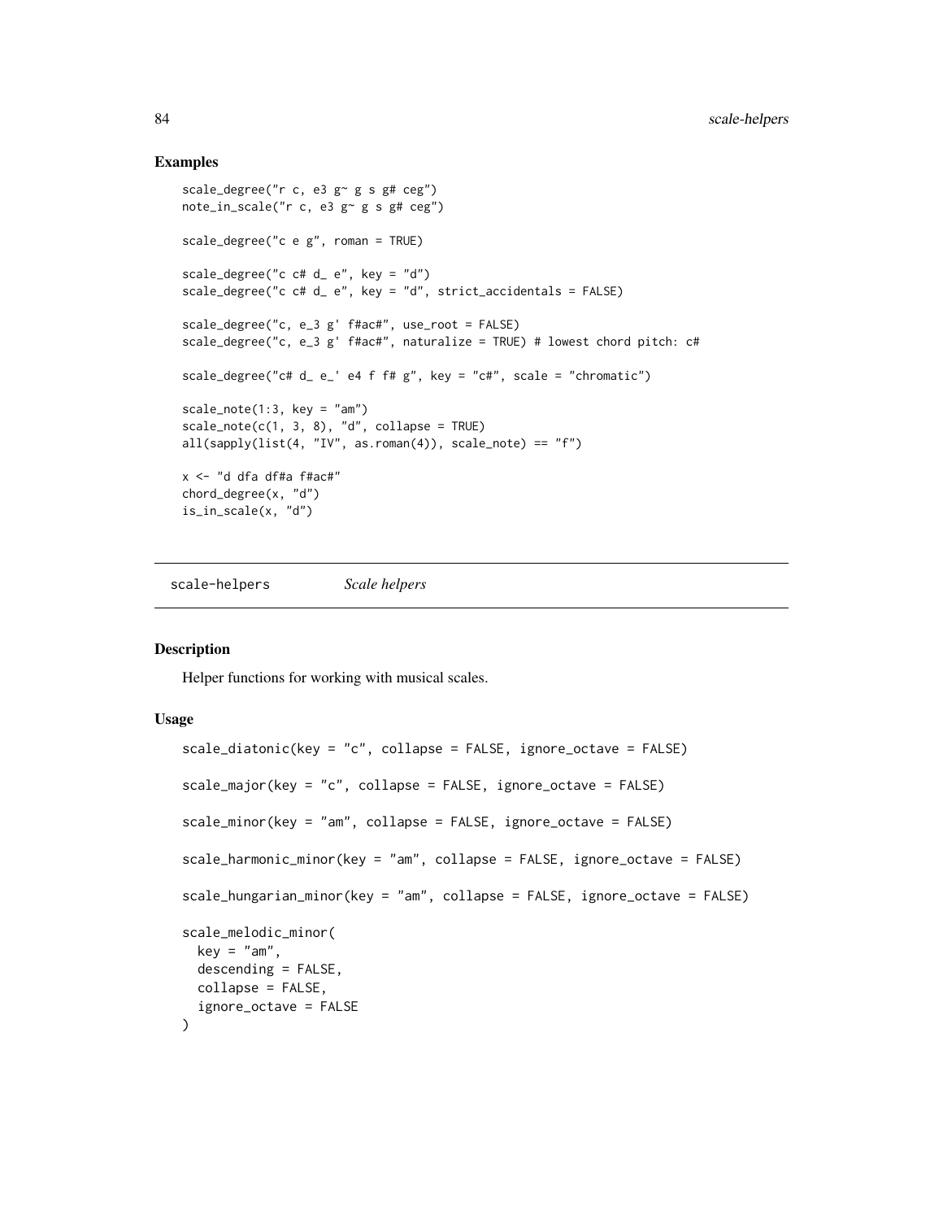## Examples

```
scale_degree("r c, e3 g~ g s g# ceg")
note_in_scale("r c, e3 g~ g s g# ceg")

scale_degree("c e g", roman = TRUE)

scale_degree("c c# d_ e", key = "d")
scale_degree("c c# d_ e", key = "d", strict_accidentals = FALSE)

scale_degree("c, e_3 g' f#ac#", use_root = FALSE)
scale_degree("c, e_3 g' f#ac#", naturalize = TRUE) # lowest chord pitch: c#

scale_degree("c# d_ e_' e4 f f# g", key = "c#", scale = "chromatic")

scale_note(1:3, key = "am")
scale_note(c(1, 3, 8), "d", collapse = TRUE)
all(sapply(list(4, "IV", as.roman(4)), scale_note) == "f")

x <- "d dfa df#a f#ac#"
chord_degree(x, "d")
is_in_scale(x, "d")
```

---

# scale-helpers *Scale helpers*

## Description

Helper functions for working with musical scales.

## Usage

```
scale_diatonic(key = "c", collapse = FALSE, ignore_octave = FALSE)

scale_major(key = "c", collapse = FALSE, ignore_octave = FALSE)

scale_minor(key = "am", collapse = FALSE, ignore_octave = FALSE)

scale_harmonic_minor(key = "am", collapse = FALSE, ignore_octave = FALSE)

scale_hungarian_minor(key = "am", collapse = FALSE, ignore_octave = FALSE)

scale_melodic_minor(
  key = "am",
  descending = FALSE,
  collapse = FALSE,
  ignore_octave = FALSE
)
```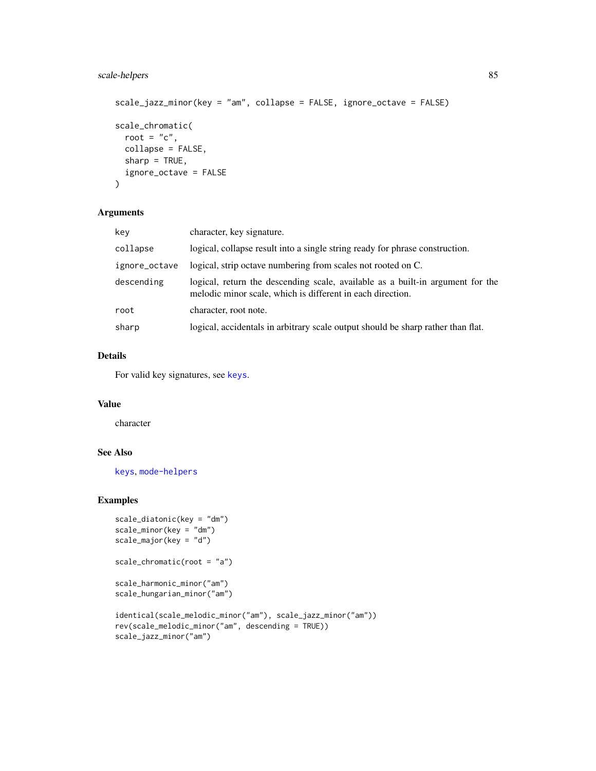```
scale_jazz_minor(key = "am", collapse = FALSE, ignore_octave = FALSE)

scale_chromatic(
  root = "c",
  collapse = FALSE,
  sharp = TRUE,
  ignore_octave = FALSE
)
```

## Arguments

| | |
|---|---|
| key | character, key signature. |
| collapse | logical, collapse result into a single string ready for phrase construction. |
| ignore_octave | logical, strip octave numbering from scales not rooted on C. |
| descending | logical, return the descending scale, available as a built-in argument for the melodic minor scale, which is different in each direction. |
| root | character, root note. |
| sharp | logical, accidentals in arbitrary scale output should be sharp rather than flat. |

## Details

For valid key signatures, see keys.

## Value

character

## See Also

keys, mode-helpers

## Examples

```
scale_diatonic(key = "dm")
scale_minor(key = "dm")
scale_major(key = "d")

scale_chromatic(root = "a")

scale_harmonic_minor("am")
scale_hungarian_minor("am")

identical(scale_melodic_minor("am"), scale_jazz_minor("am"))
rev(scale_melodic_minor("am", descending = TRUE))
scale_jazz_minor("am")
```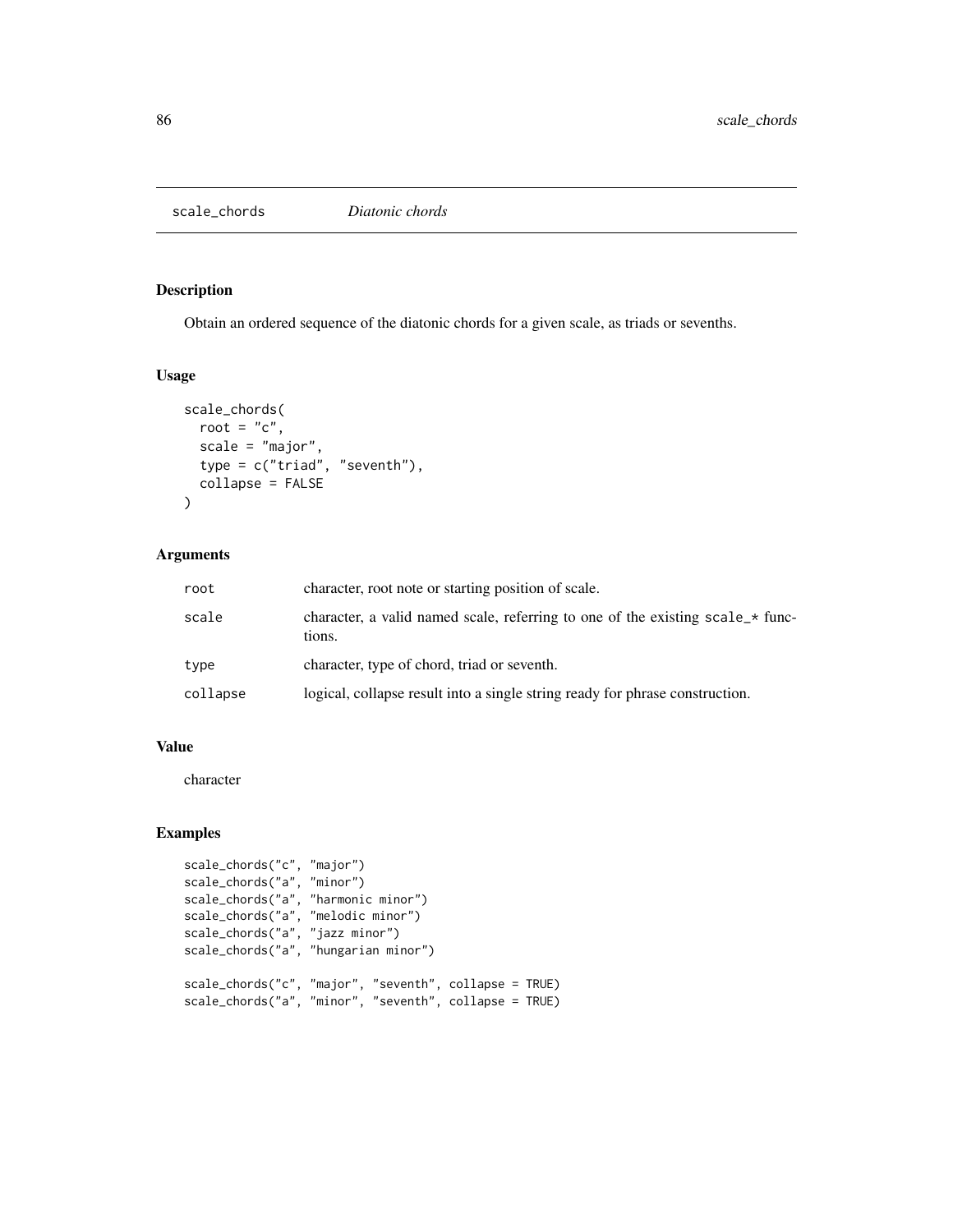# scale_chords *Diatonic chords*

## Description

Obtain an ordered sequence of the diatonic chords for a given scale, as triads or sevenths.

## Usage

```
scale_chords(
  root = "c",
  scale = "major",
  type = c("triad", "seventh"),
  collapse = FALSE
)
```

## Arguments

| | |
|---|---|
| root | character, root note or starting position of scale. |
| scale | character, a valid named scale, referring to one of the existing scale_* functions. |
| type | character, type of chord, triad or seventh. |
| collapse | logical, collapse result into a single string ready for phrase construction. |

## Value

character

## Examples

```
scale_chords("c", "major")
scale_chords("a", "minor")
scale_chords("a", "harmonic minor")
scale_chords("a", "melodic minor")
scale_chords("a", "jazz minor")
scale_chords("a", "hungarian minor")

scale_chords("c", "major", "seventh", collapse = TRUE)
scale_chords("a", "minor", "seventh", collapse = TRUE)
```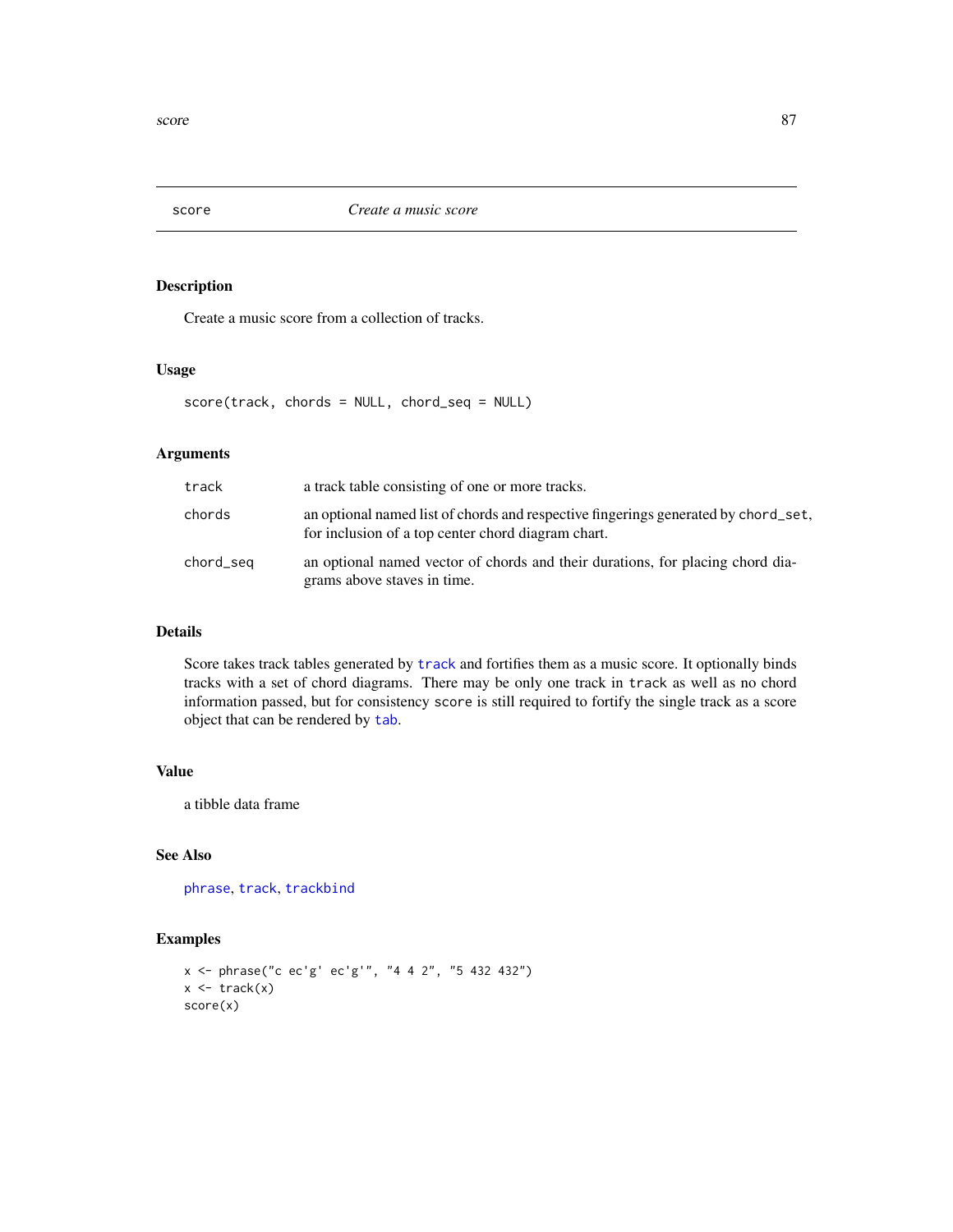# score — *Create a music score*

## Description

Create a music score from a collection of tracks.

## Usage

```
score(track, chords = NULL, chord_seq = NULL)
```

## Arguments

| | |
|---|---|
| `track` | a track table consisting of one or more tracks. |
| `chords` | an optional named list of chords and respective fingerings generated by `chord_set`, for inclusion of a top center chord diagram chart. |
| `chord_seq` | an optional named vector of chords and their durations, for placing chord diagrams above staves in time. |

## Details

Score takes track tables generated by `track` and fortifies them as a music score. It optionally binds tracks with a set of chord diagrams. There may be only one track in `track` as well as no chord information passed, but for consistency `score` is still required to fortify the single track as a score object that can be rendered by `tab`.

## Value

a tibble data frame

## See Also

`phrase`, `track`, `trackbind`

## Examples

```
x <- phrase("c ec'g' ec'g'", "4 4 2", "5 432 432")
x <- track(x)
score(x)
```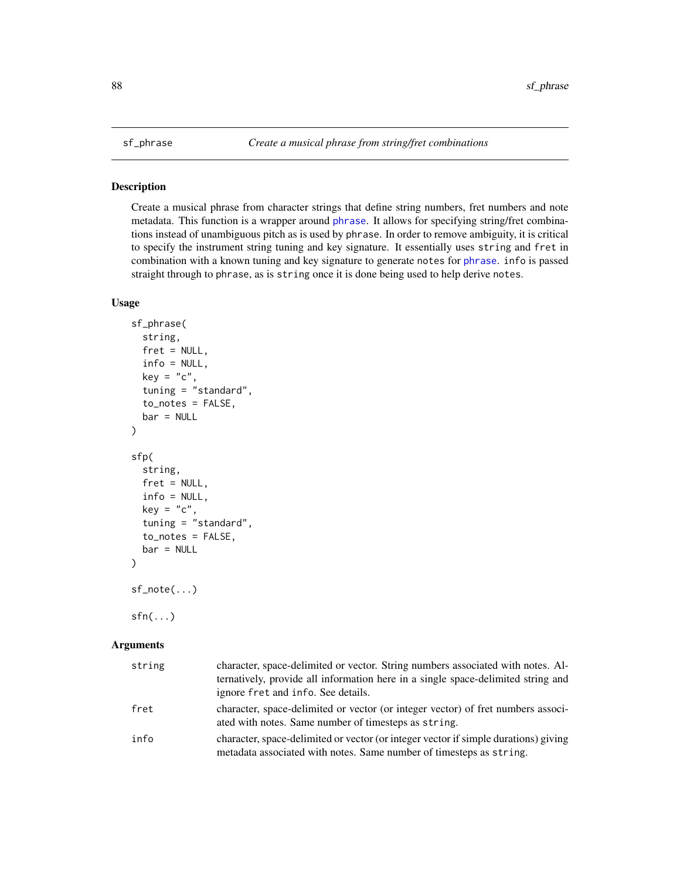sf_phrase *Create a musical phrase from string/fret combinations*

## Description

Create a musical phrase from character strings that define string numbers, fret numbers and note metadata. This function is a wrapper around `phrase`. It allows for specifying string/fret combinations instead of unambiguous pitch as is used by `phrase`. In order to remove ambiguity, it is critical to specify the instrument string tuning and key signature. It essentially uses `string` and `fret` in combination with a known tuning and key signature to generate `notes` for `phrase`. `info` is passed straight through to `phrase`, as is `string` once it is done being used to help derive `notes`.

## Usage

```
sf_phrase(
  string,
  fret = NULL,
  info = NULL,
  key = "c",
  tuning = "standard",
  to_notes = FALSE,
  bar = NULL
)

sfp(
  string,
  fret = NULL,
  info = NULL,
  key = "c",
  tuning = "standard",
  to_notes = FALSE,
  bar = NULL
)

sf_note(...)

sfn(...)
```

## Arguments

| | |
|---|---|
| `string` | character, space-delimited or vector. String numbers associated with notes. Alternatively, provide all information here in a single space-delimited string and ignore `fret` and `info`. See details. |
| `fret` | character, space-delimited or vector (or integer vector) of fret numbers associated with notes. Same number of timesteps as `string`. |
| `info` | character, space-delimited or vector (or integer vector if simple durations) giving metadata associated with notes. Same number of timesteps as `string`. |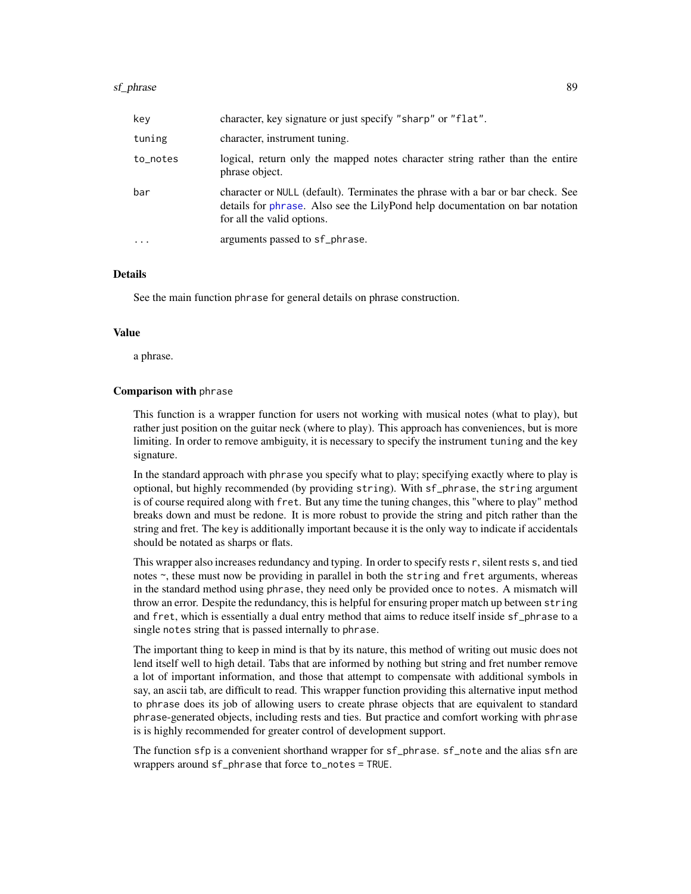| | |
|---|---|
| key | character, key signature or just specify "sharp" or "flat". |
| tuning | character, instrument tuning. |
| to_notes | logical, return only the mapped notes character string rather than the entire phrase object. |
| bar | character or NULL (default). Terminates the phrase with a bar or bar check. See details for phrase. Also see the LilyPond help documentation on bar notation for all the valid options. |
| ... | arguments passed to sf_phrase. |

## Details

See the main function phrase for general details on phrase construction.

## Value

a phrase.

## Comparison with phrase

This function is a wrapper function for users not working with musical notes (what to play), but rather just position on the guitar neck (where to play). This approach has conveniences, but is more limiting. In order to remove ambiguity, it is necessary to specify the instrument tuning and the key signature.

In the standard approach with phrase you specify what to play; specifying exactly where to play is optional, but highly recommended (by providing string). With sf_phrase, the string argument is of course required along with fret. But any time the tuning changes, this "where to play" method breaks down and must be redone. It is more robust to provide the string and pitch rather than the string and fret. The key is additionally important because it is the only way to indicate if accidentals should be notated as sharps or flats.

This wrapper also increases redundancy and typing. In order to specify rests r, silent rests s, and tied notes ~, these must now be providing in parallel in both the string and fret arguments, whereas in the standard method using phrase, they need only be provided once to notes. A mismatch will throw an error. Despite the redundancy, this is helpful for ensuring proper match up between string and fret, which is essentially a dual entry method that aims to reduce itself inside sf_phrase to a single notes string that is passed internally to phrase.

The important thing to keep in mind is that by its nature, this method of writing out music does not lend itself well to high detail. Tabs that are informed by nothing but string and fret number remove a lot of important information, and those that attempt to compensate with additional symbols in say, an ascii tab, are difficult to read. This wrapper function providing this alternative input method to phrase does its job of allowing users to create phrase objects that are equivalent to standard phrase-generated objects, including rests and ties. But practice and comfort working with phrase is is highly recommended for greater control of development support.

The function sfp is a convenient shorthand wrapper for sf_phrase. sf_note and the alias sfn are wrappers around sf_phrase that force to_notes = TRUE.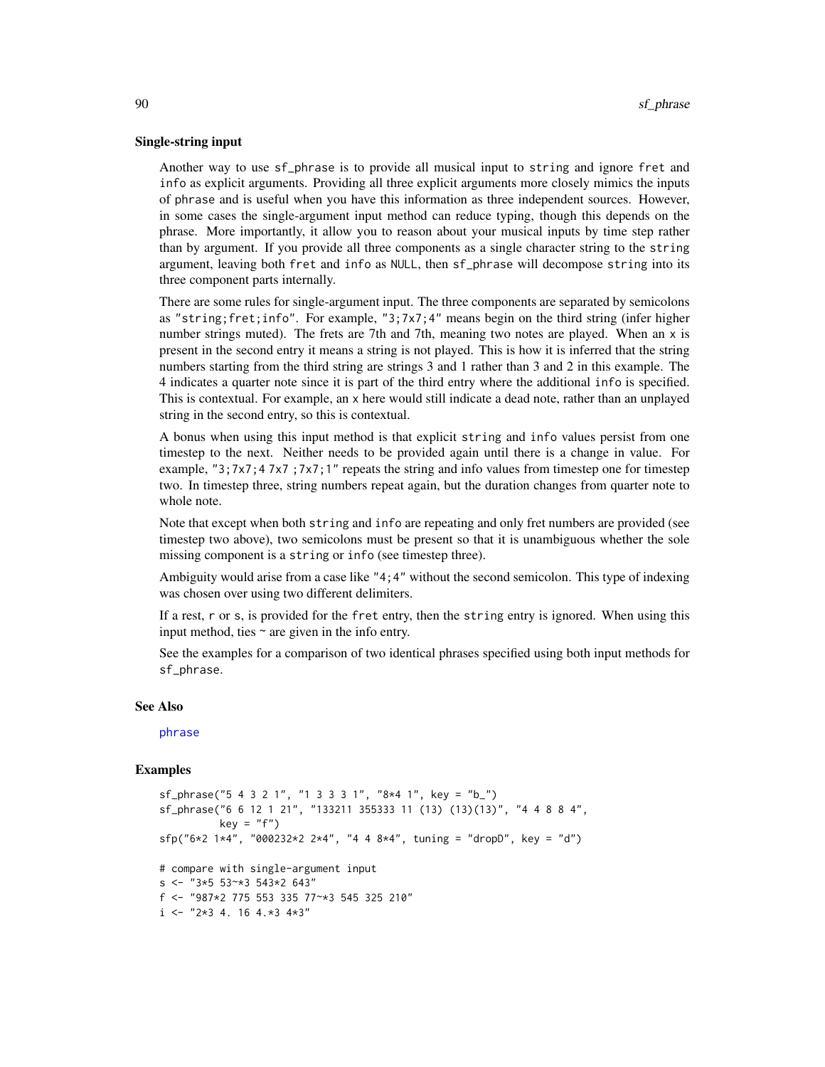### Single-string input

Another way to use `sf_phrase` is to provide all musical input to `string` and ignore `fret` and `info` as explicit arguments. Providing all three explicit arguments more closely mimics the inputs of `phrase` and is useful when you have this information as three independent sources. However, in some cases the single-argument input method can reduce typing, though this depends on the phrase. More importantly, it allow you to reason about your musical inputs by time step rather than by argument. If you provide all three components as a single character string to the `string` argument, leaving both `fret` and `info` as `NULL`, then `sf_phrase` will decompose `string` into its three component parts internally.

There are some rules for single-argument input. The three components are separated by semicolons as `"string;fret;info"`. For example, `"3;7x7;4"` means begin on the third string (infer higher number strings muted). The frets are 7th and 7th, meaning two notes are played. When an `x` is present in the second entry it means a string is not played. This is how it is inferred that the string numbers starting from the third string are strings 3 and 1 rather than 3 and 2 in this example. The 4 indicates a quarter note since it is part of the third entry where the additional `info` is specified. This is contextual. For example, an `x` here would still indicate a dead note, rather than an unplayed string in the second entry, so this is contextual.

A bonus when using this input method is that explicit `string` and `info` values persist from one timestep to the next. Neither needs to be provided again until there is a change in value. For example, `"3;7x7;4 7x7 ;7x7;1"` repeats the string and info values from timestep one for timestep two. In timestep three, string numbers repeat again, but the duration changes from quarter note to whole note.

Note that except when both `string` and `info` are repeating and only fret numbers are provided (see timestep two above), two semicolons must be present so that it is unambiguous whether the sole missing component is a `string` or `info` (see timestep three).

Ambiguity would arise from a case like `"4;4"` without the second semicolon. This type of indexing was chosen over using two different delimiters.

If a rest, `r` or `s`, is provided for the `fret` entry, then the `string` entry is ignored. When using this input method, ties `~` are given in the info entry.

See the examples for a comparison of two identical phrases specified using both input methods for `sf_phrase`.

### See Also

phrase

### Examples

```
sf_phrase("5 4 3 2 1", "1 3 3 3 1", "8*4 1", key = "b_")
sf_phrase("6 6 12 1 21", "133211 355333 11 (13) (13)(13)", "4 4 8 8 4",
          key = "f")
sfp("6*2 1*4", "000232*2 2*4", "4 4 8*4", tuning = "dropD", key = "d")

# compare with single-argument input
s <- "3*5 53~*3 543*2 643"
f <- "987*2 775 553 335 77~*3 545 325 210"
i <- "2*3 4. 16 4.*3 4*3"
```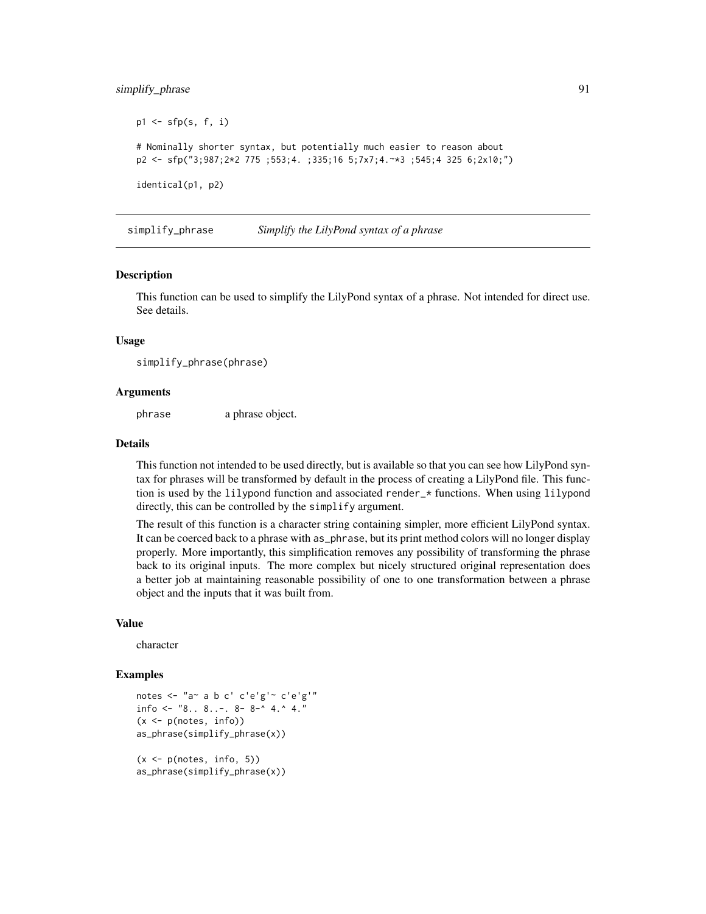```
p1 <- sfp(s, f, i)

# Nominally shorter syntax, but potentially much easier to reason about
p2 <- sfp("3;987;2*2 775 ;553;4. ;335;16 5;7x7;4.~*3 ;545;4 325 6;2x10;")

identical(p1, p2)
```

## simplify_phrase — *Simplify the LilyPond syntax of a phrase*

### Description

This function can be used to simplify the LilyPond syntax of a phrase. Not intended for direct use. See details.

### Usage

```
simplify_phrase(phrase)
```

### Arguments

| | |
|---|---|
| `phrase` | a phrase object. |

### Details

This function not intended to be used directly, but is available so that you can see how LilyPond syntax for phrases will be transformed by default in the process of creating a LilyPond file. This function is used by the `lilypond` function and associated `render_*` functions. When using `lilypond` directly, this can be controlled by the `simplify` argument.

The result of this function is a character string containing simpler, more efficient LilyPond syntax. It can be coerced back to a phrase with `as_phrase`, but its print method colors will no longer display properly. More importantly, this simplification removes any possibility of transforming the phrase back to its original inputs. The more complex but nicely structured original representation does a better job at maintaining reasonable possibility of one to one transformation between a phrase object and the inputs that it was built from.

### Value

character

### Examples

```
notes <- "a~ a b c' c'e'g'~ c'e'g'"
info <- "8.. 8..-. 8- 8-^ 4.^ 4."
(x <- p(notes, info))
as_phrase(simplify_phrase(x))

(x <- p(notes, info, 5))
as_phrase(simplify_phrase(x))
```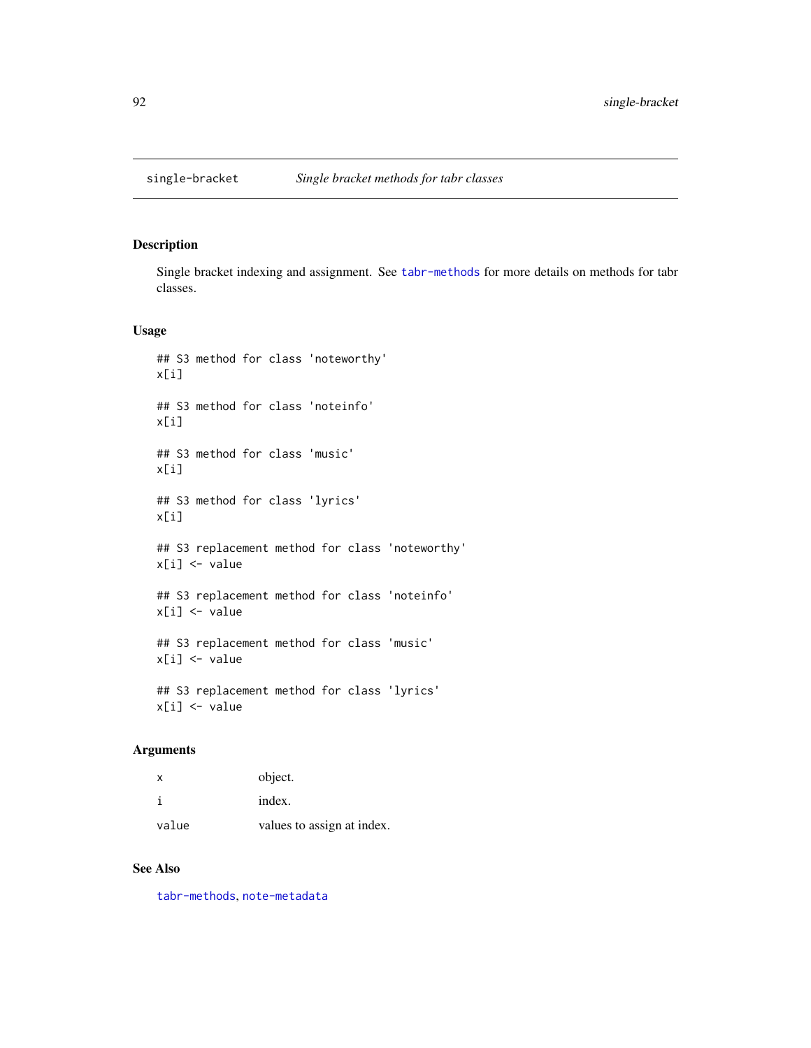# single-bracket *Single bracket methods for tabr classes*

## Description

Single bracket indexing and assignment. See tabr-methods for more details on methods for tabr classes.

## Usage

```
## S3 method for class 'noteworthy'
x[i]

## S3 method for class 'noteinfo'
x[i]

## S3 method for class 'music'
x[i]

## S3 method for class 'lyrics'
x[i]

## S3 replacement method for class 'noteworthy'
x[i] <- value

## S3 replacement method for class 'noteinfo'
x[i] <- value

## S3 replacement method for class 'music'
x[i] <- value

## S3 replacement method for class 'lyrics'
x[i] <- value
```

## Arguments

| | |
|---|---|
| x | object. |
| i | index. |
| value | values to assign at index. |

## See Also

tabr-methods, note-metadata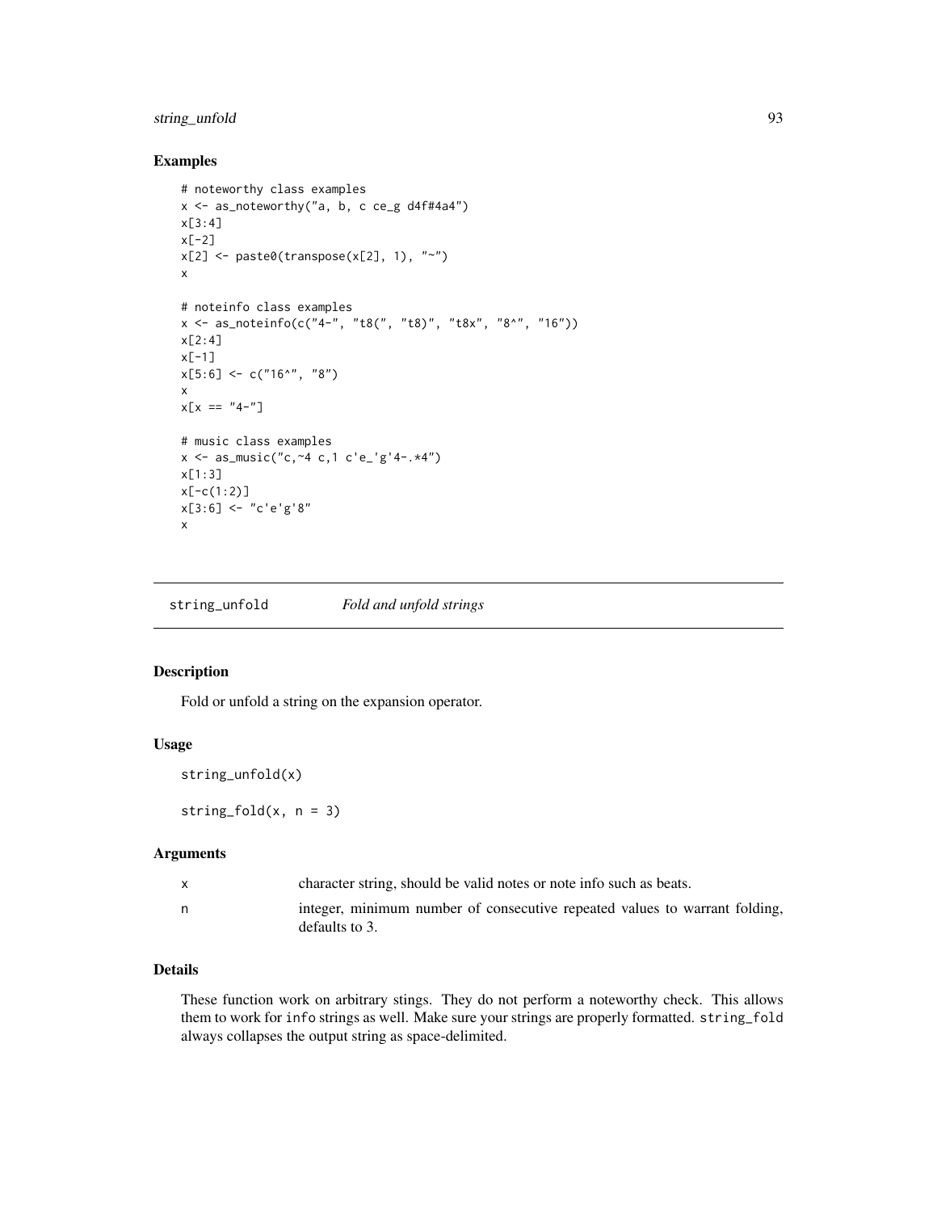### Examples

```
# noteworthy class examples
x <- as_noteworthy("a, b, c ce_g d4f#4a4")
x[3:4]
x[-2]
x[2] <- paste0(transpose(x[2], 1), "~")
x

# noteinfo class examples
x <- as_noteinfo(c("4-", "t8(", "t8)", "t8x", "8^", "16"))
x[2:4]
x[-1]
x[5:6] <- c("16^", "8")
x
x[x == "4-"]

# music class examples
x <- as_music("c,~4 c,1 c'e_'g'4-.*4")
x[1:3]
x[-c(1:2)]
x[3:6] <- "c'e'g'8"
x
```

---

## string_unfold    *Fold and unfold strings*

### Description

Fold or unfold a string on the expansion operator.

### Usage

```
string_unfold(x)

string_fold(x, n = 3)
```

### Arguments

| | |
|---|---|
| x | character string, should be valid notes or note info such as beats. |
| n | integer, minimum number of consecutive repeated values to warrant folding, defaults to 3. |

### Details

These function work on arbitrary stings. They do not perform a noteworthy check. This allows them to work for `info` strings as well. Make sure your strings are properly formatted. `string_fold` always collapses the output string as space-delimited.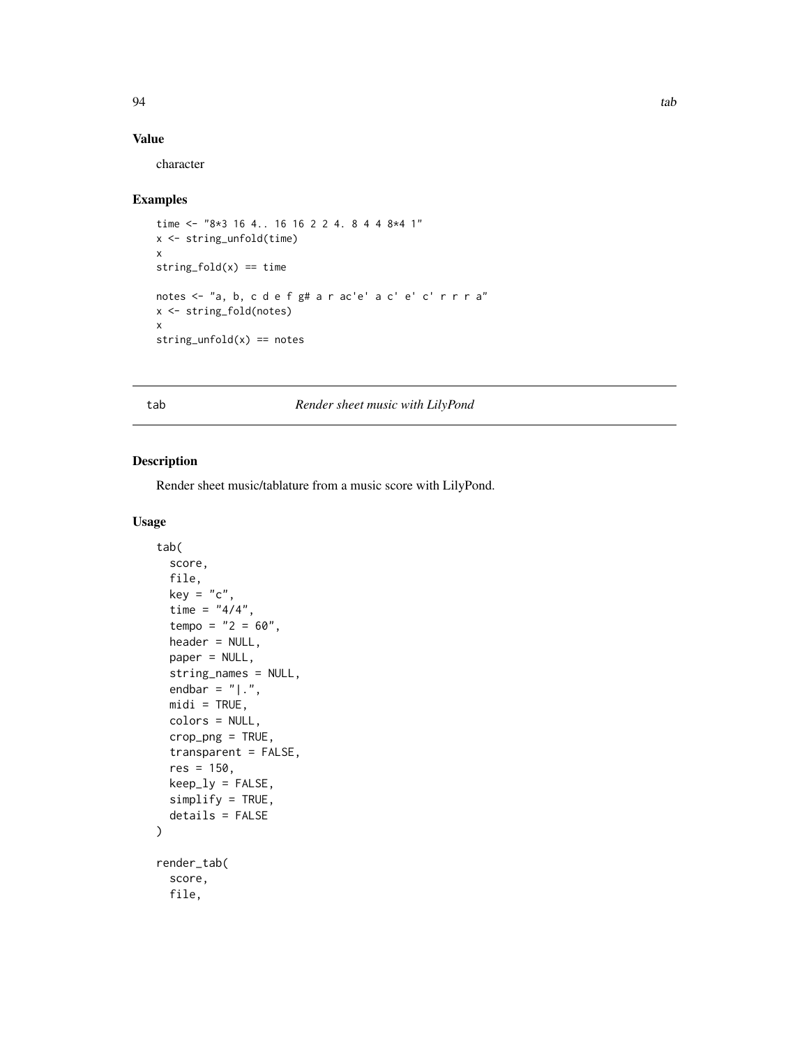## Value

character

## Examples

```
time <- "8*3 16 4.. 16 16 2 2 4. 8 4 4 8*4 1"
x <- string_unfold(time)
x
string_fold(x) == time

notes <- "a, b, c d e f g# a r ac'e' a c' e' c' r r r a"
x <- string_fold(notes)
x
string_unfold(x) == notes
```

---

# tab — *Render sheet music with LilyPond*

## Description

Render sheet music/tablature from a music score with LilyPond.

## Usage

```
tab(
  score,
  file,
  key = "c",
  time = "4/4",
  tempo = "2 = 60",
  header = NULL,
  paper = NULL,
  string_names = NULL,
  endbar = "|.",
  midi = TRUE,
  colors = NULL,
  crop_png = TRUE,
  transparent = FALSE,
  res = 150,
  keep_ly = FALSE,
  simplify = TRUE,
  details = FALSE
)

render_tab(
  score,
  file,
```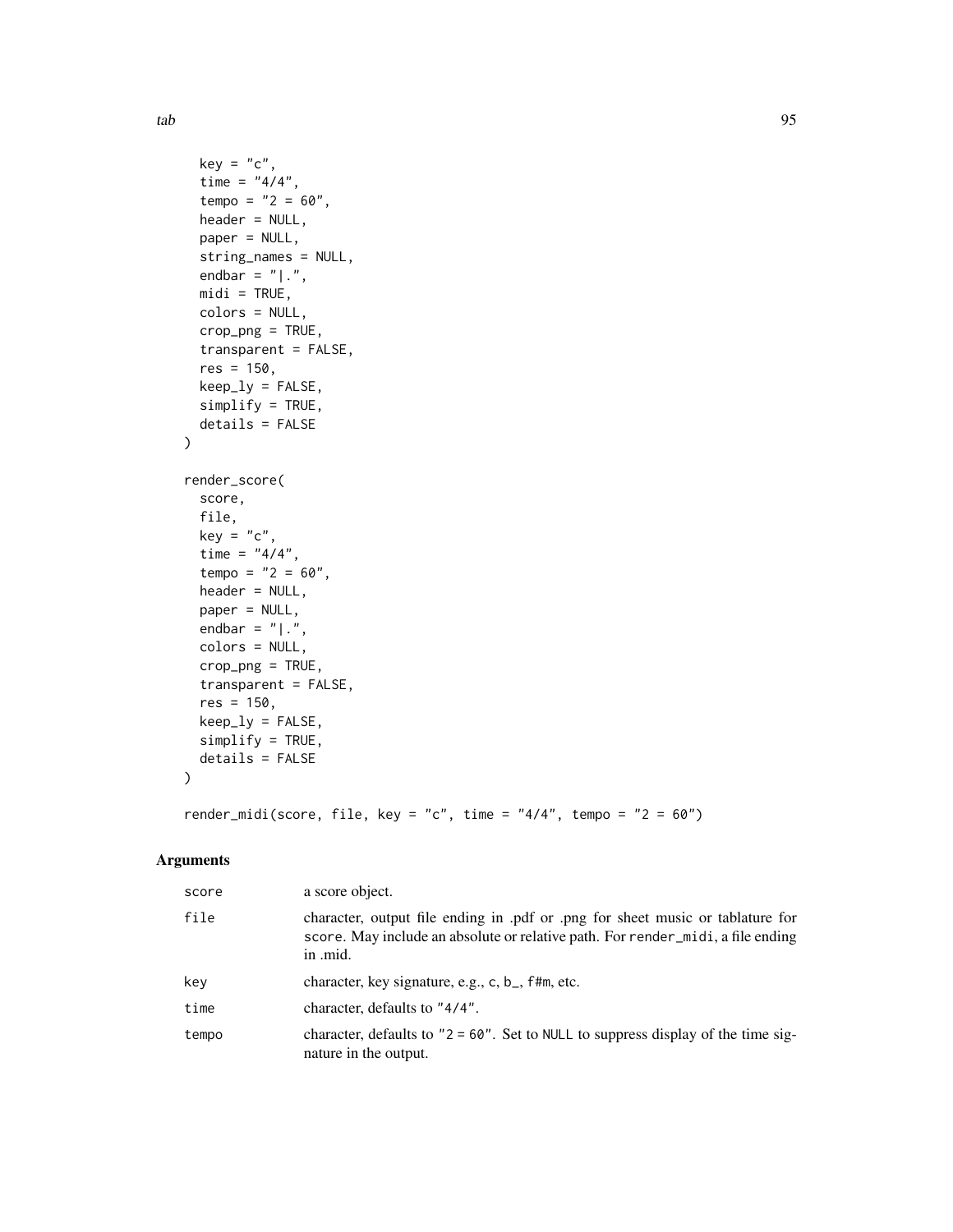```
  key = "c",
  time = "4/4",
  tempo = "2 = 60",
  header = NULL,
  paper = NULL,
  string_names = NULL,
  endbar = "|.",
  midi = TRUE,
  colors = NULL,
  crop_png = TRUE,
  transparent = FALSE,
  res = 150,
  keep_ly = FALSE,
  simplify = TRUE,
  details = FALSE
)

render_score(
  score,
  file,
  key = "c",
  time = "4/4",
  tempo = "2 = 60",
  header = NULL,
  paper = NULL,
  endbar = "|.",
  colors = NULL,
  crop_png = TRUE,
  transparent = FALSE,
  res = 150,
  keep_ly = FALSE,
  simplify = TRUE,
  details = FALSE
)

render_midi(score, file, key = "c", time = "4/4", tempo = "2 = 60")
```

## Arguments

| | |
|---|---|
| `score` | a score object. |
| `file` | character, output file ending in .pdf or .png for sheet music or tablature for `score`. May include an absolute or relative path. For `render_midi`, a file ending in .mid. |
| `key` | character, key signature, e.g., `c`, `b_`, `f#m`, etc. |
| `time` | character, defaults to `"4/4"`. |
| `tempo` | character, defaults to `"2 = 60"`. Set to `NULL` to suppress display of the time signature in the output. |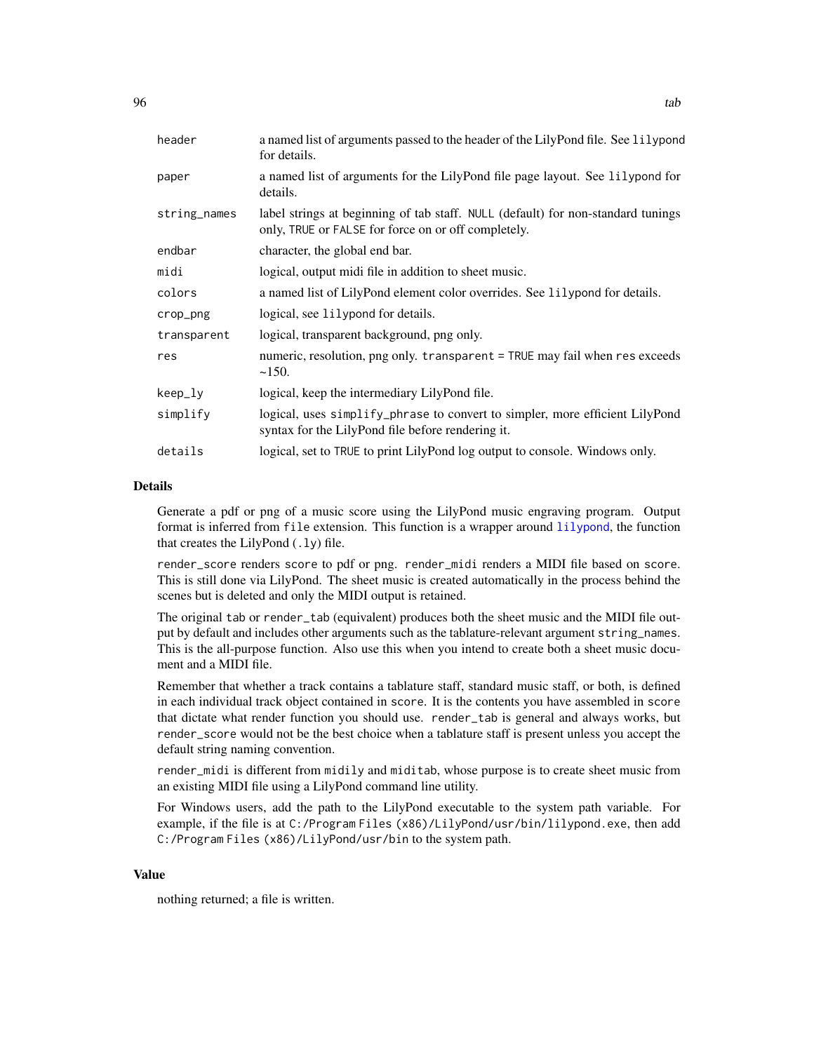| | |
|---|---|
| header | a named list of arguments passed to the header of the LilyPond file. See lilypond for details. |
| paper | a named list of arguments for the LilyPond file page layout. See lilypond for details. |
| string_names | label strings at beginning of tab staff. NULL (default) for non-standard tunings only, TRUE or FALSE for force on or off completely. |
| endbar | character, the global end bar. |
| midi | logical, output midi file in addition to sheet music. |
| colors | a named list of LilyPond element color overrides. See lilypond for details. |
| crop_png | logical, see lilypond for details. |
| transparent | logical, transparent background, png only. |
| res | numeric, resolution, png only. transparent = TRUE may fail when res exceeds ~150. |
| keep_ly | logical, keep the intermediary LilyPond file. |
| simplify | logical, uses simplify_phrase to convert to simpler, more efficient LilyPond syntax for the LilyPond file before rendering it. |
| details | logical, set to TRUE to print LilyPond log output to console. Windows only. |

## Details

Generate a pdf or png of a music score using the LilyPond music engraving program. Output format is inferred from file extension. This function is a wrapper around lilypond, the function that creates the LilyPond (.ly) file.

render_score renders score to pdf or png. render_midi renders a MIDI file based on score. This is still done via LilyPond. The sheet music is created automatically in the process behind the scenes but is deleted and only the MIDI output is retained.

The original tab or render_tab (equivalent) produces both the sheet music and the MIDI file output by default and includes other arguments such as the tablature-relevant argument string_names. This is the all-purpose function. Also use this when you intend to create both a sheet music document and a MIDI file.

Remember that whether a track contains a tablature staff, standard music staff, or both, is defined in each individual track object contained in score. It is the contents you have assembled in score that dictate what render function you should use. render_tab is general and always works, but render_score would not be the best choice when a tablature staff is present unless you accept the default string naming convention.

render_midi is different from midily and miditab, whose purpose is to create sheet music from an existing MIDI file using a LilyPond command line utility.

For Windows users, add the path to the LilyPond executable to the system path variable. For example, if the file is at C:/Program Files (x86)/LilyPond/usr/bin/lilypond.exe, then add C:/Program Files (x86)/LilyPond/usr/bin to the system path.

## Value

nothing returned; a file is written.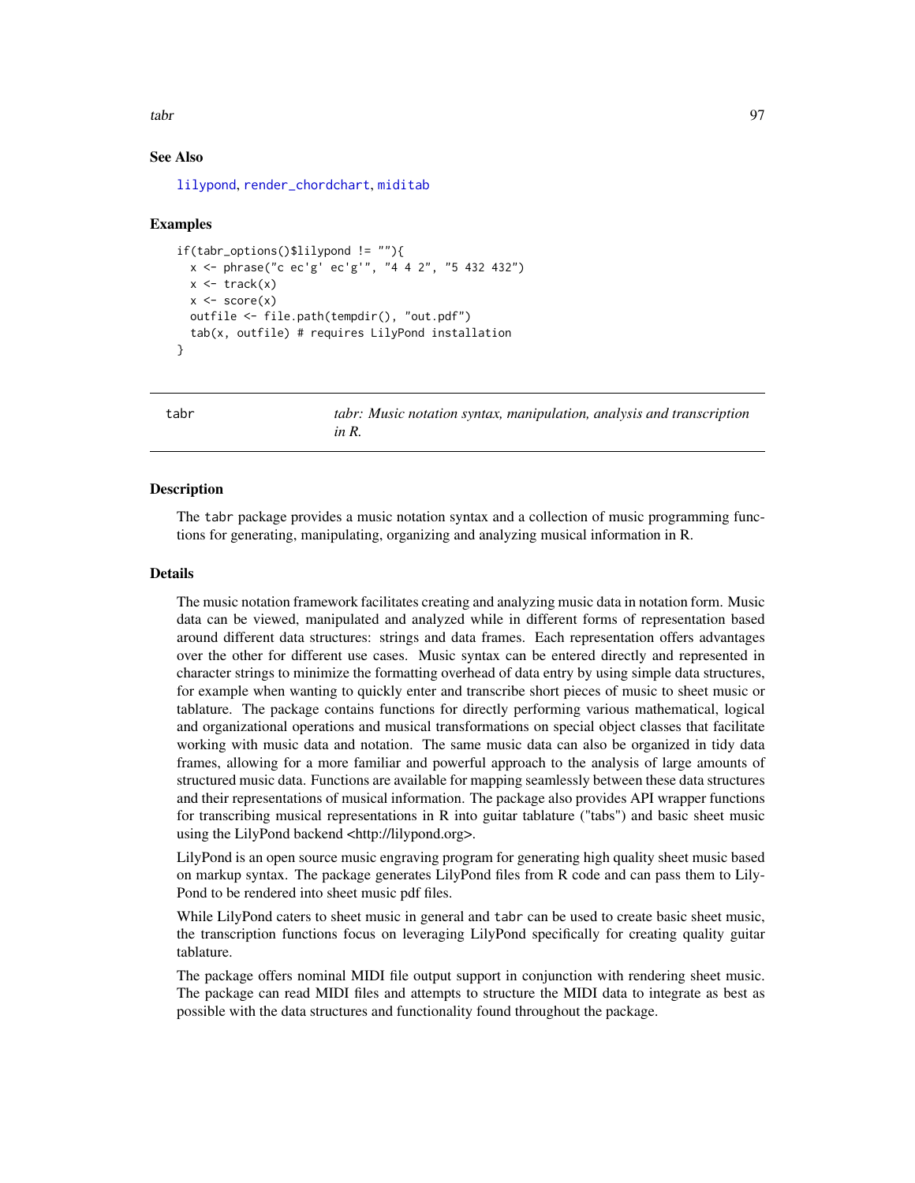## See Also

lilypond, render_chordchart, miditab

## Examples

```
if(tabr_options()$lilypond != ""){
  x <- phrase("c ec'g' ec'g'", "4 4 2", "5 432 432")
  x <- track(x)
  x <- score(x)
  outfile <- file.path(tempdir(), "out.pdf")
  tab(x, outfile) # requires LilyPond installation
}
```

---

# tabr — *tabr: Music notation syntax, manipulation, analysis and transcription in R.*

---

## Description

The tabr package provides a music notation syntax and a collection of music programming functions for generating, manipulating, organizing and analyzing musical information in R.

## Details

The music notation framework facilitates creating and analyzing music data in notation form. Music data can be viewed, manipulated and analyzed while in different forms of representation based around different data structures: strings and data frames. Each representation offers advantages over the other for different use cases. Music syntax can be entered directly and represented in character strings to minimize the formatting overhead of data entry by using simple data structures, for example when wanting to quickly enter and transcribe short pieces of music to sheet music or tablature. The package contains functions for directly performing various mathematical, logical and organizational operations and musical transformations on special object classes that facilitate working with music data and notation. The same music data can also be organized in tidy data frames, allowing for a more familiar and powerful approach to the analysis of large amounts of structured music data. Functions are available for mapping seamlessly between these data structures and their representations of musical information. The package also provides API wrapper functions for transcribing musical representations in R into guitar tablature ("tabs") and basic sheet music using the LilyPond backend <http://lilypond.org>.

LilyPond is an open source music engraving program for generating high quality sheet music based on markup syntax. The package generates LilyPond files from R code and can pass them to LilyPond to be rendered into sheet music pdf files.

While LilyPond caters to sheet music in general and tabr can be used to create basic sheet music, the transcription functions focus on leveraging LilyPond specifically for creating quality guitar tablature.

The package offers nominal MIDI file output support in conjunction with rendering sheet music. The package can read MIDI files and attempts to structure the MIDI data to integrate as best as possible with the data structures and functionality found throughout the package.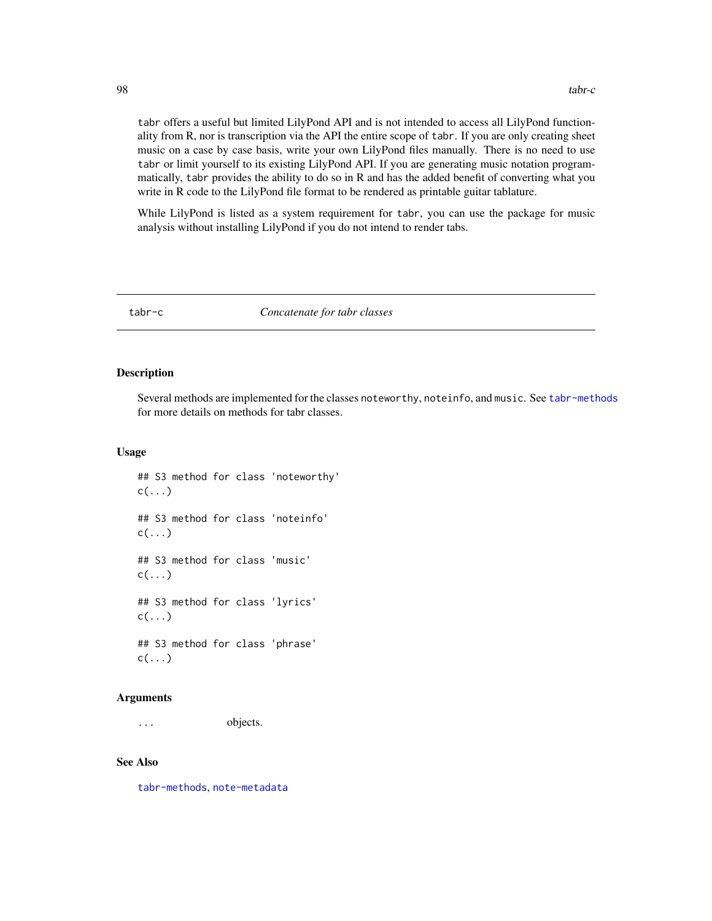`tabr` offers a useful but limited LilyPond API and is not intended to access all LilyPond functionality from R, nor is transcription via the API the entire scope of `tabr`. If you are only creating sheet music on a case by case basis, write your own LilyPond files manually. There is no need to use `tabr` or limit yourself to its existing LilyPond API. If you are generating music notation programmatically, `tabr` provides the ability to do so in R and has the added benefit of converting what you write in R code to the LilyPond file format to be rendered as printable guitar tablature.

While LilyPond is listed as a system requirement for `tabr`, you can use the package for music analysis without installing LilyPond if you do not intend to render tabs.

## tabr-c — *Concatenate for tabr classes*

### Description

Several methods are implemented for the classes `noteworthy`, `noteinfo`, and `music`. See `tabr-methods` for more details on methods for tabr classes.

### Usage

```
## S3 method for class 'noteworthy'
c(...)

## S3 method for class 'noteinfo'
c(...)

## S3 method for class 'music'
c(...)

## S3 method for class 'lyrics'
c(...)

## S3 method for class 'phrase'
c(...)
```

### Arguments

| | |
|---|---|
| `...` | objects. |

### See Also

`tabr-methods`, `note-metadata`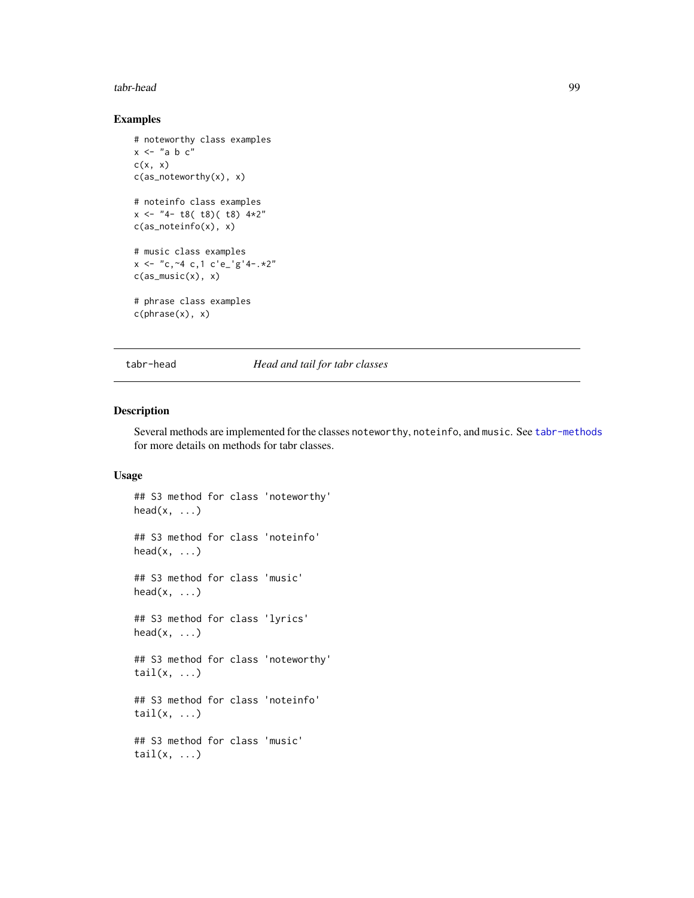## Examples

```
# noteworthy class examples
x <- "a b c"
c(x, x)
c(as_noteworthy(x), x)

# noteinfo class examples
x <- "4- t8( t8)( t8) 4*2"
c(as_noteinfo(x), x)

# music class examples
x <- "c,~4 c,1 c'e_'g'4-.*2"
c(as_music(x), x)

# phrase class examples
c(phrase(x), x)
```

---

tabr-head    *Head and tail for tabr classes*

---

## Description

Several methods are implemented for the classes noteworthy, noteinfo, and music. See tabr-methods for more details on methods for tabr classes.

## Usage

```
## S3 method for class 'noteworthy'
head(x, ...)

## S3 method for class 'noteinfo'
head(x, ...)

## S3 method for class 'music'
head(x, ...)

## S3 method for class 'lyrics'
head(x, ...)

## S3 method for class 'noteworthy'
tail(x, ...)

## S3 method for class 'noteinfo'
tail(x, ...)

## S3 method for class 'music'
tail(x, ...)
```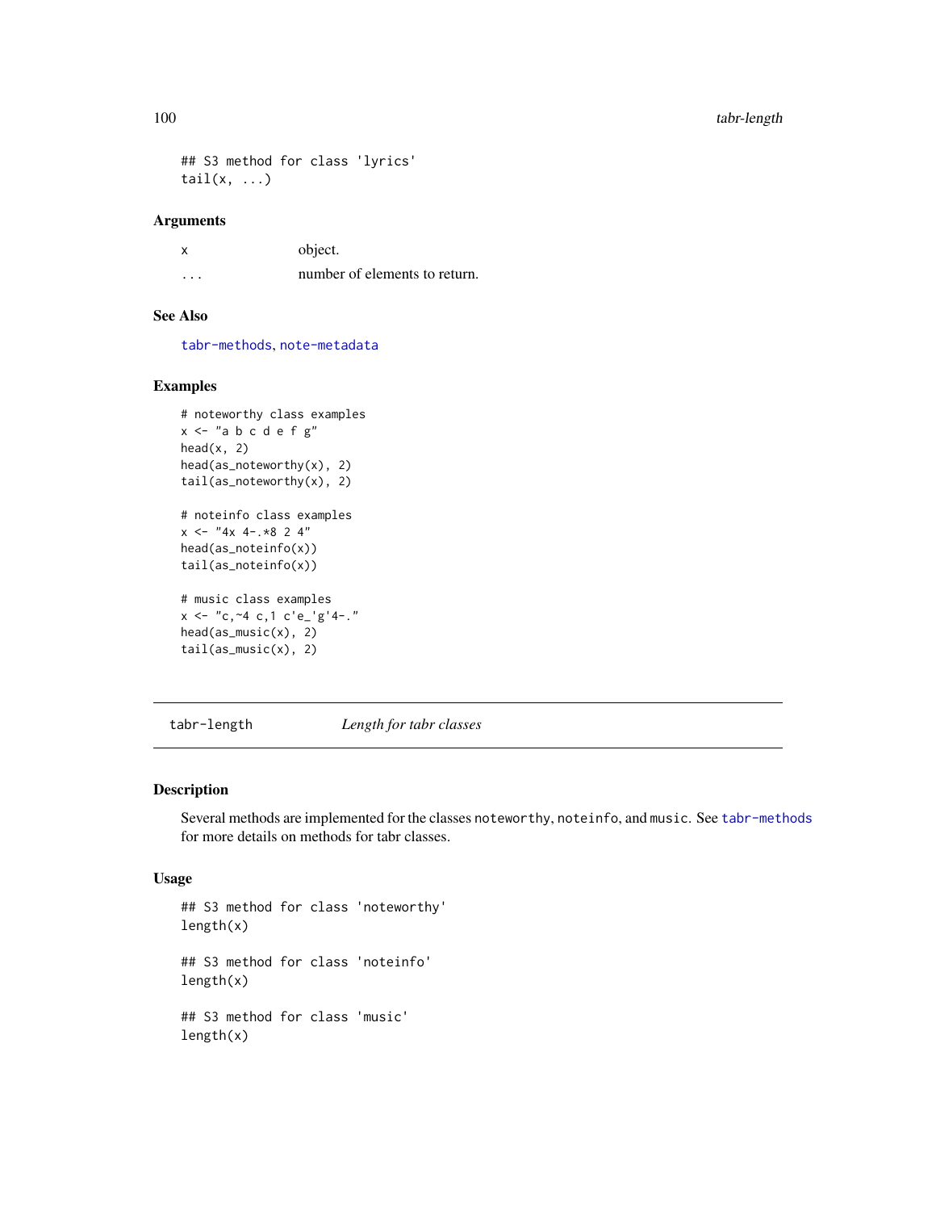```
## S3 method for class 'lyrics'
tail(x, ...)
```

### Arguments

| | |
|---|---|
| x | object. |
| ... | number of elements to return. |

### See Also

tabr-methods, note-metadata

### Examples

```
# noteworthy class examples
x <- "a b c d e f g"
head(x, 2)
head(as_noteworthy(x), 2)
tail(as_noteworthy(x), 2)

# noteinfo class examples
x <- "4x 4-.*8 2 4"
head(as_noteinfo(x))
tail(as_noteinfo(x))

# music class examples
x <- "c,~4 c,1 c'e_'g'4-."
head(as_music(x), 2)
tail(as_music(x), 2)
```

---

## tabr-length *Length for tabr classes*

---

### Description

Several methods are implemented for the classes `noteworthy`, `noteinfo`, and `music`. See tabr-methods for more details on methods for tabr classes.

### Usage

```
## S3 method for class 'noteworthy'
length(x)

## S3 method for class 'noteinfo'
length(x)

## S3 method for class 'music'
length(x)
```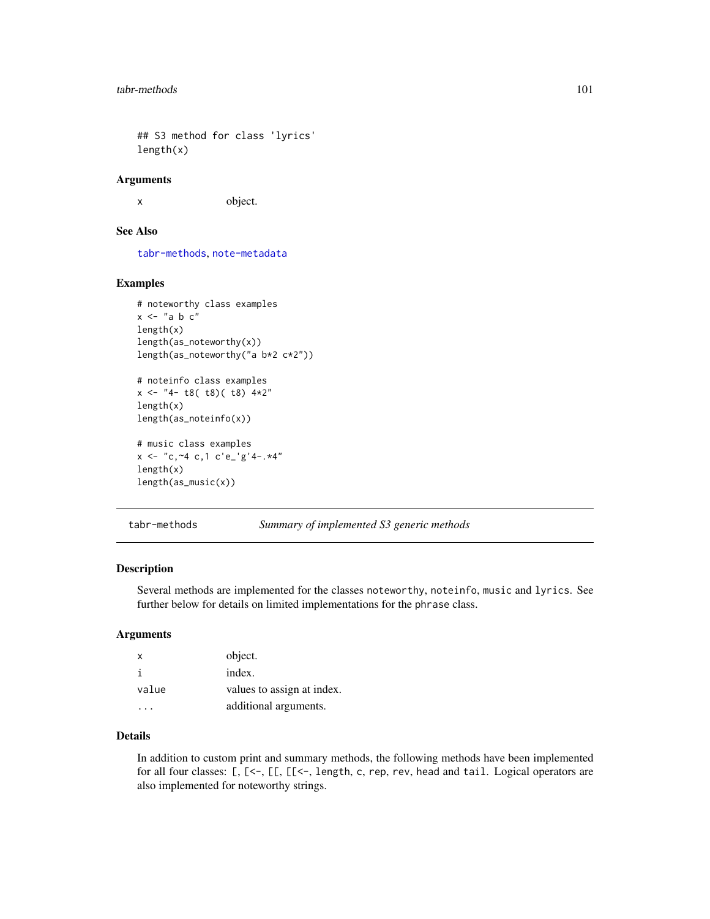```
## S3 method for class 'lyrics'
length(x)
```

### Arguments

x object.

### See Also

tabr-methods, note-metadata

### Examples

```
# noteworthy class examples
x <- "a b c"
length(x)
length(as_noteworthy(x))
length(as_noteworthy("a b*2 c*2"))

# noteinfo class examples
x <- "4- t8( t8)( t8) 4*2"
length(x)
length(as_noteinfo(x))

# music class examples
x <- "c,~4 c,1 c'e_'g'4-.*4"
length(x)
length(as_music(x))
```

---

## tabr-methods *Summary of implemented S3 generic methods*

### Description

Several methods are implemented for the classes noteworthy, noteinfo, music and lyrics. See further below for details on limited implementations for the phrase class.

### Arguments

| | |
|---|---|
| x | object. |
| i | index. |
| value | values to assign at index. |
| ... | additional arguments. |

### Details

In addition to custom print and summary methods, the following methods have been implemented for all four classes: [, [<-, [[, [[<-, length, c, rep, rev, head and tail. Logical operators are also implemented for noteworthy strings.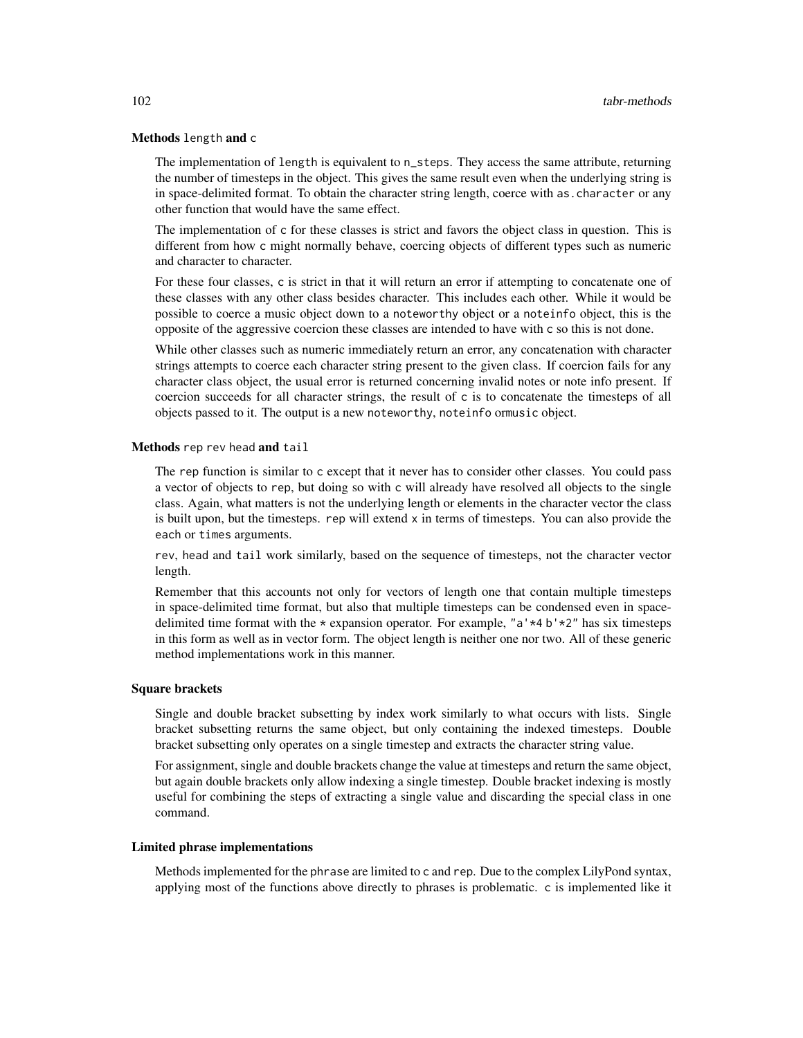### Methods `length` and `c`

The implementation of `length` is equivalent to `n_steps`. They access the same attribute, returning the number of timesteps in the object. This gives the same result even when the underlying string is in space-delimited format. To obtain the character string length, coerce with `as.character` or any other function that would have the same effect.

The implementation of `c` for these classes is strict and favors the object class in question. This is different from how `c` might normally behave, coercing objects of different types such as numeric and character to character.

For these four classes, `c` is strict in that it will return an error if attempting to concatenate one of these classes with any other class besides character. This includes each other. While it would be possible to coerce a music object down to a `noteworthy` object or a `noteinfo` object, this is the opposite of the aggressive coercion these classes are intended to have with `c` so this is not done.

While other classes such as numeric immediately return an error, any concatenation with character strings attempts to coerce each character string present to the given class. If coercion fails for any character class object, the usual error is returned concerning invalid notes or note info present. If coercion succeeds for all character strings, the result of `c` is to concatenate the timesteps of all objects passed to it. The output is a new `noteworthy`, `noteinfo` or`music` object.

### Methods `rep` `rev` `head` and `tail`

The `rep` function is similar to `c` except that it never has to consider other classes. You could pass a vector of objects to `rep`, but doing so with `c` will already have resolved all objects to the single class. Again, what matters is not the underlying length or elements in the character vector the class is built upon, but the timesteps. `rep` will extend `x` in terms of timesteps. You can also provide the `each` or `times` arguments.

`rev`, `head` and `tail` work similarly, based on the sequence of timesteps, not the character vector length.

Remember that this accounts not only for vectors of length one that contain multiple timesteps in space-delimited time format, but also that multiple timesteps can be condensed even in space-delimited time format with the `*` expansion operator. For example, `"a'*4 b'*2"` has six timesteps in this form as well as in vector form. The object length is neither one nor two. All of these generic method implementations work in this manner.

### Square brackets

Single and double bracket subsetting by index work similarly to what occurs with lists. Single bracket subsetting returns the same object, but only containing the indexed timesteps. Double bracket subsetting only operates on a single timestep and extracts the character string value.

For assignment, single and double brackets change the value at timesteps and return the same object, but again double brackets only allow indexing a single timestep. Double bracket indexing is mostly useful for combining the steps of extracting a single value and discarding the special class in one command.

### Limited phrase implementations

Methods implemented for the `phrase` are limited to `c` and `rep`. Due to the complex LilyPond syntax, applying most of the functions above directly to phrases is problematic. `c` is implemented like it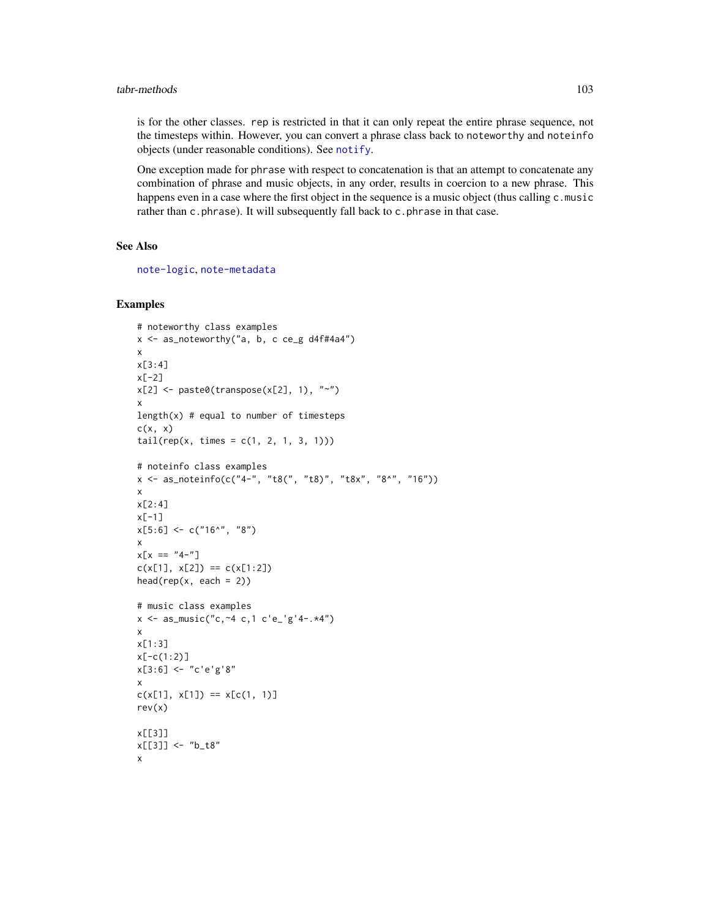is for the other classes. `rep` is restricted in that it can only repeat the entire phrase sequence, not the timesteps within. However, you can convert a phrase class back to `noteworthy` and `noteinfo` objects (under reasonable conditions). See `notify`.

One exception made for `phrase` with respect to concatenation is that an attempt to concatenate any combination of phrase and music objects, in any order, results in coercion to a new phrase. This happens even in a case where the first object in the sequence is a music object (thus calling `c.music` rather than `c.phrase`). It will subsequently fall back to `c.phrase` in that case.

## See Also

`note-logic`, `note-metadata`

## Examples

```
# noteworthy class examples
x <- as_noteworthy("a, b, c ce_g d4f#4a4")
x
x[3:4]
x[-2]
x[2] <- paste0(transpose(x[2], 1), "~")
x
length(x) # equal to number of timesteps
c(x, x)
tail(rep(x, times = c(1, 2, 1, 3, 1)))

# noteinfo class examples
x <- as_noteinfo(c("4-", "t8(", "t8)", "t8x", "8^", "16"))
x
x[2:4]
x[-1]
x[5:6] <- c("16^", "8")
x
x[x == "4-"]
c(x[1], x[2]) == c(x[1:2])
head(rep(x, each = 2))

# music class examples
x <- as_music("c,~4 c,1 c'e_'g'4-.*4")
x
x[1:3]
x[-c(1:2)]
x[3:6] <- "c'e'g'8"
x
c(x[1], x[1]) == x[c(1, 1)]
rev(x)

x[[3]]
x[[3]] <- "b_t8"
x
```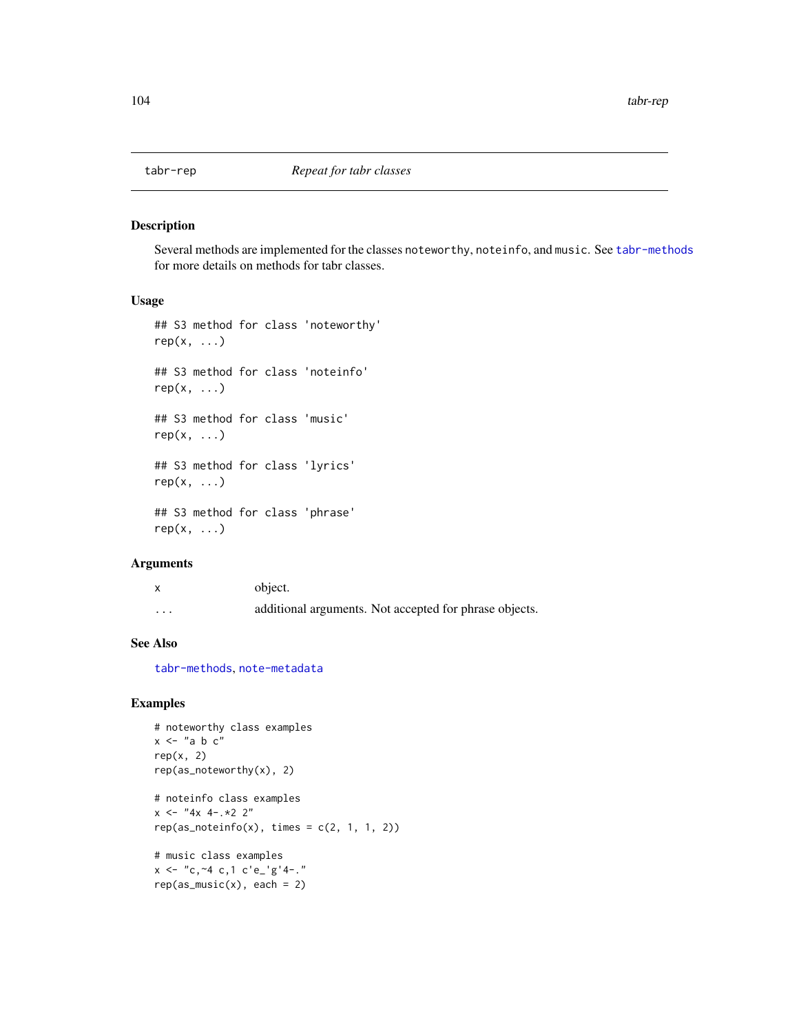## tabr-rep — *Repeat for tabr classes*

### Description

Several methods are implemented for the classes `noteworthy`, `noteinfo`, and `music`. See `tabr-methods` for more details on methods for tabr classes.

### Usage

```
## S3 method for class 'noteworthy'
rep(x, ...)

## S3 method for class 'noteinfo'
rep(x, ...)

## S3 method for class 'music'
rep(x, ...)

## S3 method for class 'lyrics'
rep(x, ...)

## S3 method for class 'phrase'
rep(x, ...)
```

### Arguments

| | |
|---|---|
| x | object. |
| ... | additional arguments. Not accepted for phrase objects. |

### See Also

`tabr-methods`, `note-metadata`

### Examples

```
# noteworthy class examples
x <- "a b c"
rep(x, 2)
rep(as_noteworthy(x), 2)

# noteinfo class examples
x <- "4x 4-.*2 2"
rep(as_noteinfo(x), times = c(2, 1, 1, 2))

# music class examples
x <- "c,~4 c,1 c'e_'g'4-."
rep(as_music(x), each = 2)
```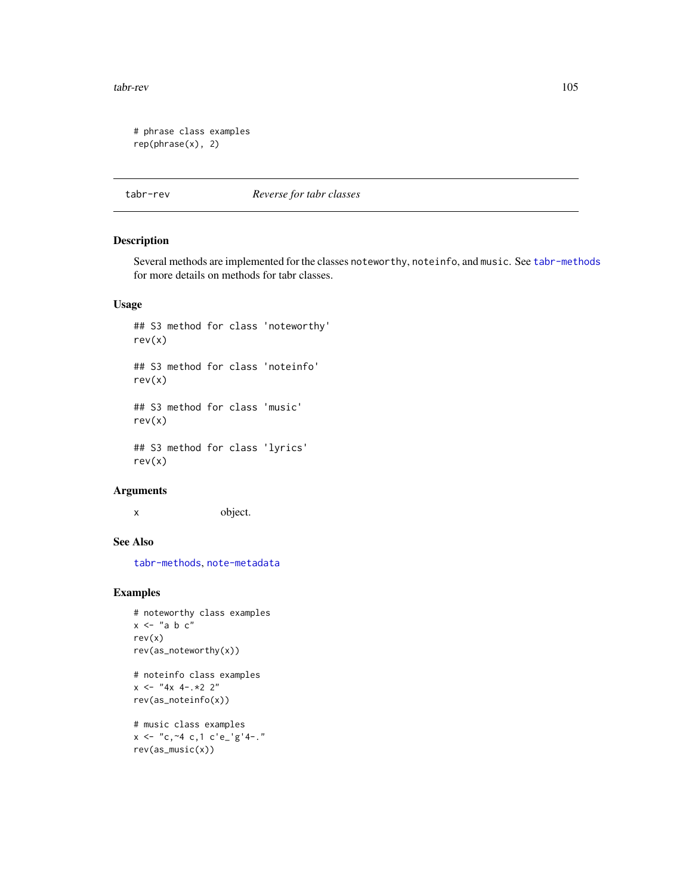```
# phrase class examples
rep(phrase(x), 2)
```

## tabr-rev *Reverse for tabr classes*

### Description

Several methods are implemented for the classes `noteworthy`, `noteinfo`, and `music`. See `tabr-methods` for more details on methods for tabr classes.

### Usage

```
## S3 method for class 'noteworthy'
rev(x)

## S3 method for class 'noteinfo'
rev(x)

## S3 method for class 'music'
rev(x)

## S3 method for class 'lyrics'
rev(x)
```

### Arguments

| | |
|---|---|
| x | object. |

### See Also

`tabr-methods`, `note-metadata`

### Examples

```
# noteworthy class examples
x <- "a b c"
rev(x)
rev(as_noteworthy(x))

# noteinfo class examples
x <- "4x 4-.*2 2"
rev(as_noteinfo(x))

# music class examples
x <- "c,~4 c,1 c'e_'g'4-."
rev(as_music(x))
```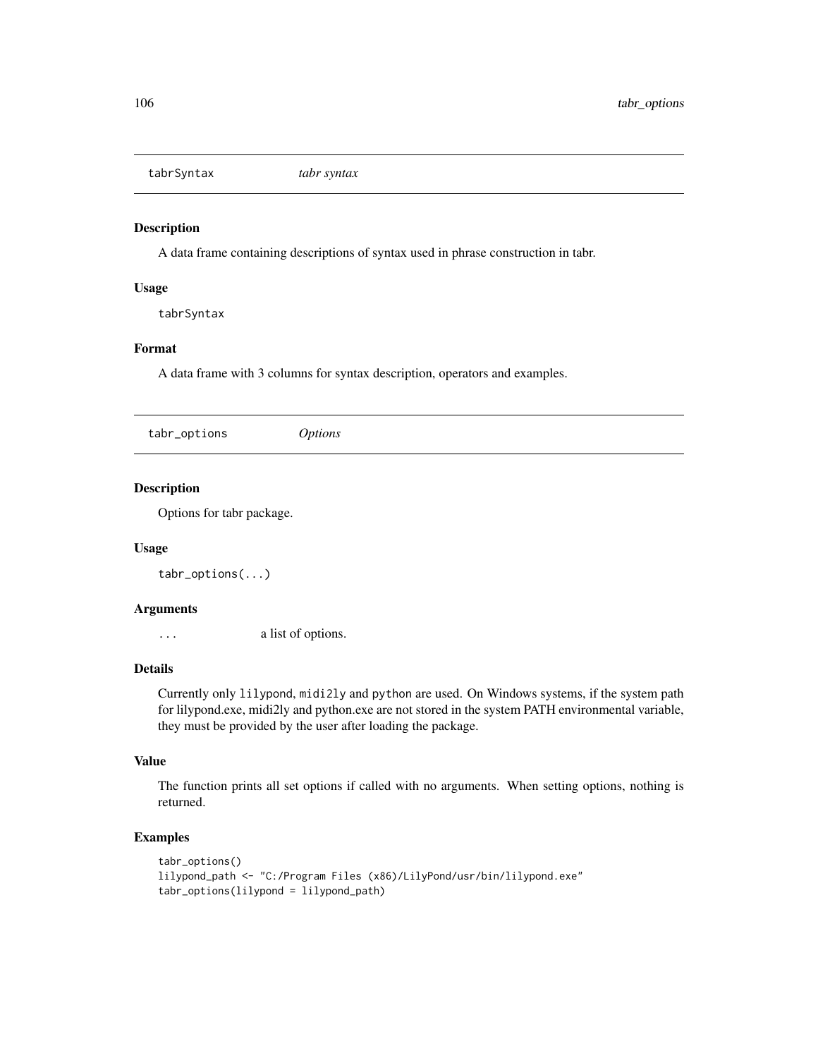## tabrSyntax *tabr syntax*

### Description

A data frame containing descriptions of syntax used in phrase construction in tabr.

### Usage

```
tabrSyntax
```

### Format

A data frame with 3 columns for syntax description, operators and examples.

## tabr_options *Options*

### Description

Options for tabr package.

### Usage

```
tabr_options(...)
```

### Arguments

`...` a list of options.

### Details

Currently only `lilypond`, `midi2ly` and `python` are used. On Windows systems, if the system path for lilypond.exe, midi2ly and python.exe are not stored in the system PATH environmental variable, they must be provided by the user after loading the package.

### Value

The function prints all set options if called with no arguments. When setting options, nothing is returned.

### Examples

```
tabr_options()
lilypond_path <- "C:/Program Files (x86)/LilyPond/usr/bin/lilypond.exe"
tabr_options(lilypond = lilypond_path)
```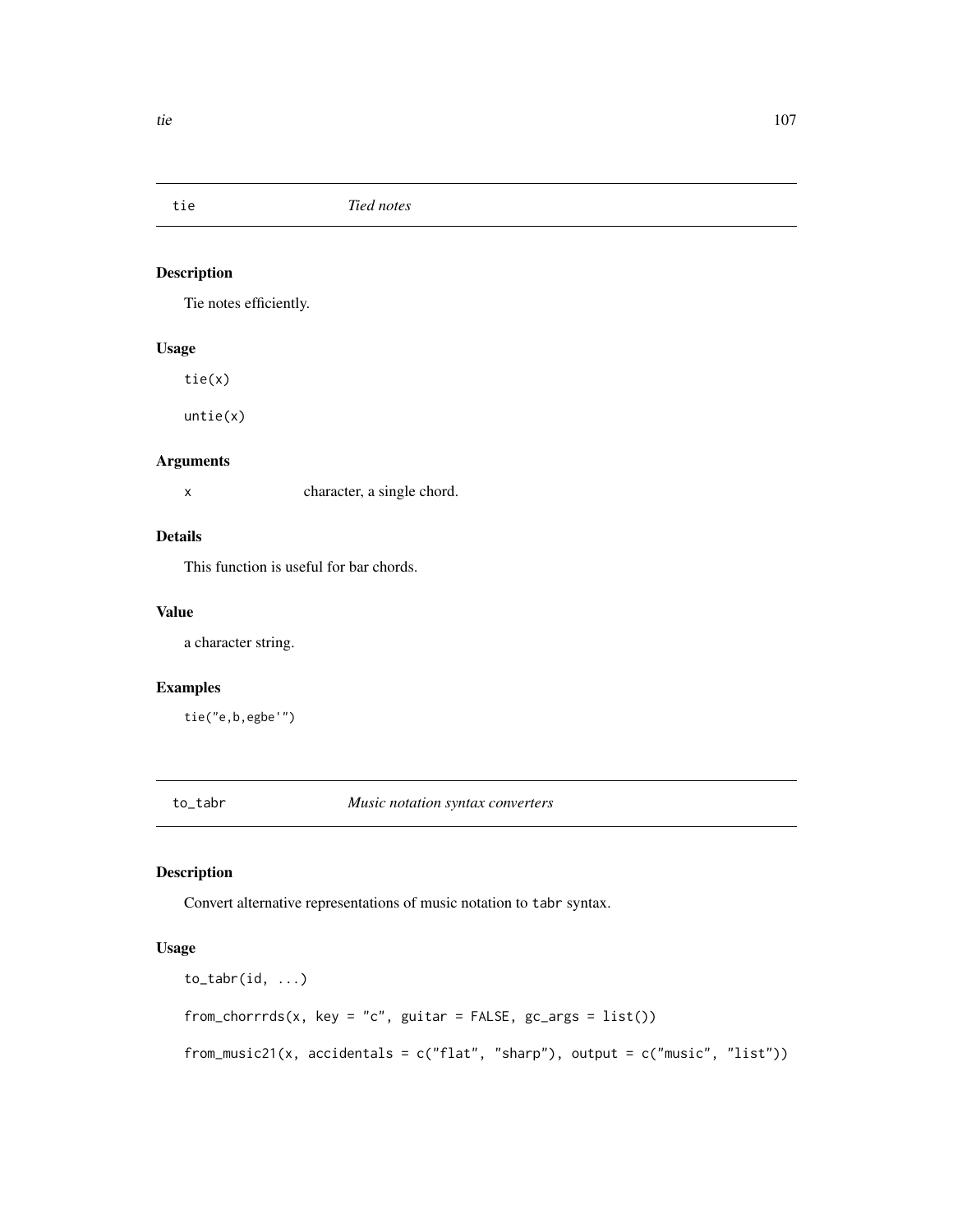## tie — *Tied notes*

### Description

Tie notes efficiently.

### Usage

```
tie(x)

untie(x)
```

### Arguments

| | |
|---|---|
| x | character, a single chord. |

### Details

This function is useful for bar chords.

### Value

a character string.

### Examples

```
tie("e,b,egbe'")
```

## to_tabr — *Music notation syntax converters*

### Description

Convert alternative representations of music notation to tabr syntax.

### Usage

```
to_tabr(id, ...)

from_chorrrds(x, key = "c", guitar = FALSE, gc_args = list())

from_music21(x, accidentals = c("flat", "sharp"), output = c("music", "list"))
```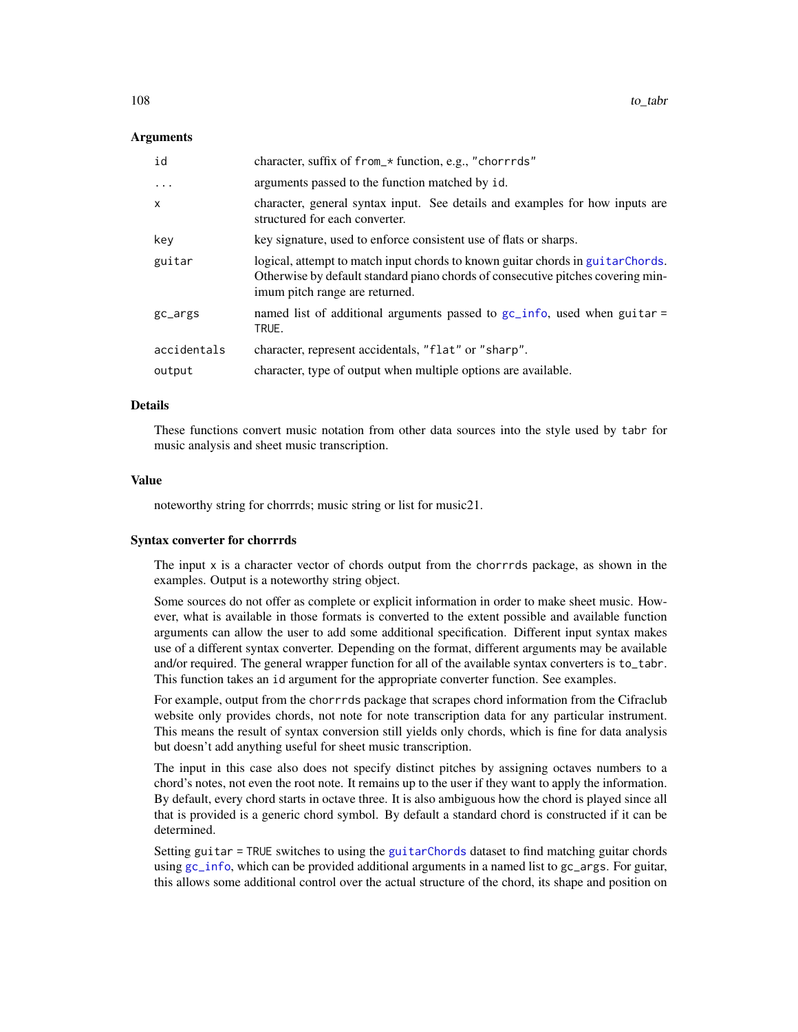### Arguments

| | |
|---|---|
| id | character, suffix of `from_*` function, e.g., "chorrrds" |
| ... | arguments passed to the function matched by id. |
| x | character, general syntax input. See details and examples for how inputs are structured for each converter. |
| key | key signature, used to enforce consistent use of flats or sharps. |
| guitar | logical, attempt to match input chords to known guitar chords in guitarChords. Otherwise by default standard piano chords of consecutive pitches covering minimum pitch range are returned. |
| gc_args | named list of additional arguments passed to gc_info, used when guitar = TRUE. |
| accidentals | character, represent accidentals, "flat" or "sharp". |
| output | character, type of output when multiple options are available. |

### Details

These functions convert music notation from other data sources into the style used by tabr for music analysis and sheet music transcription.

### Value

noteworthy string for chorrrds; music string or list for music21.

### Syntax converter for chorrrds

The input x is a character vector of chords output from the chorrrds package, as shown in the examples. Output is a noteworthy string object.

Some sources do not offer as complete or explicit information in order to make sheet music. However, what is available in those formats is converted to the extent possible and available function arguments can allow the user to add some additional specification. Different input syntax makes use of a different syntax converter. Depending on the format, different arguments may be available and/or required. The general wrapper function for all of the available syntax converters is to_tabr. This function takes an id argument for the appropriate converter function. See examples.

For example, output from the chorrrds package that scrapes chord information from the Cifraclub website only provides chords, not note for note transcription data for any particular instrument. This means the result of syntax conversion still yields only chords, which is fine for data analysis but doesn't add anything useful for sheet music transcription.

The input in this case also does not specify distinct pitches by assigning octaves numbers to a chord's notes, not even the root note. It remains up to the user if they want to apply the information. By default, every chord starts in octave three. It is also ambiguous how the chord is played since all that is provided is a generic chord symbol. By default a standard chord is constructed if it can be determined.

Setting guitar = TRUE switches to using the guitarChords dataset to find matching guitar chords using gc_info, which can be provided additional arguments in a named list to gc_args. For guitar, this allows some additional control over the actual structure of the chord, its shape and position on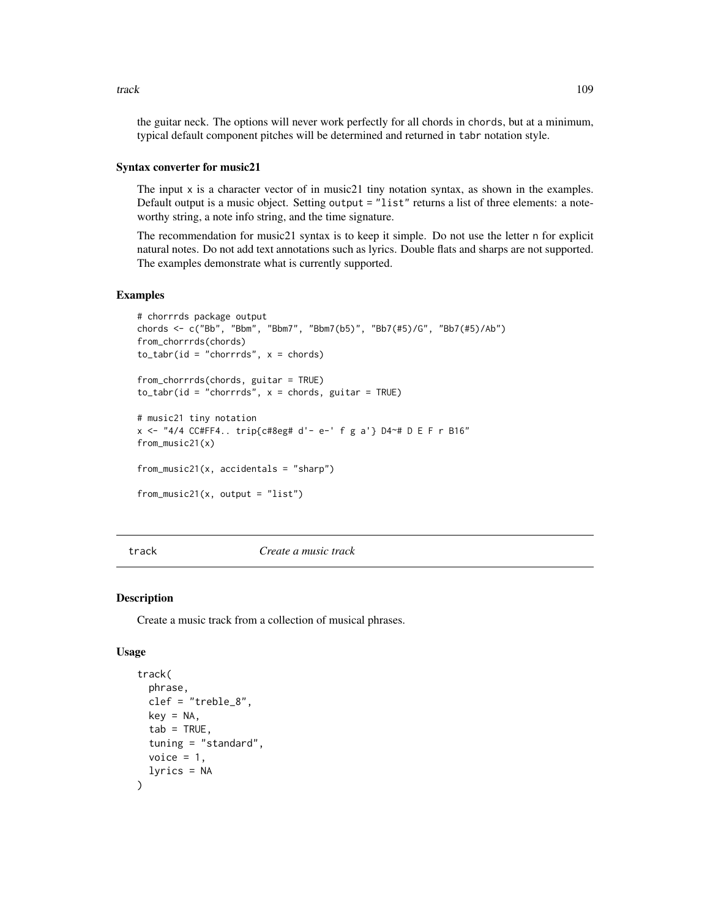the guitar neck. The options will never work perfectly for all chords in `chords`, but at a minimum, typical default component pitches will be determined and returned in `tabr` notation style.

### Syntax converter for music21

The input `x` is a character vector of in music21 tiny notation syntax, as shown in the examples. Default output is a music object. Setting `output = "list"` returns a list of three elements: a noteworthy string, a note info string, and the time signature.

The recommendation for music21 syntax is to keep it simple. Do not use the letter `n` for explicit natural notes. Do not add text annotations such as lyrics. Double flats and sharps are not supported. The examples demonstrate what is currently supported.

### Examples

```
# chorrrds package output
chords <- c("Bb", "Bbm", "Bbm7", "Bbm7(b5)", "Bb7(#5)/G", "Bb7(#5)/Ab")
from_chorrrds(chords)
to_tabr(id = "chorrrds", x = chords)

from_chorrrds(chords, guitar = TRUE)
to_tabr(id = "chorrrds", x = chords, guitar = TRUE)

# music21 tiny notation
x <- "4/4 CC#FF4.. trip{c#8eg# d'- e-' f g a'} D4~# D E F r B16"
from_music21(x)

from_music21(x, accidentals = "sharp")

from_music21(x, output = "list")
```

---

## track — *Create a music track*

### Description

Create a music track from a collection of musical phrases.

### Usage

```
track(
  phrase,
  clef = "treble_8",
  key = NA,
  tab = TRUE,
  tuning = "standard",
  voice = 1,
  lyrics = NA
)
```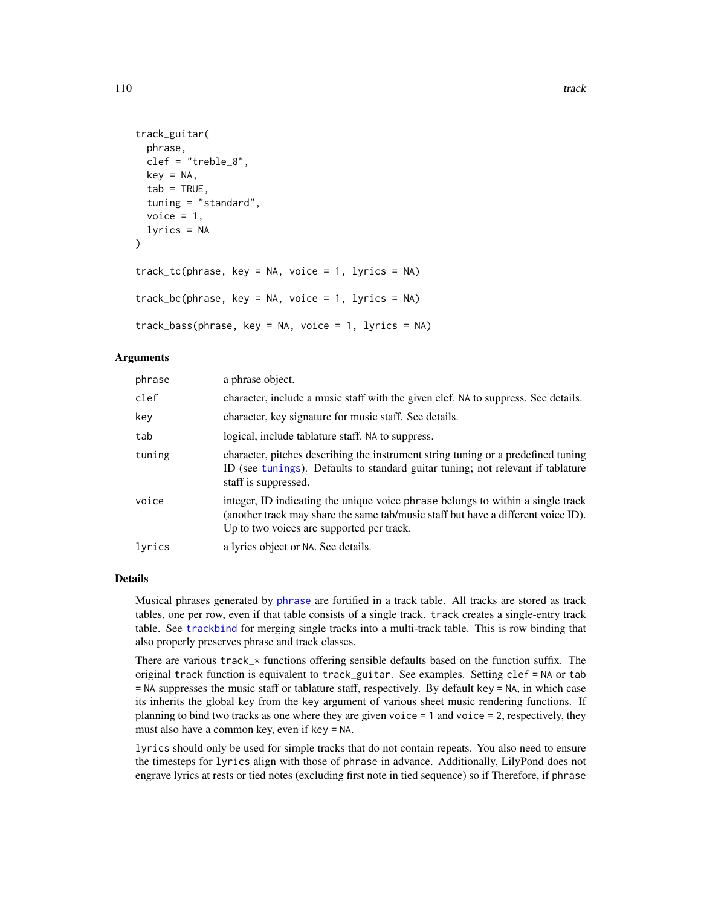```
track_guitar(
  phrase,
  clef = "treble_8",
  key = NA,
  tab = TRUE,
  tuning = "standard",
  voice = 1,
  lyrics = NA
)

track_tc(phrase, key = NA, voice = 1, lyrics = NA)

track_bc(phrase, key = NA, voice = 1, lyrics = NA)

track_bass(phrase, key = NA, voice = 1, lyrics = NA)
```

### Arguments

| | |
|---|---|
| phrase | a phrase object. |
| clef | character, include a music staff with the given clef. NA to suppress. See details. |
| key | character, key signature for music staff. See details. |
| tab | logical, include tablature staff. NA to suppress. |
| tuning | character, pitches describing the instrument string tuning or a predefined tuning ID (see tunings). Defaults to standard guitar tuning; not relevant if tablature staff is suppressed. |
| voice | integer, ID indicating the unique voice phrase belongs to within a single track (another track may share the same tab/music staff but have a different voice ID). Up to two voices are supported per track. |
| lyrics | a lyrics object or NA. See details. |

### Details

Musical phrases generated by phrase are fortified in a track table. All tracks are stored as track tables, one per row, even if that table consists of a single track. track creates a single-entry track table. See trackbind for merging single tracks into a multi-track table. This is row binding that also properly preserves phrase and track classes.

There are various track_* functions offering sensible defaults based on the function suffix. The original track function is equivalent to track_guitar. See examples. Setting clef = NA or tab = NA suppresses the music staff or tablature staff, respectively. By default key = NA, in which case its inherits the global key from the key argument of various sheet music rendering functions. If planning to bind two tracks as one where they are given voice = 1 and voice = 2, respectively, they must also have a common key, even if key = NA.

lyrics should only be used for simple tracks that do not contain repeats. You also need to ensure the timesteps for lyrics align with those of phrase in advance. Additionally, LilyPond does not engrave lyrics at rests or tied notes (excluding first note in tied sequence) so if Therefore, if phrase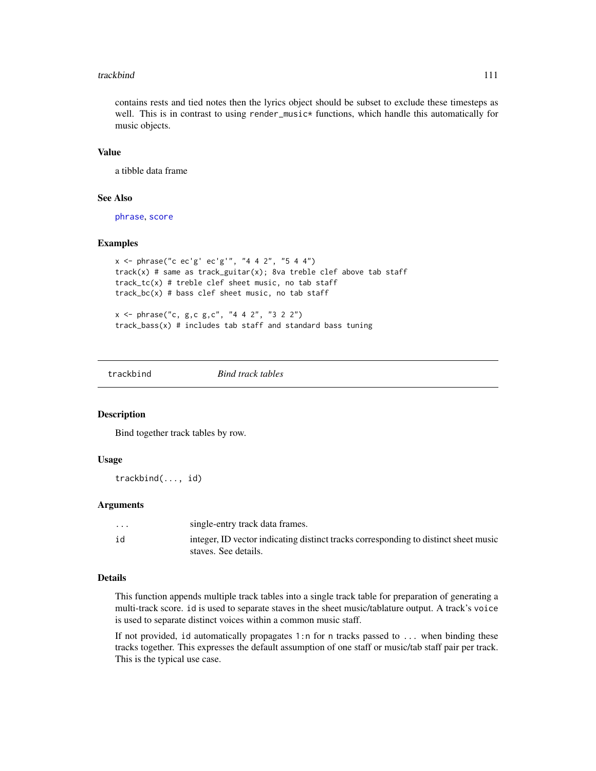contains rests and tied notes then the lyrics object should be subset to exclude these timesteps as well. This is in contrast to using `render_music*` functions, which handle this automatically for music objects.

### Value

a tibble data frame

### See Also

phrase, score

### Examples

```
x <- phrase("c ec'g' ec'g'", "4 4 2", "5 4 4")
track(x) # same as track_guitar(x); 8va treble clef above tab staff
track_tc(x) # treble clef sheet music, no tab staff
track_bc(x) # bass clef sheet music, no tab staff

x <- phrase("c, g,c g,c", "4 4 2", "3 2 2")
track_bass(x) # includes tab staff and standard bass tuning
```

---

## trackbind — *Bind track tables*

### Description

Bind together track tables by row.

### Usage

```
trackbind(..., id)
```

### Arguments

| | |
|---|---|
| `...` | single-entry track data frames. |
| `id` | integer, ID vector indicating distinct tracks corresponding to distinct sheet music staves. See details. |

### Details

This function appends multiple track tables into a single track table for preparation of generating a multi-track score. `id` is used to separate staves in the sheet music/tablature output. A track's `voice` is used to separate distinct voices within a common music staff.

If not provided, `id` automatically propagates `1:n` for `n` tracks passed to `...` when binding these tracks together. This expresses the default assumption of one staff or music/tab staff pair per track. This is the typical use case.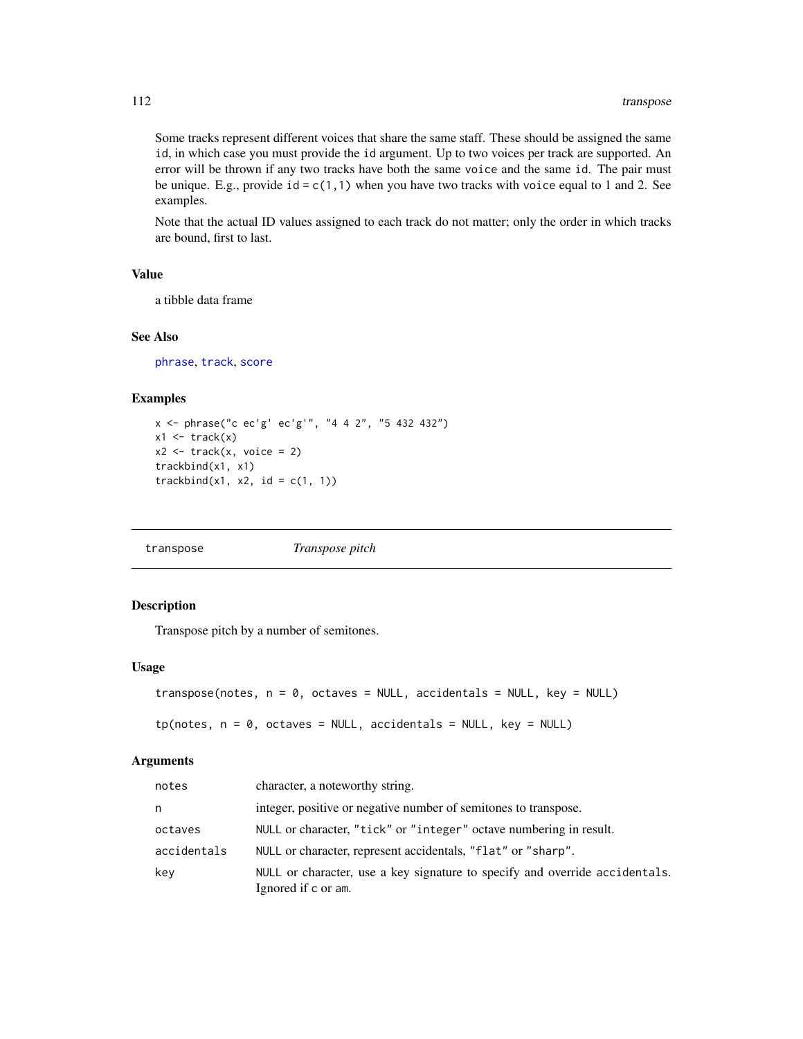Some tracks represent different voices that share the same staff. These should be assigned the same `id`, in which case you must provide the `id` argument. Up to two voices per track are supported. An error will be thrown if any two tracks have both the same `voice` and the same `id`. The pair must be unique. E.g., provide `id = c(1,1)` when you have two tracks with `voice` equal to 1 and 2. See examples.

Note that the actual ID values assigned to each track do not matter; only the order in which tracks are bound, first to last.

### Value

a tibble data frame

### See Also

phrase, track, score

### Examples

```
x <- phrase("c ec'g' ec'g'", "4 4 2", "5 432 432")
x1 <- track(x)
x2 <- track(x, voice = 2)
trackbind(x1, x1)
trackbind(x1, x2, id = c(1, 1))
```

---

## transpose *Transpose pitch*

---

### Description

Transpose pitch by a number of semitones.

### Usage

```
transpose(notes, n = 0, octaves = NULL, accidentals = NULL, key = NULL)

tp(notes, n = 0, octaves = NULL, accidentals = NULL, key = NULL)
```

### Arguments

| | |
|---|---|
| `notes` | character, a noteworthy string. |
| `n` | integer, positive or negative number of semitones to transpose. |
| `octaves` | `NULL` or character, `"tick"` or `"integer"` octave numbering in result. |
| `accidentals` | `NULL` or character, represent accidentals, `"flat"` or `"sharp"`. |
| `key` | `NULL` or character, use a key signature to specify and override `accidentals`. Ignored if `c` or `am`. |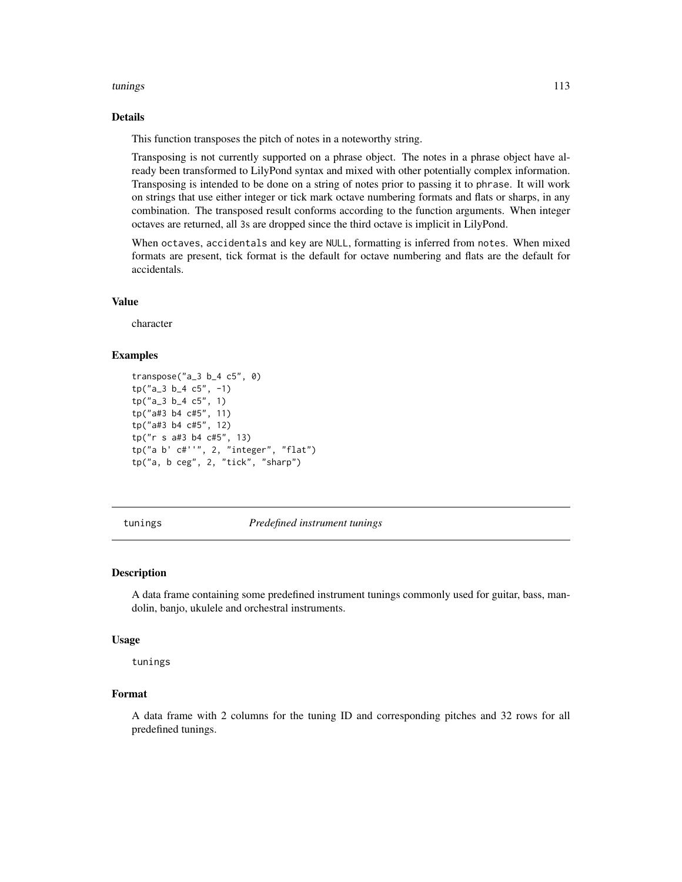## Details

This function transposes the pitch of notes in a noteworthy string.

Transposing is not currently supported on a phrase object. The notes in a phrase object have already been transformed to LilyPond syntax and mixed with other potentially complex information. Transposing is intended to be done on a string of notes prior to passing it to `phrase`. It will work on strings that use either integer or tick mark octave numbering formats and flats or sharps, in any combination. The transposed result conforms according to the function arguments. When integer octaves are returned, all 3s are dropped since the third octave is implicit in LilyPond.

When `octaves`, `accidentals` and `key` are `NULL`, formatting is inferred from `notes`. When mixed formats are present, tick format is the default for octave numbering and flats are the default for accidentals.

## Value

character

## Examples

```
transpose("a_3 b_4 c5", 0)
tp("a_3 b_4 c5", -1)
tp("a_3 b_4 c5", 1)
tp("a#3 b4 c#5", 11)
tp("a#3 b4 c#5", 12)
tp("r s a#3 b4 c#5", 13)
tp("a b' c#''", 2, "integer", "flat")
tp("a, b ceg", 2, "tick", "sharp")
```

---

# tunings *Predefined instrument tunings*

## Description

A data frame containing some predefined instrument tunings commonly used for guitar, bass, mandolin, banjo, ukulele and orchestral instruments.

## Usage

```
tunings
```

## Format

A data frame with 2 columns for the tuning ID and corresponding pitches and 32 rows for all predefined tunings.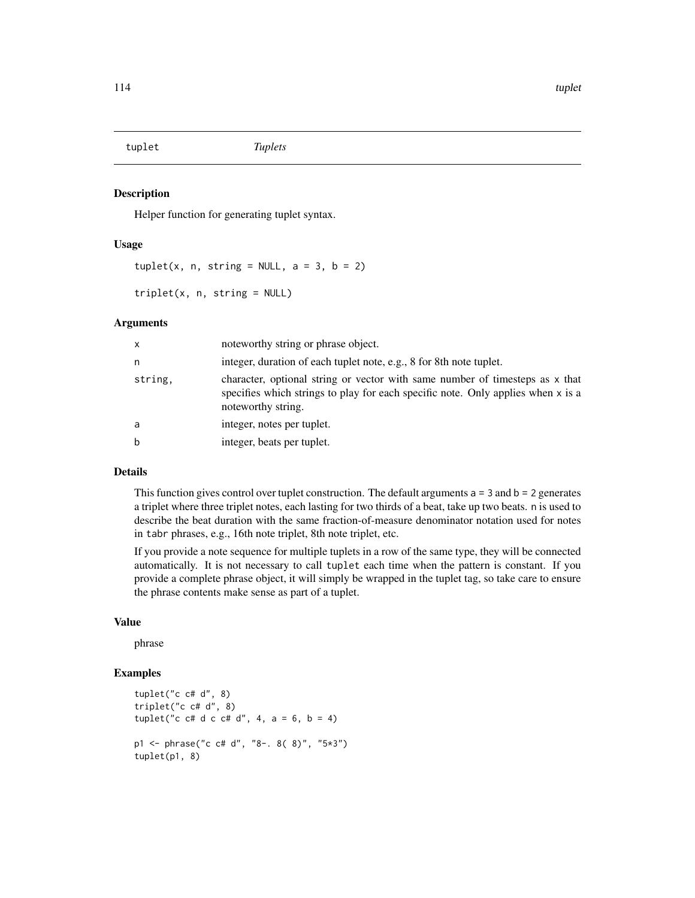# tuplet *Tuplets*

## Description

Helper function for generating tuplet syntax.

## Usage

```
tuplet(x, n, string = NULL, a = 3, b = 2)

triplet(x, n, string = NULL)
```

## Arguments

| | |
|---|---|
| x | noteworthy string or phrase object. |
| n | integer, duration of each tuplet note, e.g., 8 for 8th note tuplet. |
| string, | character, optional string or vector with same number of timesteps as x that specifies which strings to play for each specific note. Only applies when x is a noteworthy string. |
| a | integer, notes per tuplet. |
| b | integer, beats per tuplet. |

## Details

This function gives control over tuplet construction. The default arguments a = 3 and b = 2 generates a triplet where three triplet notes, each lasting for two thirds of a beat, take up two beats. n is used to describe the beat duration with the same fraction-of-measure denominator notation used for notes in tabr phrases, e.g., 16th note triplet, 8th note triplet, etc.

If you provide a note sequence for multiple tuplets in a row of the same type, they will be connected automatically. It is not necessary to call tuplet each time when the pattern is constant. If you provide a complete phrase object, it will simply be wrapped in the tuplet tag, so take care to ensure the phrase contents make sense as part of a tuplet.

## Value

phrase

## Examples

```
tuplet("c c# d", 8)
triplet("c c# d", 8)
tuplet("c c# d c c# d", 4, a = 6, b = 4)

p1 <- phrase("c c# d", "8-. 8( 8)", "5*3")
tuplet(p1, 8)
```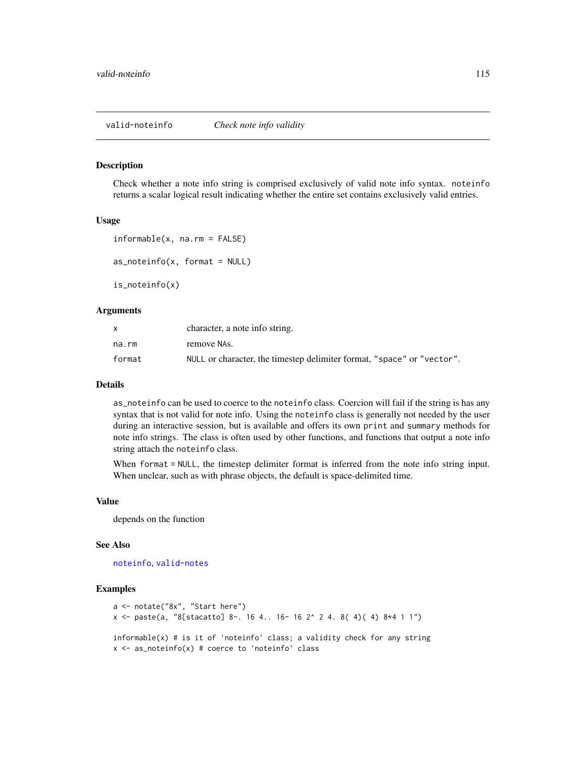## valid-noteinfo — *Check note info validity*

### Description

Check whether a note info string is comprised exclusively of valid note info syntax. `noteinfo` returns a scalar logical result indicating whether the entire set contains exclusively valid entries.

### Usage

```
informable(x, na.rm = FALSE)

as_noteinfo(x, format = NULL)

is_noteinfo(x)
```

### Arguments

| | |
|---|---|
| x | character, a note info string. |
| na.rm | remove NAs. |
| format | NULL or character, the timestep delimiter format, "space" or "vector". |

### Details

`as_noteinfo` can be used to coerce to the `noteinfo` class. Coercion will fail if the string is has any syntax that is not valid for note info. Using the `noteinfo` class is generally not needed by the user during an interactive session, but is available and offers its own `print` and `summary` methods for note info strings. The class is often used by other functions, and functions that output a note info string attach the `noteinfo` class.

When `format = NULL`, the timestep delimiter format is inferred from the note info string input. When unclear, such as with phrase objects, the default is space-delimited time.

### Value

depends on the function

### See Also

noteinfo, valid-notes

### Examples

```
a <- notate("8x", "Start here")
x <- paste(a, "8[stacatto] 8-. 16 4.. 16- 16 2^ 2 4. 8( 4)( 4) 8*4 1 1")

informable(x) # is it of 'noteinfo' class; a validity check for any string
x <- as_noteinfo(x) # coerce to 'noteinfo' class
```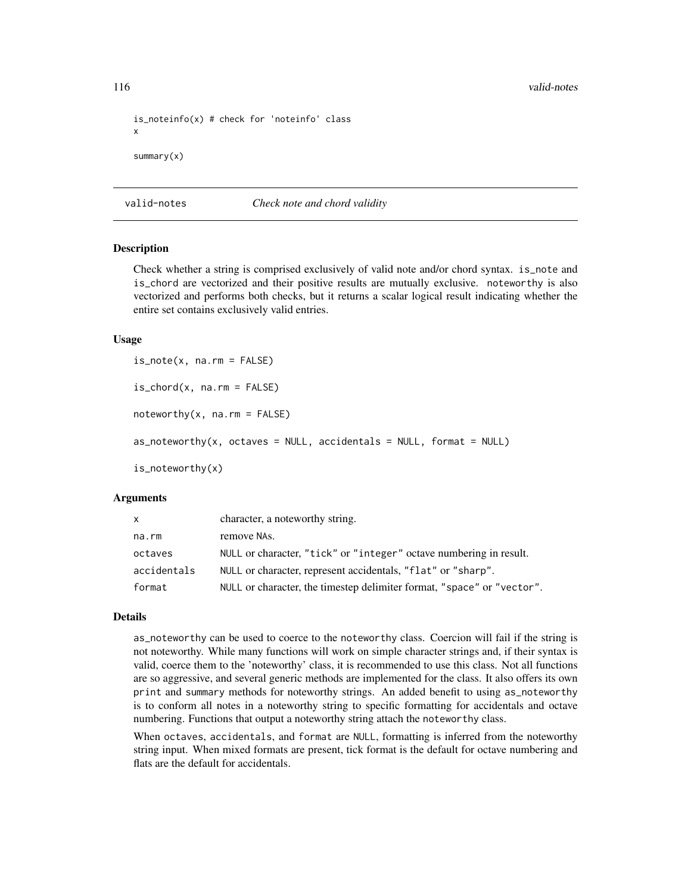```
is_noteinfo(x) # check for 'noteinfo' class
x

summary(x)
```

---

valid-notes *Check note and chord validity*

---

## Description

Check whether a string is comprised exclusively of valid note and/or chord syntax. `is_note` and `is_chord` are vectorized and their positive results are mutually exclusive. `noteworthy` is also vectorized and performs both checks, but it returns a scalar logical result indicating whether the entire set contains exclusively valid entries.

## Usage

```
is_note(x, na.rm = FALSE)

is_chord(x, na.rm = FALSE)

noteworthy(x, na.rm = FALSE)

as_noteworthy(x, octaves = NULL, accidentals = NULL, format = NULL)

is_noteworthy(x)
```

## Arguments

| | |
|---|---|
| `x` | character, a noteworthy string. |
| `na.rm` | remove `NA`s. |
| `octaves` | `NULL` or character, `"tick"` or `"integer"` octave numbering in result. |
| `accidentals` | `NULL` or character, represent accidentals, `"flat"` or `"sharp"`. |
| `format` | `NULL` or character, the timestep delimiter format, `"space"` or `"vector"`. |

## Details

`as_noteworthy` can be used to coerce to the `noteworthy` class. Coercion will fail if the string is not noteworthy. While many functions will work on simple character strings and, if their syntax is valid, coerce them to the 'noteworthy' class, it is recommended to use this class. Not all functions are so aggressive, and several generic methods are implemented for the class. It also offers its own `print` and `summary` methods for noteworthy strings. An added benefit to using `as_noteworthy` is to conform all notes in a noteworthy string to specific formatting for accidentals and octave numbering. Functions that output a noteworthy string attach the `noteworthy` class.

When `octaves`, `accidentals`, and `format` are `NULL`, formatting is inferred from the noteworthy string input. When mixed formats are present, tick format is the default for octave numbering and flats are the default for accidentals.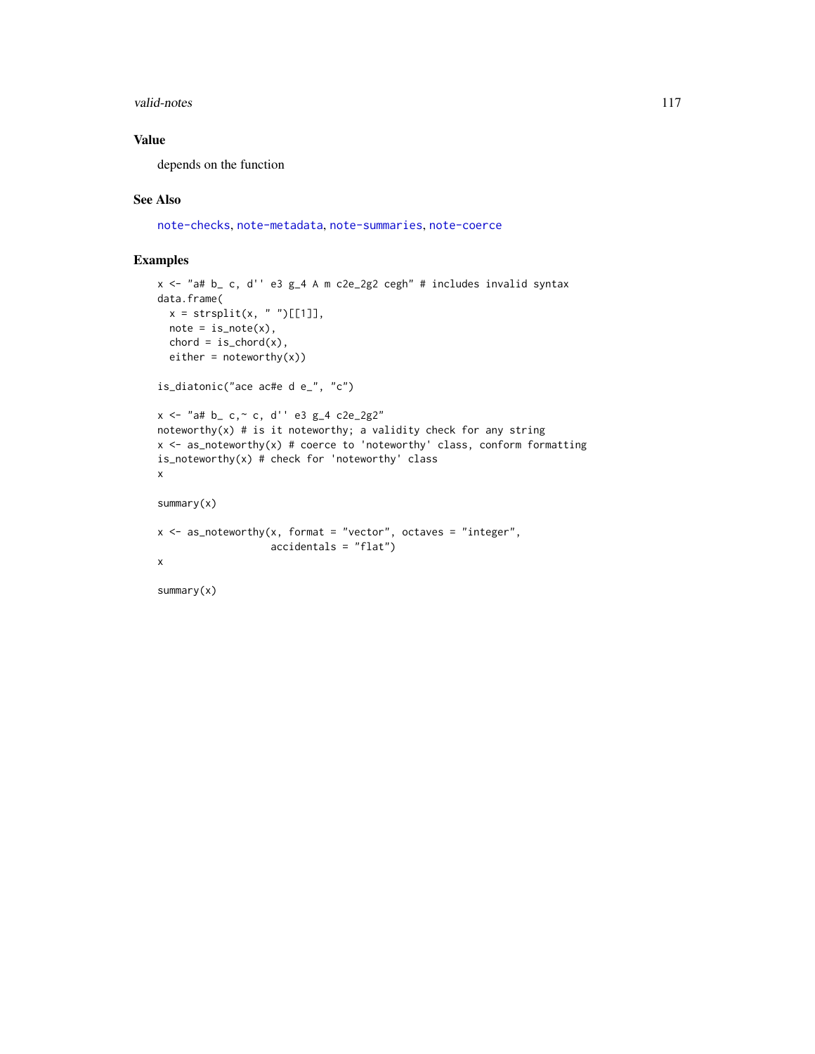## Value

depends on the function

## See Also

note-checks, note-metadata, note-summaries, note-coerce

## Examples

```
x <- "a# b_ c, d'' e3 g_4 A m c2e_2g2 cegh" # includes invalid syntax
data.frame(
  x = strsplit(x, " ")[[1]],
  note = is_note(x),
  chord = is_chord(x),
  either = noteworthy(x))

is_diatonic("ace ac#e d e_", "c")

x <- "a# b_ c,~ c, d'' e3 g_4 c2e_2g2"
noteworthy(x) # is it noteworthy; a validity check for any string
x <- as_noteworthy(x) # coerce to 'noteworthy' class, conform formatting
is_noteworthy(x) # check for 'noteworthy' class
x

summary(x)

x <- as_noteworthy(x, format = "vector", octaves = "integer",
                   accidentals = "flat")
x

summary(x)
```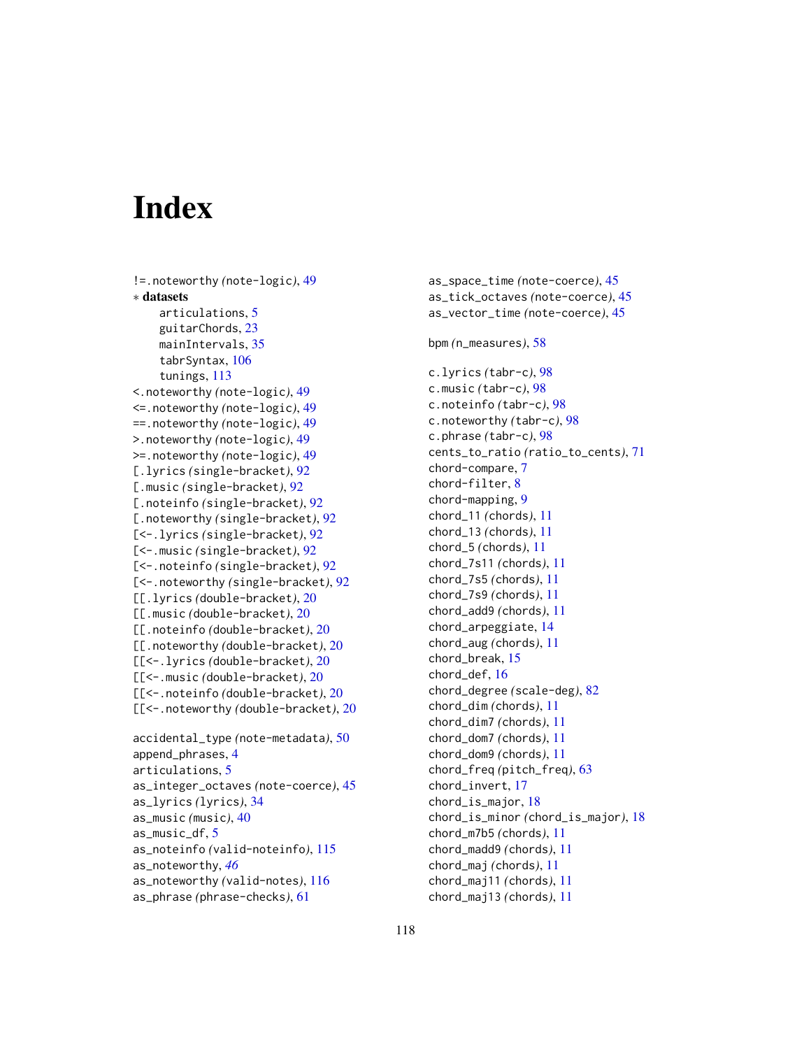# Index

!=.noteworthy *(note-logic)*, 49
∗ **datasets**
  articulations, 5
  guitarChords, 23
  mainIntervals, 35
  tabrSyntax, 106
  tunings, 113
<.noteworthy *(note-logic)*, 49
<=.noteworthy *(note-logic)*, 49
==.noteworthy *(note-logic)*, 49
>.noteworthy *(note-logic)*, 49
>=.noteworthy *(note-logic)*, 49
[.lyrics *(single-bracket)*, 92
[.music *(single-bracket)*, 92
[.noteinfo *(single-bracket)*, 92
[.noteworthy *(single-bracket)*, 92
[<-.lyrics *(single-bracket)*, 92
[<-.music *(single-bracket)*, 92
[<-.noteinfo *(single-bracket)*, 92
[<-.noteworthy *(single-bracket)*, 92
[[.lyrics *(double-bracket)*, 20
[[.music *(double-bracket)*, 20
[[.noteinfo *(double-bracket)*, 20
[[.noteworthy *(double-bracket)*, 20
[[<-.lyrics *(double-bracket)*, 20
[[<-.music *(double-bracket)*, 20
[[<-.noteinfo *(double-bracket)*, 20
[[<-.noteworthy *(double-bracket)*, 20

accidental_type *(note-metadata)*, 50
append_phrases, 4
articulations, 5
as_integer_octaves *(note-coerce)*, 45
as_lyrics *(lyrics)*, 34
as_music *(music)*, 40
as_music_df, 5
as_noteinfo *(valid-noteinfo)*, 115
as_noteworthy, *46*
as_noteworthy *(valid-notes)*, 116
as_phrase *(phrase-checks)*, 61
as_space_time *(note-coerce)*, 45
as_tick_octaves *(note-coerce)*, 45
as_vector_time *(note-coerce)*, 45

bpm *(n_measures)*, 58

c.lyrics *(tabr-c)*, 98
c.music *(tabr-c)*, 98
c.noteinfo *(tabr-c)*, 98
c.noteworthy *(tabr-c)*, 98
c.phrase *(tabr-c)*, 98
cents_to_ratio *(ratio_to_cents)*, 71
chord-compare, 7
chord-filter, 8
chord-mapping, 9
chord_11 *(chords)*, 11
chord_13 *(chords)*, 11
chord_5 *(chords)*, 11
chord_7s11 *(chords)*, 11
chord_7s5 *(chords)*, 11
chord_7s9 *(chords)*, 11
chord_add9 *(chords)*, 11
chord_arpeggiate, 14
chord_aug *(chords)*, 11
chord_break, 15
chord_def, 16
chord_degree *(scale-deg)*, 82
chord_dim *(chords)*, 11
chord_dim7 *(chords)*, 11
chord_dom7 *(chords)*, 11
chord_dom9 *(chords)*, 11
chord_freq *(pitch_freq)*, 63
chord_invert, 17
chord_is_major, 18
chord_is_minor *(chord_is_major)*, 18
chord_m7b5 *(chords)*, 11
chord_madd9 *(chords)*, 11
chord_maj *(chords)*, 11
chord_maj11 *(chords)*, 11
chord_maj13 *(chords)*, 11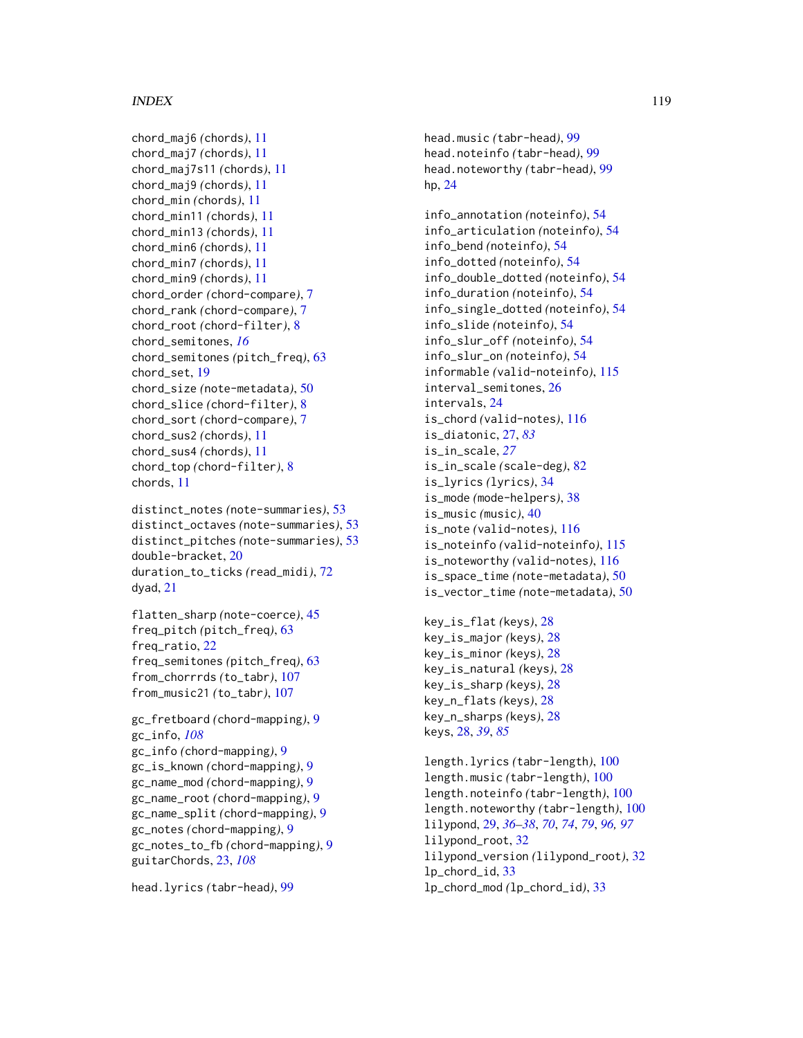chord_maj6 *(chords)*, 11
chord_maj7 *(chords)*, 11
chord_maj7s11 *(chords)*, 11
chord_maj9 *(chords)*, 11
chord_min *(chords)*, 11
chord_min11 *(chords)*, 11
chord_min13 *(chords)*, 11
chord_min6 *(chords)*, 11
chord_min7 *(chords)*, 11
chord_min9 *(chords)*, 11
chord_order *(chord-compare)*, 7
chord_rank *(chord-compare)*, 7
chord_root *(chord-filter)*, 8
chord_semitones, *16*
chord_semitones *(pitch_freq)*, 63
chord_set, 19
chord_size *(note-metadata)*, 50
chord_slice *(chord-filter)*, 8
chord_sort *(chord-compare)*, 7
chord_sus2 *(chords)*, 11
chord_sus4 *(chords)*, 11
chord_top *(chord-filter)*, 8
chords, 11

distinct_notes *(note-summaries)*, 53
distinct_octaves *(note-summaries)*, 53
distinct_pitches *(note-summaries)*, 53
double-bracket, 20
duration_to_ticks *(read_midi)*, 72
dyad, 21

flatten_sharp *(note-coerce)*, 45
freq_pitch *(pitch_freq)*, 63
freq_ratio, 22
freq_semitones *(pitch_freq)*, 63
from_chorrrds *(to_tabr)*, 107
from_music21 *(to_tabr)*, 107

gc_fretboard *(chord-mapping)*, 9
gc_info, *108*
gc_info *(chord-mapping)*, 9
gc_is_known *(chord-mapping)*, 9
gc_name_mod *(chord-mapping)*, 9
gc_name_root *(chord-mapping)*, 9
gc_name_split *(chord-mapping)*, 9
gc_notes *(chord-mapping)*, 9
gc_notes_to_fb *(chord-mapping)*, 9
guitarChords, 23, *108*

head.lyrics *(tabr-head)*, 99
head.music *(tabr-head)*, 99
head.noteinfo *(tabr-head)*, 99
head.noteworthy *(tabr-head)*, 99
hp, 24

info_annotation *(noteinfo)*, 54
info_articulation *(noteinfo)*, 54
info_bend *(noteinfo)*, 54
info_dotted *(noteinfo)*, 54
info_double_dotted *(noteinfo)*, 54
info_duration *(noteinfo)*, 54
info_single_dotted *(noteinfo)*, 54
info_slide *(noteinfo)*, 54
info_slur_off *(noteinfo)*, 54
info_slur_on *(noteinfo)*, 54
informable *(valid-noteinfo)*, 115
interval_semitones, 26
intervals, 24
is_chord *(valid-notes)*, 116
is_diatonic, 27, *83*
is_in_scale, *27*
is_in_scale *(scale-deg)*, 82
is_lyrics *(lyrics)*, 34
is_mode *(mode-helpers)*, 38
is_music *(music)*, 40
is_note *(valid-notes)*, 116
is_noteinfo *(valid-noteinfo)*, 115
is_noteworthy *(valid-notes)*, 116
is_space_time *(note-metadata)*, 50
is_vector_time *(note-metadata)*, 50

key_is_flat *(keys)*, 28
key_is_major *(keys)*, 28
key_is_minor *(keys)*, 28
key_is_natural *(keys)*, 28
key_is_sharp *(keys)*, 28
key_n_flats *(keys)*, 28
key_n_sharps *(keys)*, 28
keys, 28, *39*, *85*

length.lyrics *(tabr-length)*, 100
length.music *(tabr-length)*, 100
length.noteinfo *(tabr-length)*, 100
length.noteworthy *(tabr-length)*, 100
lilypond, 29, *36–38*, *70*, *74*, *79*, *96, 97*
lilypond_root, 32
lilypond_version *(lilypond_root)*, 32
lp_chord_id, 33
lp_chord_mod *(lp_chord_id)*, 33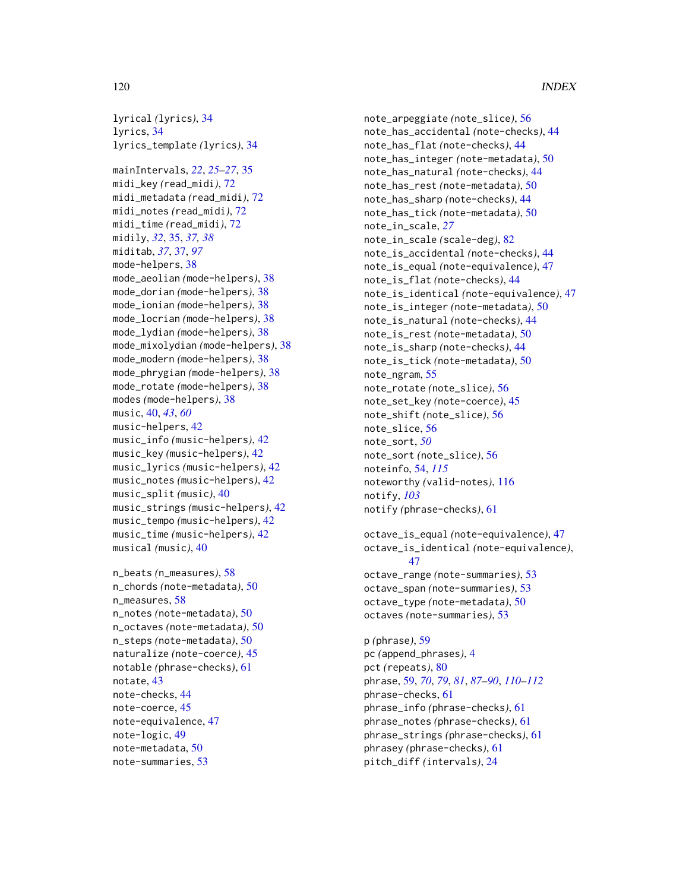lyrical (lyrics), 34
lyrics, 34
lyrics_template (lyrics), 34

mainIntervals, *22*, *25–27*, 35
midi_key (read_midi), 72
midi_metadata (read_midi), 72
midi_notes (read_midi), 72
midi_time (read_midi), 72
midily, *32*, 35, *37, 38*
miditab, *37*, 37, *97*
mode-helpers, 38
mode_aeolian (mode-helpers), 38
mode_dorian (mode-helpers), 38
mode_ionian (mode-helpers), 38
mode_locrian (mode-helpers), 38
mode_lydian (mode-helpers), 38
mode_mixolydian (mode-helpers), 38
mode_modern (mode-helpers), 38
mode_phrygian (mode-helpers), 38
mode_rotate (mode-helpers), 38
modes (mode-helpers), 38
music, 40, *43*, *60*
music-helpers, 42
music_info (music-helpers), 42
music_key (music-helpers), 42
music_lyrics (music-helpers), 42
music_notes (music-helpers), 42
music_split (music), 40
music_strings (music-helpers), 42
music_tempo (music-helpers), 42
music_time (music-helpers), 42
musical (music), 40

n_beats (n_measures), 58
n_chords (note-metadata), 50
n_measures, 58
n_notes (note-metadata), 50
n_octaves (note-metadata), 50
n_steps (note-metadata), 50
naturalize (note-coerce), 45
notable (phrase-checks), 61
notate, 43
note-checks, 44
note-coerce, 45
note-equivalence, 47
note-logic, 49
note-metadata, 50
note-summaries, 53
note_arpeggiate (note_slice), 56
note_has_accidental (note-checks), 44
note_has_flat (note-checks), 44
note_has_integer (note-metadata), 50
note_has_natural (note-checks), 44
note_has_rest (note-metadata), 50
note_has_sharp (note-checks), 44
note_has_tick (note-metadata), 50
note_in_scale, *27*
note_in_scale (scale-deg), 82
note_is_accidental (note-checks), 44
note_is_equal (note-equivalence), 47
note_is_flat (note-checks), 44
note_is_identical (note-equivalence), 47
note_is_integer (note-metadata), 50
note_is_natural (note-checks), 44
note_is_rest (note-metadata), 50
note_is_sharp (note-checks), 44
note_is_tick (note-metadata), 50
note_ngram, 55
note_rotate (note_slice), 56
note_set_key (note-coerce), 45
note_shift (note_slice), 56
note_slice, 56
note_sort, *50*
note_sort (note_slice), 56
noteinfo, 54, *115*
noteworthy (valid-notes), 116
notify, *103*
notify (phrase-checks), 61

octave_is_equal (note-equivalence), 47
octave_is_identical (note-equivalence), 47
octave_range (note-summaries), 53
octave_span (note-summaries), 53
octave_type (note-metadata), 50
octaves (note-summaries), 53

p (phrase), 59
pc (append_phrases), 4
pct (repeats), 80
phrase, 59, *70*, *79*, *81*, *87–90*, *110–112*
phrase-checks, 61
phrase_info (phrase-checks), 61
phrase_notes (phrase-checks), 61
phrase_strings (phrase-checks), 61
phrasey (phrase-checks), 61
pitch_diff (intervals), 24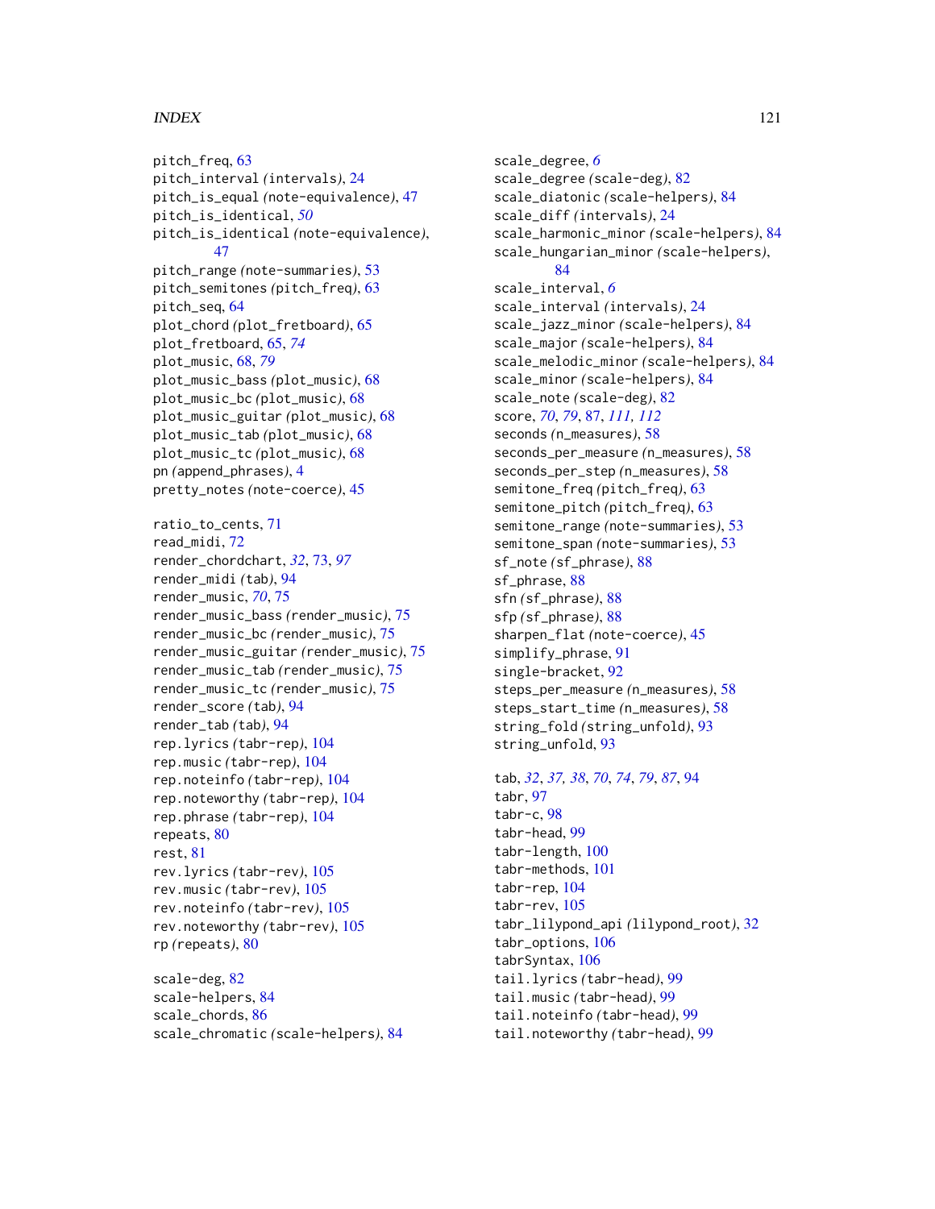pitch_freq, 63
pitch_interval *(intervals)*, 24
pitch_is_equal *(note-equivalence)*, 47
pitch_is_identical, *50*
pitch_is_identical *(note-equivalence)*, 47
pitch_range *(note-summaries)*, 53
pitch_semitones *(pitch_freq)*, 63
pitch_seq, 64
plot_chord *(plot_fretboard)*, 65
plot_fretboard, 65, *74*
plot_music, 68, *79*
plot_music_bass *(plot_music)*, 68
plot_music_bc *(plot_music)*, 68
plot_music_guitar *(plot_music)*, 68
plot_music_tab *(plot_music)*, 68
plot_music_tc *(plot_music)*, 68
pn *(append_phrases)*, 4
pretty_notes *(note-coerce)*, 45

ratio_to_cents, 71
read_midi, 72
render_chordchart, *32*, 73, *97*
render_midi *(tab)*, 94
render_music, *70*, 75
render_music_bass *(render_music)*, 75
render_music_bc *(render_music)*, 75
render_music_guitar *(render_music)*, 75
render_music_tab *(render_music)*, 75
render_music_tc *(render_music)*, 75
render_score *(tab)*, 94
render_tab *(tab)*, 94
rep.lyrics *(tabr-rep)*, 104
rep.music *(tabr-rep)*, 104
rep.noteinfo *(tabr-rep)*, 104
rep.noteworthy *(tabr-rep)*, 104
rep.phrase *(tabr-rep)*, 104
repeats, 80
rest, 81
rev.lyrics *(tabr-rev)*, 105
rev.music *(tabr-rev)*, 105
rev.noteinfo *(tabr-rev)*, 105
rev.noteworthy *(tabr-rev)*, 105
rp *(repeats)*, 80

scale-deg, 82
scale-helpers, 84
scale_chords, 86
scale_chromatic *(scale-helpers)*, 84
scale_degree, *6*
scale_degree *(scale-deg)*, 82
scale_diatonic *(scale-helpers)*, 84
scale_diff *(intervals)*, 24
scale_harmonic_minor *(scale-helpers)*, 84
scale_hungarian_minor *(scale-helpers)*, 84
scale_interval, *6*
scale_interval *(intervals)*, 24
scale_jazz_minor *(scale-helpers)*, 84
scale_major *(scale-helpers)*, 84
scale_melodic_minor *(scale-helpers)*, 84
scale_minor *(scale-helpers)*, 84
scale_note *(scale-deg)*, 82
score, *70*, *79*, 87, *111, 112*
seconds *(n_measures)*, 58
seconds_per_measure *(n_measures)*, 58
seconds_per_step *(n_measures)*, 58
semitone_freq *(pitch_freq)*, 63
semitone_pitch *(pitch_freq)*, 63
semitone_range *(note-summaries)*, 53
semitone_span *(note-summaries)*, 53
sf_note *(sf_phrase)*, 88
sf_phrase, 88
sfn *(sf_phrase)*, 88
sfp *(sf_phrase)*, 88
sharpen_flat *(note-coerce)*, 45
simplify_phrase, 91
single-bracket, 92
steps_per_measure *(n_measures)*, 58
steps_start_time *(n_measures)*, 58
string_fold *(string_unfold)*, 93
string_unfold, 93

tab, *32*, *37, 38*, *70*, *74*, *79*, *87*, 94
tabr, 97
tabr-c, 98
tabr-head, 99
tabr-length, 100
tabr-methods, 101
tabr-rep, 104
tabr-rev, 105
tabr_lilypond_api *(lilypond_root)*, 32
tabr_options, 106
tabrSyntax, 106
tail.lyrics *(tabr-head)*, 99
tail.music *(tabr-head)*, 99
tail.noteinfo *(tabr-head)*, 99
tail.noteworthy *(tabr-head)*, 99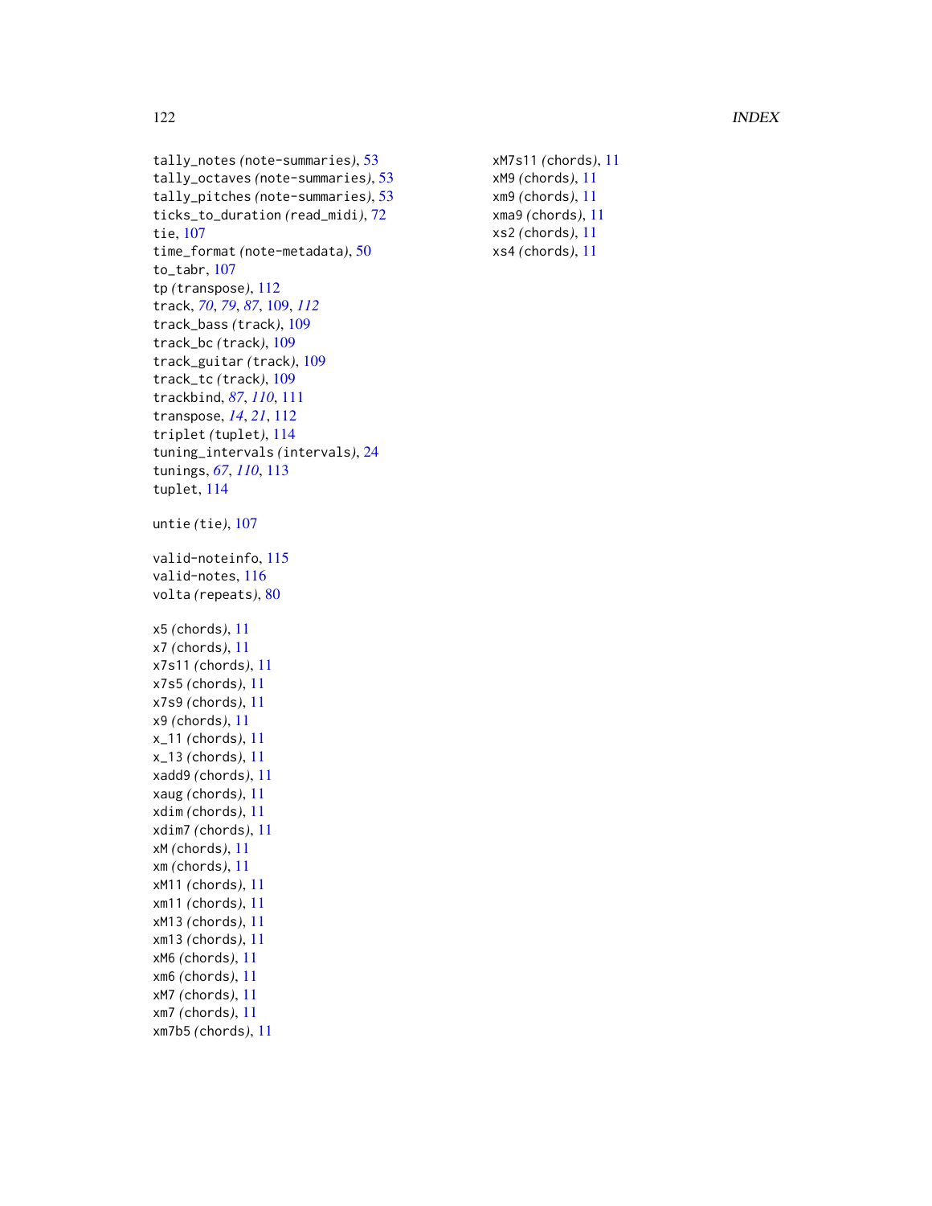tally_notes (note-summaries), 53
tally_octaves (note-summaries), 53
tally_pitches (note-summaries), 53
ticks_to_duration (read_midi), 72
tie, 107
time_format (note-metadata), 50
to_tabr, 107
tp (transpose), 112
track, *70*, *79*, *87*, 109, *112*
track_bass (track), 109
track_bc (track), 109
track_guitar (track), 109
track_tc (track), 109
trackbind, *87*, *110*, 111
transpose, *14*, *21*, 112
triplet (tuplet), 114
tuning_intervals (intervals), 24
tunings, *67*, *110*, 113
tuplet, 114

untie (tie), 107

valid-noteinfo, 115
valid-notes, 116
volta (repeats), 80

x5 (chords), 11
x7 (chords), 11
x7s11 (chords), 11
x7s5 (chords), 11
x7s9 (chords), 11
x9 (chords), 11
x_11 (chords), 11
x_13 (chords), 11
xadd9 (chords), 11
xaug (chords), 11
xdim (chords), 11
xdim7 (chords), 11
xM (chords), 11
xm (chords), 11
xM11 (chords), 11
xm11 (chords), 11
xM13 (chords), 11
xm13 (chords), 11
xM6 (chords), 11
xm6 (chords), 11
xM7 (chords), 11
xm7 (chords), 11
xm7b5 (chords), 11
xM7s11 (chords), 11
xM9 (chords), 11
xm9 (chords), 11
xma9 (chords), 11
xs2 (chords), 11
xs4 (chords), 11